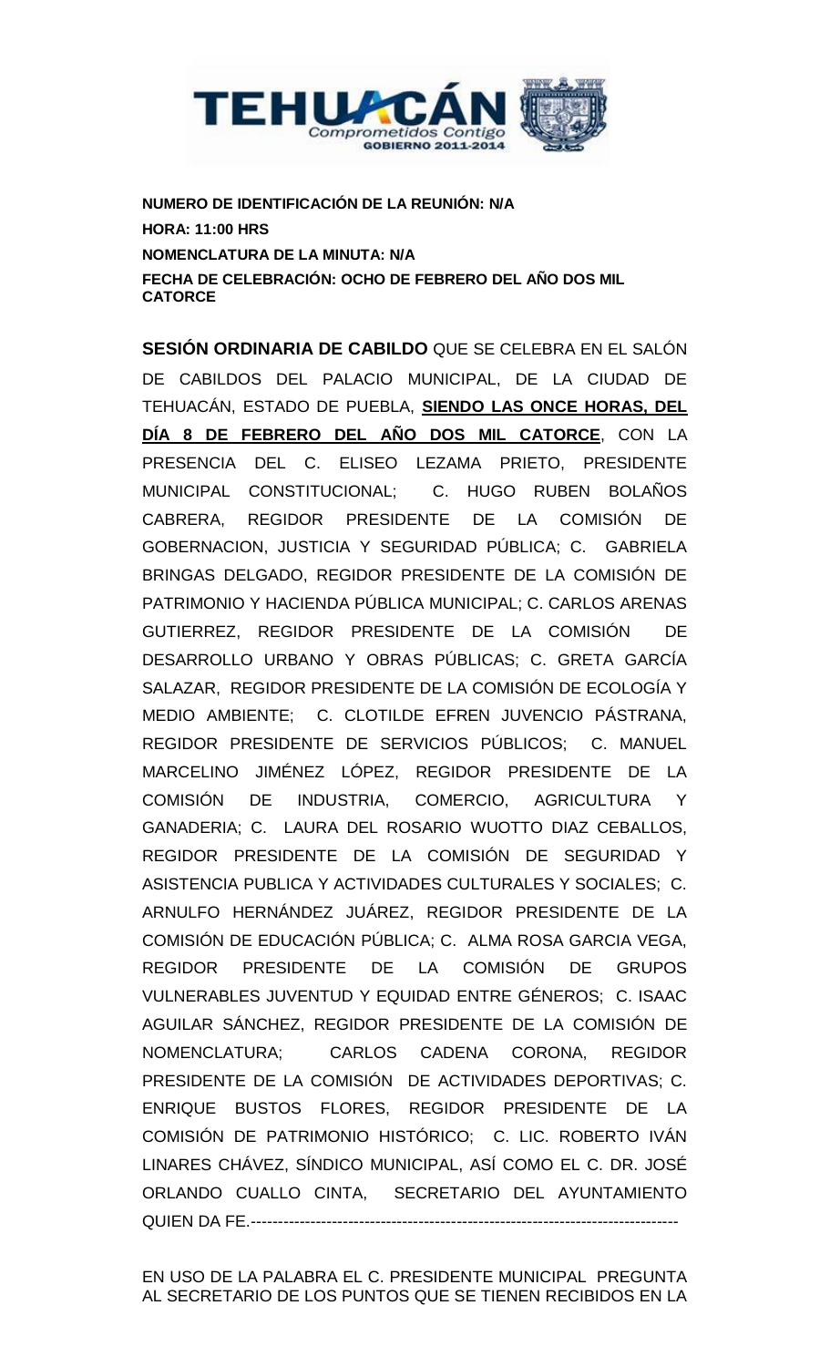**NUMERO DE IDENTIFICACIÓN DE LA REUNIÓN: N/A**
**HORA: 11:00 HRS**
**NOMENCLATURA DE LA MINUTA: N/A**
**FECHA DE CELEBRACIÓN: OCHO DE FEBRERO DEL AÑO DOS MIL CATORCE**

**SESIÓN ORDINARIA DE CABILDO** QUE SE CELEBRA EN EL SALÓN DE CABILDOS DEL PALACIO MUNICIPAL, DE LA CIUDAD DE TEHUACÁN, ESTADO DE PUEBLA, **SIENDO LAS ONCE HORAS, DEL DÍA 8 DE FEBRERO DEL AÑO DOS MIL CATORCE**, CON LA PRESENCIA DEL C. ELISEO LEZAMA PRIETO, PRESIDENTE MUNICIPAL CONSTITUCIONAL; C. HUGO RUBEN BOLAÑOS CABRERA, REGIDOR PRESIDENTE DE LA COMISIÓN DE GOBERNACION, JUSTICIA Y SEGURIDAD PÚBLICA; C. GABRIELA BRINGAS DELGADO, REGIDOR PRESIDENTE DE LA COMISIÓN DE PATRIMONIO Y HACIENDA PÚBLICA MUNICIPAL; C. CARLOS ARENAS GUTIERREZ, REGIDOR PRESIDENTE DE LA COMISIÓN DE DESARROLLO URBANO Y OBRAS PÚBLICAS; C. GRETA GARCÍA SALAZAR, REGIDOR PRESIDENTE DE LA COMISIÓN DE ECOLOGÍA Y MEDIO AMBIENTE; C. CLOTILDE EFREN JUVENCIO PÁSTRANA, REGIDOR PRESIDENTE DE SERVICIOS PÚBLICOS; C. MANUEL MARCELINO JIMÉNEZ LÓPEZ, REGIDOR PRESIDENTE DE LA COMISIÓN DE INDUSTRIA, COMERCIO, AGRICULTURA Y GANADERIA; C. LAURA DEL ROSARIO WUOTTO DIAZ CEBALLOS, REGIDOR PRESIDENTE DE LA COMISIÓN DE SEGURIDAD Y ASISTENCIA PUBLICA Y ACTIVIDADES CULTURALES Y SOCIALES; C. ARNULFO HERNÁNDEZ JUÁREZ, REGIDOR PRESIDENTE DE LA COMISIÓN DE EDUCACIÓN PÚBLICA; C. ALMA ROSA GARCIA VEGA, REGIDOR PRESIDENTE DE LA COMISIÓN DE GRUPOS VULNERABLES JUVENTUD Y EQUIDAD ENTRE GÉNEROS; C. ISAAC AGUILAR SÁNCHEZ, REGIDOR PRESIDENTE DE LA COMISIÓN DE NOMENCLATURA; CARLOS CADENA CORONA, REGIDOR PRESIDENTE DE LA COMISIÓN DE ACTIVIDADES DEPORTIVAS; C. ENRIQUE BUSTOS FLORES, REGIDOR PRESIDENTE DE LA COMISIÓN DE PATRIMONIO HISTÓRICO; C. LIC. ROBERTO IVÁN LINARES CHÁVEZ, SÍNDICO MUNICIPAL, ASÍ COMO EL C. DR. JOSÉ ORLANDO CUALLO CINTA, SECRETARIO DEL AYUNTAMIENTO QUIEN DA FE.-------------------------------------------------------------------------------

EN USO DE LA PALABRA EL C. PRESIDENTE MUNICIPAL PREGUNTA AL SECRETARIO DE LOS PUNTOS QUE SE TIENEN RECIBIDOS EN LA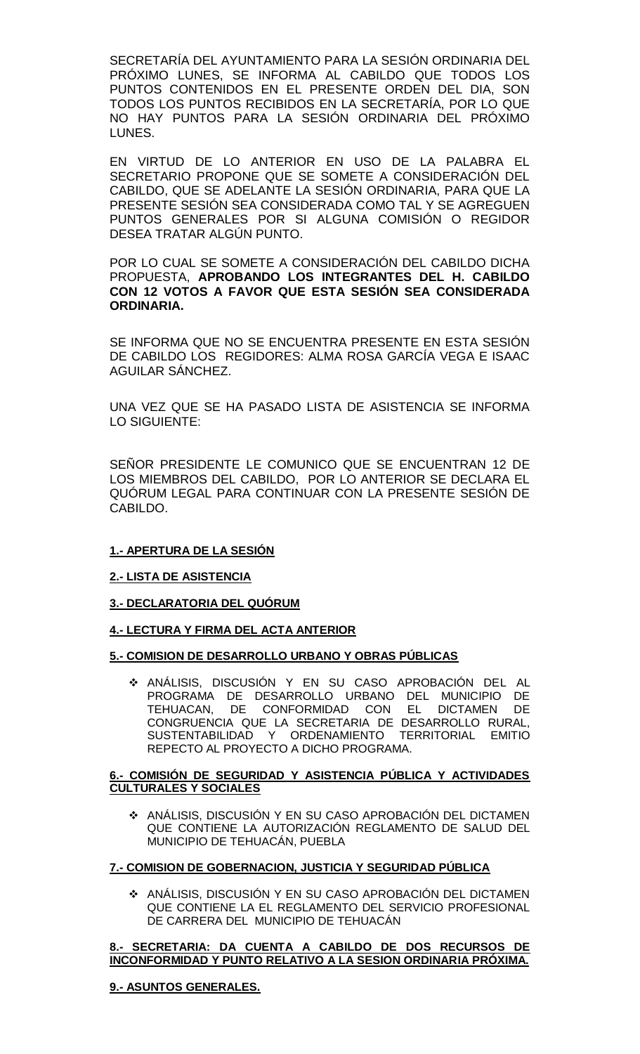SECRETARÍA DEL AYUNTAMIENTO PARA LA SESIÓN ORDINARIA DEL PRÓXIMO LUNES, SE INFORMA AL CABILDO QUE TODOS LOS PUNTOS CONTENIDOS EN EL PRESENTE ORDEN DEL DIA, SON TODOS LOS PUNTOS RECIBIDOS EN LA SECRETARÍA, POR LO QUE NO HAY PUNTOS PARA LA SESIÓN ORDINARIA DEL PRÓXIMO LUNES.

EN VIRTUD DE LO ANTERIOR EN USO DE LA PALABRA EL SECRETARIO PROPONE QUE SE SOMETE A CONSIDERACIÓN DEL CABILDO, QUE SE ADELANTE LA SESIÓN ORDINARIA, PARA QUE LA PRESENTE SESIÓN SEA CONSIDERADA COMO TAL Y SE AGREGUEN PUNTOS GENERALES POR SI ALGUNA COMISIÓN O REGIDOR DESEA TRATAR ALGÚN PUNTO.

POR LO CUAL SE SOMETE A CONSIDERACIÓN DEL CABILDO DICHA PROPUESTA, **APROBANDO LOS INTEGRANTES DEL H. CABILDO CON 12 VOTOS A FAVOR QUE ESTA SESIÓN SEA CONSIDERADA ORDINARIA.**

SE INFORMA QUE NO SE ENCUENTRA PRESENTE EN ESTA SESIÓN DE CABILDO LOS REGIDORES: ALMA ROSA GARCÍA VEGA E ISAAC AGUILAR SÁNCHEZ.

UNA VEZ QUE SE HA PASADO LISTA DE ASISTENCIA SE INFORMA LO SIGUIENTE:

SEÑOR PRESIDENTE LE COMUNICO QUE SE ENCUENTRAN 12 DE LOS MIEMBROS DEL CABILDO, POR LO ANTERIOR SE DECLARA EL QUÓRUM LEGAL PARA CONTINUAR CON LA PRESENTE SESIÓN DE CABILDO.

**1.- APERTURA DE LA SESIÓN**

**2.- LISTA DE ASISTENCIA**

**3.- DECLARATORIA DEL QUÓRUM**

**4.- LECTURA Y FIRMA DEL ACTA ANTERIOR**

**5.- COMISION DE DESARROLLO URBANO Y OBRAS PÚBLICAS**

- ANÁLISIS, DISCUSIÓN Y EN SU CASO APROBACIÓN DEL AL PROGRAMA DE DESARROLLO URBANO DEL MUNICIPIO DE TEHUACAN, DE CONFORMIDAD CON EL DICTAMEN DE CONGRUENCIA QUE LA SECRETARIA DE DESARROLLO RURAL, SUSTENTABILIDAD Y ORDENAMIENTO TERRITORIAL EMITIO REPECTO AL PROYECTO A DICHO PROGRAMA.

**6.- COMISIÓN DE SEGURIDAD Y ASISTENCIA PÚBLICA Y ACTIVIDADES CULTURALES Y SOCIALES**

- ANÁLISIS, DISCUSIÓN Y EN SU CASO APROBACIÓN DEL DICTAMEN QUE CONTIENE LA AUTORIZACIÓN REGLAMENTO DE SALUD DEL MUNICIPIO DE TEHUACÁN, PUEBLA

**7.- COMISION DE GOBERNACION, JUSTICIA Y SEGURIDAD PÚBLICA**

- ANÁLISIS, DISCUSIÓN Y EN SU CASO APROBACIÓN DEL DICTAMEN QUE CONTIENE LA EL REGLAMENTO DEL SERVICIO PROFESIONAL DE CARRERA DEL MUNICIPIO DE TEHUACÁN

**8.- SECRETARIA: DA CUENTA A CABILDO DE DOS RECURSOS DE INCONFORMIDAD Y PUNTO RELATIVO A LA SESION ORDINARIA PRÓXIMA.**

**9.- ASUNTOS GENERALES.**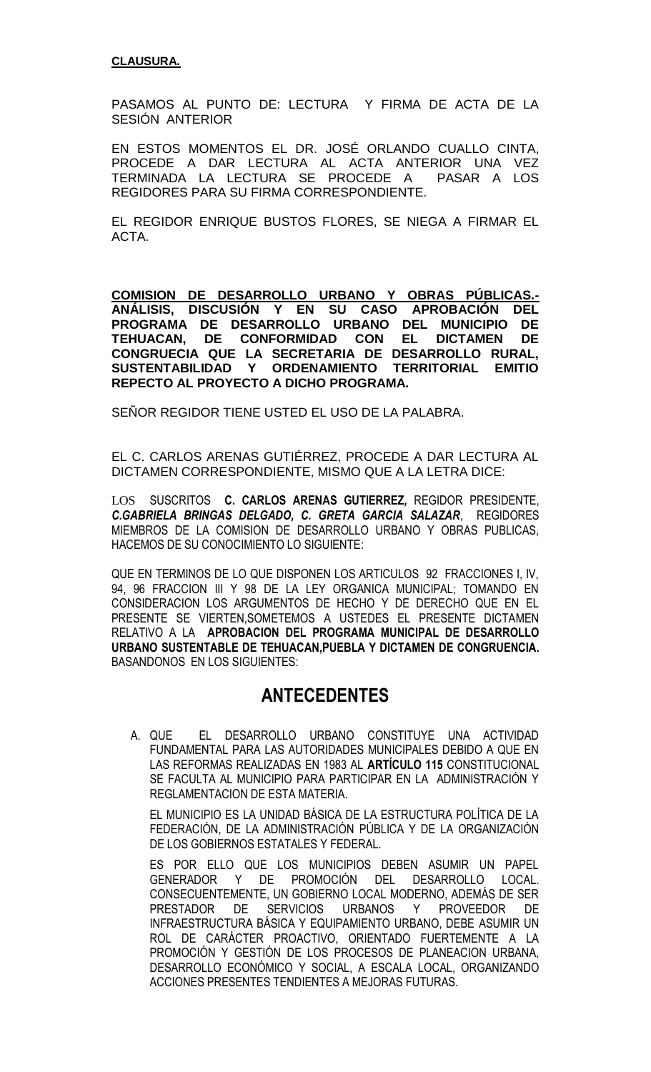**CLAUSURA.**

PASAMOS AL PUNTO DE: LECTURA Y FIRMA DE ACTA DE LA SESIÓN ANTERIOR

EN ESTOS MOMENTOS EL DR. JOSÉ ORLANDO CUALLO CINTA, PROCEDE A DAR LECTURA AL ACTA ANTERIOR UNA VEZ TERMINADA LA LECTURA SE PROCEDE A PASAR A LOS REGIDORES PARA SU FIRMA CORRESPONDIENTE.

EL REGIDOR ENRIQUE BUSTOS FLORES, SE NIEGA A FIRMAR EL ACTA.

**COMISION DE DESARROLLO URBANO Y OBRAS PÚBLICAS.- ANÁLISIS, DISCUSIÓN Y EN SU CASO APROBACIÓN DEL PROGRAMA DE DESARROLLO URBANO DEL MUNICIPIO DE TEHUACAN, DE CONFORMIDAD CON EL DICTAMEN DE CONGRUECIA QUE LA SECRETARIA DE DESARROLLO RURAL, SUSTENTABILIDAD Y ORDENAMIENTO TERRITORIAL EMITIO REPECTO AL PROYECTO A DICHO PROGRAMA.**

SEÑOR REGIDOR TIENE USTED EL USO DE LA PALABRA.

EL C. CARLOS ARENAS GUTIÉRREZ, PROCEDE A DAR LECTURA AL DICTAMEN CORRESPONDIENTE, MISMO QUE A LA LETRA DICE:

LOS SUSCRITOS **C. CARLOS ARENAS GUTIERREZ,** REGIDOR PRESIDENTE, ***C.GABRIELA BRINGAS DELGADO, C. GRETA GARCIA SALAZAR***, REGIDORES MIEMBROS DE LA COMISION DE DESARROLLO URBANO Y OBRAS PUBLICAS, HACEMOS DE SU CONOCIMIENTO LO SIGUIENTE:

QUE EN TERMINOS DE LO QUE DISPONEN LOS ARTICULOS 92 FRACCIONES I, IV, 94, 96 FRACCION III Y 98 DE LA LEY ORGANICA MUNICIPAL; TOMANDO EN CONSIDERACION LOS ARGUMENTOS DE HECHO Y DE DERECHO QUE EN EL PRESENTE SE VIERTEN,SOMETEMOS A USTEDES EL PRESENTE DICTAMEN RELATIVO A LA **APROBACION DEL PROGRAMA MUNICIPAL DE DESARROLLO URBANO SUSTENTABLE DE TEHUACAN,PUEBLA Y DICTAMEN DE CONGRUENCIA.** BASANDONOS EN LOS SIGUIENTES:

## ANTECEDENTES

A. QUE EL DESARROLLO URBANO CONSTITUYE UNA ACTIVIDAD FUNDAMENTAL PARA LAS AUTORIDADES MUNICIPALES DEBIDO A QUE EN LAS REFORMAS REALIZADAS EN 1983 AL **ARTÍCULO 115** CONSTITUCIONAL SE FACULTA AL MUNICIPIO PARA PARTICIPAR EN LA ADMINISTRACIÓN Y REGLAMENTACION DE ESTA MATERIA.

   EL MUNICIPIO ES LA UNIDAD BÁSICA DE LA ESTRUCTURA POLÍTICA DE LA FEDERACIÓN, DE LA ADMINISTRACIÓN PÚBLICA Y DE LA ORGANIZACIÓN DE LOS GOBIERNOS ESTATALES Y FEDERAL.

   ES POR ELLO QUE LOS MUNICIPIOS DEBEN ASUMIR UN PAPEL GENERADOR Y DE PROMOCIÓN DEL DESARROLLO LOCAL. CONSECUENTEMENTE, UN GOBIERNO LOCAL MODERNO, ADEMÁS DE SER PRESTADOR DE SERVICIOS URBANOS Y PROVEEDOR DE INFRAESTRUCTURA BÁSICA Y EQUIPAMIENTO URBANO, DEBE ASUMIR UN ROL DE CARÁCTER PROACTIVO, ORIENTADO FUERTEMENTE A LA PROMOCIÓN Y GESTIÓN DE LOS PROCESOS DE PLANEACION URBANA, DESARROLLO ECONÓMICO Y SOCIAL, A ESCALA LOCAL, ORGANIZANDO ACCIONES PRESENTES TENDIENTES A MEJORAS FUTURAS.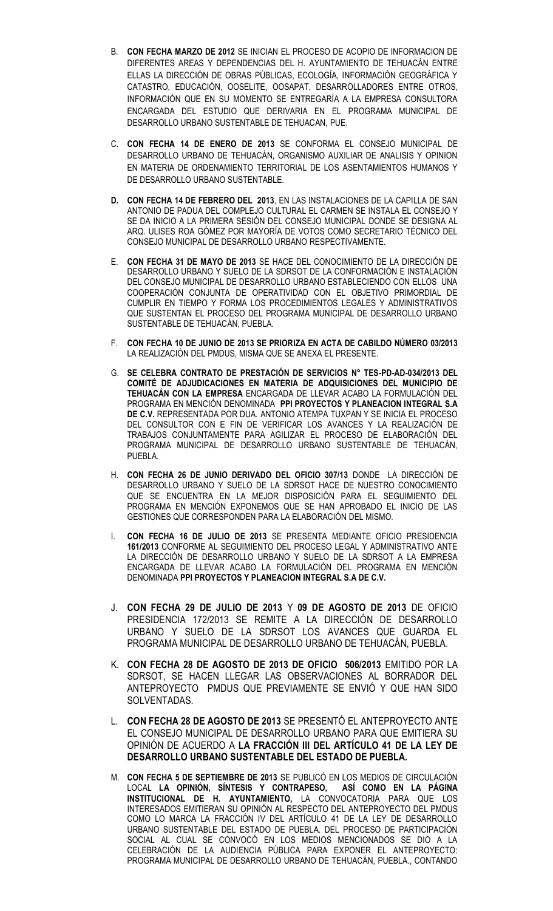B. **CON FECHA MARZO DE 2012** SE INICIAN EL PROCESO DE ACOPIO DE INFORMACION DE DIFERENTES AREAS Y DEPENDENCIAS DEL H. AYUNTAMIENTO DE TEHUACÁN ENTRE ELLAS LA DIRECCIÓN DE OBRAS PÚBLICAS, ECOLOGÍA, INFORMACIÓN GEOGRÁFICA Y CATASTRO, EDUCACIÓN, OOSELITE, OOSAPAT, DESARROLLADORES ENTRE OTROS, INFORMACIÓN QUE EN SU MOMENTO SE ENTREGARÍA A LA EMPRESA CONSULTORA ENCARGADA DEL ESTUDIO QUE DERIVARIA EN EL PROGRAMA MUNICIPAL DE DESARROLLO URBANO SUSTENTABLE DE TEHUACAN, PUE.

C. **CON FECHA 14 DE ENERO DE 2013** SE CONFORMA EL CONSEJO MUNICIPAL DE DESARROLLO URBANO DE TEHUACÁN, ORGANISMO AUXILIAR DE ANALISIS Y OPINION EN MATERIA DE ORDENAMIENTO TERRITORIAL DE LOS ASENTAMIENTOS HUMANOS Y DE DESARROLLO URBANO SUSTENTABLE.

**D. CON FECHA 14 DE FEBRERO DEL 2013**, EN LAS INSTALACIONES DE LA CAPILLA DE SAN ANTONIO DE PADUA DEL COMPLEJO CULTURAL EL CARMEN SE INSTALA EL CONSEJO Y SE DA INICIO A LA PRIMERA SESIÓN DEL CONSEJO MUNICIPAL DONDE SE DESIGNA AL ARQ. ULISES ROA GÓMEZ POR MAYORÍA DE VOTOS COMO SECRETARIO TÉCNICO DEL CONSEJO MUNICIPAL DE DESARROLLO URBANO RESPECTIVAMENTE.

E. **CON FECHA 31 DE MAYO DE 2013** SE HACE DEL CONOCIMIENTO DE LA DIRECCIÓN DE DESARROLLO URBANO Y SUELO DE LA SDRSOT DE LA CONFORMACIÓN E INSTALACIÓN DEL CONSEJO MUNICIPAL DE DESARROLLO URBANO ESTABLECIENDO CON ELLOS UNA COOPERACIÓN CONJUNTA DE OPERATIVIDAD CON EL OBJETIVO PRIMORDIAL DE CUMPLIR EN TIEMPO Y FORMA LOS PROCEDIMIENTOS LEGALES Y ADMINISTRATIVOS QUE SUSTENTAN EL PROCESO DEL PROGRAMA MUNICIPAL DE DESARROLLO URBANO SUSTENTABLE DE TEHUACÁN, PUEBLA.

F. **CON FECHA 10 DE JUNIO DE 2013 SE PRIORIZA EN ACTA DE CABILDO NÚMERO 03/2013** LA REALIZACIÓN DEL PMDUS, MISMA QUE SE ANEXA EL PRESENTE.

G. **SE CELEBRA CONTRATO DE PRESTACIÓN DE SERVICIOS N° TES-PD-AD-034/2013 DEL COMITÉ DE ADJUDICACIONES EN MATERIA DE ADQUISICIONES DEL MUNICIPIO DE TEHUACÁN CON LA EMPRESA** ENCARGADA DE LLEVAR ACABO LA FORMULACIÓN DEL PROGRAMA EN MENCIÓN DENOMINADA **PPI PROYECTOS Y PLANEACION INTEGRAL S.A DE C.V.** REPRESENTADA POR DUA. ANTONIO ATEMPA TUXPAN Y SE INICIA EL PROCESO DEL CONSULTOR CON E FIN DE VERIFICAR LOS AVANCES Y LA REALIZACIÓN DE TRABAJOS CONJUNTAMENTE PARA AGILIZAR EL PROCESO DE ELABORACIÓN DEL PROGRAMA MUNICIPAL DE DESARROLLO URBANO SUSTENTABLE DE TEHUACÁN, PUEBLA.

H. **CON FECHA 26 DE JUNIO DERIVADO DEL OFICIO 307/13** DONDE LA DIRECCIÓN DE DESARROLLO URBANO Y SUELO DE LA SDRSOT HACE DE NUESTRO CONOCIMIENTO QUE SE ENCUENTRA EN LA MEJOR DISPOSICIÓN PARA EL SEGUIMIENTO DEL PROGRAMA EN MENCIÓN EXPONEMOS QUE SE HAN APROBADO EL INICIO DE LAS GESTIONES QUE CORRESPONDEN PARA LA ELABORACIÓN DEL MISMO.

I. **CON FECHA 16 DE JULIO DE 2013** SE PRESENTA MEDIANTE OFICIO PRESIDENCIA **161/2013** CONFORME AL SEGUIMIENTO DEL PROCESO LEGAL Y ADMINISTRATIVO ANTE LA DIRECCIÓN DE DESARROLLO URBANO Y SUELO DE LA SDRSOT A LA EMPRESA ENCARGADA DE LLEVAR ACABO LA FORMULACIÓN DEL PROGRAMA EN MENCIÓN DENOMINADA **PPI PROYECTOS Y PLANEACION INTEGRAL S.A DE C.V.**

J. **CON FECHA 29 DE JULIO DE 2013** Y **09 DE AGOSTO DE 2013** DE OFICIO PRESIDENCIA 172/2013 SE REMITE A LA DIRECCIÓN DE DESARROLLO URBANO Y SUELO DE LA SDRSOT LOS AVANCES QUE GUARDA EL PROGRAMA MUNICIPAL DE DESARROLLO URBANO DE TEHUACÁN, PUEBLA.

K. **CON FECHA 28 DE AGOSTO DE 2013 DE OFICIO 506/2013** EMITIDO POR LA SDRSOT, SE HACEN LLEGAR LAS OBSERVACIONES AL BORRADOR DEL ANTEPROYECTO PMDUS QUE PREVIAMENTE SE ENVIÓ Y QUE HAN SIDO SOLVENTADAS.

L. **CON FECHA 28 DE AGOSTO DE 2013** SE PRESENTÓ EL ANTEPROYECTO ANTE EL CONSEJO MUNICIPAL DE DESARROLLO URBANO PARA QUE EMITIERA SU OPINIÓN DE ACUERDO A **LA FRACCIÓN III DEL ARTÍCULO 41 DE LA LEY DE DESARROLLO URBANO SUSTENTABLE DEL ESTADO DE PUEBLA.**

M. **CON FECHA 5 DE SEPTIEMBRE DE 2013** SE PUBLICÓ EN LOS MEDIOS DE CIRCULACIÓN LOCAL **LA OPINIÓN, SÍNTESIS Y CONTRAPESO, ASÍ COMO EN LA PÁGINA INSTITUCIONAL DE H. AYUNTAMIENTO,** LA CONVOCATORIA PARA QUE LOS INTERESADOS EMITIERAN SU OPINIÓN AL RESPECTO DEL ANTEPROYECTO DEL PMDUS COMO LO MARCA LA FRACCIÓN IV DEL ARTÍCULO 41 DE LA LEY DE DESARROLLO URBANO SUSTENTABLE DEL ESTADO DE PUEBLA. DEL PROCESO DE PARTICIPACIÓN SOCIAL AL CUAL SE CONVOCÓ EN LOS MEDIOS MENCIONADOS SE DIO A LA CELEBRACIÓN DE LA AUDIENCIA PÚBLICA PARA EXPONER EL ANTEPROYECTO: PROGRAMA MUNICIPAL DE DESARROLLO URBANO DE TEHUACÁN, PUEBLA., CONTANDO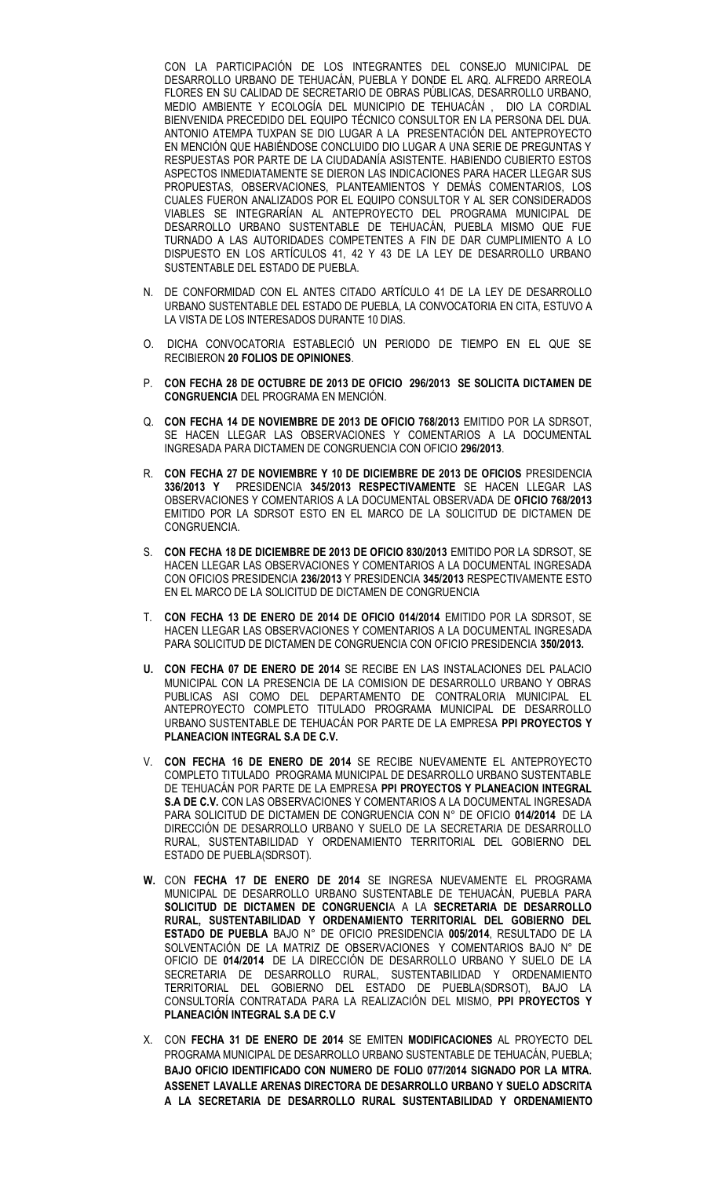CON LA PARTICIPACIÓN DE LOS INTEGRANTES DEL CONSEJO MUNICIPAL DE DESARROLLO URBANO DE TEHUACÁN, PUEBLA Y DONDE EL ARQ. ALFREDO ARREOLA FLORES EN SU CALIDAD DE SECRETARIO DE OBRAS PÚBLICAS, DESARROLLO URBANO, MEDIO AMBIENTE Y ECOLOGÍA DEL MUNICIPIO DE TEHUACÁN , DIO LA CORDIAL BIENVENIDA PRECEDIDO DEL EQUIPO TÉCNICO CONSULTOR EN LA PERSONA DEL DUA. ANTONIO ATEMPA TUXPAN SE DIO LUGAR A LA PRESENTACIÓN DEL ANTEPROYECTO EN MENCIÓN QUE HABIÉNDOSE CONCLUIDO DIO LUGAR A UNA SERIE DE PREGUNTAS Y RESPUESTAS POR PARTE DE LA CIUDADANÍA ASISTENTE. HABIENDO CUBIERTO ESTOS ASPECTOS INMEDIATAMENTE SE DIERON LAS INDICACIONES PARA HACER LLEGAR SUS PROPUESTAS, OBSERVACIONES, PLANTEAMIENTOS Y DEMÁS COMENTARIOS, LOS CUALES FUERON ANALIZADOS POR EL EQUIPO CONSULTOR Y AL SER CONSIDERADOS VIABLES SE INTEGRARÍAN AL ANTEPROYECTO DEL PROGRAMA MUNICIPAL DE DESARROLLO URBANO SUSTENTABLE DE TEHUACÁN, PUEBLA MISMO QUE FUE TURNADO A LAS AUTORIDADES COMPETENTES A FIN DE DAR CUMPLIMIENTO A LO DISPUESTO EN LOS ARTÍCULOS 41, 42 Y 43 DE LA LEY DE DESARROLLO URBANO SUSTENTABLE DEL ESTADO DE PUEBLA.

N. DE CONFORMIDAD CON EL ANTES CITADO ARTÍCULO 41 DE LA LEY DE DESARROLLO URBANO SUSTENTABLE DEL ESTADO DE PUEBLA, LA CONVOCATORIA EN CITA, ESTUVO A LA VISTA DE LOS INTERESADOS DURANTE 10 DIAS.

O. DICHA CONVOCATORIA ESTABLECIÓ UN PERIODO DE TIEMPO EN EL QUE SE RECIBIERON **20 FOLIOS DE OPINIONES**.

P. **CON FECHA 28 DE OCTUBRE DE 2013 DE OFICIO 296/2013 SE SOLICITA DICTAMEN DE CONGRUENCIA** DEL PROGRAMA EN MENCIÓN.

Q. **CON FECHA 14 DE NOVIEMBRE DE 2013 DE OFICIO 768/2013** EMITIDO POR LA SDRSOT, SE HACEN LLEGAR LAS OBSERVACIONES Y COMENTARIOS A LA DOCUMENTAL INGRESADA PARA DICTAMEN DE CONGRUENCIA CON OFICIO **296/2013**.

R. **CON FECHA 27 DE NOVIEMBRE Y 10 DE DICIEMBRE DE 2013 DE OFICIOS** PRESIDENCIA **336/2013 Y** PRESIDENCIA **345/2013 RESPECTIVAMENTE** SE HACEN LLEGAR LAS OBSERVACIONES Y COMENTARIOS A LA DOCUMENTAL OBSERVADA DE **OFICIO 768/2013** EMITIDO POR LA SDRSOT ESTO EN EL MARCO DE LA SOLICITUD DE DICTAMEN DE CONGRUENCIA.

S. **CON FECHA 18 DE DICIEMBRE DE 2013 DE OFICIO 830/2013** EMITIDO POR LA SDRSOT, SE HACEN LLEGAR LAS OBSERVACIONES Y COMENTARIOS A LA DOCUMENTAL INGRESADA CON OFICIOS PRESIDENCIA **236/2013** Y PRESIDENCIA **345/2013** RESPECTIVAMENTE ESTO EN EL MARCO DE LA SOLICITUD DE DICTAMEN DE CONGRUENCIA

T. **CON FECHA 13 DE ENERO DE 2014 DE OFICIO 014/2014** EMITIDO POR LA SDRSOT, SE HACEN LLEGAR LAS OBSERVACIONES Y COMENTARIOS A LA DOCUMENTAL INGRESADA PARA SOLICITUD DE DICTAMEN DE CONGRUENCIA CON OFICIO PRESIDENCIA **350/2013.**

**U. CON FECHA 07 DE ENERO DE 2014** SE RECIBE EN LAS INSTALACIONES DEL PALACIO MUNICIPAL CON LA PRESENCIA DE LA COMISION DE DESARROLLO URBANO Y OBRAS PUBLICAS ASI COMO DEL DEPARTAMENTO DE CONTRALORIA MUNICIPAL EL ANTEPROYECTO COMPLETO TITULADO PROGRAMA MUNICIPAL DE DESARROLLO URBANO SUSTENTABLE DE TEHUACÁN POR PARTE DE LA EMPRESA **PPI PROYECTOS Y PLANEACION INTEGRAL S.A DE C.V.**

V. **CON FECHA 16 DE ENERO DE 2014** SE RECIBE NUEVAMENTE EL ANTEPROYECTO COMPLETO TITULADO PROGRAMA MUNICIPAL DE DESARROLLO URBANO SUSTENTABLE DE TEHUACÁN POR PARTE DE LA EMPRESA **PPI PROYECTOS Y PLANEACION INTEGRAL S.A DE C.V.** CON LAS OBSERVACIONES Y COMENTARIOS A LA DOCUMENTAL INGRESADA PARA SOLICITUD DE DICTAMEN DE CONGRUENCIA CON N° DE OFICIO **014/2014** DE LA DIRECCIÓN DE DESARROLLO URBANO Y SUELO DE LA SECRETARIA DE DESARROLLO RURAL, SUSTENTABILIDAD Y ORDENAMIENTO TERRITORIAL DEL GOBIERNO DEL ESTADO DE PUEBLA(SDRSOT).

**W.** CON **FECHA 17 DE ENERO DE 2014** SE INGRESA NUEVAMENTE EL PROGRAMA MUNICIPAL DE DESARROLLO URBANO SUSTENTABLE DE TEHUACÁN, PUEBLA PARA **SOLICITUD DE DICTAMEN DE CONGRUENCI**A A LA **SECRETARIA DE DESARROLLO RURAL, SUSTENTABILIDAD Y ORDENAMIENTO TERRITORIAL DEL GOBIERNO DEL ESTADO DE PUEBLA** BAJO N° DE OFICIO PRESIDENCIA **005/2014**, RESULTADO DE LA SOLVENTACIÓN DE LA MATRIZ DE OBSERVACIONES Y COMENTARIOS BAJO N° DE OFICIO DE **014/2014** DE LA DIRECCIÓN DE DESARROLLO URBANO Y SUELO DE LA SECRETARIA DE DESARROLLO RURAL, SUSTENTABILIDAD Y ORDENAMIENTO TERRITORIAL DEL GOBIERNO DEL ESTADO DE PUEBLA(SDRSOT), BAJO LA CONSULTORÍA CONTRATADA PARA LA REALIZACIÓN DEL MISMO, **PPI PROYECTOS Y PLANEACIÓN INTEGRAL S.A DE C.V**

X. CON **FECHA 31 DE ENERO DE 2014** SE EMITEN **MODIFICACIONES** AL PROYECTO DEL PROGRAMA MUNICIPAL DE DESARROLLO URBANO SUSTENTABLE DE TEHUACÁN, PUEBLA; **BAJO OFICIO IDENTIFICADO CON NUMERO DE FOLIO 077/2014 SIGNADO POR LA MTRA. ASSENET LAVALLE ARENAS DIRECTORA DE DESARROLLO URBANO Y SUELO ADSCRITA A LA SECRETARIA DE DESARROLLO RURAL SUSTENTABILIDAD Y ORDENAMIENTO**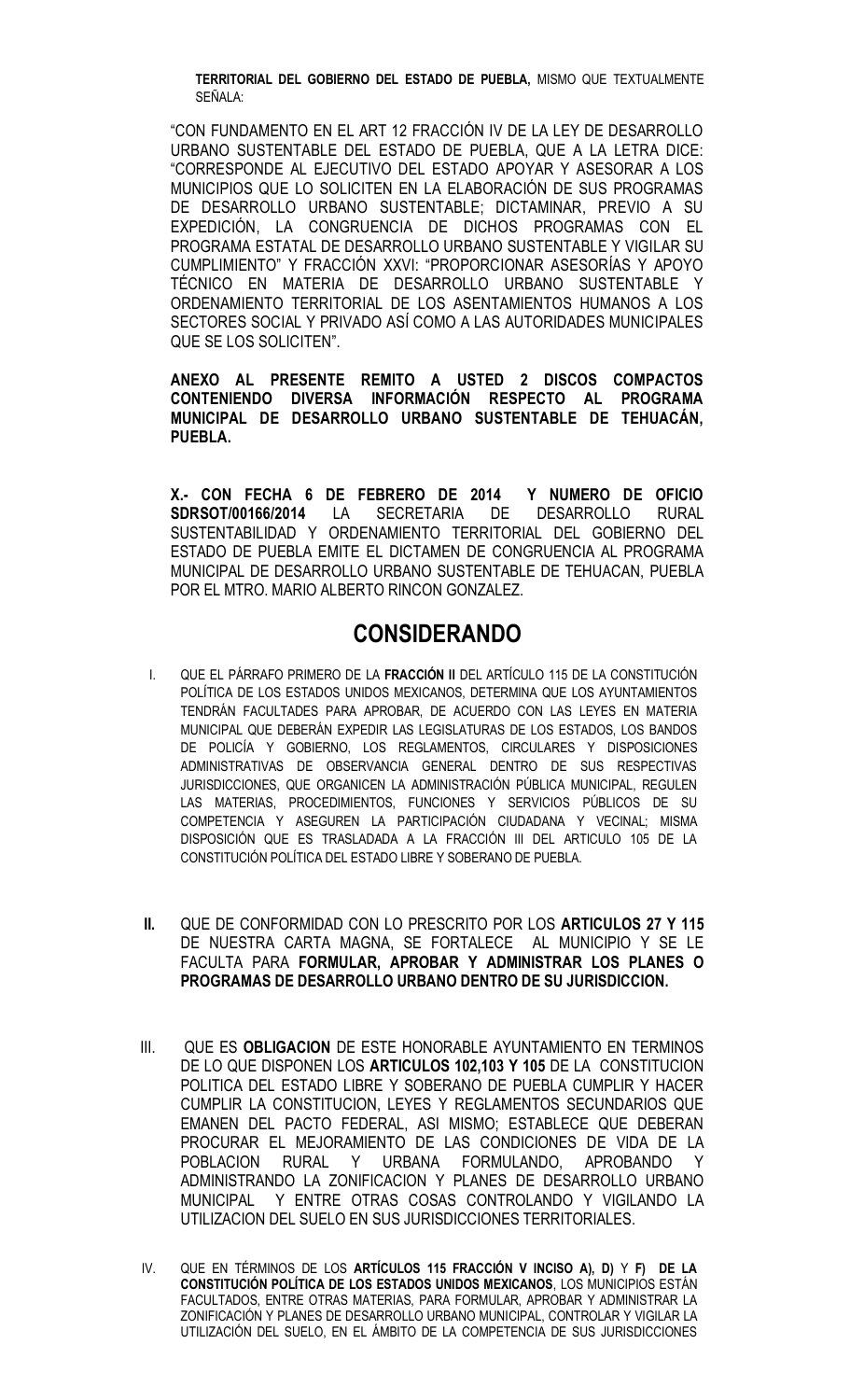**TERRITORIAL DEL GOBIERNO DEL ESTADO DE PUEBLA,** MISMO QUE TEXTUALMENTE SEÑALA:

"CON FUNDAMENTO EN EL ART 12 FRACCIÓN IV DE LA LEY DE DESARROLLO URBANO SUSTENTABLE DEL ESTADO DE PUEBLA, QUE A LA LETRA DICE: "CORRESPONDE AL EJECUTIVO DEL ESTADO APOYAR Y ASESORAR A LOS MUNICIPIOS QUE LO SOLICITEN EN LA ELABORACIÓN DE SUS PROGRAMAS DE DESARROLLO URBANO SUSTENTABLE; DICTAMINAR, PREVIO A SU EXPEDICIÓN, LA CONGRUENCIA DE DICHOS PROGRAMAS CON EL PROGRAMA ESTATAL DE DESARROLLO URBANO SUSTENTABLE Y VIGILAR SU CUMPLIMIENTO" Y FRACCIÓN XXVI: "PROPORCIONAR ASESORÍAS Y APOYO TÉCNICO EN MATERIA DE DESARROLLO URBANO SUSTENTABLE Y ORDENAMIENTO TERRITORIAL DE LOS ASENTAMIENTOS HUMANOS A LOS SECTORES SOCIAL Y PRIVADO ASÍ COMO A LAS AUTORIDADES MUNICIPALES QUE SE LOS SOLICITEN".

**ANEXO AL PRESENTE REMITO A USTED 2 DISCOS COMPACTOS CONTENIENDO DIVERSA INFORMACIÓN RESPECTO AL PROGRAMA MUNICIPAL DE DESARROLLO URBANO SUSTENTABLE DE TEHUACÁN, PUEBLA.**

**X.- CON FECHA 6 DE FEBRERO DE 2014 Y NUMERO DE OFICIO SDRSOT/00166/2014** LA SECRETARIA DE DESARROLLO RURAL SUSTENTABILIDAD Y ORDENAMIENTO TERRITORIAL DEL GOBIERNO DEL ESTADO DE PUEBLA EMITE EL DICTAMEN DE CONGRUENCIA AL PROGRAMA MUNICIPAL DE DESARROLLO URBANO SUSTENTABLE DE TEHUACAN, PUEBLA POR EL MTRO. MARIO ALBERTO RINCON GONZALEZ.

# CONSIDERANDO

I. QUE EL PÁRRAFO PRIMERO DE LA **FRACCIÓN II** DEL ARTÍCULO 115 DE LA CONSTITUCIÓN POLÍTICA DE LOS ESTADOS UNIDOS MEXICANOS, DETERMINA QUE LOS AYUNTAMIENTOS TENDRÁN FACULTADES PARA APROBAR, DE ACUERDO CON LAS LEYES EN MATERIA MUNICIPAL QUE DEBERÁN EXPEDIR LAS LEGISLATURAS DE LOS ESTADOS, LOS BANDOS DE POLICÍA Y GOBIERNO, LOS REGLAMENTOS, CIRCULARES Y DISPOSICIONES ADMINISTRATIVAS DE OBSERVANCIA GENERAL DENTRO DE SUS RESPECTIVAS JURISDICCIONES, QUE ORGANICEN LA ADMINISTRACIÓN PÚBLICA MUNICIPAL, REGULEN LAS MATERIAS, PROCEDIMIENTOS, FUNCIONES Y SERVICIOS PÚBLICOS DE SU COMPETENCIA Y ASEGUREN LA PARTICIPACIÓN CIUDADANA Y VECINAL; MISMA DISPOSICIÓN QUE ES TRASLADADA A LA FRACCIÓN III DEL ARTICULO 105 DE LA CONSTITUCIÓN POLÍTICA DEL ESTADO LIBRE Y SOBERANO DE PUEBLA.

**II.** QUE DE CONFORMIDAD CON LO PRESCRITO POR LOS **ARTICULOS 27 Y 115** DE NUESTRA CARTA MAGNA, SE FORTALECE AL MUNICIPIO Y SE LE FACULTA PARA **FORMULAR, APROBAR Y ADMINISTRAR LOS PLANES O PROGRAMAS DE DESARROLLO URBANO DENTRO DE SU JURISDICCION.**

III. QUE ES **OBLIGACION** DE ESTE HONORABLE AYUNTAMIENTO EN TERMINOS DE LO QUE DISPONEN LOS **ARTICULOS 102,103 Y 105** DE LA CONSTITUCION POLITICA DEL ESTADO LIBRE Y SOBERANO DE PUEBLA CUMPLIR Y HACER CUMPLIR LA CONSTITUCION, LEYES Y REGLAMENTOS SECUNDARIOS QUE EMANEN DEL PACTO FEDERAL, ASI MISMO; ESTABLECE QUE DEBERAN PROCURAR EL MEJORAMIENTO DE LAS CONDICIONES DE VIDA DE LA POBLACION RURAL Y URBANA FORMULANDO, APROBANDO Y ADMINISTRANDO LA ZONIFICACION Y PLANES DE DESARROLLO URBANO MUNICIPAL Y ENTRE OTRAS COSAS CONTROLANDO Y VIGILANDO LA UTILIZACION DEL SUELO EN SUS JURISDICCIONES TERRITORIALES.

IV. QUE EN TÉRMINOS DE LOS **ARTÍCULOS 115 FRACCIÓN V INCISO A), D)** Y **F) DE LA CONSTITUCIÓN POLÍTICA DE LOS ESTADOS UNIDOS MEXICANOS**, LOS MUNICIPIOS ESTÁN FACULTADOS, ENTRE OTRAS MATERIAS, PARA FORMULAR, APROBAR Y ADMINISTRAR LA ZONIFICACIÓN Y PLANES DE DESARROLLO URBANO MUNICIPAL, CONTROLAR Y VIGILAR LA UTILIZACIÓN DEL SUELO, EN EL ÁMBITO DE LA COMPETENCIA DE SUS JURISDICCIONES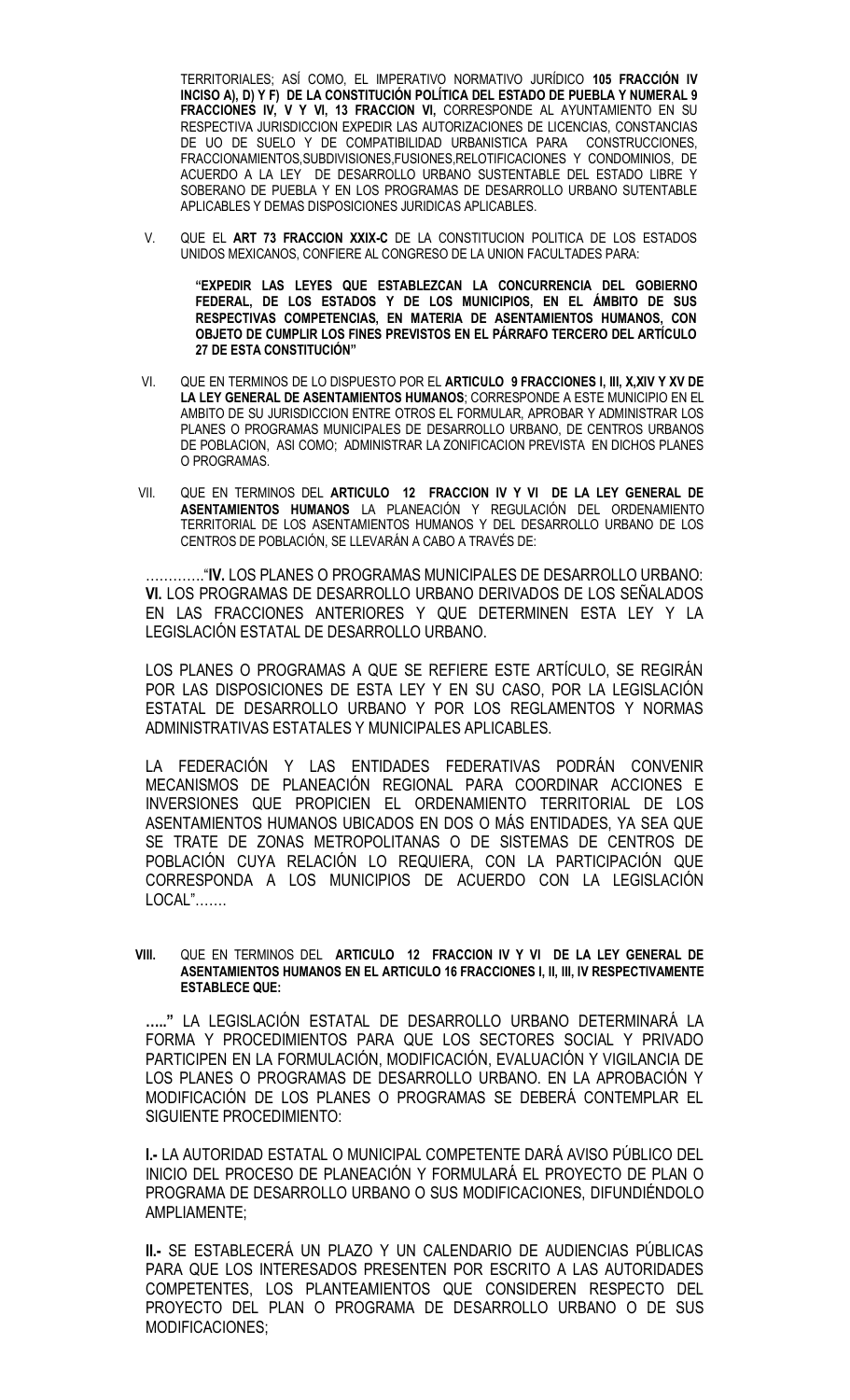TERRITORIALES; ASÍ COMO, EL IMPERATIVO NORMATIVO JURÍDICO **105 FRACCIÓN IV INCISO A), D) Y F) DE LA CONSTITUCIÓN POLÍTICA DEL ESTADO DE PUEBLA Y NUMERAL 9 FRACCIONES IV, V Y VI, 13 FRACCION VI,** CORRESPONDE AL AYUNTAMIENTO EN SU RESPECTIVA JURISDICCION EXPEDIR LAS AUTORIZACIONES DE LICENCIAS, CONSTANCIAS DE UO DE SUELO Y DE COMPATIBILIDAD URBANISTICA PARA CONSTRUCCIONES, FRACCIONAMIENTOS,SUBDIVISIONES,FUSIONES,RELOTIFICACIONES Y CONDOMINIOS, DE ACUERDO A LA LEY DE DESARROLLO URBANO SUSTENTABLE DEL ESTADO LIBRE Y SOBERANO DE PUEBLA Y EN LOS PROGRAMAS DE DESARROLLO URBANO SUTENTABLE APLICABLES Y DEMAS DISPOSICIONES JURIDICAS APLICABLES.

V. QUE EL **ART 73 FRACCION XXIX-C** DE LA CONSTITUCION POLITICA DE LOS ESTADOS UNIDOS MEXICANOS, CONFIERE AL CONGRESO DE LA UNION FACULTADES PARA:

> **"EXPEDIR LAS LEYES QUE ESTABLEZCAN LA CONCURRENCIA DEL GOBIERNO FEDERAL, DE LOS ESTADOS Y DE LOS MUNICIPIOS, EN EL ÁMBITO DE SUS RESPECTIVAS COMPETENCIAS, EN MATERIA DE ASENTAMIENTOS HUMANOS, CON OBJETO DE CUMPLIR LOS FINES PREVISTOS EN EL PÁRRAFO TERCERO DEL ARTÍCULO 27 DE ESTA CONSTITUCIÓN"**

VI. QUE EN TERMINOS DE LO DISPUESTO POR EL **ARTICULO 9 FRACCIONES I, III, X,XIV Y XV DE LA LEY GENERAL DE ASENTAMIENTOS HUMANOS**; CORRESPONDE A ESTE MUNICIPIO EN EL AMBITO DE SU JURISDICCION ENTRE OTROS EL FORMULAR, APROBAR Y ADMINISTRAR LOS PLANES O PROGRAMAS MUNICIPALES DE DESARROLLO URBANO, DE CENTROS URBANOS DE POBLACION, ASI COMO; ADMINISTRAR LA ZONIFICACION PREVISTA EN DICHOS PLANES O PROGRAMAS.

VII. QUE EN TERMINOS DEL **ARTICULO 12 FRACCION IV Y VI DE LA LEY GENERAL DE ASENTAMIENTOS HUMANOS** LA PLANEACIÓN Y REGULACIÓN DEL ORDENAMIENTO TERRITORIAL DE LOS ASENTAMIENTOS HUMANOS Y DEL DESARROLLO URBANO DE LOS CENTROS DE POBLACIÓN, SE LLEVARÁN A CABO A TRAVÉS DE:

…………"**IV.** LOS PLANES O PROGRAMAS MUNICIPALES DE DESARROLLO URBANO: **VI.** LOS PROGRAMAS DE DESARROLLO URBANO DERIVADOS DE LOS SEÑALADOS EN LAS FRACCIONES ANTERIORES Y QUE DETERMINEN ESTA LEY Y LA LEGISLACIÓN ESTATAL DE DESARROLLO URBANO.

LOS PLANES O PROGRAMAS A QUE SE REFIERE ESTE ARTÍCULO, SE REGIRÁN POR LAS DISPOSICIONES DE ESTA LEY Y EN SU CASO, POR LA LEGISLACIÓN ESTATAL DE DESARROLLO URBANO Y POR LOS REGLAMENTOS Y NORMAS ADMINISTRATIVAS ESTATALES Y MUNICIPALES APLICABLES.

LA FEDERACIÓN Y LAS ENTIDADES FEDERATIVAS PODRÁN CONVENIR MECANISMOS DE PLANEACIÓN REGIONAL PARA COORDINAR ACCIONES E INVERSIONES QUE PROPICIEN EL ORDENAMIENTO TERRITORIAL DE LOS ASENTAMIENTOS HUMANOS UBICADOS EN DOS O MÁS ENTIDADES, YA SEA QUE SE TRATE DE ZONAS METROPOLITANAS O DE SISTEMAS DE CENTROS DE POBLACIÓN CUYA RELACIÓN LO REQUIERA, CON LA PARTICIPACIÓN QUE CORRESPONDA A LOS MUNICIPIOS DE ACUERDO CON LA LEGISLACIÓN LOCAL"…….

**VIII.** QUE EN TERMINOS DEL **ARTICULO 12 FRACCION IV Y VI DE LA LEY GENERAL DE ASENTAMIENTOS HUMANOS EN EL ARTICULO 16 FRACCIONES I, II, III, IV RESPECTIVAMENTE ESTABLECE QUE:**

**….."** LA LEGISLACIÓN ESTATAL DE DESARROLLO URBANO DETERMINARÁ LA FORMA Y PROCEDIMIENTOS PARA QUE LOS SECTORES SOCIAL Y PRIVADO PARTICIPEN EN LA FORMULACIÓN, MODIFICACIÓN, EVALUACIÓN Y VIGILANCIA DE LOS PLANES O PROGRAMAS DE DESARROLLO URBANO. EN LA APROBACIÓN Y MODIFICACIÓN DE LOS PLANES O PROGRAMAS SE DEBERÁ CONTEMPLAR EL SIGUIENTE PROCEDIMIENTO:

**I.-** LA AUTORIDAD ESTATAL O MUNICIPAL COMPETENTE DARÁ AVISO PÚBLICO DEL INICIO DEL PROCESO DE PLANEACIÓN Y FORMULARÁ EL PROYECTO DE PLAN O PROGRAMA DE DESARROLLO URBANO O SUS MODIFICACIONES, DIFUNDIÉNDOLO AMPLIAMENTE;

**II.-** SE ESTABLECERÁ UN PLAZO Y UN CALENDARIO DE AUDIENCIAS PÚBLICAS PARA QUE LOS INTERESADOS PRESENTEN POR ESCRITO A LAS AUTORIDADES COMPETENTES, LOS PLANTEAMIENTOS QUE CONSIDEREN RESPECTO DEL PROYECTO DEL PLAN O PROGRAMA DE DESARROLLO URBANO O DE SUS MODIFICACIONES;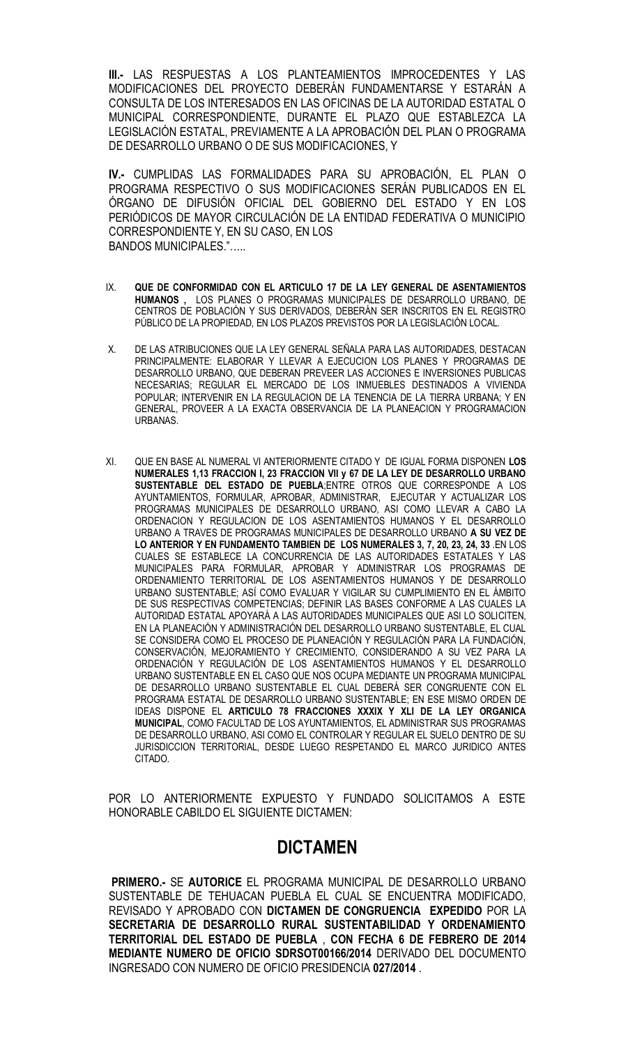**III.-** LAS RESPUESTAS A LOS PLANTEAMIENTOS IMPROCEDENTES Y LAS MODIFICACIONES DEL PROYECTO DEBERÁN FUNDAMENTARSE Y ESTARÁN A CONSULTA DE LOS INTERESADOS EN LAS OFICINAS DE LA AUTORIDAD ESTATAL O MUNICIPAL CORRESPONDIENTE, DURANTE EL PLAZO QUE ESTABLEZCA LA LEGISLACIÓN ESTATAL, PREVIAMENTE A LA APROBACIÓN DEL PLAN O PROGRAMA DE DESARROLLO URBANO O DE SUS MODIFICACIONES, Y

**IV.-** CUMPLIDAS LAS FORMALIDADES PARA SU APROBACIÓN, EL PLAN O PROGRAMA RESPECTIVO O SUS MODIFICACIONES SERÁN PUBLICADOS EN EL ÓRGANO DE DIFUSIÓN OFICIAL DEL GOBIERNO DEL ESTADO Y EN LOS PERIÓDICOS DE MAYOR CIRCULACIÓN DE LA ENTIDAD FEDERATIVA O MUNICIPIO CORRESPONDIENTE Y, EN SU CASO, EN LOS BANDOS MUNICIPALES."…..

IX. **QUE DE CONFORMIDAD CON EL ARTICULO 17 DE LA LEY GENERAL DE ASENTAMIENTOS HUMANOS ,** LOS PLANES O PROGRAMAS MUNICIPALES DE DESARROLLO URBANO, DE CENTROS DE POBLACIÓN Y SUS DERIVADOS, DEBERÁN SER INSCRITOS EN EL REGISTRO PÚBLICO DE LA PROPIEDAD, EN LOS PLAZOS PREVISTOS POR LA LEGISLACIÓN LOCAL.

X. DE LAS ATRIBUCIONES QUE LA LEY GENERAL SEÑALA PARA LAS AUTORIDADES, DESTACAN PRINCIPALMENTE: ELABORAR Y LLEVAR A EJECUCION LOS PLANES Y PROGRAMAS DE DESARROLLO URBANO, QUE DEBERAN PREVEER LAS ACCIONES E INVERSIONES PUBLICAS NECESARIAS; REGULAR EL MERCADO DE LOS INMUEBLES DESTINADOS A VIVIENDA POPULAR; INTERVENIR EN LA REGULACION DE LA TENENCIA DE LA TIERRA URBANA; Y EN GENERAL, PROVEER A LA EXACTA OBSERVANCIA DE LA PLANEACION Y PROGRAMACION URBANAS.

XI. QUE EN BASE AL NUMERAL VI ANTERIORMENTE CITADO Y DE IGUAL FORMA DISPONEN **LOS NUMERALES 1,13 FRACCION I, 23 FRACCION VII y 67 DE LA LEY DE DESARROLLO URBANO SUSTENTABLE DEL ESTADO DE PUEBLA**;ENTRE OTROS QUE CORRESPONDE A LOS AYUNTAMIENTOS, FORMULAR, APROBAR, ADMINISTRAR, EJECUTAR Y ACTUALIZAR LOS PROGRAMAS MUNICIPALES DE DESARROLLO URBANO, ASI COMO LLEVAR A CABO LA ORDENACION Y REGULACION DE LOS ASENTAMIENTOS HUMANOS Y EL DESARROLLO URBANO A TRAVES DE PROGRAMAS MUNICIPALES DE DESARROLLO URBANO **A SU VEZ DE LO ANTERIOR Y EN FUNDAMENTO TAMBIEN DE LOS NUMERALES 3, 7, 20, 23, 24, 33** .EN LOS CUALES SE ESTABLECE LA CONCURRENCIA DE LAS AUTORIDADES ESTATALES Y LAS MUNICIPALES PARA FORMULAR, APROBAR Y ADMINISTRAR LOS PROGRAMAS DE ORDENAMIENTO TERRITORIAL DE LOS ASENTAMIENTOS HUMANOS Y DE DESARROLLO URBANO SUSTENTABLE; ASÍ COMO EVALUAR Y VIGILAR SU CUMPLIMIENTO EN EL ÁMBITO DE SUS RESPECTIVAS COMPETENCIAS; DEFINIR LAS BASES CONFORME A LAS CUALES LA AUTORIDAD ESTATAL APOYARÁ A LAS AUTORIDADES MUNICIPALES QUE ASI LO SOLICITEN, EN LA PLANEACIÓN Y ADMINISTRACIÓN DEL DESARROLLO URBANO SUSTENTABLE, EL CUAL SE CONSIDERA COMO EL PROCESO DE PLANEACIÓN Y REGULACIÓN PARA LA FUNDACIÓN, CONSERVACIÓN, MEJORAMIENTO Y CRECIMIENTO, CONSIDERANDO A SU VEZ PARA LA ORDENACIÓN Y REGULACIÓN DE LOS ASENTAMIENTOS HUMANOS Y EL DESARROLLO URBANO SUSTENTABLE EN EL CASO QUE NOS OCUPA MEDIANTE UN PROGRAMA MUNICIPAL DE DESARROLLO URBANO SUSTENTABLE EL CUAL DEBERÁ SER CONGRUENTE CON EL PROGRAMA ESTATAL DE DESARROLLO URBANO SUSTENTABLE; EN ESE MISMO ORDEN DE IDEAS DISPONE EL **ARTICULO 78 FRACCIONES XXXIX Y XLI DE LA LEY ORGANICA MUNICIPAL**, COMO FACULTAD DE LOS AYUNTAMIENTOS, EL ADMINISTRAR SUS PROGRAMAS DE DESARROLLO URBANO, ASI COMO EL CONTROLAR Y REGULAR EL SUELO DENTRO DE SU JURISDICCION TERRITORIAL, DESDE LUEGO RESPETANDO EL MARCO JURIDICO ANTES CITADO.

POR LO ANTERIORMENTE EXPUESTO Y FUNDADO SOLICITAMOS A ESTE HONORABLE CABILDO EL SIGUIENTE DICTAMEN:

# DICTAMEN

**PRIMERO.-** SE **AUTORICE** EL PROGRAMA MUNICIPAL DE DESARROLLO URBANO SUSTENTABLE DE TEHUACAN PUEBLA EL CUAL SE ENCUENTRA MODIFICADO, REVISADO Y APROBADO CON **DICTAMEN DE CONGRUENCIA EXPEDIDO** POR LA **SECRETARIA DE DESARROLLO RURAL SUSTENTABILIDAD Y ORDENAMIENTO TERRITORIAL DEL ESTADO DE PUEBLA** , **CON FECHA 6 DE FEBRERO DE 2014 MEDIANTE NUMERO DE OFICIO SDRSOT00166/2014** DERIVADO DEL DOCUMENTO INGRESADO CON NUMERO DE OFICIO PRESIDENCIA **027/2014** .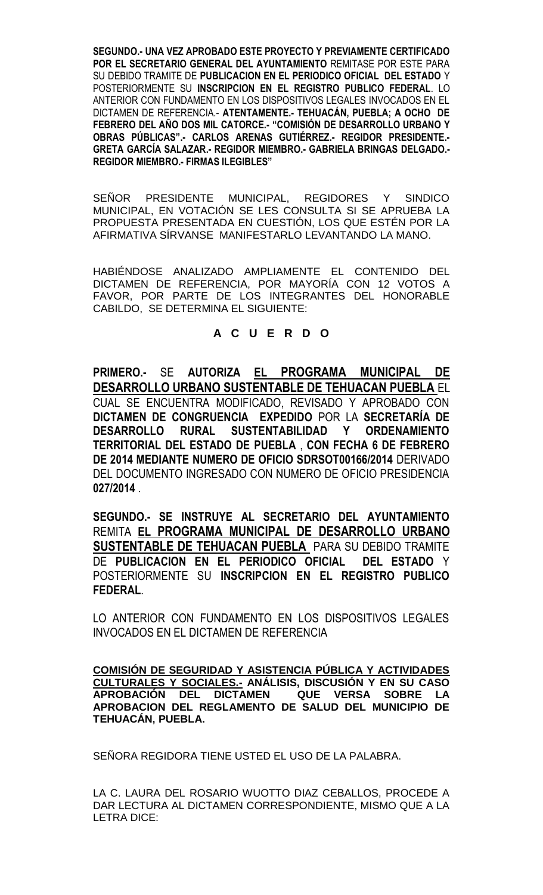**SEGUNDO.- UNA VEZ APROBADO ESTE PROYECTO Y PREVIAMENTE CERTIFICADO POR EL SECRETARIO GENERAL DEL AYUNTAMIENTO** REMITASE POR ESTE PARA SU DEBIDO TRAMITE DE **PUBLICACION EN EL PERIODICO OFICIAL DEL ESTADO** Y POSTERIORMENTE SU **INSCRIPCION EN EL REGISTRO PUBLICO FEDERAL**. LO ANTERIOR CON FUNDAMENTO EN LOS DISPOSITIVOS LEGALES INVOCADOS EN EL DICTAMEN DE REFERENCIA.- **ATENTAMENTE.- TEHUACÁN, PUEBLA; A OCHO DE FEBRERO DEL AÑO DOS MIL CATORCE.- "COMISIÓN DE DESARROLLO URBANO Y OBRAS PÚBLICAS".- CARLOS ARENAS GUTIÉRREZ.- REGIDOR PRESIDENTE.- GRETA GARCÍA SALAZAR.- REGIDOR MIEMBRO.- GABRIELA BRINGAS DELGADO.- REGIDOR MIEMBRO.- FIRMAS ILEGIBLES"**

SEÑOR PRESIDENTE MUNICIPAL, REGIDORES Y SINDICO MUNICIPAL, EN VOTACIÓN SE LES CONSULTA SI SE APRUEBA LA PROPUESTA PRESENTADA EN CUESTIÓN, LOS QUE ESTÉN POR LA AFIRMATIVA SÍRVANSE MANIFESTARLO LEVANTANDO LA MANO.

HABIÉNDOSE ANALIZADO AMPLIAMENTE EL CONTENIDO DEL DICTAMEN DE REFERENCIA, POR MAYORÍA CON 12 VOTOS A FAVOR, POR PARTE DE LOS INTEGRANTES DEL HONORABLE CABILDO, SE DETERMINA EL SIGUIENTE:

**A C U E R D O**

**PRIMERO.-** SE **AUTORIZA EL PROGRAMA MUNICIPAL DE DESARROLLO URBANO SUSTENTABLE DE TEHUACAN PUEBLA** EL CUAL SE ENCUENTRA MODIFICADO, REVISADO Y APROBADO CON **DICTAMEN DE CONGRUENCIA EXPEDIDO** POR LA **SECRETARÍA DE DESARROLLO RURAL SUSTENTABILIDAD Y ORDENAMIENTO TERRITORIAL DEL ESTADO DE PUEBLA** , **CON FECHA 6 DE FEBRERO DE 2014 MEDIANTE NUMERO DE OFICIO SDRSOT00166/2014** DERIVADO DEL DOCUMENTO INGRESADO CON NUMERO DE OFICIO PRESIDENCIA **027/2014** .

**SEGUNDO.- SE INSTRUYE AL SECRETARIO DEL AYUNTAMIENTO** REMITA **EL PROGRAMA MUNICIPAL DE DESARROLLO URBANO SUSTENTABLE DE TEHUACAN PUEBLA** PARA SU DEBIDO TRAMITE DE **PUBLICACION EN EL PERIODICO OFICIAL DEL ESTADO** Y POSTERIORMENTE SU **INSCRIPCION EN EL REGISTRO PUBLICO FEDERAL**.

LO ANTERIOR CON FUNDAMENTO EN LOS DISPOSITIVOS LEGALES INVOCADOS EN EL DICTAMEN DE REFERENCIA

**COMISIÓN DE SEGURIDAD Y ASISTENCIA PÚBLICA Y ACTIVIDADES CULTURALES Y SOCIALES.- ANÁLISIS, DISCUSIÓN Y EN SU CASO APROBACIÓN DEL DICTAMEN QUE VERSA SOBRE LA APROBACION DEL REGLAMENTO DE SALUD DEL MUNICIPIO DE TEHUACÁN, PUEBLA.**

SEÑORA REGIDORA TIENE USTED EL USO DE LA PALABRA.

LA C. LAURA DEL ROSARIO WUOTTO DIAZ CEBALLOS, PROCEDE A DAR LECTURA AL DICTAMEN CORRESPONDIENTE, MISMO QUE A LA LETRA DICE: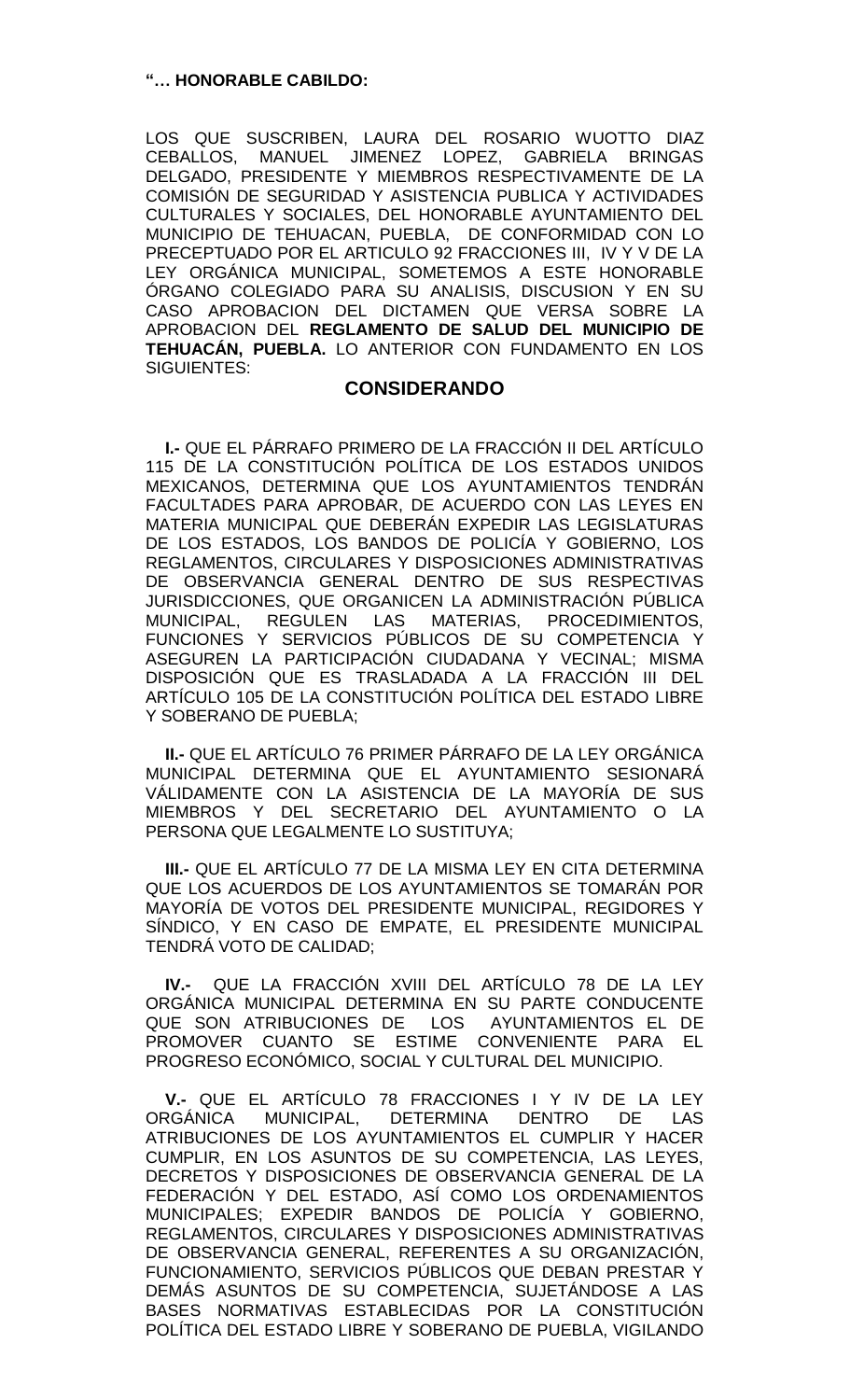**"… HONORABLE CABILDO:**

LOS QUE SUSCRIBEN, LAURA DEL ROSARIO WUOTTO DIAZ CEBALLOS, MANUEL JIMENEZ LOPEZ, GABRIELA BRINGAS DELGADO, PRESIDENTE Y MIEMBROS RESPECTIVAMENTE DE LA COMISIÓN DE SEGURIDAD Y ASISTENCIA PUBLICA Y ACTIVIDADES CULTURALES Y SOCIALES, DEL HONORABLE AYUNTAMIENTO DEL MUNICIPIO DE TEHUACAN, PUEBLA, DE CONFORMIDAD CON LO PRECEPTUADO POR EL ARTICULO 92 FRACCIONES III, IV Y V DE LA LEY ORGÁNICA MUNICIPAL, SOMETEMOS A ESTE HONORABLE ÓRGANO COLEGIADO PARA SU ANALISIS, DISCUSION Y EN SU CASO APROBACION DEL DICTAMEN QUE VERSA SOBRE LA APROBACION DEL **REGLAMENTO DE SALUD DEL MUNICIPIO DE TEHUACÁN, PUEBLA.** LO ANTERIOR CON FUNDAMENTO EN LOS SIGUIENTES:

## CONSIDERANDO

**I.-** QUE EL PÁRRAFO PRIMERO DE LA FRACCIÓN II DEL ARTÍCULO 115 DE LA CONSTITUCIÓN POLÍTICA DE LOS ESTADOS UNIDOS MEXICANOS, DETERMINA QUE LOS AYUNTAMIENTOS TENDRÁN FACULTADES PARA APROBAR, DE ACUERDO CON LAS LEYES EN MATERIA MUNICIPAL QUE DEBERÁN EXPEDIR LAS LEGISLATURAS DE LOS ESTADOS, LOS BANDOS DE POLICÍA Y GOBIERNO, LOS REGLAMENTOS, CIRCULARES Y DISPOSICIONES ADMINISTRATIVAS DE OBSERVANCIA GENERAL DENTRO DE SUS RESPECTIVAS JURISDICCIONES, QUE ORGANICEN LA ADMINISTRACIÓN PÚBLICA MUNICIPAL, REGULEN LAS MATERIAS, PROCEDIMIENTOS, FUNCIONES Y SERVICIOS PÚBLICOS DE SU COMPETENCIA Y ASEGUREN LA PARTICIPACIÓN CIUDADANA Y VECINAL; MISMA DISPOSICIÓN QUE ES TRASLADADA A LA FRACCIÓN III DEL ARTÍCULO 105 DE LA CONSTITUCIÓN POLÍTICA DEL ESTADO LIBRE Y SOBERANO DE PUEBLA;

**II.-** QUE EL ARTÍCULO 76 PRIMER PÁRRAFO DE LA LEY ORGÁNICA MUNICIPAL DETERMINA QUE EL AYUNTAMIENTO SESIONARÁ VÁLIDAMENTE CON LA ASISTENCIA DE LA MAYORÍA DE SUS MIEMBROS Y DEL SECRETARIO DEL AYUNTAMIENTO O LA PERSONA QUE LEGALMENTE LO SUSTITUYA;

**III.-** QUE EL ARTÍCULO 77 DE LA MISMA LEY EN CITA DETERMINA QUE LOS ACUERDOS DE LOS AYUNTAMIENTOS SE TOMARÁN POR MAYORÍA DE VOTOS DEL PRESIDENTE MUNICIPAL, REGIDORES Y SÍNDICO, Y EN CASO DE EMPATE, EL PRESIDENTE MUNICIPAL TENDRÁ VOTO DE CALIDAD;

**IV.-** QUE LA FRACCIÓN XVIII DEL ARTÍCULO 78 DE LA LEY ORGÁNICA MUNICIPAL DETERMINA EN SU PARTE CONDUCENTE QUE SON ATRIBUCIONES DE LOS AYUNTAMIENTOS EL DE PROMOVER CUANTO SE ESTIME CONVENIENTE PARA EL PROGRESO ECONÓMICO, SOCIAL Y CULTURAL DEL MUNICIPIO.

**V.-** QUE EL ARTÍCULO 78 FRACCIONES I Y IV DE LA LEY ORGÁNICA MUNICIPAL, DETERMINA DENTRO DE LAS ATRIBUCIONES DE LOS AYUNTAMIENTOS EL CUMPLIR Y HACER CUMPLIR, EN LOS ASUNTOS DE SU COMPETENCIA, LAS LEYES, DECRETOS Y DISPOSICIONES DE OBSERVANCIA GENERAL DE LA FEDERACIÓN Y DEL ESTADO, ASÍ COMO LOS ORDENAMIENTOS MUNICIPALES; EXPEDIR BANDOS DE POLICÍA Y GOBIERNO, REGLAMENTOS, CIRCULARES Y DISPOSICIONES ADMINISTRATIVAS DE OBSERVANCIA GENERAL, REFERENTES A SU ORGANIZACIÓN, FUNCIONAMIENTO, SERVICIOS PÚBLICOS QUE DEBAN PRESTAR Y DEMÁS ASUNTOS DE SU COMPETENCIA, SUJETÁNDOSE A LAS BASES NORMATIVAS ESTABLECIDAS POR LA CONSTITUCIÓN POLÍTICA DEL ESTADO LIBRE Y SOBERANO DE PUEBLA, VIGILANDO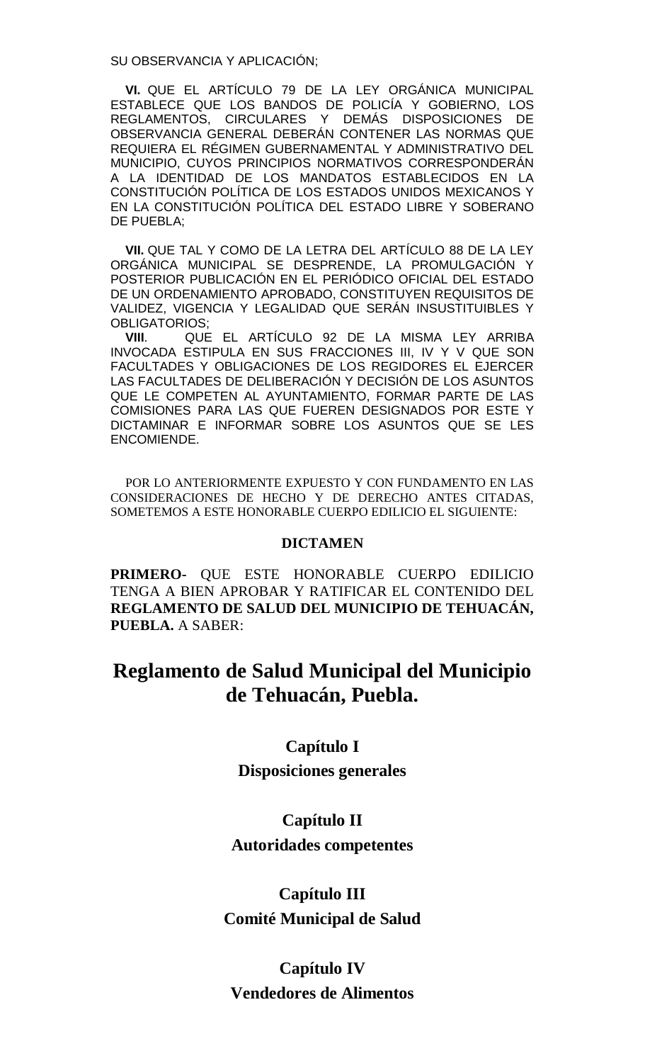SU OBSERVANCIA Y APLICACIÓN;

**VI.** QUE EL ARTÍCULO 79 DE LA LEY ORGÁNICA MUNICIPAL ESTABLECE QUE LOS BANDOS DE POLICÍA Y GOBIERNO, LOS REGLAMENTOS, CIRCULARES Y DEMÁS DISPOSICIONES DE OBSERVANCIA GENERAL DEBERÁN CONTENER LAS NORMAS QUE REQUIERA EL RÉGIMEN GUBERNAMENTAL Y ADMINISTRATIVO DEL MUNICIPIO, CUYOS PRINCIPIOS NORMATIVOS CORRESPONDERÁN A LA IDENTIDAD DE LOS MANDATOS ESTABLECIDOS EN LA CONSTITUCIÓN POLÍTICA DE LOS ESTADOS UNIDOS MEXICANOS Y EN LA CONSTITUCIÓN POLÍTICA DEL ESTADO LIBRE Y SOBERANO DE PUEBLA;

**VII.** QUE TAL Y COMO DE LA LETRA DEL ARTÍCULO 88 DE LA LEY ORGÁNICA MUNICIPAL SE DESPRENDE, LA PROMULGACIÓN Y POSTERIOR PUBLICACIÓN EN EL PERIÓDICO OFICIAL DEL ESTADO DE UN ORDENAMIENTO APROBADO, CONSTITUYEN REQUISITOS DE VALIDEZ, VIGENCIA Y LEGALIDAD QUE SERÁN INSUSTITUIBLES Y OBLIGATORIOS;

**VIII**. QUE EL ARTÍCULO 92 DE LA MISMA LEY ARRIBA INVOCADA ESTIPULA EN SUS FRACCIONES III, IV Y V QUE SON FACULTADES Y OBLIGACIONES DE LOS REGIDORES EL EJERCER LAS FACULTADES DE DELIBERACIÓN Y DECISIÓN DE LOS ASUNTOS QUE LE COMPETEN AL AYUNTAMIENTO, FORMAR PARTE DE LAS COMISIONES PARA LAS QUE FUEREN DESIGNADOS POR ESTE Y DICTAMINAR E INFORMAR SOBRE LOS ASUNTOS QUE SE LES ENCOMIENDE.

POR LO ANTERIORMENTE EXPUESTO Y CON FUNDAMENTO EN LAS CONSIDERACIONES DE HECHO Y DE DERECHO ANTES CITADAS, SOMETEMOS A ESTE HONORABLE CUERPO EDILICIO EL SIGUIENTE:

**DICTAMEN**

**PRIMERO-** QUE ESTE HONORABLE CUERPO EDILICIO TENGA A BIEN APROBAR Y RATIFICAR EL CONTENIDO DEL **REGLAMENTO DE SALUD DEL MUNICIPIO DE TEHUACÁN, PUEBLA.** A SABER:

# Reglamento de Salud Municipal del Municipio de Tehuacán, Puebla.

**Capítulo I**
**Disposiciones generales**

**Capítulo II**
**Autoridades competentes**

**Capítulo III**
**Comité Municipal de Salud**

**Capítulo IV**
**Vendedores de Alimentos**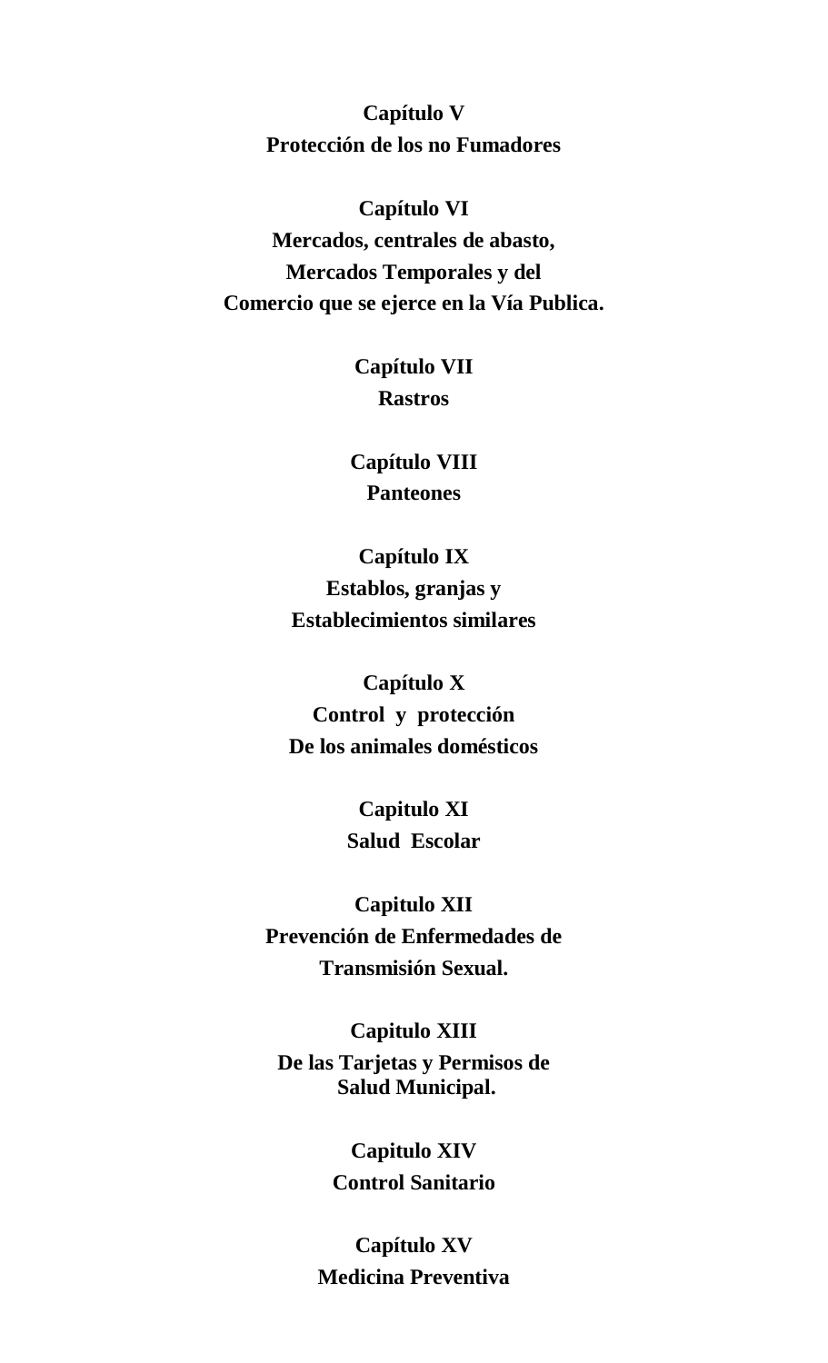**Capítulo V**
**Protección de los no Fumadores**

**Capítulo VI**
**Mercados, centrales de abasto,**
**Mercados Temporales y del**
**Comercio que se ejerce en la Vía Publica.**

**Capítulo VII**
**Rastros**

**Capítulo VIII**
**Panteones**

**Capítulo IX**
**Establos, granjas y**
**Establecimientos similares**

**Capítulo X**
**Control y protección**
**De los animales domésticos**

**Capitulo XI**
**Salud Escolar**

**Capitulo XII**
**Prevención de Enfermedades de**
**Transmisión Sexual.**

**Capitulo XIII**
**De las Tarjetas y Permisos de**
**Salud Municipal.**

**Capitulo XIV**
**Control Sanitario**

**Capítulo XV**
**Medicina Preventiva**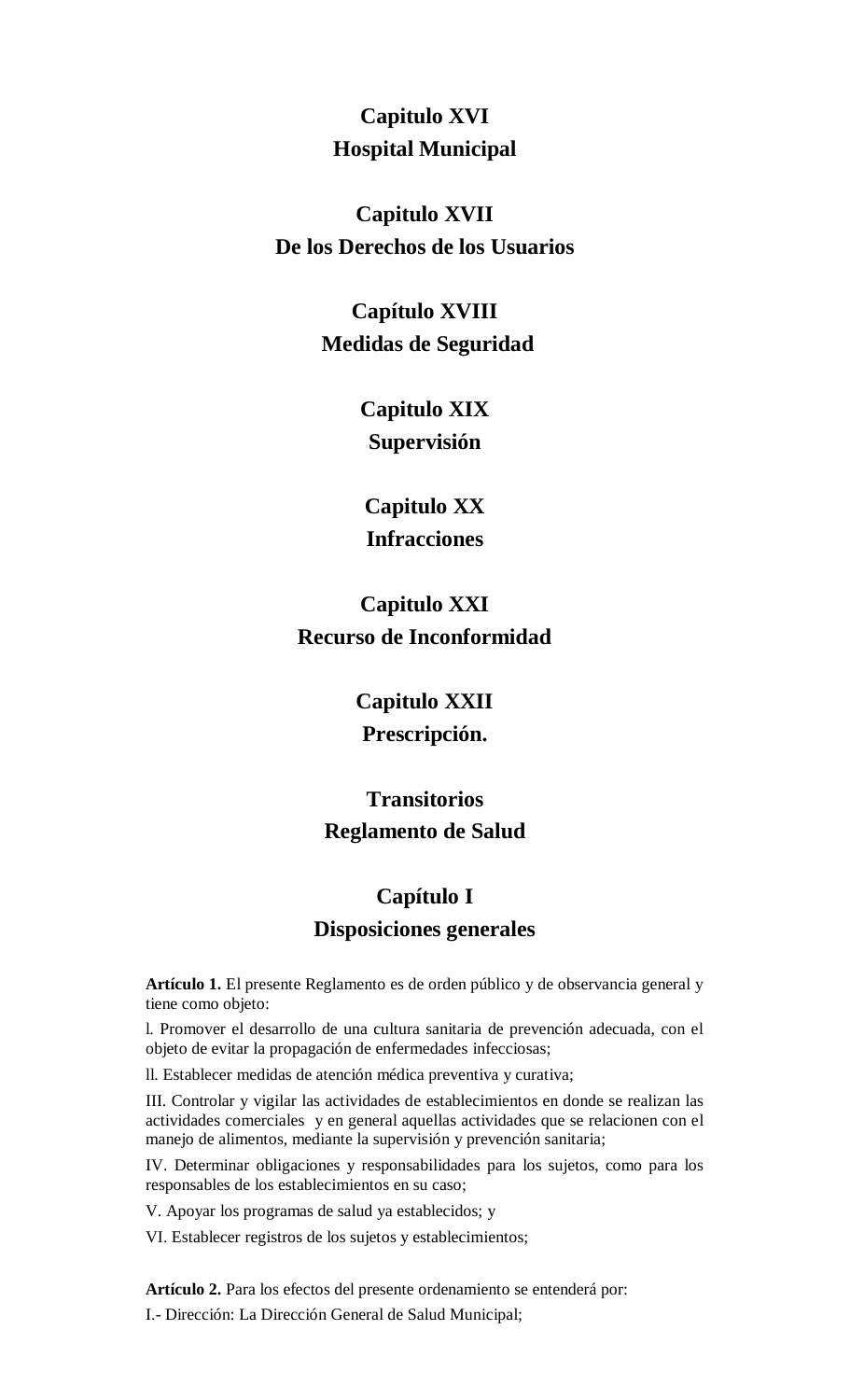## Capitulo XVI
## Hospital Municipal

## Capitulo XVII
## De los Derechos de los Usuarios

## Capítulo XVIII
## Medidas de Seguridad

## Capitulo XIX
## Supervisión

## Capitulo XX
## Infracciones

## Capitulo XXI
## Recurso de Inconformidad

## Capitulo XXII
## Prescripción.

## Transitorios
## Reglamento de Salud

## Capítulo I
## Disposiciones generales

**Artículo 1.** El presente Reglamento es de orden público y de observancia general y tiene como objeto:

l. Promover el desarrollo de una cultura sanitaria de prevención adecuada, con el objeto de evitar la propagación de enfermedades infecciosas;

ll. Establecer medidas de atención médica preventiva y curativa;

III. Controlar y vigilar las actividades de establecimientos en donde se realizan las actividades comerciales y en general aquellas actividades que se relacionen con el manejo de alimentos, mediante la supervisión y prevención sanitaria;

IV. Determinar obligaciones y responsabilidades para los sujetos, como para los responsables de los establecimientos en su caso;

V. Apoyar los programas de salud ya establecidos; y

VI. Establecer registros de los sujetos y establecimientos;

**Artículo 2.** Para los efectos del presente ordenamiento se entenderá por:

I.- Dirección: La Dirección General de Salud Municipal;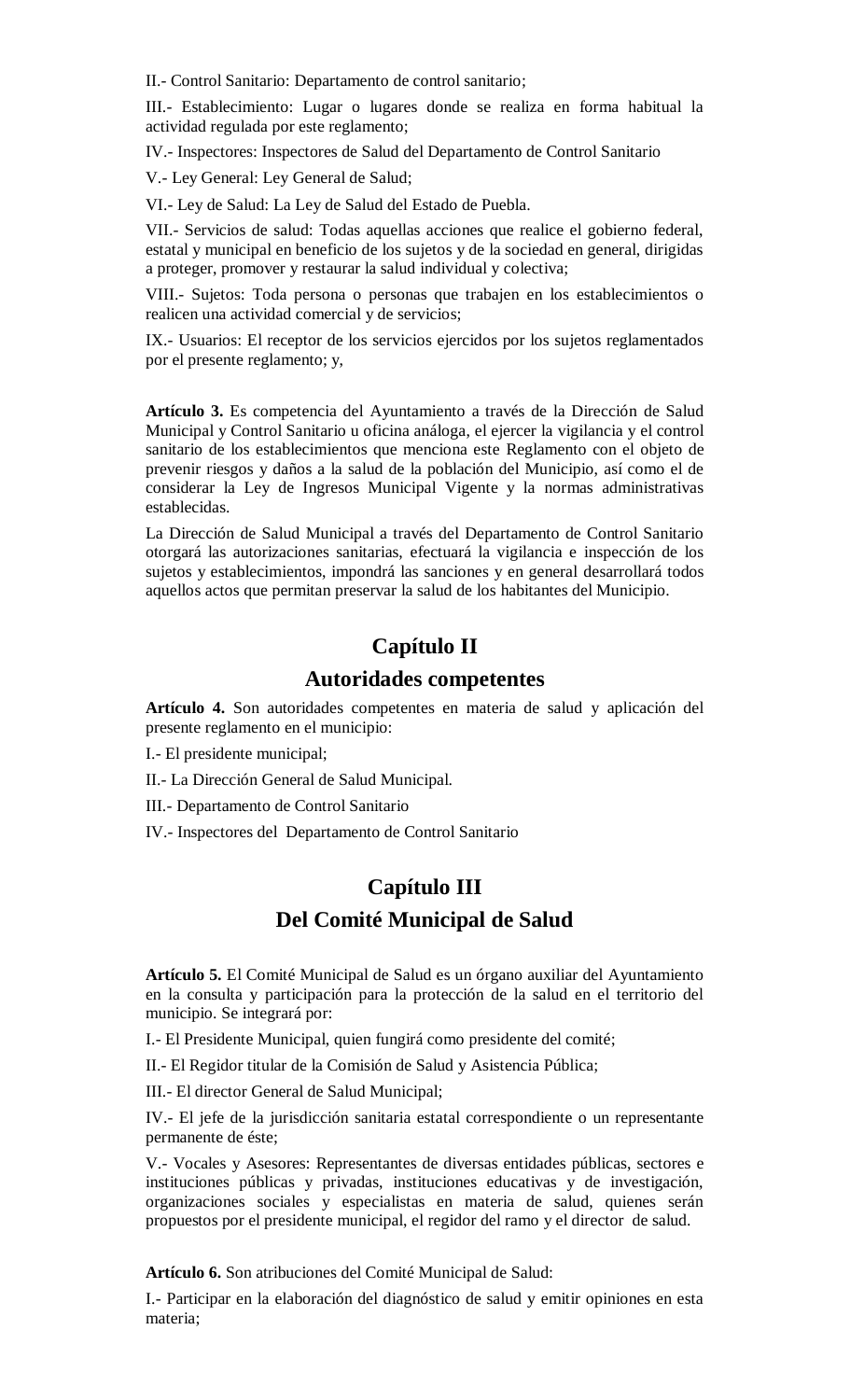II.- Control Sanitario: Departamento de control sanitario;

III.- Establecimiento: Lugar o lugares donde se realiza en forma habitual la actividad regulada por este reglamento;

IV.- Inspectores: Inspectores de Salud del Departamento de Control Sanitario

V.- Ley General: Ley General de Salud;

VI.- Ley de Salud: La Ley de Salud del Estado de Puebla.

VII.- Servicios de salud: Todas aquellas acciones que realice el gobierno federal, estatal y municipal en beneficio de los sujetos y de la sociedad en general, dirigidas a proteger, promover y restaurar la salud individual y colectiva;

VIII.- Sujetos: Toda persona o personas que trabajen en los establecimientos o realicen una actividad comercial y de servicios;

IX.- Usuarios: El receptor de los servicios ejercidos por los sujetos reglamentados por el presente reglamento; y,

**Artículo 3.** Es competencia del Ayuntamiento a través de la Dirección de Salud Municipal y Control Sanitario u oficina análoga, el ejercer la vigilancia y el control sanitario de los establecimientos que menciona este Reglamento con el objeto de prevenir riesgos y daños a la salud de la población del Municipio, así como el de considerar la Ley de Ingresos Municipal Vigente y la normas administrativas establecidas.

La Dirección de Salud Municipal a través del Departamento de Control Sanitario otorgará las autorizaciones sanitarias, efectuará la vigilancia e inspección de los sujetos y establecimientos, impondrá las sanciones y en general desarrollará todos aquellos actos que permitan preservar la salud de los habitantes del Municipio.

## Capítulo II

## Autoridades competentes

**Artículo 4.** Son autoridades competentes en materia de salud y aplicación del presente reglamento en el municipio:

I.- El presidente municipal;

II.- La Dirección General de Salud Municipal.

III.- Departamento de Control Sanitario

IV.- Inspectores del Departamento de Control Sanitario

## Capítulo III

## Del Comité Municipal de Salud

**Artículo 5.** El Comité Municipal de Salud es un órgano auxiliar del Ayuntamiento en la consulta y participación para la protección de la salud en el territorio del municipio. Se integrará por:

I.- El Presidente Municipal, quien fungirá como presidente del comité;

II.- El Regidor titular de la Comisión de Salud y Asistencia Pública;

III.- El director General de Salud Municipal;

IV.- El jefe de la jurisdicción sanitaria estatal correspondiente o un representante permanente de éste;

V.- Vocales y Asesores: Representantes de diversas entidades públicas, sectores e instituciones públicas y privadas, instituciones educativas y de investigación, organizaciones sociales y especialistas en materia de salud, quienes serán propuestos por el presidente municipal, el regidor del ramo y el director de salud.

**Artículo 6.** Son atribuciones del Comité Municipal de Salud:

I.- Participar en la elaboración del diagnóstico de salud y emitir opiniones en esta materia;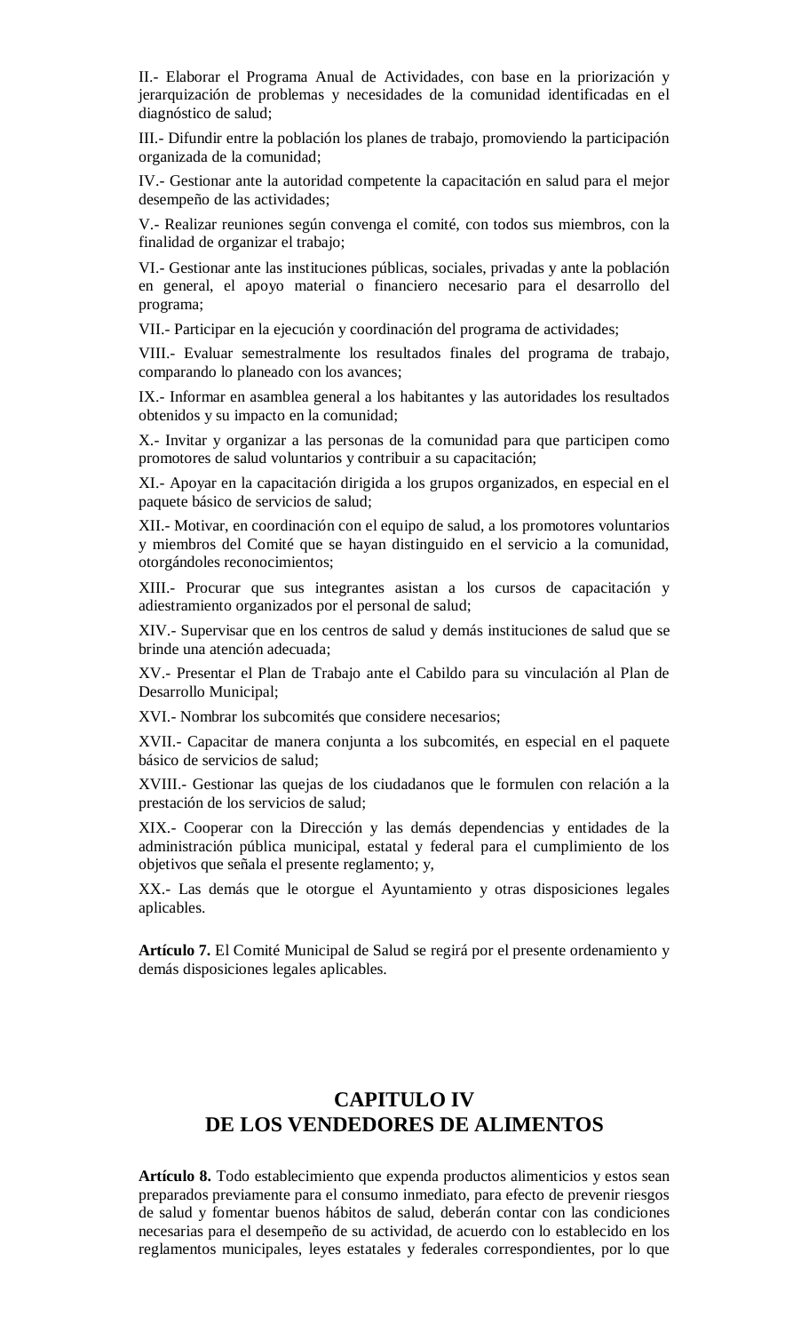II.- Elaborar el Programa Anual de Actividades, con base en la priorización y jerarquización de problemas y necesidades de la comunidad identificadas en el diagnóstico de salud;

III.- Difundir entre la población los planes de trabajo, promoviendo la participación organizada de la comunidad;

IV.- Gestionar ante la autoridad competente la capacitación en salud para el mejor desempeño de las actividades;

V.- Realizar reuniones según convenga el comité, con todos sus miembros, con la finalidad de organizar el trabajo;

VI.- Gestionar ante las instituciones públicas, sociales, privadas y ante la población en general, el apoyo material o financiero necesario para el desarrollo del programa;

VII.- Participar en la ejecución y coordinación del programa de actividades;

VIII.- Evaluar semestralmente los resultados finales del programa de trabajo, comparando lo planeado con los avances;

IX.- Informar en asamblea general a los habitantes y las autoridades los resultados obtenidos y su impacto en la comunidad;

X.- Invitar y organizar a las personas de la comunidad para que participen como promotores de salud voluntarios y contribuir a su capacitación;

XI.- Apoyar en la capacitación dirigida a los grupos organizados, en especial en el paquete básico de servicios de salud;

XII.- Motivar, en coordinación con el equipo de salud, a los promotores voluntarios y miembros del Comité que se hayan distinguido en el servicio a la comunidad, otorgándoles reconocimientos;

XIII.- Procurar que sus integrantes asistan a los cursos de capacitación y adiestramiento organizados por el personal de salud;

XIV.- Supervisar que en los centros de salud y demás instituciones de salud que se brinde una atención adecuada;

XV.- Presentar el Plan de Trabajo ante el Cabildo para su vinculación al Plan de Desarrollo Municipal;

XVI.- Nombrar los subcomités que considere necesarios;

XVII.- Capacitar de manera conjunta a los subcomités, en especial en el paquete básico de servicios de salud;

XVIII.- Gestionar las quejas de los ciudadanos que le formulen con relación a la prestación de los servicios de salud;

XIX.- Cooperar con la Dirección y las demás dependencias y entidades de la administración pública municipal, estatal y federal para el cumplimiento de los objetivos que señala el presente reglamento; y,

XX.- Las demás que le otorgue el Ayuntamiento y otras disposiciones legales aplicables.

**Artículo 7.** El Comité Municipal de Salud se regirá por el presente ordenamiento y demás disposiciones legales aplicables.

## CAPITULO IV
## DE LOS VENDEDORES DE ALIMENTOS

**Artículo 8.** Todo establecimiento que expenda productos alimenticios y estos sean preparados previamente para el consumo inmediato, para efecto de prevenir riesgos de salud y fomentar buenos hábitos de salud, deberán contar con las condiciones necesarias para el desempeño de su actividad, de acuerdo con lo establecido en los reglamentos municipales, leyes estatales y federales correspondientes, por lo que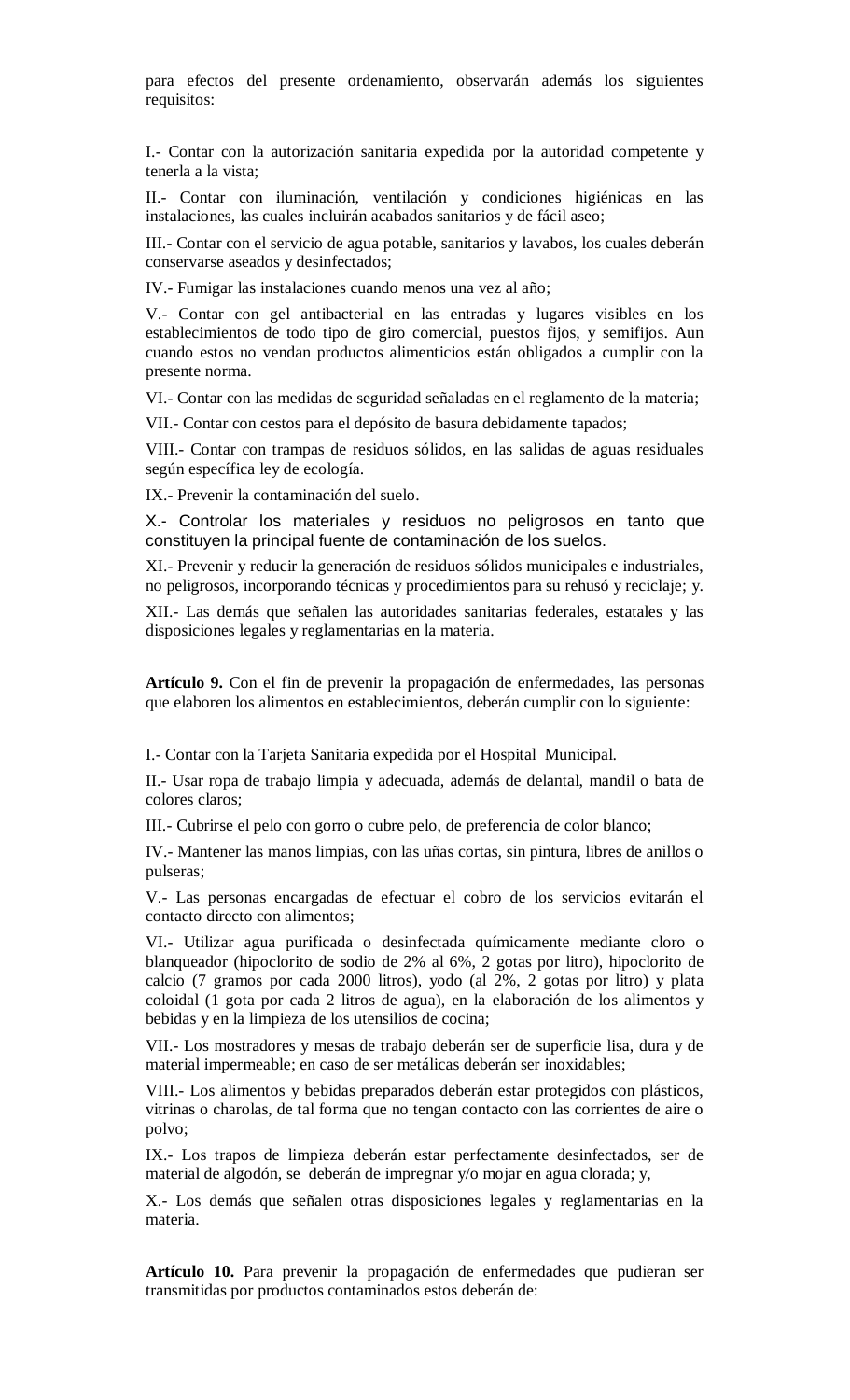para efectos del presente ordenamiento, observarán además los siguientes requisitos:

I.- Contar con la autorización sanitaria expedida por la autoridad competente y tenerla a la vista;

II.- Contar con iluminación, ventilación y condiciones higiénicas en las instalaciones, las cuales incluirán acabados sanitarios y de fácil aseo;

III.- Contar con el servicio de agua potable, sanitarios y lavabos, los cuales deberán conservarse aseados y desinfectados;

IV.- Fumigar las instalaciones cuando menos una vez al año;

V.- Contar con gel antibacterial en las entradas y lugares visibles en los establecimientos de todo tipo de giro comercial, puestos fijos, y semifijos. Aun cuando estos no vendan productos alimenticios están obligados a cumplir con la presente norma.

VI.- Contar con las medidas de seguridad señaladas en el reglamento de la materia;

VII.- Contar con cestos para el depósito de basura debidamente tapados;

VIII.- Contar con trampas de residuos sólidos, en las salidas de aguas residuales según específica ley de ecología.

IX.- Prevenir la contaminación del suelo.

X.- Controlar los materiales y residuos no peligrosos en tanto que constituyen la principal fuente de contaminación de los suelos.

XI.- Prevenir y reducir la generación de residuos sólidos municipales e industriales, no peligrosos, incorporando técnicas y procedimientos para su rehusó y reciclaje; y.

XII.- Las demás que señalen las autoridades sanitarias federales, estatales y las disposiciones legales y reglamentarias en la materia.

**Artículo 9.** Con el fin de prevenir la propagación de enfermedades, las personas que elaboren los alimentos en establecimientos, deberán cumplir con lo siguiente:

I.- Contar con la Tarjeta Sanitaria expedida por el Hospital Municipal.

II.- Usar ropa de trabajo limpia y adecuada, además de delantal, mandil o bata de colores claros;

III.- Cubrirse el pelo con gorro o cubre pelo, de preferencia de color blanco;

IV.- Mantener las manos limpias, con las uñas cortas, sin pintura, libres de anillos o pulseras;

V.- Las personas encargadas de efectuar el cobro de los servicios evitarán el contacto directo con alimentos;

VI.- Utilizar agua purificada o desinfectada químicamente mediante cloro o blanqueador (hipoclorito de sodio de 2% al 6%, 2 gotas por litro), hipoclorito de calcio (7 gramos por cada 2000 litros), yodo (al 2%, 2 gotas por litro) y plata coloidal (1 gota por cada 2 litros de agua), en la elaboración de los alimentos y bebidas y en la limpieza de los utensilios de cocina;

VII.- Los mostradores y mesas de trabajo deberán ser de superficie lisa, dura y de material impermeable; en caso de ser metálicas deberán ser inoxidables;

VIII.- Los alimentos y bebidas preparados deberán estar protegidos con plásticos, vitrinas o charolas, de tal forma que no tengan contacto con las corrientes de aire o polvo;

IX.- Los trapos de limpieza deberán estar perfectamente desinfectados, ser de material de algodón, se deberán de impregnar y/o mojar en agua clorada; y,

X.- Los demás que señalen otras disposiciones legales y reglamentarias en la materia.

**Artículo 10.** Para prevenir la propagación de enfermedades que pudieran ser transmitidas por productos contaminados estos deberán de: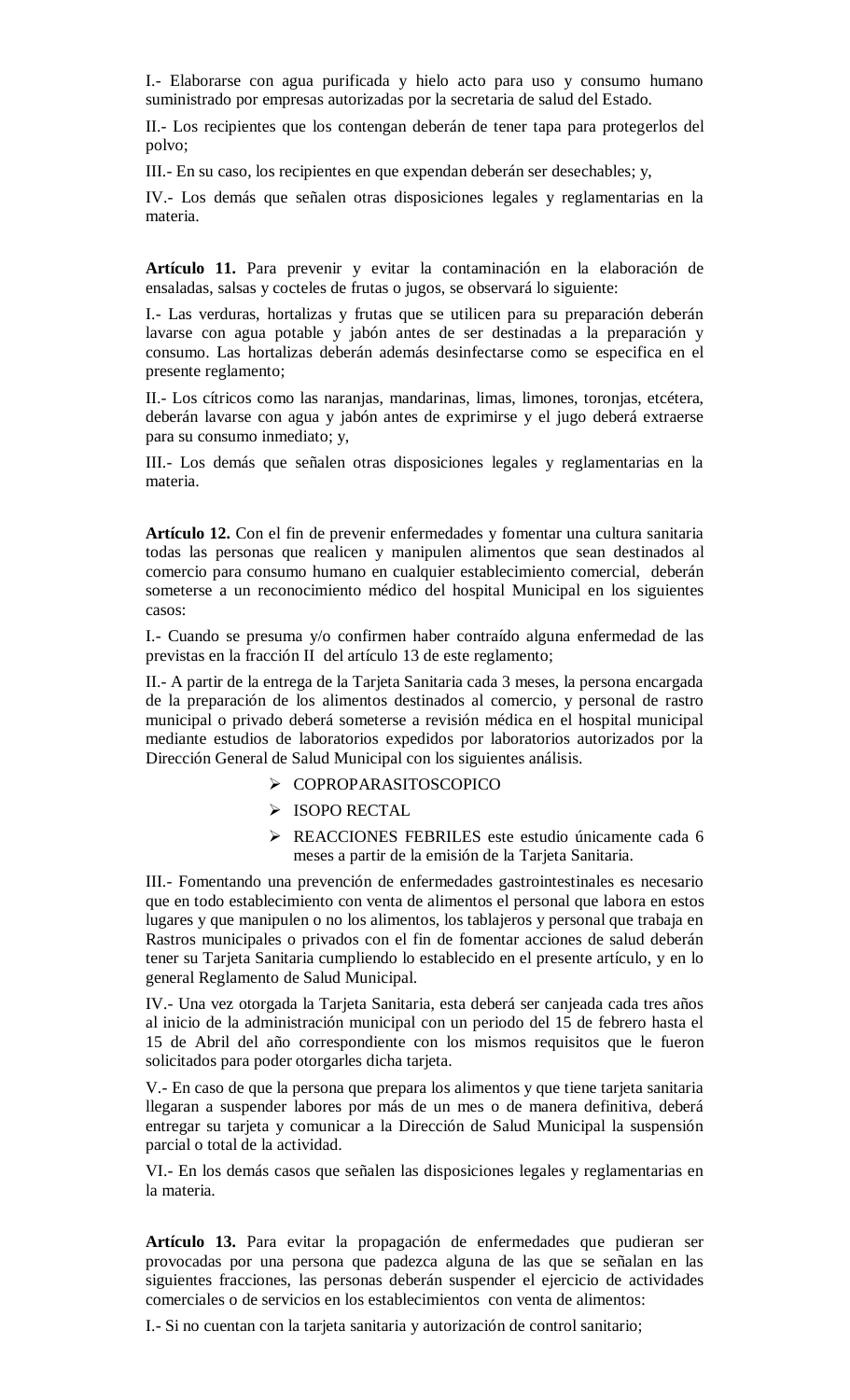I.- Elaborarse con agua purificada y hielo acto para uso y consumo humano suministrado por empresas autorizadas por la secretaria de salud del Estado.

II.- Los recipientes que los contengan deberán de tener tapa para protegerlos del polvo;

III.- En su caso, los recipientes en que expendan deberán ser desechables; y,

IV.- Los demás que señalen otras disposiciones legales y reglamentarias en la materia.

**Artículo 11.** Para prevenir y evitar la contaminación en la elaboración de ensaladas, salsas y cocteles de frutas o jugos, se observará lo siguiente:

I.- Las verduras, hortalizas y frutas que se utilicen para su preparación deberán lavarse con agua potable y jabón antes de ser destinadas a la preparación y consumo. Las hortalizas deberán además desinfectarse como se especifica en el presente reglamento;

II.- Los cítricos como las naranjas, mandarinas, limas, limones, toronjas, etcétera, deberán lavarse con agua y jabón antes de exprimirse y el jugo deberá extraerse para su consumo inmediato; y,

III.- Los demás que señalen otras disposiciones legales y reglamentarias en la materia.

**Artículo 12.** Con el fin de prevenir enfermedades y fomentar una cultura sanitaria todas las personas que realicen y manipulen alimentos que sean destinados al comercio para consumo humano en cualquier establecimiento comercial, deberán someterse a un reconocimiento médico del hospital Municipal en los siguientes casos:

I.- Cuando se presuma y/o confirmen haber contraído alguna enfermedad de las previstas en la fracción II del artículo 13 de este reglamento;

II.- A partir de la entrega de la Tarjeta Sanitaria cada 3 meses, la persona encargada de la preparación de los alimentos destinados al comercio, y personal de rastro municipal o privado deberá someterse a revisión médica en el hospital municipal mediante estudios de laboratorios expedidos por laboratorios autorizados por la Dirección General de Salud Municipal con los siguientes análisis.

- COPROPARASITOSCOPICO
- ISOPO RECTAL
- REACCIONES FEBRILES este estudio únicamente cada 6 meses a partir de la emisión de la Tarjeta Sanitaria.

III.- Fomentando una prevención de enfermedades gastrointestinales es necesario que en todo establecimiento con venta de alimentos el personal que labora en estos lugares y que manipulen o no los alimentos, los tablajeros y personal que trabaja en Rastros municipales o privados con el fin de fomentar acciones de salud deberán tener su Tarjeta Sanitaria cumpliendo lo establecido en el presente artículo, y en lo general Reglamento de Salud Municipal.

IV.- Una vez otorgada la Tarjeta Sanitaria, esta deberá ser canjeada cada tres años al inicio de la administración municipal con un periodo del 15 de febrero hasta el 15 de Abril del año correspondiente con los mismos requisitos que le fueron solicitados para poder otorgarles dicha tarjeta.

V.- En caso de que la persona que prepara los alimentos y que tiene tarjeta sanitaria llegaran a suspender labores por más de un mes o de manera definitiva, deberá entregar su tarjeta y comunicar a la Dirección de Salud Municipal la suspensión parcial o total de la actividad.

VI.- En los demás casos que señalen las disposiciones legales y reglamentarias en la materia.

**Artículo 13.** Para evitar la propagación de enfermedades que pudieran ser provocadas por una persona que padezca alguna de las que se señalan en las siguientes fracciones, las personas deberán suspender el ejercicio de actividades comerciales o de servicios en los establecimientos con venta de alimentos:

I.- Si no cuentan con la tarjeta sanitaria y autorización de control sanitario;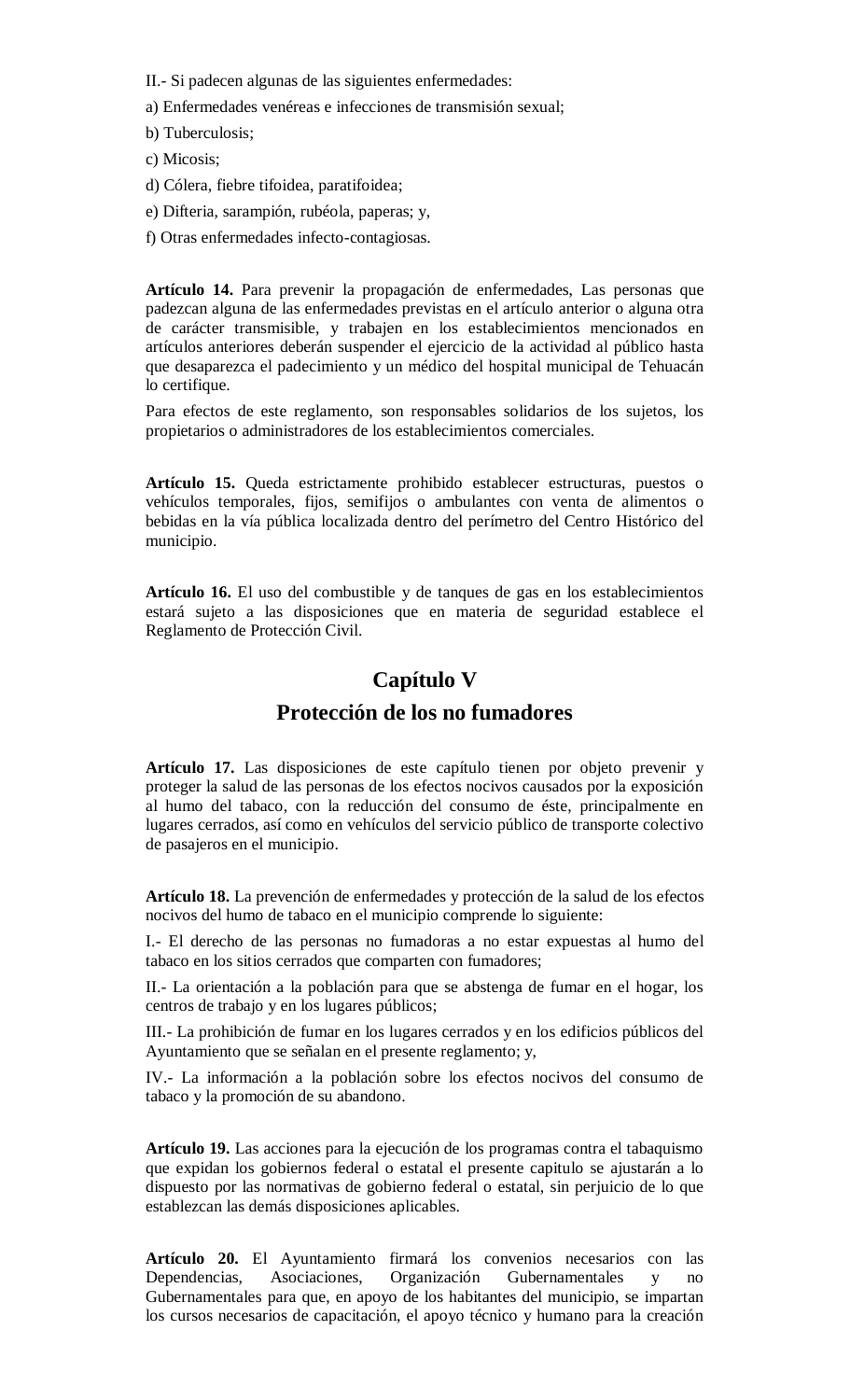II.- Si padecen algunas de las siguientes enfermedades:

a) Enfermedades venéreas e infecciones de transmisión sexual;

b) Tuberculosis;

c) Micosis;

d) Cólera, fiebre tifoidea, paratifoidea;

e) Difteria, sarampión, rubéola, paperas; y,

f) Otras enfermedades infecto-contagiosas.

**Artículo 14.** Para prevenir la propagación de enfermedades, Las personas que padezcan alguna de las enfermedades previstas en el artículo anterior o alguna otra de carácter transmisible, y trabajen en los establecimientos mencionados en artículos anteriores deberán suspender el ejercicio de la actividad al público hasta que desaparezca el padecimiento y un médico del hospital municipal de Tehuacán lo certifique.

Para efectos de este reglamento, son responsables solidarios de los sujetos, los propietarios o administradores de los establecimientos comerciales.

**Artículo 15.** Queda estrictamente prohibido establecer estructuras, puestos o vehículos temporales, fijos, semifijos o ambulantes con venta de alimentos o bebidas en la vía pública localizada dentro del perímetro del Centro Histórico del municipio.

**Artículo 16.** El uso del combustible y de tanques de gas en los establecimientos estará sujeto a las disposiciones que en materia de seguridad establece el Reglamento de Protección Civil.

## Capítulo V
## Protección de los no fumadores

**Artículo 17.** Las disposiciones de este capítulo tienen por objeto prevenir y proteger la salud de las personas de los efectos nocivos causados por la exposición al humo del tabaco, con la reducción del consumo de éste, principalmente en lugares cerrados, así como en vehículos del servicio público de transporte colectivo de pasajeros en el municipio.

**Artículo 18.** La prevención de enfermedades y protección de la salud de los efectos nocivos del humo de tabaco en el municipio comprende lo siguiente:

I.- El derecho de las personas no fumadoras a no estar expuestas al humo del tabaco en los sitios cerrados que comparten con fumadores;

II.- La orientación a la población para que se abstenga de fumar en el hogar, los centros de trabajo y en los lugares públicos;

III.- La prohibición de fumar en los lugares cerrados y en los edificios públicos del Ayuntamiento que se señalan en el presente reglamento; y,

IV.- La información a la población sobre los efectos nocivos del consumo de tabaco y la promoción de su abandono.

**Artículo 19.** Las acciones para la ejecución de los programas contra el tabaquismo que expidan los gobiernos federal o estatal el presente capitulo se ajustarán a lo dispuesto por las normativas de gobierno federal o estatal, sin perjuicio de lo que establezcan las demás disposiciones aplicables.

**Artículo 20.** El Ayuntamiento firmará los convenios necesarios con las Dependencias, Asociaciones, Organización Gubernamentales y no Gubernamentales para que, en apoyo de los habitantes del municipio, se impartan los cursos necesarios de capacitación, el apoyo técnico y humano para la creación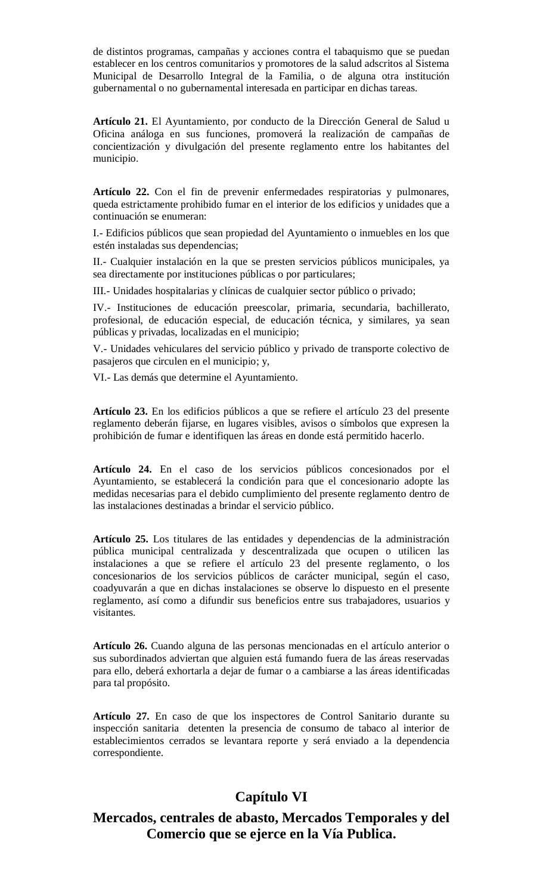de distintos programas, campañas y acciones contra el tabaquismo que se puedan establecer en los centros comunitarios y promotores de la salud adscritos al Sistema Municipal de Desarrollo Integral de la Familia, o de alguna otra institución gubernamental o no gubernamental interesada en participar en dichas tareas.

**Artículo 21.** El Ayuntamiento, por conducto de la Dirección General de Salud u Oficina análoga en sus funciones, promoverá la realización de campañas de concientización y divulgación del presente reglamento entre los habitantes del municipio.

**Artículo 22.** Con el fin de prevenir enfermedades respiratorias y pulmonares, queda estrictamente prohibido fumar en el interior de los edificios y unidades que a continuación se enumeran:

I.- Edificios públicos que sean propiedad del Ayuntamiento o inmuebles en los que estén instaladas sus dependencias;

II.- Cualquier instalación en la que se presten servicios públicos municipales, ya sea directamente por instituciones públicas o por particulares;

III.- Unidades hospitalarias y clínicas de cualquier sector público o privado;

IV.- Instituciones de educación preescolar, primaria, secundaria, bachillerato, profesional, de educación especial, de educación técnica, y similares, ya sean públicas y privadas, localizadas en el municipio;

V.- Unidades vehiculares del servicio público y privado de transporte colectivo de pasajeros que circulen en el municipio; y,

VI.- Las demás que determine el Ayuntamiento.

**Artículo 23.** En los edificios públicos a que se refiere el artículo 23 del presente reglamento deberán fijarse, en lugares visibles, avisos o símbolos que expresen la prohibición de fumar e identifiquen las áreas en donde está permitido hacerlo.

**Artículo 24.** En el caso de los servicios públicos concesionados por el Ayuntamiento, se establecerá la condición para que el concesionario adopte las medidas necesarias para el debido cumplimiento del presente reglamento dentro de las instalaciones destinadas a brindar el servicio público.

**Artículo 25.** Los titulares de las entidades y dependencias de la administración pública municipal centralizada y descentralizada que ocupen o utilicen las instalaciones a que se refiere el artículo 23 del presente reglamento, o los concesionarios de los servicios públicos de carácter municipal, según el caso, coadyuvarán a que en dichas instalaciones se observe lo dispuesto en el presente reglamento, así como a difundir sus beneficios entre sus trabajadores, usuarios y visitantes.

**Artículo 26.** Cuando alguna de las personas mencionadas en el artículo anterior o sus subordinados adviertan que alguien está fumando fuera de las áreas reservadas para ello, deberá exhortarla a dejar de fumar o a cambiarse a las áreas identificadas para tal propósito.

**Artículo 27.** En caso de que los inspectores de Control Sanitario durante su inspección sanitaria detenten la presencia de consumo de tabaco al interior de establecimientos cerrados se levantara reporte y será enviado a la dependencia correspondiente.

## Capítulo VI

## Mercados, centrales de abasto, Mercados Temporales y del Comercio que se ejerce en la Vía Publica.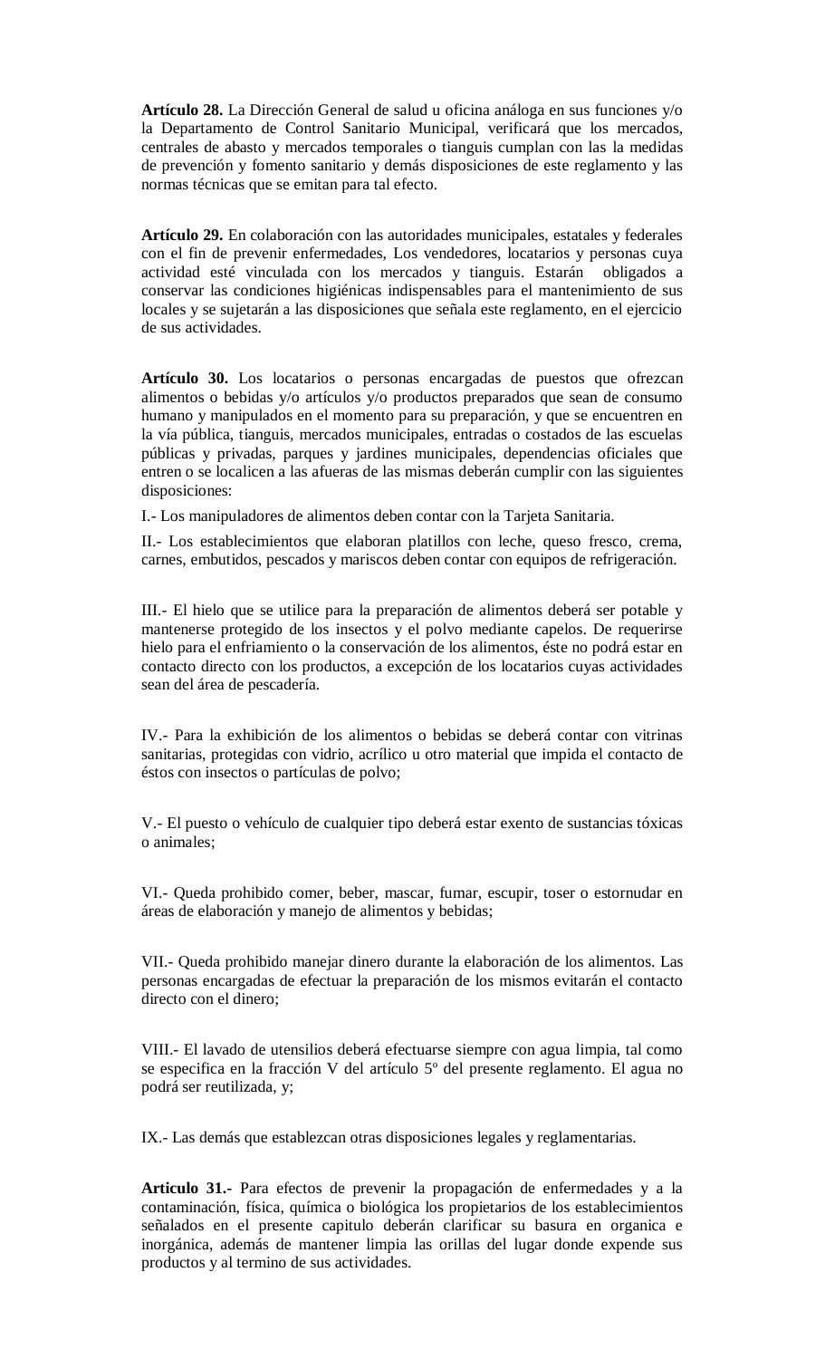**Artículo 28.** La Dirección General de salud u oficina análoga en sus funciones y/o la Departamento de Control Sanitario Municipal, verificará que los mercados, centrales de abasto y mercados temporales o tianguis cumplan con las la medidas de prevención y fomento sanitario y demás disposiciones de este reglamento y las normas técnicas que se emitan para tal efecto.

**Artículo 29.** En colaboración con las autoridades municipales, estatales y federales con el fin de prevenir enfermedades, Los vendedores, locatarios y personas cuya actividad esté vinculada con los mercados y tianguis. Estarán obligados a conservar las condiciones higiénicas indispensables para el mantenimiento de sus locales y se sujetarán a las disposiciones que señala este reglamento, en el ejercicio de sus actividades.

**Artículo 30.** Los locatarios o personas encargadas de puestos que ofrezcan alimentos o bebidas y/o artículos y/o productos preparados que sean de consumo humano y manipulados en el momento para su preparación, y que se encuentren en la vía pública, tianguis, mercados municipales, entradas o costados de las escuelas públicas y privadas, parques y jardines municipales, dependencias oficiales que entren o se localicen a las afueras de las mismas deberán cumplir con las siguientes disposiciones:

I.- Los manipuladores de alimentos deben contar con la Tarjeta Sanitaria.

II.- Los establecimientos que elaboran platillos con leche, queso fresco, crema, carnes, embutidos, pescados y mariscos deben contar con equipos de refrigeración.

III.- El hielo que se utilice para la preparación de alimentos deberá ser potable y mantenerse protegido de los insectos y el polvo mediante capelos. De requerirse hielo para el enfriamiento o la conservación de los alimentos, éste no podrá estar en contacto directo con los productos, a excepción de los locatarios cuyas actividades sean del área de pescadería.

IV.- Para la exhibición de los alimentos o bebidas se deberá contar con vitrinas sanitarias, protegidas con vidrio, acrílico u otro material que impida el contacto de éstos con insectos o partículas de polvo;

V.- El puesto o vehículo de cualquier tipo deberá estar exento de sustancias tóxicas o animales;

VI.- Queda prohibido comer, beber, mascar, fumar, escupir, toser o estornudar en áreas de elaboración y manejo de alimentos y bebidas;

VII.- Queda prohibido manejar dinero durante la elaboración de los alimentos. Las personas encargadas de efectuar la preparación de los mismos evitarán el contacto directo con el dinero;

VIII.- El lavado de utensilios deberá efectuarse siempre con agua limpia, tal como se especifica en la fracción V del artículo 5º del presente reglamento. El agua no podrá ser reutilizada, y;

IX.- Las demás que establezcan otras disposiciones legales y reglamentarias.

**Articulo 31.-** Para efectos de prevenir la propagación de enfermedades y a la contaminación, física, química o biológica los propietarios de los establecimientos señalados en el presente capitulo deberán clarificar su basura en organica e inorgánica, además de mantener limpia las orillas del lugar donde expende sus productos y al termino de sus actividades.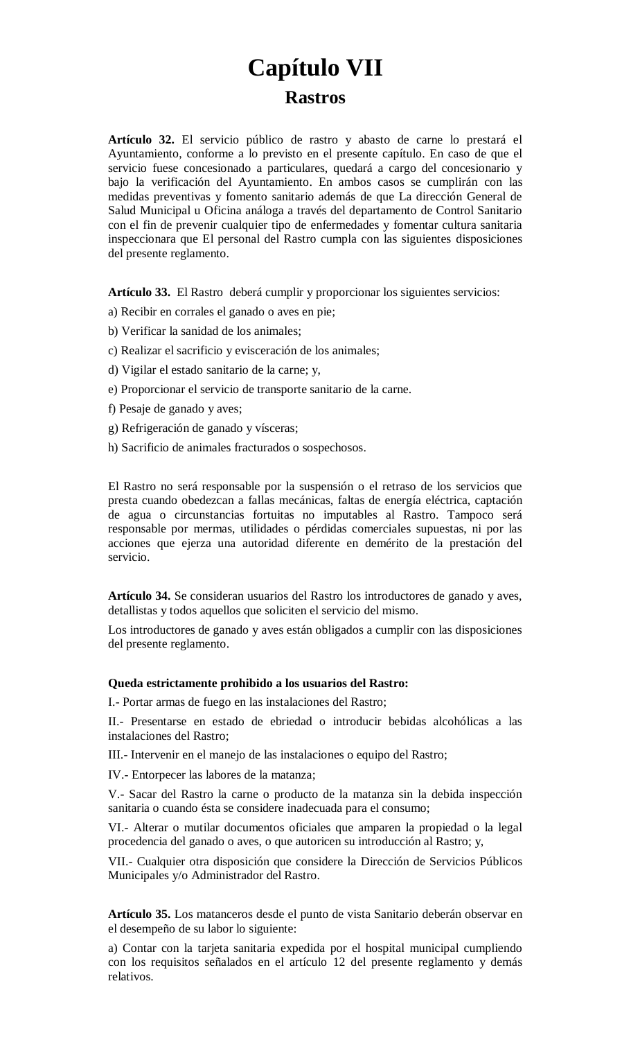# Capítulo VII

## Rastros

**Artículo 32.** El servicio público de rastro y abasto de carne lo prestará el Ayuntamiento, conforme a lo previsto en el presente capítulo. En caso de que el servicio fuese concesionado a particulares, quedará a cargo del concesionario y bajo la verificación del Ayuntamiento. En ambos casos se cumplirán con las medidas preventivas y fomento sanitario además de que La dirección General de Salud Municipal u Oficina análoga a través del departamento de Control Sanitario con el fin de prevenir cualquier tipo de enfermedades y fomentar cultura sanitaria inspeccionara que El personal del Rastro cumpla con las siguientes disposiciones del presente reglamento.

**Artículo 33.** El Rastro deberá cumplir y proporcionar los siguientes servicios:

a) Recibir en corrales el ganado o aves en pie;

b) Verificar la sanidad de los animales;

c) Realizar el sacrificio y evisceración de los animales;

d) Vigilar el estado sanitario de la carne; y,

e) Proporcionar el servicio de transporte sanitario de la carne.

f) Pesaje de ganado y aves;

g) Refrigeración de ganado y vísceras;

h) Sacrificio de animales fracturados o sospechosos.

El Rastro no será responsable por la suspensión o el retraso de los servicios que presta cuando obedezcan a fallas mecánicas, faltas de energía eléctrica, captación de agua o circunstancias fortuitas no imputables al Rastro. Tampoco será responsable por mermas, utilidades o pérdidas comerciales supuestas, ni por las acciones que ejerza una autoridad diferente en demérito de la prestación del servicio.

**Artículo 34.** Se consideran usuarios del Rastro los introductores de ganado y aves, detallistas y todos aquellos que soliciten el servicio del mismo.

Los introductores de ganado y aves están obligados a cumplir con las disposiciones del presente reglamento.

**Queda estrictamente prohibido a los usuarios del Rastro:**

I.- Portar armas de fuego en las instalaciones del Rastro;

II.- Presentarse en estado de ebriedad o introducir bebidas alcohólicas a las instalaciones del Rastro;

III.- Intervenir en el manejo de las instalaciones o equipo del Rastro;

IV.- Entorpecer las labores de la matanza;

V.- Sacar del Rastro la carne o producto de la matanza sin la debida inspección sanitaria o cuando ésta se considere inadecuada para el consumo;

VI.- Alterar o mutilar documentos oficiales que amparen la propiedad o la legal procedencia del ganado o aves, o que autoricen su introducción al Rastro; y,

VII.- Cualquier otra disposición que considere la Dirección de Servicios Públicos Municipales y/o Administrador del Rastro.

**Artículo 35.** Los matanceros desde el punto de vista Sanitario deberán observar en el desempeño de su labor lo siguiente:

a) Contar con la tarjeta sanitaria expedida por el hospital municipal cumpliendo con los requisitos señalados en el artículo 12 del presente reglamento y demás relativos.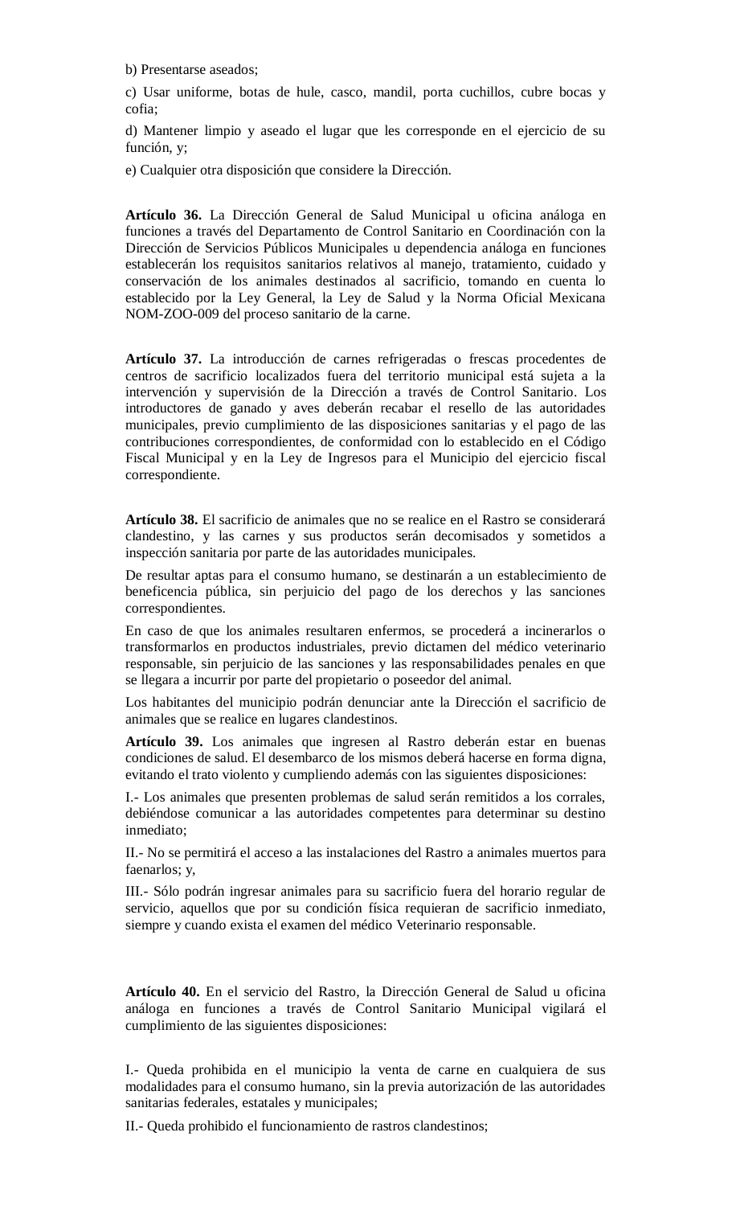b) Presentarse aseados;

c) Usar uniforme, botas de hule, casco, mandil, porta cuchillos, cubre bocas y cofia;

d) Mantener limpio y aseado el lugar que les corresponde en el ejercicio de su función, y;

e) Cualquier otra disposición que considere la Dirección.

**Artículo 36.** La Dirección General de Salud Municipal u oficina análoga en funciones a través del Departamento de Control Sanitario en Coordinación con la Dirección de Servicios Públicos Municipales u dependencia análoga en funciones establecerán los requisitos sanitarios relativos al manejo, tratamiento, cuidado y conservación de los animales destinados al sacrificio, tomando en cuenta lo establecido por la Ley General, la Ley de Salud y la Norma Oficial Mexicana NOM-ZOO-009 del proceso sanitario de la carne.

**Artículo 37.** La introducción de carnes refrigeradas o frescas procedentes de centros de sacrificio localizados fuera del territorio municipal está sujeta a la intervención y supervisión de la Dirección a través de Control Sanitario. Los introductores de ganado y aves deberán recabar el resello de las autoridades municipales, previo cumplimiento de las disposiciones sanitarias y el pago de las contribuciones correspondientes, de conformidad con lo establecido en el Código Fiscal Municipal y en la Ley de Ingresos para el Municipio del ejercicio fiscal correspondiente.

**Artículo 38.** El sacrificio de animales que no se realice en el Rastro se considerará clandestino, y las carnes y sus productos serán decomisados y sometidos a inspección sanitaria por parte de las autoridades municipales.

De resultar aptas para el consumo humano, se destinarán a un establecimiento de beneficencia pública, sin perjuicio del pago de los derechos y las sanciones correspondientes.

En caso de que los animales resultaren enfermos, se procederá a incinerarlos o transformarlos en productos industriales, previo dictamen del médico veterinario responsable, sin perjuicio de las sanciones y las responsabilidades penales en que se llegara a incurrir por parte del propietario o poseedor del animal.

Los habitantes del municipio podrán denunciar ante la Dirección el sacrificio de animales que se realice en lugares clandestinos.

**Artículo 39.** Los animales que ingresen al Rastro deberán estar en buenas condiciones de salud. El desembarco de los mismos deberá hacerse en forma digna, evitando el trato violento y cumpliendo además con las siguientes disposiciones:

I.- Los animales que presenten problemas de salud serán remitidos a los corrales, debiéndose comunicar a las autoridades competentes para determinar su destino inmediato;

II.- No se permitirá el acceso a las instalaciones del Rastro a animales muertos para faenarlos; y,

III.- Sólo podrán ingresar animales para su sacrificio fuera del horario regular de servicio, aquellos que por su condición física requieran de sacrificio inmediato, siempre y cuando exista el examen del médico Veterinario responsable.

**Artículo 40.** En el servicio del Rastro, la Dirección General de Salud u oficina análoga en funciones a través de Control Sanitario Municipal vigilará el cumplimiento de las siguientes disposiciones:

I.- Queda prohibida en el municipio la venta de carne en cualquiera de sus modalidades para el consumo humano, sin la previa autorización de las autoridades sanitarias federales, estatales y municipales;

II.- Queda prohibido el funcionamiento de rastros clandestinos;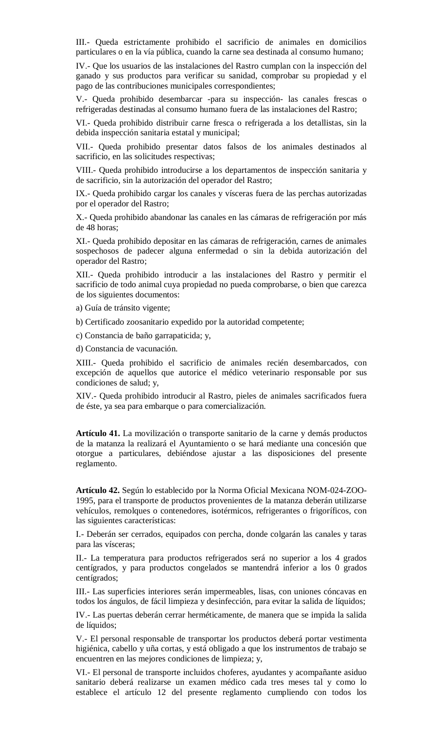III.- Queda estrictamente prohibido el sacrificio de animales en domicilios particulares o en la vía pública, cuando la carne sea destinada al consumo humano;

IV.- Que los usuarios de las instalaciones del Rastro cumplan con la inspección del ganado y sus productos para verificar su sanidad, comprobar su propiedad y el pago de las contribuciones municipales correspondientes;

V.- Queda prohibido desembarcar -para su inspección- las canales frescas o refrigeradas destinadas al consumo humano fuera de las instalaciones del Rastro;

VI.- Queda prohibido distribuir carne fresca o refrigerada a los detallistas, sin la debida inspección sanitaria estatal y municipal;

VII.- Queda prohibido presentar datos falsos de los animales destinados al sacrificio, en las solicitudes respectivas;

VIII.- Queda prohibido introducirse a los departamentos de inspección sanitaria y de sacrificio, sin la autorización del operador del Rastro;

IX.- Queda prohibido cargar los canales y vísceras fuera de las perchas autorizadas por el operador del Rastro;

X.- Queda prohibido abandonar las canales en las cámaras de refrigeración por más de 48 horas;

XI.- Queda prohibido depositar en las cámaras de refrigeración, carnes de animales sospechosos de padecer alguna enfermedad o sin la debida autorización del operador del Rastro;

XII.- Queda prohibido introducir a las instalaciones del Rastro y permitir el sacrificio de todo animal cuya propiedad no pueda comprobarse, o bien que carezca de los siguientes documentos:

a) Guía de tránsito vigente;

b) Certificado zoosanitario expedido por la autoridad competente;

c) Constancia de baño garrapaticida; y,

d) Constancia de vacunación.

XIII.- Queda prohibido el sacrificio de animales recién desembarcados, con excepción de aquellos que autorice el médico veterinario responsable por sus condiciones de salud; y,

XIV.- Queda prohibido introducir al Rastro, pieles de animales sacrificados fuera de éste, ya sea para embarque o para comercialización.

**Artículo 41.** La movilización o transporte sanitario de la carne y demás productos de la matanza la realizará el Ayuntamiento o se hará mediante una concesión que otorgue a particulares, debiéndose ajustar a las disposiciones del presente reglamento.

**Artículo 42.** Según lo establecido por la Norma Oficial Mexicana NOM-024-ZOO-1995, para el transporte de productos provenientes de la matanza deberán utilizarse vehículos, remolques o contenedores, isotérmicos, refrigerantes o frigoríficos, con las siguientes características:

I.- Deberán ser cerrados, equipados con percha, donde colgarán las canales y taras para las vísceras;

II.- La temperatura para productos refrigerados será no superior a los 4 grados centígrados, y para productos congelados se mantendrá inferior a los 0 grados centígrados;

III.- Las superficies interiores serán impermeables, lisas, con uniones cóncavas en todos los ángulos, de fácil limpieza y desinfección, para evitar la salida de líquidos;

IV.- Las puertas deberán cerrar herméticamente, de manera que se impida la salida de líquidos;

V.- El personal responsable de transportar los productos deberá portar vestimenta higiénica, cabello y uña cortas, y está obligado a que los instrumentos de trabajo se encuentren en las mejores condiciones de limpieza; y,

VI.- El personal de transporte incluidos choferes, ayudantes y acompañante asiduo sanitario deberá realizarse un examen médico cada tres meses tal y como lo establece el artículo 12 del presente reglamento cumpliendo con todos los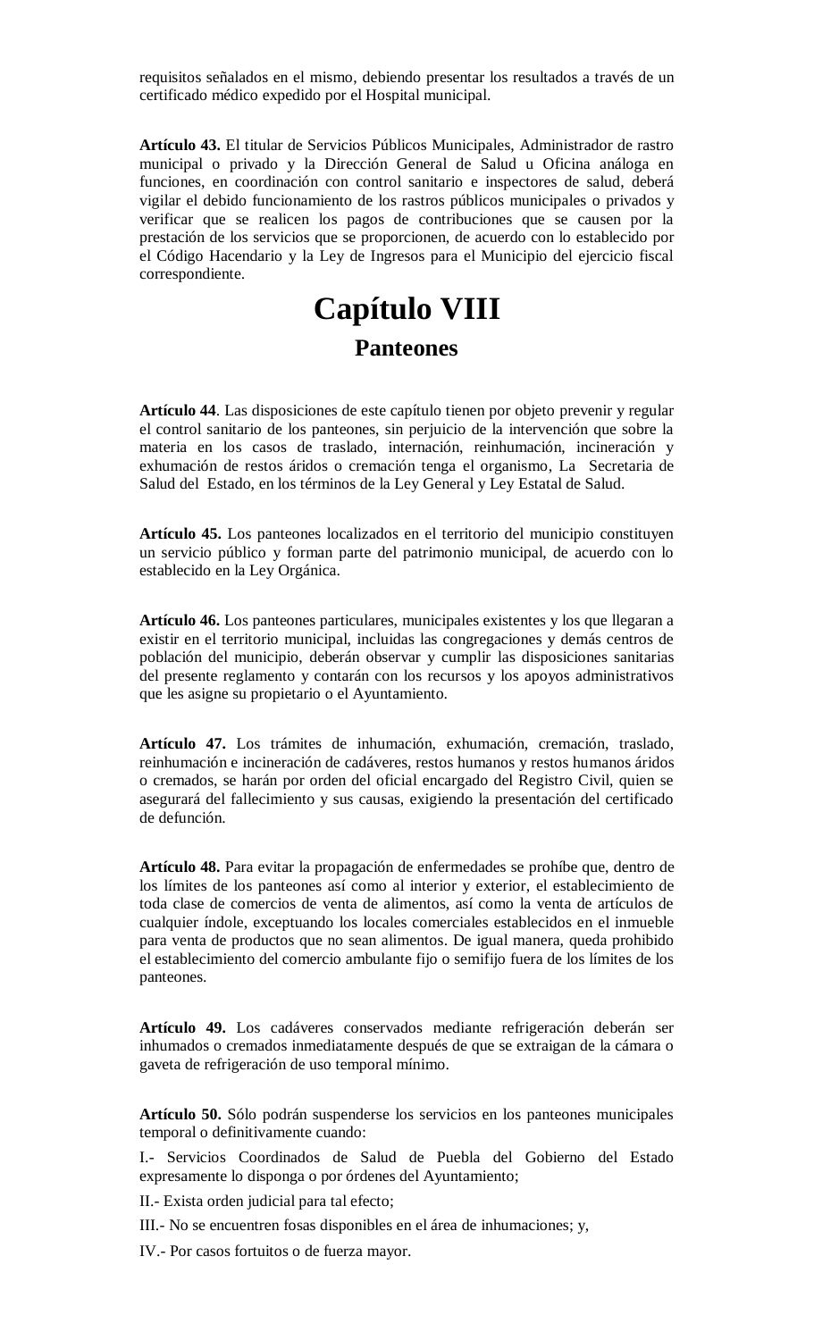requisitos señalados en el mismo, debiendo presentar los resultados a través de un certificado médico expedido por el Hospital municipal.

**Artículo 43.** El titular de Servicios Públicos Municipales, Administrador de rastro municipal o privado y la Dirección General de Salud u Oficina análoga en funciones, en coordinación con control sanitario e inspectores de salud, deberá vigilar el debido funcionamiento de los rastros públicos municipales o privados y verificar que se realicen los pagos de contribuciones que se causen por la prestación de los servicios que se proporcionen, de acuerdo con lo establecido por el Código Hacendario y la Ley de Ingresos para el Municipio del ejercicio fiscal correspondiente.

# Capítulo VIII

## Panteones

**Artículo 44**. Las disposiciones de este capítulo tienen por objeto prevenir y regular el control sanitario de los panteones, sin perjuicio de la intervención que sobre la materia en los casos de traslado, internación, reinhumación, incineración y exhumación de restos áridos o cremación tenga el organismo, La Secretaria de Salud del Estado, en los términos de la Ley General y Ley Estatal de Salud.

**Artículo 45.** Los panteones localizados en el territorio del municipio constituyen un servicio público y forman parte del patrimonio municipal, de acuerdo con lo establecido en la Ley Orgánica.

**Artículo 46.** Los panteones particulares, municipales existentes y los que llegaran a existir en el territorio municipal, incluidas las congregaciones y demás centros de población del municipio, deberán observar y cumplir las disposiciones sanitarias del presente reglamento y contarán con los recursos y los apoyos administrativos que les asigne su propietario o el Ayuntamiento.

**Artículo 47.** Los trámites de inhumación, exhumación, cremación, traslado, reinhumación e incineración de cadáveres, restos humanos y restos humanos áridos o cremados, se harán por orden del oficial encargado del Registro Civil, quien se asegurará del fallecimiento y sus causas, exigiendo la presentación del certificado de defunción.

**Artículo 48.** Para evitar la propagación de enfermedades se prohíbe que, dentro de los límites de los panteones así como al interior y exterior, el establecimiento de toda clase de comercios de venta de alimentos, así como la venta de artículos de cualquier índole, exceptuando los locales comerciales establecidos en el inmueble para venta de productos que no sean alimentos. De igual manera, queda prohibido el establecimiento del comercio ambulante fijo o semifijo fuera de los límites de los panteones.

**Artículo 49.** Los cadáveres conservados mediante refrigeración deberán ser inhumados o cremados inmediatamente después de que se extraigan de la cámara o gaveta de refrigeración de uso temporal mínimo.

**Artículo 50.** Sólo podrán suspenderse los servicios en los panteones municipales temporal o definitivamente cuando:

I.- Servicios Coordinados de Salud de Puebla del Gobierno del Estado expresamente lo disponga o por órdenes del Ayuntamiento;

II.- Exista orden judicial para tal efecto;

III.- No se encuentren fosas disponibles en el área de inhumaciones; y,

IV.- Por casos fortuitos o de fuerza mayor.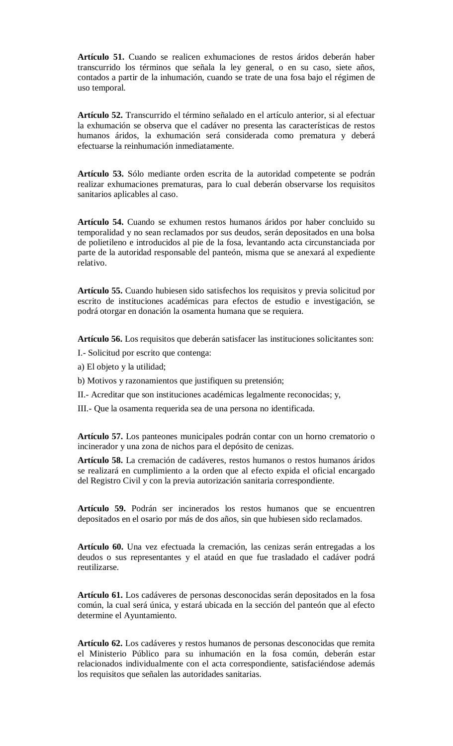**Artículo 51.** Cuando se realicen exhumaciones de restos áridos deberán haber transcurrido los términos que señala la ley general, o en su caso, siete años, contados a partir de la inhumación, cuando se trate de una fosa bajo el régimen de uso temporal.

**Artículo 52.** Transcurrido el término señalado en el artículo anterior, si al efectuar la exhumación se observa que el cadáver no presenta las características de restos humanos áridos, la exhumación será considerada como prematura y deberá efectuarse la reinhumación inmediatamente.

**Artículo 53.** Sólo mediante orden escrita de la autoridad competente se podrán realizar exhumaciones prematuras, para lo cual deberán observarse los requisitos sanitarios aplicables al caso.

**Artículo 54.** Cuando se exhumen restos humanos áridos por haber concluido su temporalidad y no sean reclamados por sus deudos, serán depositados en una bolsa de polietileno e introducidos al pie de la fosa, levantando acta circunstanciada por parte de la autoridad responsable del panteón, misma que se anexará al expediente relativo.

**Artículo 55.** Cuando hubiesen sido satisfechos los requisitos y previa solicitud por escrito de instituciones académicas para efectos de estudio e investigación, se podrá otorgar en donación la osamenta humana que se requiera.

**Artículo 56.** Los requisitos que deberán satisfacer las instituciones solicitantes son:

I.- Solicitud por escrito que contenga:

a) El objeto y la utilidad;

b) Motivos y razonamientos que justifiquen su pretensión;

II.- Acreditar que son instituciones académicas legalmente reconocidas; y,

III.- Que la osamenta requerida sea de una persona no identificada.

**Artículo 57.** Los panteones municipales podrán contar con un horno crematorio o incinerador y una zona de nichos para el depósito de cenizas.

**Artículo 58.** La cremación de cadáveres, restos humanos o restos humanos áridos se realizará en cumplimiento a la orden que al efecto expida el oficial encargado del Registro Civil y con la previa autorización sanitaria correspondiente.

**Artículo 59.** Podrán ser incinerados los restos humanos que se encuentren depositados en el osario por más de dos años, sin que hubiesen sido reclamados.

**Artículo 60.** Una vez efectuada la cremación, las cenizas serán entregadas a los deudos o sus representantes y el ataúd en que fue trasladado el cadáver podrá reutilizarse.

**Artículo 61.** Los cadáveres de personas desconocidas serán depositados en la fosa común, la cual será única, y estará ubicada en la sección del panteón que al efecto determine el Ayuntamiento.

**Artículo 62.** Los cadáveres y restos humanos de personas desconocidas que remita el Ministerio Público para su inhumación en la fosa común, deberán estar relacionados individualmente con el acta correspondiente, satisfaciéndose además los requisitos que señalen las autoridades sanitarias.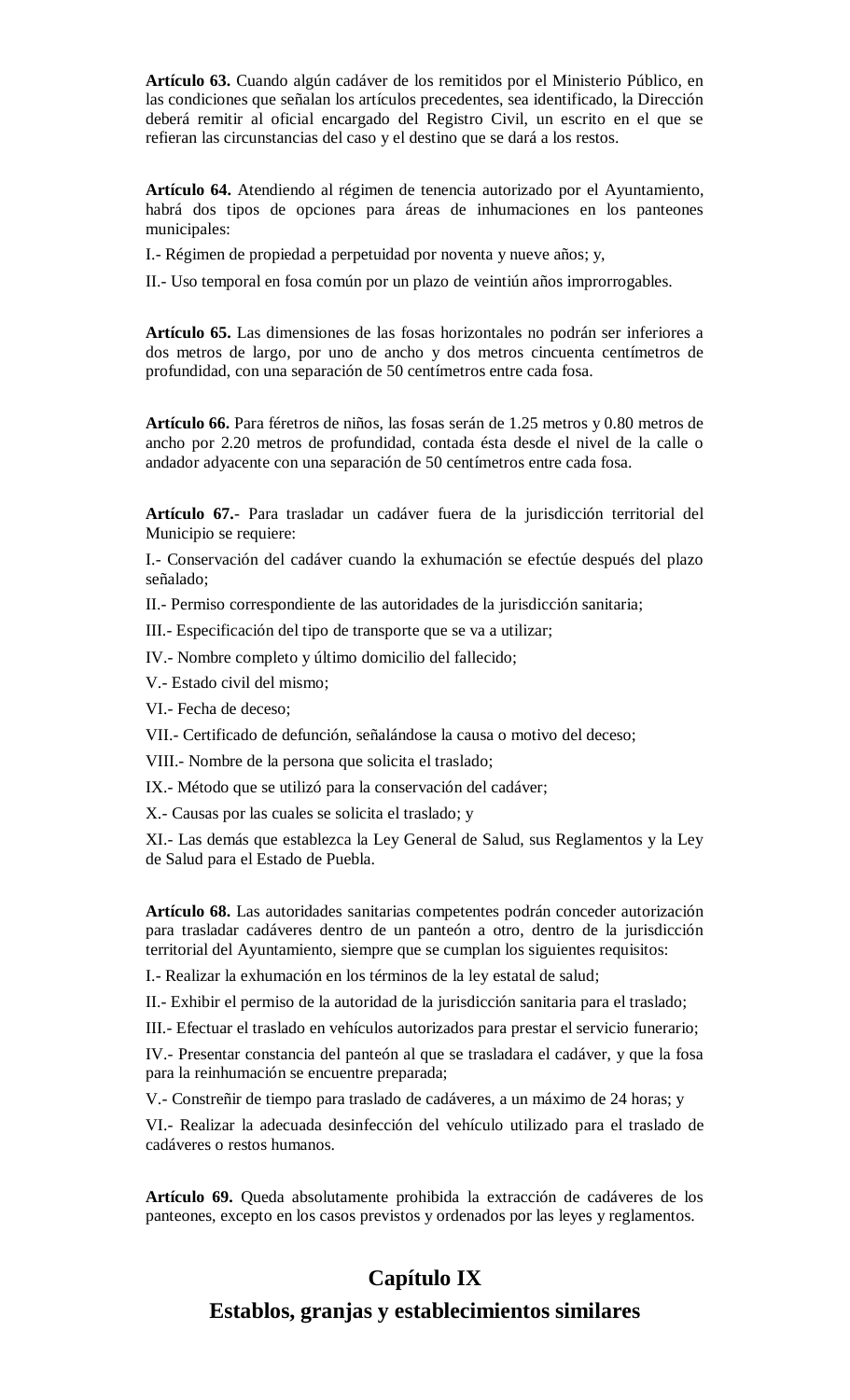**Artículo 63.** Cuando algún cadáver de los remitidos por el Ministerio Público, en las condiciones que señalan los artículos precedentes, sea identificado, la Dirección deberá remitir al oficial encargado del Registro Civil, un escrito en el que se refieran las circunstancias del caso y el destino que se dará a los restos.

**Artículo 64.** Atendiendo al régimen de tenencia autorizado por el Ayuntamiento, habrá dos tipos de opciones para áreas de inhumaciones en los panteones municipales:

I.- Régimen de propiedad a perpetuidad por noventa y nueve años; y,

II.- Uso temporal en fosa común por un plazo de veintiún años improrrogables.

**Artículo 65.** Las dimensiones de las fosas horizontales no podrán ser inferiores a dos metros de largo, por uno de ancho y dos metros cincuenta centímetros de profundidad, con una separación de 50 centímetros entre cada fosa.

**Artículo 66.** Para féretros de niños, las fosas serán de 1.25 metros y 0.80 metros de ancho por 2.20 metros de profundidad, contada ésta desde el nivel de la calle o andador adyacente con una separación de 50 centímetros entre cada fosa.

**Artículo 67.**- Para trasladar un cadáver fuera de la jurisdicción territorial del Municipio se requiere:

I.- Conservación del cadáver cuando la exhumación se efectúe después del plazo señalado;

II.- Permiso correspondiente de las autoridades de la jurisdicción sanitaria;

III.- Especificación del tipo de transporte que se va a utilizar;

IV.- Nombre completo y último domicilio del fallecido;

V.- Estado civil del mismo;

VI.- Fecha de deceso;

VII.- Certificado de defunción, señalándose la causa o motivo del deceso;

VIII.- Nombre de la persona que solicita el traslado;

IX.- Método que se utilizó para la conservación del cadáver;

X.- Causas por las cuales se solicita el traslado; y

XI.- Las demás que establezca la Ley General de Salud, sus Reglamentos y la Ley de Salud para el Estado de Puebla.

**Artículo 68.** Las autoridades sanitarias competentes podrán conceder autorización para trasladar cadáveres dentro de un panteón a otro, dentro de la jurisdicción territorial del Ayuntamiento, siempre que se cumplan los siguientes requisitos:

I.- Realizar la exhumación en los términos de la ley estatal de salud;

II.- Exhibir el permiso de la autoridad de la jurisdicción sanitaria para el traslado;

III.- Efectuar el traslado en vehículos autorizados para prestar el servicio funerario;

IV.- Presentar constancia del panteón al que se trasladara el cadáver, y que la fosa para la reinhumación se encuentre preparada;

V.- Constreñir de tiempo para traslado de cadáveres, a un máximo de 24 horas; y

VI.- Realizar la adecuada desinfección del vehículo utilizado para el traslado de cadáveres o restos humanos.

**Artículo 69.** Queda absolutamente prohibida la extracción de cadáveres de los panteones, excepto en los casos previstos y ordenados por las leyes y reglamentos.

## Capítulo IX

## Establos, granjas y establecimientos similares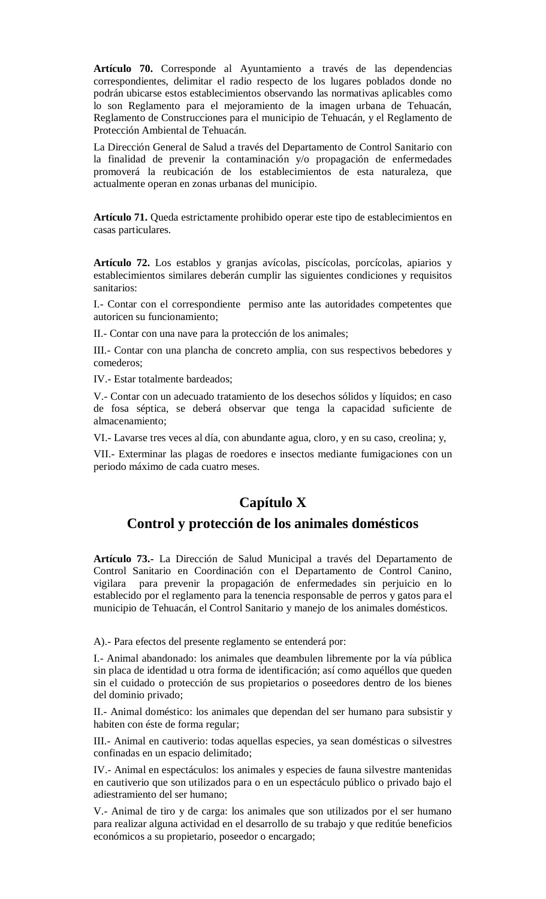**Artículo 70.** Corresponde al Ayuntamiento a través de las dependencias correspondientes, delimitar el radio respecto de los lugares poblados donde no podrán ubicarse estos establecimientos observando las normativas aplicables como lo son Reglamento para el mejoramiento de la imagen urbana de Tehuacán, Reglamento de Construcciones para el municipio de Tehuacán, y el Reglamento de Protección Ambiental de Tehuacán.

La Dirección General de Salud a través del Departamento de Control Sanitario con la finalidad de prevenir la contaminación y/o propagación de enfermedades promoverá la reubicación de los establecimientos de esta naturaleza, que actualmente operan en zonas urbanas del municipio.

**Artículo 71.** Queda estrictamente prohibido operar este tipo de establecimientos en casas particulares.

**Artículo 72.** Los establos y granjas avícolas, piscícolas, porcícolas, apiarios y establecimientos similares deberán cumplir las siguientes condiciones y requisitos sanitarios:

I.- Contar con el correspondiente permiso ante las autoridades competentes que autoricen su funcionamiento;

II.- Contar con una nave para la protección de los animales;

III.- Contar con una plancha de concreto amplia, con sus respectivos bebedores y comederos;

IV.- Estar totalmente bardeados;

V.- Contar con un adecuado tratamiento de los desechos sólidos y líquidos; en caso de fosa séptica, se deberá observar que tenga la capacidad suficiente de almacenamiento;

VI.- Lavarse tres veces al día, con abundante agua, cloro, y en su caso, creolina; y,

VII.- Exterminar las plagas de roedores e insectos mediante fumigaciones con un periodo máximo de cada cuatro meses.

## Capítulo X

## Control y protección de los animales domésticos

**Artículo 73.-** La Dirección de Salud Municipal a través del Departamento de Control Sanitario en Coordinación con el Departamento de Control Canino, vigilara para prevenir la propagación de enfermedades sin perjuicio en lo establecido por el reglamento para la tenencia responsable de perros y gatos para el municipio de Tehuacán, el Control Sanitario y manejo de los animales domésticos.

A).- Para efectos del presente reglamento se entenderá por:

I.- Animal abandonado: los animales que deambulen libremente por la vía pública sin placa de identidad u otra forma de identificación; así como aquéllos que queden sin el cuidado o protección de sus propietarios o poseedores dentro de los bienes del dominio privado;

II.- Animal doméstico: los animales que dependan del ser humano para subsistir y habiten con éste de forma regular;

III.- Animal en cautiverio: todas aquellas especies, ya sean domésticas o silvestres confinadas en un espacio delimitado;

IV.- Animal en espectáculos: los animales y especies de fauna silvestre mantenidas en cautiverio que son utilizados para o en un espectáculo público o privado bajo el adiestramiento del ser humano;

V.- Animal de tiro y de carga: los animales que son utilizados por el ser humano para realizar alguna actividad en el desarrollo de su trabajo y que reditúe beneficios económicos a su propietario, poseedor o encargado;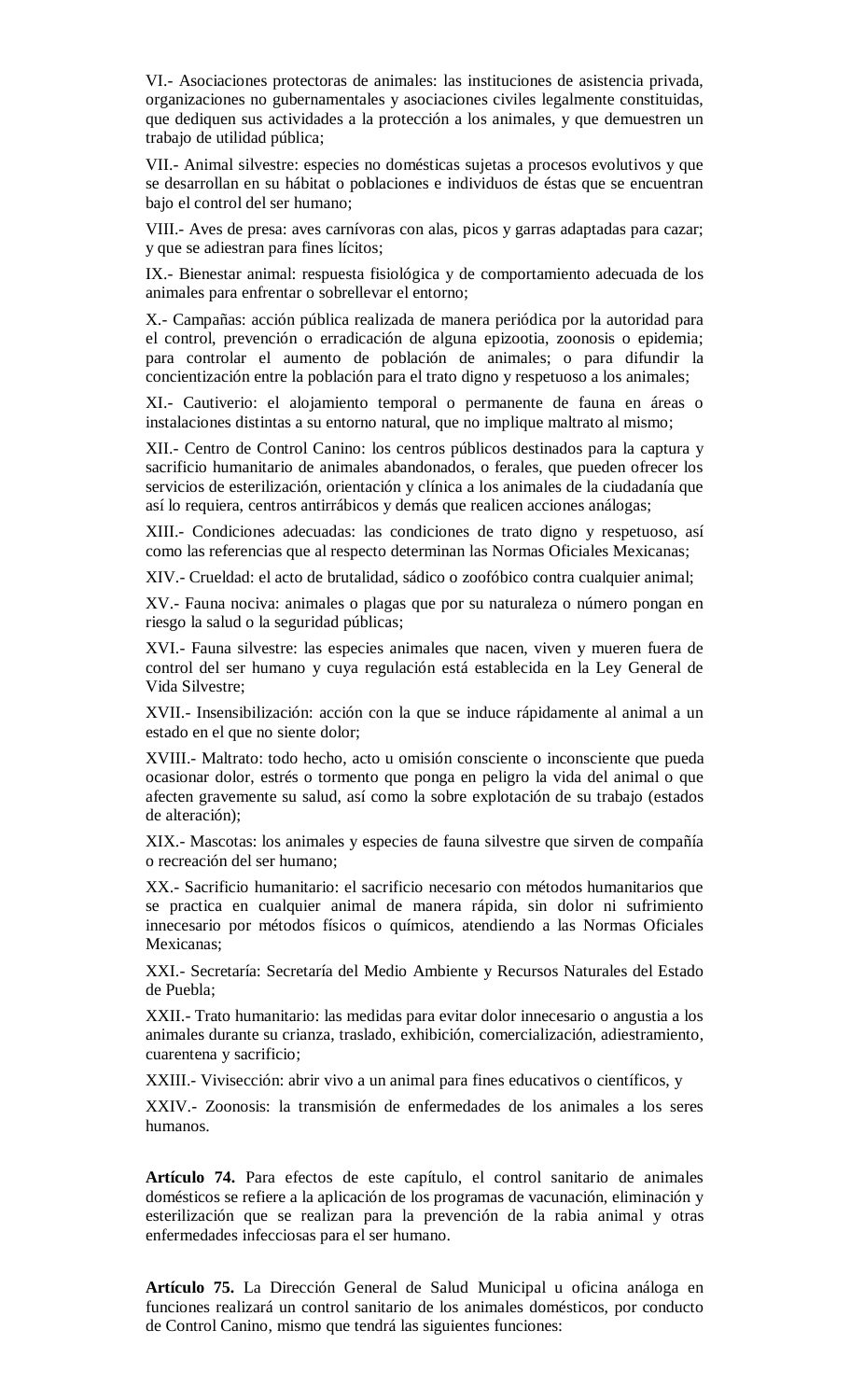VI.- Asociaciones protectoras de animales: las instituciones de asistencia privada, organizaciones no gubernamentales y asociaciones civiles legalmente constituidas, que dediquen sus actividades a la protección a los animales, y que demuestren un trabajo de utilidad pública;

VII.- Animal silvestre: especies no domésticas sujetas a procesos evolutivos y que se desarrollan en su hábitat o poblaciones e individuos de éstas que se encuentran bajo el control del ser humano;

VIII.- Aves de presa: aves carnívoras con alas, picos y garras adaptadas para cazar; y que se adiestran para fines lícitos;

IX.- Bienestar animal: respuesta fisiológica y de comportamiento adecuada de los animales para enfrentar o sobrellevar el entorno;

X.- Campañas: acción pública realizada de manera periódica por la autoridad para el control, prevención o erradicación de alguna epizootia, zoonosis o epidemia; para controlar el aumento de población de animales; o para difundir la concientización entre la población para el trato digno y respetuoso a los animales;

XI.- Cautiverio: el alojamiento temporal o permanente de fauna en áreas o instalaciones distintas a su entorno natural, que no implique maltrato al mismo;

XII.- Centro de Control Canino: los centros públicos destinados para la captura y sacrificio humanitario de animales abandonados, o ferales, que pueden ofrecer los servicios de esterilización, orientación y clínica a los animales de la ciudadanía que así lo requiera, centros antirrábicos y demás que realicen acciones análogas;

XIII.- Condiciones adecuadas: las condiciones de trato digno y respetuoso, así como las referencias que al respecto determinan las Normas Oficiales Mexicanas;

XIV.- Crueldad: el acto de brutalidad, sádico o zoofóbico contra cualquier animal;

XV.- Fauna nociva: animales o plagas que por su naturaleza o número pongan en riesgo la salud o la seguridad públicas;

XVI.- Fauna silvestre: las especies animales que nacen, viven y mueren fuera de control del ser humano y cuya regulación está establecida en la Ley General de Vida Silvestre;

XVII.- Insensibilización: acción con la que se induce rápidamente al animal a un estado en el que no siente dolor;

XVIII.- Maltrato: todo hecho, acto u omisión consciente o inconsciente que pueda ocasionar dolor, estrés o tormento que ponga en peligro la vida del animal o que afecten gravemente su salud, así como la sobre explotación de su trabajo (estados de alteración);

XIX.- Mascotas: los animales y especies de fauna silvestre que sirven de compañía o recreación del ser humano;

XX.- Sacrificio humanitario: el sacrificio necesario con métodos humanitarios que se practica en cualquier animal de manera rápida, sin dolor ni sufrimiento innecesario por métodos físicos o químicos, atendiendo a las Normas Oficiales Mexicanas;

XXI.- Secretaría: Secretaría del Medio Ambiente y Recursos Naturales del Estado de Puebla;

XXII.- Trato humanitario: las medidas para evitar dolor innecesario o angustia a los animales durante su crianza, traslado, exhibición, comercialización, adiestramiento, cuarentena y sacrificio;

XXIII.- Vivisección: abrir vivo a un animal para fines educativos o científicos, y

XXIV.- Zoonosis: la transmisión de enfermedades de los animales a los seres humanos.

**Artículo 74.** Para efectos de este capítulo, el control sanitario de animales domésticos se refiere a la aplicación de los programas de vacunación, eliminación y esterilización que se realizan para la prevención de la rabia animal y otras enfermedades infecciosas para el ser humano.

**Artículo 75.** La Dirección General de Salud Municipal u oficina análoga en funciones realizará un control sanitario de los animales domésticos, por conducto de Control Canino, mismo que tendrá las siguientes funciones: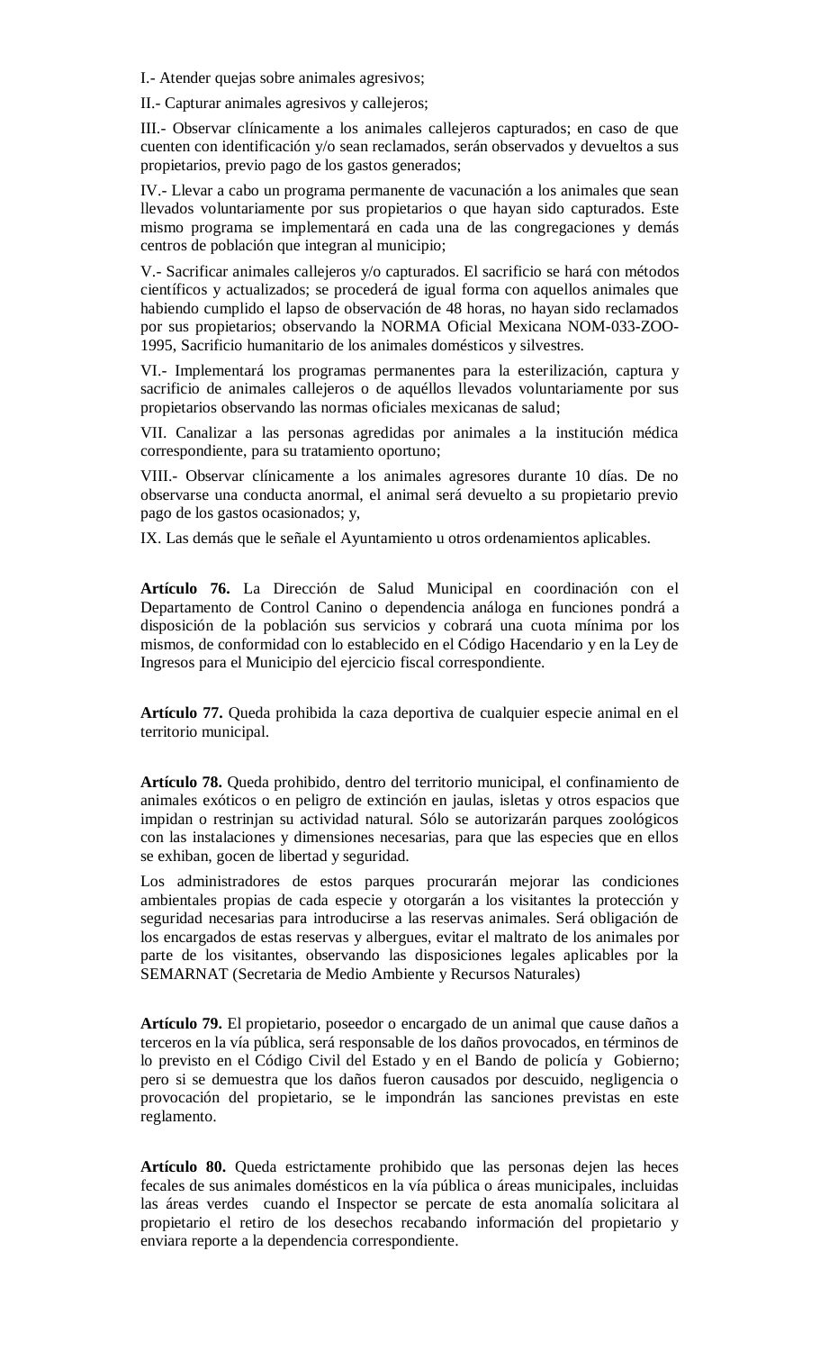I.- Atender quejas sobre animales agresivos;

II.- Capturar animales agresivos y callejeros;

III.- Observar clínicamente a los animales callejeros capturados; en caso de que cuenten con identificación y/o sean reclamados, serán observados y devueltos a sus propietarios, previo pago de los gastos generados;

IV.- Llevar a cabo un programa permanente de vacunación a los animales que sean llevados voluntariamente por sus propietarios o que hayan sido capturados. Este mismo programa se implementará en cada una de las congregaciones y demás centros de población que integran al municipio;

V.- Sacrificar animales callejeros y/o capturados. El sacrificio se hará con métodos científicos y actualizados; se procederá de igual forma con aquellos animales que habiendo cumplido el lapso de observación de 48 horas, no hayan sido reclamados por sus propietarios; observando la NORMA Oficial Mexicana NOM-033-ZOO-1995, Sacrificio humanitario de los animales domésticos y silvestres.

VI.- Implementará los programas permanentes para la esterilización, captura y sacrificio de animales callejeros o de aquéllos llevados voluntariamente por sus propietarios observando las normas oficiales mexicanas de salud;

VII. Canalizar a las personas agredidas por animales a la institución médica correspondiente, para su tratamiento oportuno;

VIII.- Observar clínicamente a los animales agresores durante 10 días. De no observarse una conducta anormal, el animal será devuelto a su propietario previo pago de los gastos ocasionados; y,

IX. Las demás que le señale el Ayuntamiento u otros ordenamientos aplicables.

**Artículo 76.** La Dirección de Salud Municipal en coordinación con el Departamento de Control Canino o dependencia análoga en funciones pondrá a disposición de la población sus servicios y cobrará una cuota mínima por los mismos, de conformidad con lo establecido en el Código Hacendario y en la Ley de Ingresos para el Municipio del ejercicio fiscal correspondiente.

**Artículo 77.** Queda prohibida la caza deportiva de cualquier especie animal en el territorio municipal.

**Artículo 78.** Queda prohibido, dentro del territorio municipal, el confinamiento de animales exóticos o en peligro de extinción en jaulas, isletas y otros espacios que impidan o restrinjan su actividad natural. Sólo se autorizarán parques zoológicos con las instalaciones y dimensiones necesarias, para que las especies que en ellos se exhiban, gocen de libertad y seguridad.

Los administradores de estos parques procurarán mejorar las condiciones ambientales propias de cada especie y otorgarán a los visitantes la protección y seguridad necesarias para introducirse a las reservas animales. Será obligación de los encargados de estas reservas y albergues, evitar el maltrato de los animales por parte de los visitantes, observando las disposiciones legales aplicables por la SEMARNAT (Secretaria de Medio Ambiente y Recursos Naturales)

**Artículo 79.** El propietario, poseedor o encargado de un animal que cause daños a terceros en la vía pública, será responsable de los daños provocados, en términos de lo previsto en el Código Civil del Estado y en el Bando de policía y Gobierno; pero si se demuestra que los daños fueron causados por descuido, negligencia o provocación del propietario, se le impondrán las sanciones previstas en este reglamento.

**Artículo 80.** Queda estrictamente prohibido que las personas dejen las heces fecales de sus animales domésticos en la vía pública o áreas municipales, incluidas las áreas verdes cuando el Inspector se percate de esta anomalía solicitara al propietario el retiro de los desechos recabando información del propietario y enviara reporte a la dependencia correspondiente.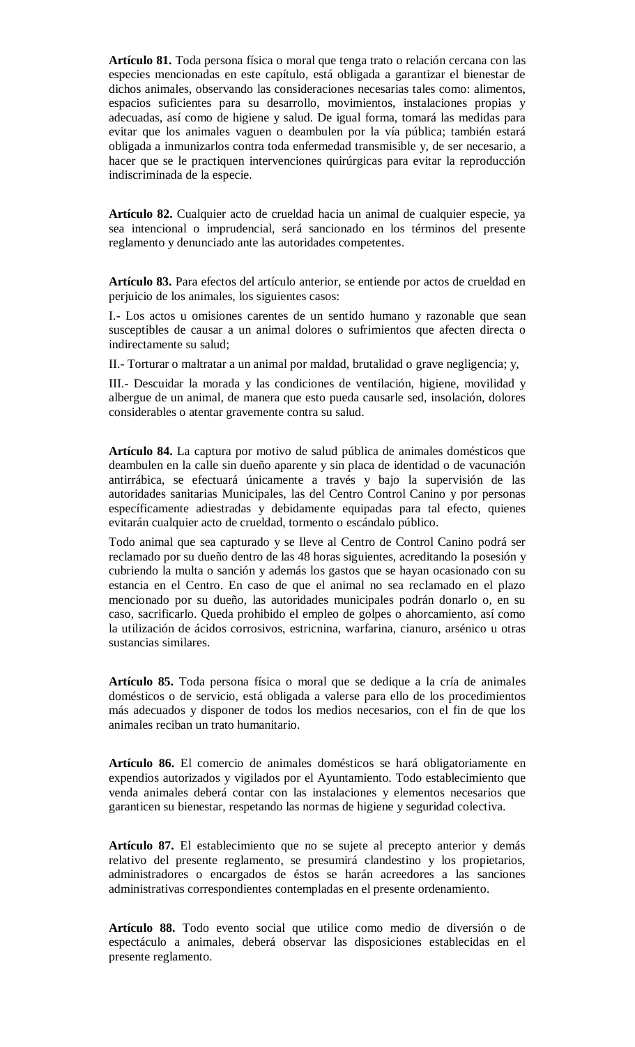**Artículo 81.** Toda persona física o moral que tenga trato o relación cercana con las especies mencionadas en este capítulo, está obligada a garantizar el bienestar de dichos animales, observando las consideraciones necesarias tales como: alimentos, espacios suficientes para su desarrollo, movimientos, instalaciones propias y adecuadas, así como de higiene y salud. De igual forma, tomará las medidas para evitar que los animales vaguen o deambulen por la vía pública; también estará obligada a inmunizarlos contra toda enfermedad transmisible y, de ser necesario, a hacer que se le practiquen intervenciones quirúrgicas para evitar la reproducción indiscriminada de la especie.

**Artículo 82.** Cualquier acto de crueldad hacia un animal de cualquier especie, ya sea intencional o imprudencial, será sancionado en los términos del presente reglamento y denunciado ante las autoridades competentes.

**Artículo 83.** Para efectos del artículo anterior, se entiende por actos de crueldad en perjuicio de los animales, los siguientes casos:

I.- Los actos u omisiones carentes de un sentido humano y razonable que sean susceptibles de causar a un animal dolores o sufrimientos que afecten directa o indirectamente su salud;

II.- Torturar o maltratar a un animal por maldad, brutalidad o grave negligencia; y,

III.- Descuidar la morada y las condiciones de ventilación, higiene, movilidad y albergue de un animal, de manera que esto pueda causarle sed, insolación, dolores considerables o atentar gravemente contra su salud.

**Artículo 84.** La captura por motivo de salud pública de animales domésticos que deambulen en la calle sin dueño aparente y sin placa de identidad o de vacunación antirrábica, se efectuará únicamente a través y bajo la supervisión de las autoridades sanitarias Municipales, las del Centro Control Canino y por personas específicamente adiestradas y debidamente equipadas para tal efecto, quienes evitarán cualquier acto de crueldad, tormento o escándalo público.

Todo animal que sea capturado y se lleve al Centro de Control Canino podrá ser reclamado por su dueño dentro de las 48 horas siguientes, acreditando la posesión y cubriendo la multa o sanción y además los gastos que se hayan ocasionado con su estancia en el Centro. En caso de que el animal no sea reclamado en el plazo mencionado por su dueño, las autoridades municipales podrán donarlo o, en su caso, sacrificarlo. Queda prohibido el empleo de golpes o ahorcamiento, así como la utilización de ácidos corrosivos, estricnina, warfarina, cianuro, arsénico u otras sustancias similares.

**Artículo 85.** Toda persona física o moral que se dedique a la cría de animales domésticos o de servicio, está obligada a valerse para ello de los procedimientos más adecuados y disponer de todos los medios necesarios, con el fin de que los animales reciban un trato humanitario.

**Artículo 86.** El comercio de animales domésticos se hará obligatoriamente en expendios autorizados y vigilados por el Ayuntamiento. Todo establecimiento que venda animales deberá contar con las instalaciones y elementos necesarios que garanticen su bienestar, respetando las normas de higiene y seguridad colectiva.

**Artículo 87.** El establecimiento que no se sujete al precepto anterior y demás relativo del presente reglamento, se presumirá clandestino y los propietarios, administradores o encargados de éstos se harán acreedores a las sanciones administrativas correspondientes contempladas en el presente ordenamiento.

**Artículo 88.** Todo evento social que utilice como medio de diversión o de espectáculo a animales, deberá observar las disposiciones establecidas en el presente reglamento.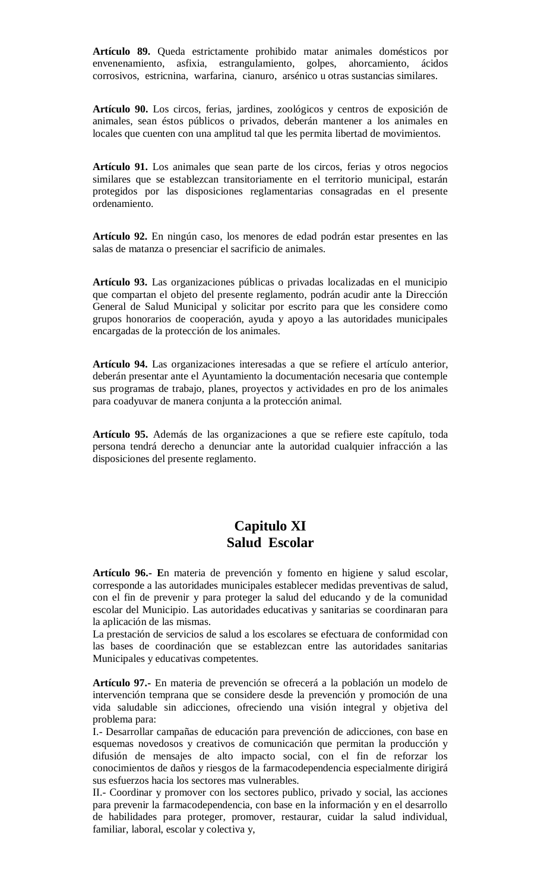**Artículo 89.** Queda estrictamente prohibido matar animales domésticos por envenenamiento, asfixia, estrangulamiento, golpes, ahorcamiento, ácidos corrosivos, estricnina, warfarina, cianuro, arsénico u otras sustancias similares.

**Artículo 90.** Los circos, ferias, jardines, zoológicos y centros de exposición de animales, sean éstos públicos o privados, deberán mantener a los animales en locales que cuenten con una amplitud tal que les permita libertad de movimientos.

**Artículo 91.** Los animales que sean parte de los circos, ferias y otros negocios similares que se establezcan transitoriamente en el territorio municipal, estarán protegidos por las disposiciones reglamentarias consagradas en el presente ordenamiento.

**Artículo 92.** En ningún caso, los menores de edad podrán estar presentes en las salas de matanza o presenciar el sacrificio de animales.

**Artículo 93.** Las organizaciones públicas o privadas localizadas en el municipio que compartan el objeto del presente reglamento, podrán acudir ante la Dirección General de Salud Municipal y solicitar por escrito para que les considere como grupos honorarios de cooperación, ayuda y apoyo a las autoridades municipales encargadas de la protección de los animales.

**Artículo 94.** Las organizaciones interesadas a que se refiere el artículo anterior, deberán presentar ante el Ayuntamiento la documentación necesaria que contemple sus programas de trabajo, planes, proyectos y actividades en pro de los animales para coadyuvar de manera conjunta a la protección animal.

**Artículo 95.** Además de las organizaciones a que se refiere este capítulo, toda persona tendrá derecho a denunciar ante la autoridad cualquier infracción a las disposiciones del presente reglamento.

## Capitulo XI
## Salud Escolar

**Artículo 96.- E**n materia de prevención y fomento en higiene y salud escolar, corresponde a las autoridades municipales establecer medidas preventivas de salud, con el fin de prevenir y para proteger la salud del educando y de la comunidad escolar del Municipio. Las autoridades educativas y sanitarias se coordinaran para la aplicación de las mismas.

La prestación de servicios de salud a los escolares se efectuara de conformidad con las bases de coordinación que se establezcan entre las autoridades sanitarias Municipales y educativas competentes.

**Artículo 97.-** En materia de prevención se ofrecerá a la población un modelo de intervención temprana que se considere desde la prevención y promoción de una vida saludable sin adicciones, ofreciendo una visión integral y objetiva del problema para:

I.- Desarrollar campañas de educación para prevención de adicciones, con base en esquemas novedosos y creativos de comunicación que permitan la producción y difusión de mensajes de alto impacto social, con el fin de reforzar los conocimientos de daños y riesgos de la farmacodependencia especialmente dirigirá sus esfuerzos hacia los sectores mas vulnerables.

II.- Coordinar y promover con los sectores publico, privado y social, las acciones para prevenir la farmacodependencia, con base en la información y en el desarrollo de habilidades para proteger, promover, restaurar, cuidar la salud individual, familiar, laboral, escolar y colectiva y,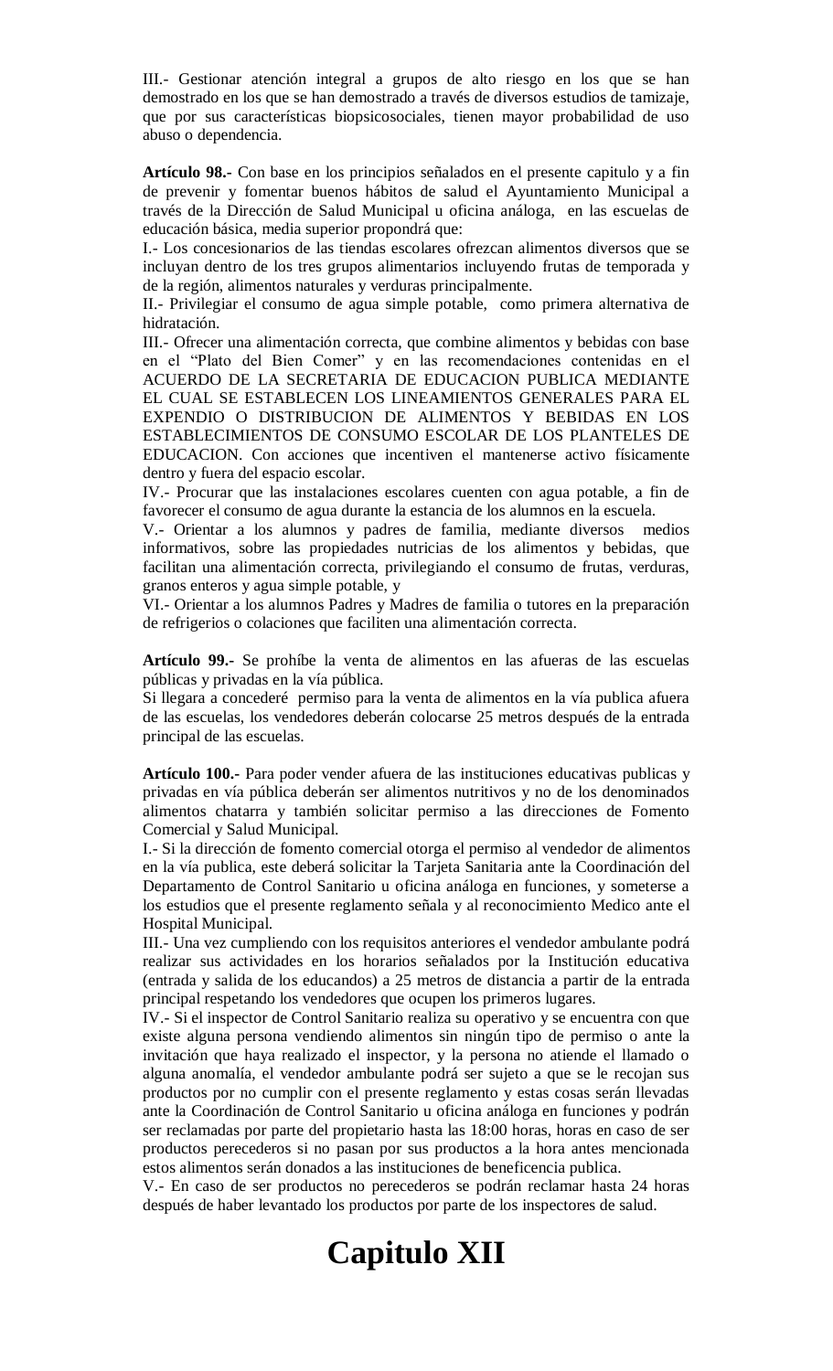III.- Gestionar atención integral a grupos de alto riesgo en los que se han demostrado en los que se han demostrado a través de diversos estudios de tamizaje, que por sus características biopsicosociales, tienen mayor probabilidad de uso abuso o dependencia.

**Artículo 98.-** Con base en los principios señalados en el presente capitulo y a fin de prevenir y fomentar buenos hábitos de salud el Ayuntamiento Municipal a través de la Dirección de Salud Municipal u oficina análoga, en las escuelas de educación básica, media superior propondrá que:

I.- Los concesionarios de las tiendas escolares ofrezcan alimentos diversos que se incluyan dentro de los tres grupos alimentarios incluyendo frutas de temporada y de la región, alimentos naturales y verduras principalmente.

II.- Privilegiar el consumo de agua simple potable, como primera alternativa de hidratación.

III.- Ofrecer una alimentación correcta, que combine alimentos y bebidas con base en el "Plato del Bien Comer" y en las recomendaciones contenidas en el ACUERDO DE LA SECRETARIA DE EDUCACION PUBLICA MEDIANTE EL CUAL SE ESTABLECEN LOS LINEAMIENTOS GENERALES PARA EL EXPENDIO O DISTRIBUCION DE ALIMENTOS Y BEBIDAS EN LOS ESTABLECIMIENTOS DE CONSUMO ESCOLAR DE LOS PLANTELES DE EDUCACION. Con acciones que incentiven el mantenerse activo físicamente dentro y fuera del espacio escolar.

IV.- Procurar que las instalaciones escolares cuenten con agua potable, a fin de favorecer el consumo de agua durante la estancia de los alumnos en la escuela.

V.- Orientar a los alumnos y padres de familia, mediante diversos medios informativos, sobre las propiedades nutricias de los alimentos y bebidas, que facilitan una alimentación correcta, privilegiando el consumo de frutas, verduras, granos enteros y agua simple potable, y

VI.- Orientar a los alumnos Padres y Madres de familia o tutores en la preparación de refrigerios o colaciones que faciliten una alimentación correcta.

**Artículo 99.-** Se prohíbe la venta de alimentos en las afueras de las escuelas públicas y privadas en la vía pública.

Si llegara a concederé permiso para la venta de alimentos en la vía publica afuera de las escuelas, los vendedores deberán colocarse 25 metros después de la entrada principal de las escuelas.

**Artículo 100.-** Para poder vender afuera de las instituciones educativas publicas y privadas en vía pública deberán ser alimentos nutritivos y no de los denominados alimentos chatarra y también solicitar permiso a las direcciones de Fomento Comercial y Salud Municipal.

I.- Si la dirección de fomento comercial otorga el permiso al vendedor de alimentos en la vía publica, este deberá solicitar la Tarjeta Sanitaria ante la Coordinación del Departamento de Control Sanitario u oficina análoga en funciones, y someterse a los estudios que el presente reglamento señala y al reconocimiento Medico ante el Hospital Municipal.

III.- Una vez cumpliendo con los requisitos anteriores el vendedor ambulante podrá realizar sus actividades en los horarios señalados por la Institución educativa (entrada y salida de los educandos) a 25 metros de distancia a partir de la entrada principal respetando los vendedores que ocupen los primeros lugares.

IV.- Si el inspector de Control Sanitario realiza su operativo y se encuentra con que existe alguna persona vendiendo alimentos sin ningún tipo de permiso o ante la invitación que haya realizado el inspector, y la persona no atiende el llamado o alguna anomalía, el vendedor ambulante podrá ser sujeto a que se le recojan sus productos por no cumplir con el presente reglamento y estas cosas serán llevadas ante la Coordinación de Control Sanitario u oficina análoga en funciones y podrán ser reclamadas por parte del propietario hasta las 18:00 horas, horas en caso de ser productos perecederos si no pasan por sus productos a la hora antes mencionada estos alimentos serán donados a las instituciones de beneficencia publica.

V.- En caso de ser productos no perecederos se podrán reclamar hasta 24 horas después de haber levantado los productos por parte de los inspectores de salud.

# Capitulo XII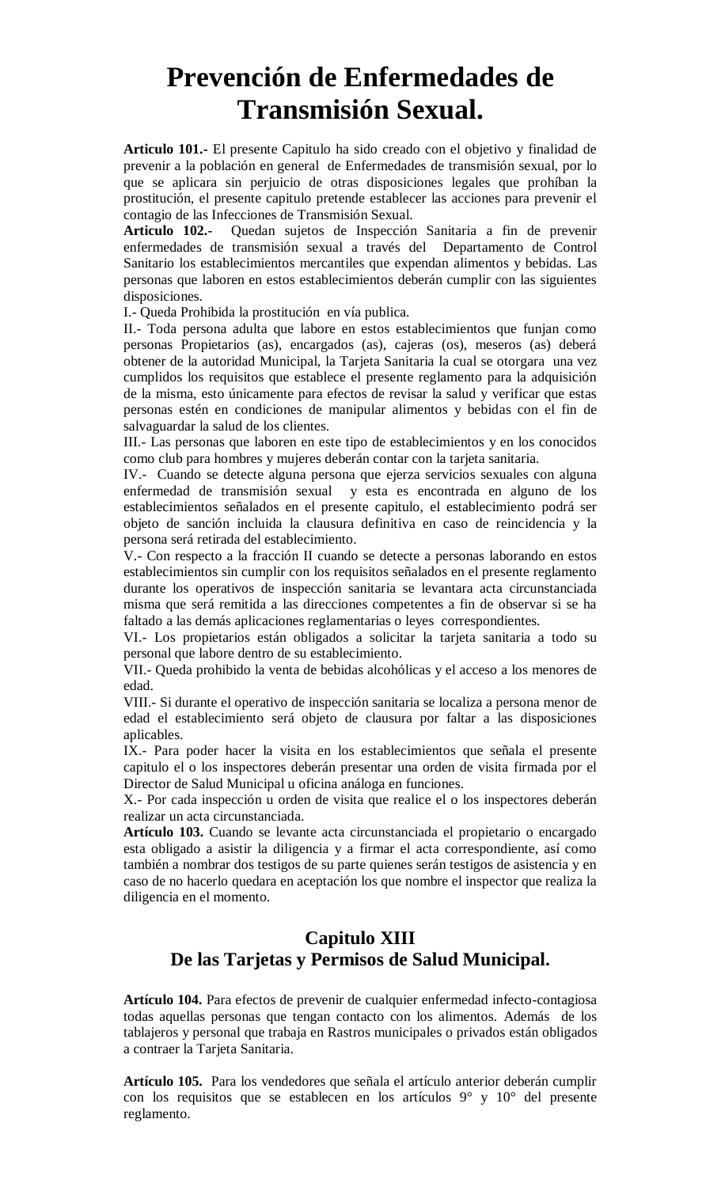# Prevención de Enfermedades de Transmisión Sexual.

**Articulo 101.-** El presente Capitulo ha sido creado con el objetivo y finalidad de prevenir a la población en general de Enfermedades de transmisión sexual, por lo que se aplicara sin perjuicio de otras disposiciones legales que prohíban la prostitución, el presente capitulo pretende establecer las acciones para prevenir el contagio de las Infecciones de Transmisión Sexual.

**Articulo 102.-** Quedan sujetos de Inspección Sanitaria a fin de prevenir enfermedades de transmisión sexual a través del Departamento de Control Sanitario los establecimientos mercantiles que expendan alimentos y bebidas. Las personas que laboren en estos establecimientos deberán cumplir con las siguientes disposiciones.

I.- Queda Prohibida la prostitución en vía publica.

II.- Toda persona adulta que labore en estos establecimientos que funjan como personas Propietarios (as), encargados (as), cajeras (os), meseros (as) deberá obtener de la autoridad Municipal, la Tarjeta Sanitaria la cual se otorgara una vez cumplidos los requisitos que establece el presente reglamento para la adquisición de la misma, esto únicamente para efectos de revisar la salud y verificar que estas personas estén en condiciones de manipular alimentos y bebidas con el fin de salvaguardar la salud de los clientes.

III.- Las personas que laboren en este tipo de establecimientos y en los conocidos como club para hombres y mujeres deberán contar con la tarjeta sanitaria.

IV.- Cuando se detecte alguna persona que ejerza servicios sexuales con alguna enfermedad de transmisión sexual y esta es encontrada en alguno de los establecimientos señalados en el presente capitulo, el establecimiento podrá ser objeto de sanción incluida la clausura definitiva en caso de reincidencia y la persona será retirada del establecimiento.

V.- Con respecto a la fracción II cuando se detecte a personas laborando en estos establecimientos sin cumplir con los requisitos señalados en el presente reglamento durante los operativos de inspección sanitaria se levantara acta circunstanciada misma que será remitida a las direcciones competentes a fin de observar si se ha faltado a las demás aplicaciones reglamentarias o leyes correspondientes.

VI.- Los propietarios están obligados a solicitar la tarjeta sanitaria a todo su personal que labore dentro de su establecimiento.

VII.- Queda prohibido la venta de bebidas alcohólicas y el acceso a los menores de edad.

VIII.- Si durante el operativo de inspección sanitaria se localiza a persona menor de edad el establecimiento será objeto de clausura por faltar a las disposiciones aplicables.

IX.- Para poder hacer la visita en los establecimientos que señala el presente capitulo el o los inspectores deberán presentar una orden de visita firmada por el Director de Salud Municipal u oficina análoga en funciones.

X.- Por cada inspección u orden de visita que realice el o los inspectores deberán realizar un acta circunstanciada.

**Artículo 103.** Cuando se levante acta circunstanciada el propietario o encargado esta obligado a asistir la diligencia y a firmar el acta correspondiente, así como también a nombrar dos testigos de su parte quienes serán testigos de asistencia y en caso de no hacerlo quedara en aceptación los que nombre el inspector que realiza la diligencia en el momento.

## Capitulo XIII
## De las Tarjetas y Permisos de Salud Municipal.

**Artículo 104.** Para efectos de prevenir de cualquier enfermedad infecto-contagiosa todas aquellas personas que tengan contacto con los alimentos. Además de los tablajeros y personal que trabaja en Rastros municipales o privados están obligados a contraer la Tarjeta Sanitaria.

**Artículo 105.** Para los vendedores que señala el artículo anterior deberán cumplir con los requisitos que se establecen en los artículos 9° y 10° del presente reglamento.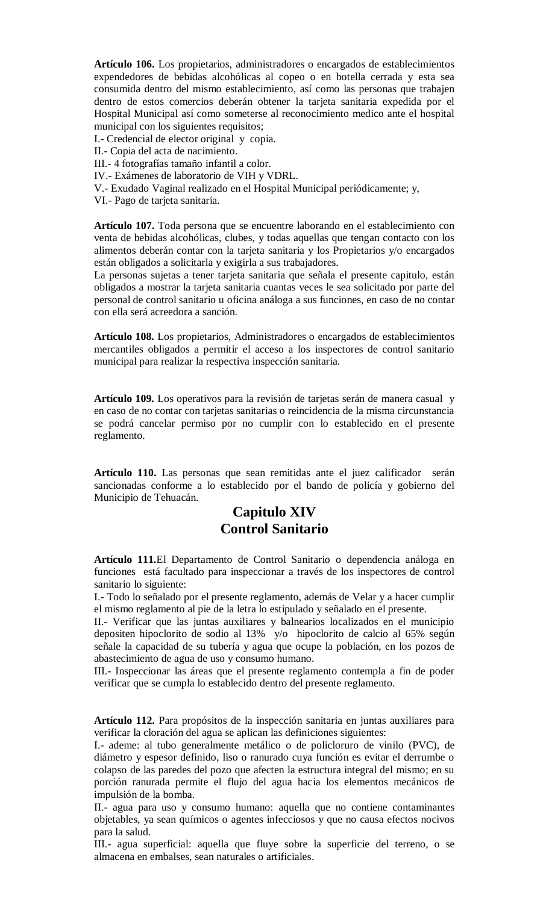**Artículo 106.** Los propietarios, administradores o encargados de establecimientos expendedores de bebidas alcohólicas al copeo o en botella cerrada y esta sea consumida dentro del mismo establecimiento, así como las personas que trabajen dentro de estos comercios deberán obtener la tarjeta sanitaria expedida por el Hospital Municipal así como someterse al reconocimiento medico ante el hospital municipal con los siguientes requisitos;

I.- Credencial de elector original y copia.

II.- Copia del acta de nacimiento.

III.- 4 fotografías tamaño infantil a color.

IV.- Exámenes de laboratorio de VIH y VDRL.

V.- Exudado Vaginal realizado en el Hospital Municipal periódicamente; y,

VI.- Pago de tarjeta sanitaria.

**Artículo 107.** Toda persona que se encuentre laborando en el establecimiento con venta de bebidas alcohólicas, clubes, y todas aquellas que tengan contacto con los alimentos deberán contar con la tarjeta sanitaria y los Propietarios y/o encargados están obligados a solicitarla y exigirla a sus trabajadores.

La personas sujetas a tener tarjeta sanitaria que señala el presente capitulo, están obligados a mostrar la tarjeta sanitaria cuantas veces le sea solicitado por parte del personal de control sanitario u oficina análoga a sus funciones, en caso de no contar con ella será acreedora a sanción.

**Artículo 108.** Los propietarios, Administradores o encargados de establecimientos mercantiles obligados a permitir el acceso a los inspectores de control sanitario municipal para realizar la respectiva inspección sanitaria.

**Artículo 109.** Los operativos para la revisión de tarjetas serán de manera casual y en caso de no contar con tarjetas sanitarias o reincidencia de la misma circunstancia se podrá cancelar permiso por no cumplir con lo establecido en el presente reglamento.

**Artículo 110.** Las personas que sean remitidas ante el juez calificador serán sancionadas conforme a lo establecido por el bando de policía y gobierno del Municipio de Tehuacán.

## Capitulo XIV
## Control Sanitario

**Artículo 111.**El Departamento de Control Sanitario o dependencia análoga en funciones está facultado para inspeccionar a través de los inspectores de control sanitario lo siguiente:

I.- Todo lo señalado por el presente reglamento, además de Velar y a hacer cumplir el mismo reglamento al pie de la letra lo estipulado y señalado en el presente.

II.- Verificar que las juntas auxiliares y balnearios localizados en el municipio depositen hipoclorito de sodio al 13% y/o hipoclorito de calcio al 65% según señale la capacidad de su tubería y agua que ocupe la población, en los pozos de abastecimiento de agua de uso y consumo humano.

III.- Inspeccionar las áreas que el presente reglamento contempla a fin de poder verificar que se cumpla lo establecido dentro del presente reglamento.

**Artículo 112.** Para propósitos de la inspección sanitaria en juntas auxiliares para verificar la cloración del agua se aplican las definiciones siguientes:

I.- ademe: al tubo generalmente metálico o de policloruro de vinilo (PVC), de diámetro y espesor definido, liso o ranurado cuya función es evitar el derrumbe o colapso de las paredes del pozo que afecten la estructura integral del mismo; en su porción ranurada permite el flujo del agua hacia los elementos mecánicos de impulsión de la bomba.

II.- agua para uso y consumo humano: aquella que no contiene contaminantes objetables, ya sean químicos o agentes infecciosos y que no causa efectos nocivos para la salud.

III.- agua superficial: aquella que fluye sobre la superficie del terreno, o se almacena en embalses, sean naturales o artificiales.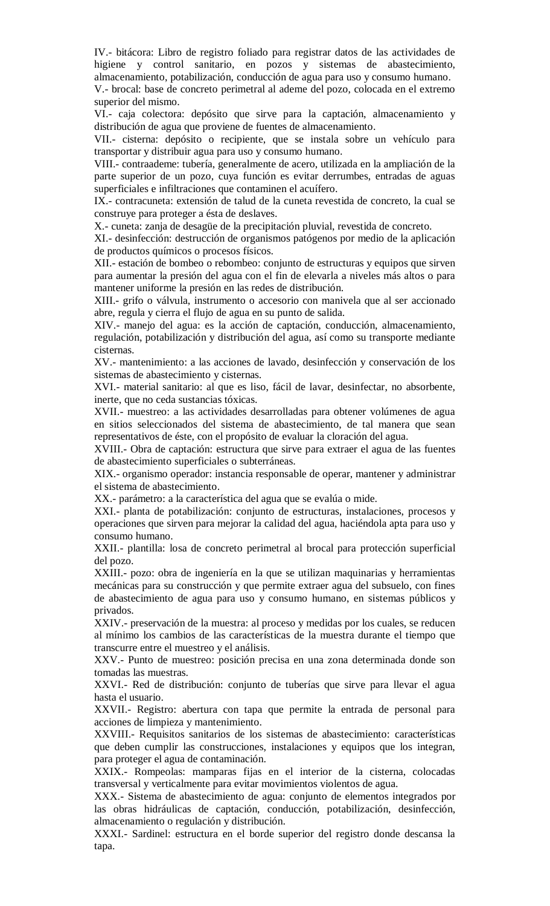IV.- bitácora: Libro de registro foliado para registrar datos de las actividades de higiene y control sanitario, en pozos y sistemas de abastecimiento, almacenamiento, potabilización, conducción de agua para uso y consumo humano.

V.- brocal: base de concreto perimetral al ademe del pozo, colocada en el extremo superior del mismo.

VI.- caja colectora: depósito que sirve para la captación, almacenamiento y distribución de agua que proviene de fuentes de almacenamiento.

VII.- cisterna: depósito o recipiente, que se instala sobre un vehículo para transportar y distribuir agua para uso y consumo humano.

VIII.- contraademe: tubería, generalmente de acero, utilizada en la ampliación de la parte superior de un pozo, cuya función es evitar derrumbes, entradas de aguas superficiales e infiltraciones que contaminen el acuífero.

IX.- contracuneta: extensión de talud de la cuneta revestida de concreto, la cual se construye para proteger a ésta de deslaves.

X.- cuneta: zanja de desagüe de la precipitación pluvial, revestida de concreto.

XI.- desinfección: destrucción de organismos patógenos por medio de la aplicación de productos químicos o procesos físicos.

XII.- estación de bombeo o rebombeo: conjunto de estructuras y equipos que sirven para aumentar la presión del agua con el fin de elevarla a niveles más altos o para mantener uniforme la presión en las redes de distribución.

XIII.- grifo o válvula, instrumento o accesorio con manivela que al ser accionado abre, regula y cierra el flujo de agua en su punto de salida.

XIV.- manejo del agua: es la acción de captación, conducción, almacenamiento, regulación, potabilización y distribución del agua, así como su transporte mediante cisternas.

XV.- mantenimiento: a las acciones de lavado, desinfección y conservación de los sistemas de abastecimiento y cisternas.

XVI.- material sanitario: al que es liso, fácil de lavar, desinfectar, no absorbente, inerte, que no ceda sustancias tóxicas.

XVII.- muestreo: a las actividades desarrolladas para obtener volúmenes de agua en sitios seleccionados del sistema de abastecimiento, de tal manera que sean representativos de éste, con el propósito de evaluar la cloración del agua.

XVIII.- Obra de captación: estructura que sirve para extraer el agua de las fuentes de abastecimiento superficiales o subterráneas.

XIX.- organismo operador: instancia responsable de operar, mantener y administrar el sistema de abastecimiento.

XX.- parámetro: a la característica del agua que se evalúa o mide.

XXI.- planta de potabilización: conjunto de estructuras, instalaciones, procesos y operaciones que sirven para mejorar la calidad del agua, haciéndola apta para uso y consumo humano.

XXII.- plantilla: losa de concreto perimetral al brocal para protección superficial del pozo.

XXIII.- pozo: obra de ingeniería en la que se utilizan maquinarias y herramientas mecánicas para su construcción y que permite extraer agua del subsuelo, con fines de abastecimiento de agua para uso y consumo humano, en sistemas públicos y privados.

XXIV.- preservación de la muestra: al proceso y medidas por los cuales, se reducen al mínimo los cambios de las características de la muestra durante el tiempo que transcurre entre el muestreo y el análisis.

XXV.- Punto de muestreo: posición precisa en una zona determinada donde son tomadas las muestras.

XXVI.- Red de distribución: conjunto de tuberías que sirve para llevar el agua hasta el usuario.

XXVII.- Registro: abertura con tapa que permite la entrada de personal para acciones de limpieza y mantenimiento.

XXVIII.- Requisitos sanitarios de los sistemas de abastecimiento: características que deben cumplir las construcciones, instalaciones y equipos que los integran, para proteger el agua de contaminación.

XXIX.- Rompeolas: mamparas fijas en el interior de la cisterna, colocadas transversal y verticalmente para evitar movimientos violentos de agua.

XXX.- Sistema de abastecimiento de agua: conjunto de elementos integrados por las obras hidráulicas de captación, conducción, potabilización, desinfección, almacenamiento o regulación y distribución.

XXXI.- Sardinel: estructura en el borde superior del registro donde descansa la tapa.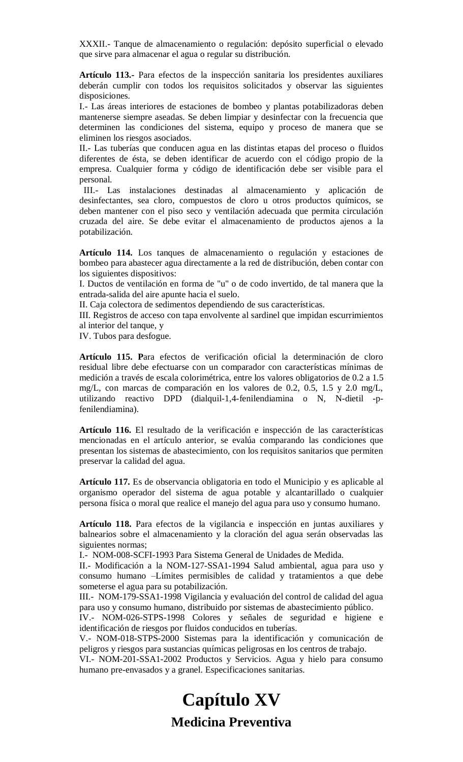XXXII.- Tanque de almacenamiento o regulación: depósito superficial o elevado que sirve para almacenar el agua o regular su distribución.

**Artículo 113.-** Para efectos de la inspección sanitaria los presidentes auxiliares deberán cumplir con todos los requisitos solicitados y observar las siguientes disposiciones.

I.- Las áreas interiores de estaciones de bombeo y plantas potabilizadoras deben mantenerse siempre aseadas. Se deben limpiar y desinfectar con la frecuencia que determinen las condiciones del sistema, equipo y proceso de manera que se eliminen los riesgos asociados.

II.- Las tuberías que conducen agua en las distintas etapas del proceso o fluidos diferentes de ésta, se deben identificar de acuerdo con el código propio de la empresa. Cualquier forma y código de identificación debe ser visible para el personal.

III.- Las instalaciones destinadas al almacenamiento y aplicación de desinfectantes, sea cloro, compuestos de cloro u otros productos químicos, se deben mantener con el piso seco y ventilación adecuada que permita circulación cruzada del aire. Se debe evitar el almacenamiento de productos ajenos a la potabilización.

**Artículo 114.** Los tanques de almacenamiento o regulación y estaciones de bombeo para abastecer agua directamente a la red de distribución, deben contar con los siguientes dispositivos:

I. Ductos de ventilación en forma de "u" o de codo invertido, de tal manera que la entrada-salida del aire apunte hacia el suelo.

II. Caja colectora de sedimentos dependiendo de sus características.

III. Registros de acceso con tapa envolvente al sardinel que impidan escurrimientos al interior del tanque, y

IV. Tubos para desfogue.

**Artículo 115. P**ara efectos de verificación oficial la determinación de cloro residual libre debe efectuarse con un comparador con características mínimas de medición a través de escala colorimétrica, entre los valores obligatorios de 0.2 a 1.5 mg/L, con marcas de comparación en los valores de 0.2, 0.5, 1.5 y 2.0 mg/L, utilizando reactivo DPD (dialquil-1,4-fenilendiamina o N, N-dietil -p-fenilendiamina).

**Artículo 116.** El resultado de la verificación e inspección de las características mencionadas en el artículo anterior, se evalúa comparando las condiciones que presentan los sistemas de abastecimiento, con los requisitos sanitarios que permiten preservar la calidad del agua.

**Artículo 117.** Es de observancia obligatoria en todo el Municipio y es aplicable al organismo operador del sistema de agua potable y alcantarillado o cualquier persona física o moral que realice el manejo del agua para uso y consumo humano.

**Artículo 118.** Para efectos de la vigilancia e inspección en juntas auxiliares y balnearios sobre el almacenamiento y la cloración del agua serán observadas las siguientes normas;

I.- NOM-008-SCFI-1993 Para Sistema General de Unidades de Medida.

II.- Modificación a la NOM-127-SSA1-1994 Salud ambiental, agua para uso y consumo humano –Límites permisibles de calidad y tratamientos a que debe someterse el agua para su potabilización.

III.- NOM-179-SSA1-1998 Vigilancia y evaluación del control de calidad del agua para uso y consumo humano, distribuido por sistemas de abastecimiento público.

IV.- NOM-026-STPS-1998 Colores y señales de seguridad e higiene e identificación de riesgos por fluidos conducidos en tuberías.

V.- NOM-018-STPS-2000 Sistemas para la identificación y comunicación de peligros y riesgos para sustancias químicas peligrosas en los centros de trabajo.

VI.- NOM-201-SSA1-2002 Productos y Servicios. Agua y hielo para consumo humano pre-envasados y a granel. Especificaciones sanitarias.

# Capítulo XV

## Medicina Preventiva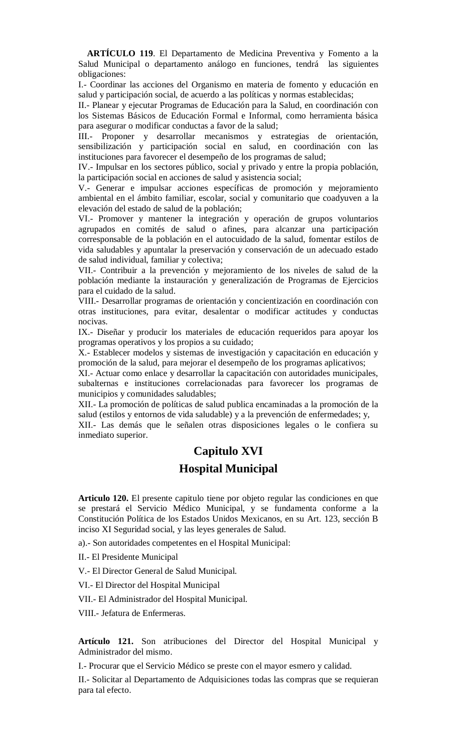**ARTÍCULO 119**. El Departamento de Medicina Preventiva y Fomento a la Salud Municipal o departamento análogo en funciones, tendrá las siguientes obligaciones:

I.- Coordinar las acciones del Organismo en materia de fomento y educación en salud y participación social, de acuerdo a las políticas y normas establecidas;

II.- Planear y ejecutar Programas de Educación para la Salud, en coordinación con los Sistemas Básicos de Educación Formal e Informal, como herramienta básica para asegurar o modificar conductas a favor de la salud;

III.- Proponer y desarrollar mecanismos y estrategias de orientación, sensibilización y participación social en salud, en coordinación con las instituciones para favorecer el desempeño de los programas de salud;

IV.- Impulsar en los sectores público, social y privado y entre la propia población, la participación social en acciones de salud y asistencia social;

V.- Generar e impulsar acciones específicas de promoción y mejoramiento ambiental en el ámbito familiar, escolar, social y comunitario que coadyuven a la elevación del estado de salud de la población;

VI.- Promover y mantener la integración y operación de grupos voluntarios agrupados en comités de salud o afines, para alcanzar una participación corresponsable de la población en el autocuidado de la salud, fomentar estilos de vida saludables y apuntalar la preservación y conservación de un adecuado estado de salud individual, familiar y colectiva;

VII.- Contribuir a la prevención y mejoramiento de los niveles de salud de la población mediante la instauración y generalización de Programas de Ejercicios para el cuidado de la salud.

VIII.- Desarrollar programas de orientación y concientización en coordinación con otras instituciones, para evitar, desalentar o modificar actitudes y conductas nocivas.

IX.- Diseñar y producir los materiales de educación requeridos para apoyar los programas operativos y los propios a su cuidado;

X.- Establecer modelos y sistemas de investigación y capacitación en educación y promoción de la salud, para mejorar el desempeño de los programas aplicativos;

XI.- Actuar como enlace y desarrollar la capacitación con autoridades municipales, subalternas e instituciones correlacionadas para favorecer los programas de municipios y comunidades saludables;

XII.- La promoción de políticas de salud publica encaminadas a la promoción de la salud (estilos y entornos de vida saludable) y a la prevención de enfermedades; y,

XII.- Las demás que le señalen otras disposiciones legales o le confiera su inmediato superior.

## Capitulo XVI
## Hospital Municipal

**Articulo 120.** El presente capitulo tiene por objeto regular las condiciones en que se prestará el Servicio Médico Municipal, y se fundamenta conforme a la Constitución Política de los Estados Unidos Mexicanos, en su Art. 123, sección B inciso XI Seguridad social, y las leyes generales de Salud.

a).- Son autoridades competentes en el Hospital Municipal:

II.- El Presidente Municipal

V.- El Director General de Salud Municipal.

VI.- El Director del Hospital Municipal

VII.- El Administrador del Hospital Municipal.

VIII.- Jefatura de Enfermeras.

**Artículo 121.** Son atribuciones del Director del Hospital Municipal y Administrador del mismo.

I.- Procurar que el Servicio Médico se preste con el mayor esmero y calidad.

II.- Solicitar al Departamento de Adquisiciones todas las compras que se requieran para tal efecto.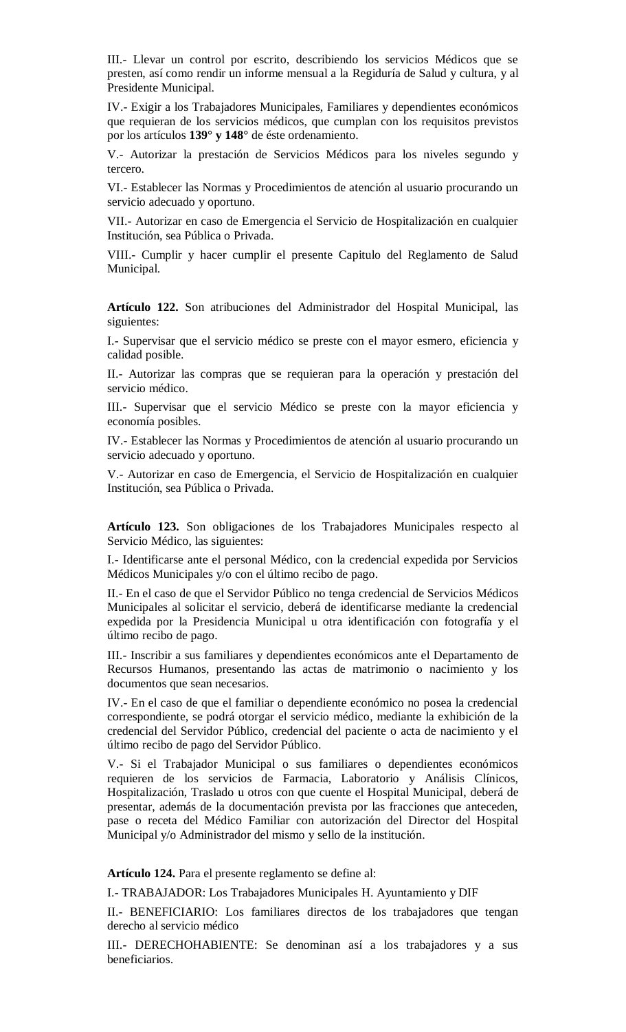III.- Llevar un control por escrito, describiendo los servicios Médicos que se presten, así como rendir un informe mensual a la Regiduría de Salud y cultura, y al Presidente Municipal.

IV.- Exigir a los Trabajadores Municipales, Familiares y dependientes económicos que requieran de los servicios médicos, que cumplan con los requisitos previstos por los artículos **139° y 148°** de éste ordenamiento.

V.- Autorizar la prestación de Servicios Médicos para los niveles segundo y tercero.

VI.- Establecer las Normas y Procedimientos de atención al usuario procurando un servicio adecuado y oportuno.

VII.- Autorizar en caso de Emergencia el Servicio de Hospitalización en cualquier Institución, sea Pública o Privada.

VIII.- Cumplir y hacer cumplir el presente Capitulo del Reglamento de Salud Municipal.

**Artículo 122.** Son atribuciones del Administrador del Hospital Municipal, las siguientes:

I.- Supervisar que el servicio médico se preste con el mayor esmero, eficiencia y calidad posible.

II.- Autorizar las compras que se requieran para la operación y prestación del servicio médico.

III.- Supervisar que el servicio Médico se preste con la mayor eficiencia y economía posibles.

IV.- Establecer las Normas y Procedimientos de atención al usuario procurando un servicio adecuado y oportuno.

V.- Autorizar en caso de Emergencia, el Servicio de Hospitalización en cualquier Institución, sea Pública o Privada.

**Artículo 123.** Son obligaciones de los Trabajadores Municipales respecto al Servicio Médico, las siguientes:

I.- Identificarse ante el personal Médico, con la credencial expedida por Servicios Médicos Municipales y/o con el último recibo de pago.

II.- En el caso de que el Servidor Público no tenga credencial de Servicios Médicos Municipales al solicitar el servicio, deberá de identificarse mediante la credencial expedida por la Presidencia Municipal u otra identificación con fotografía y el último recibo de pago.

III.- Inscribir a sus familiares y dependientes económicos ante el Departamento de Recursos Humanos, presentando las actas de matrimonio o nacimiento y los documentos que sean necesarios.

IV.- En el caso de que el familiar o dependiente económico no posea la credencial correspondiente, se podrá otorgar el servicio médico, mediante la exhibición de la credencial del Servidor Público, credencial del paciente o acta de nacimiento y el último recibo de pago del Servidor Público.

V.- Si el Trabajador Municipal o sus familiares o dependientes económicos requieren de los servicios de Farmacia, Laboratorio y Análisis Clínicos, Hospitalización, Traslado u otros con que cuente el Hospital Municipal, deberá de presentar, además de la documentación prevista por las fracciones que anteceden, pase o receta del Médico Familiar con autorización del Director del Hospital Municipal y/o Administrador del mismo y sello de la institución.

**Artículo 124.** Para el presente reglamento se define al:

I.- TRABAJADOR: Los Trabajadores Municipales H. Ayuntamiento y DIF

II.- BENEFICIARIO: Los familiares directos de los trabajadores que tengan derecho al servicio médico

III.- DERECHOHABIENTE: Se denominan así a los trabajadores y a sus beneficiarios.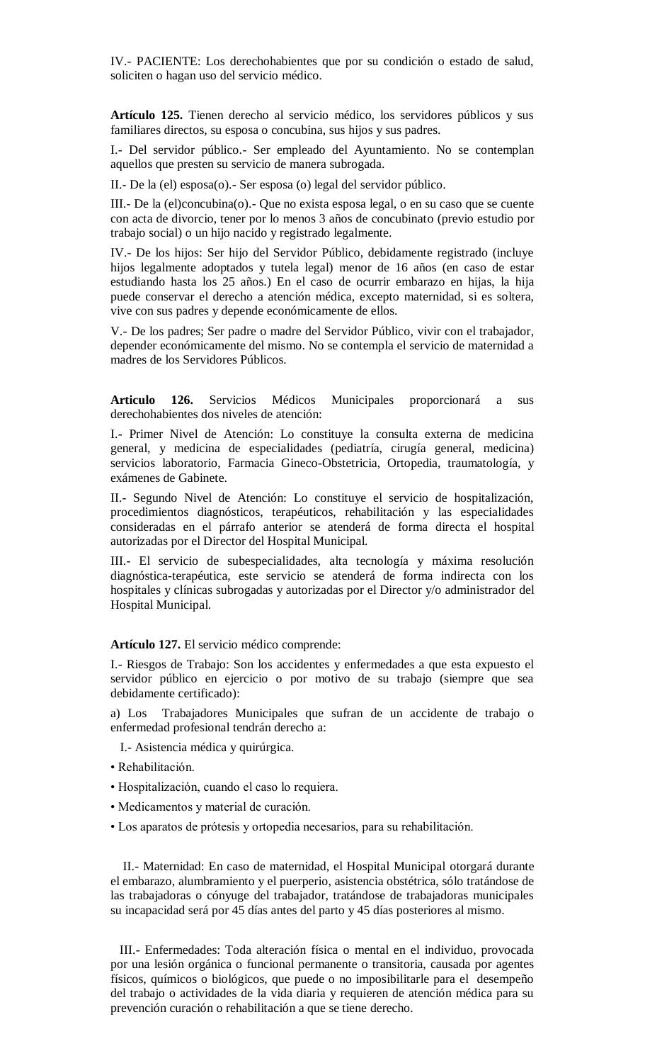IV.- PACIENTE: Los derechohabientes que por su condición o estado de salud, soliciten o hagan uso del servicio médico.

**Artículo 125.** Tienen derecho al servicio médico, los servidores públicos y sus familiares directos, su esposa o concubina, sus hijos y sus padres.

I.- Del servidor público.- Ser empleado del Ayuntamiento. No se contemplan aquellos que presten su servicio de manera subrogada.

II.- De la (el) esposa(o).- Ser esposa (o) legal del servidor público.

III.- De la (el)concubina(o).- Que no exista esposa legal, o en su caso que se cuente con acta de divorcio, tener por lo menos 3 años de concubinato (previo estudio por trabajo social) o un hijo nacido y registrado legalmente.

IV.- De los hijos: Ser hijo del Servidor Público, debidamente registrado (incluye hijos legalmente adoptados y tutela legal) menor de 16 años (en caso de estar estudiando hasta los 25 años.) En el caso de ocurrir embarazo en hijas, la hija puede conservar el derecho a atención médica, excepto maternidad, si es soltera, vive con sus padres y depende económicamente de ellos.

V.- De los padres; Ser padre o madre del Servidor Público, vivir con el trabajador, depender económicamente del mismo. No se contempla el servicio de maternidad a madres de los Servidores Públicos.

**Articulo 126.** Servicios Médicos Municipales proporcionará a sus derechohabientes dos niveles de atención:

I.- Primer Nivel de Atención: Lo constituye la consulta externa de medicina general, y medicina de especialidades (pediatría, cirugía general, medicina) servicios laboratorio, Farmacia Gineco-Obstetricia, Ortopedia, traumatología, y exámenes de Gabinete.

II.- Segundo Nivel de Atención: Lo constituye el servicio de hospitalización, procedimientos diagnósticos, terapéuticos, rehabilitación y las especialidades consideradas en el párrafo anterior se atenderá de forma directa el hospital autorizadas por el Director del Hospital Municipal.

III.- El servicio de subespecialidades, alta tecnología y máxima resolución diagnóstica-terapéutica, este servicio se atenderá de forma indirecta con los hospitales y clínicas subrogadas y autorizadas por el Director y/o administrador del Hospital Municipal.

**Artículo 127.** El servicio médico comprende:

I.- Riesgos de Trabajo: Son los accidentes y enfermedades a que esta expuesto el servidor público en ejercicio o por motivo de su trabajo (siempre que sea debidamente certificado):

a) Los Trabajadores Municipales que sufran de un accidente de trabajo o enfermedad profesional tendrán derecho a:

I.- Asistencia médica y quirúrgica.

- Rehabilitación.
- Hospitalización, cuando el caso lo requiera.
- Medicamentos y material de curación.
- Los aparatos de prótesis y ortopedia necesarios, para su rehabilitación.

II.- Maternidad: En caso de maternidad, el Hospital Municipal otorgará durante el embarazo, alumbramiento y el puerperio, asistencia obstétrica, sólo tratándose de las trabajadoras o cónyuge del trabajador, tratándose de trabajadoras municipales su incapacidad será por 45 días antes del parto y 45 días posteriores al mismo.

III.- Enfermedades: Toda alteración física o mental en el individuo, provocada por una lesión orgánica o funcional permanente o transitoria, causada por agentes físicos, químicos o biológicos, que puede o no imposibilitarle para el desempeño del trabajo o actividades de la vida diaria y requieren de atención médica para su prevención curación o rehabilitación a que se tiene derecho.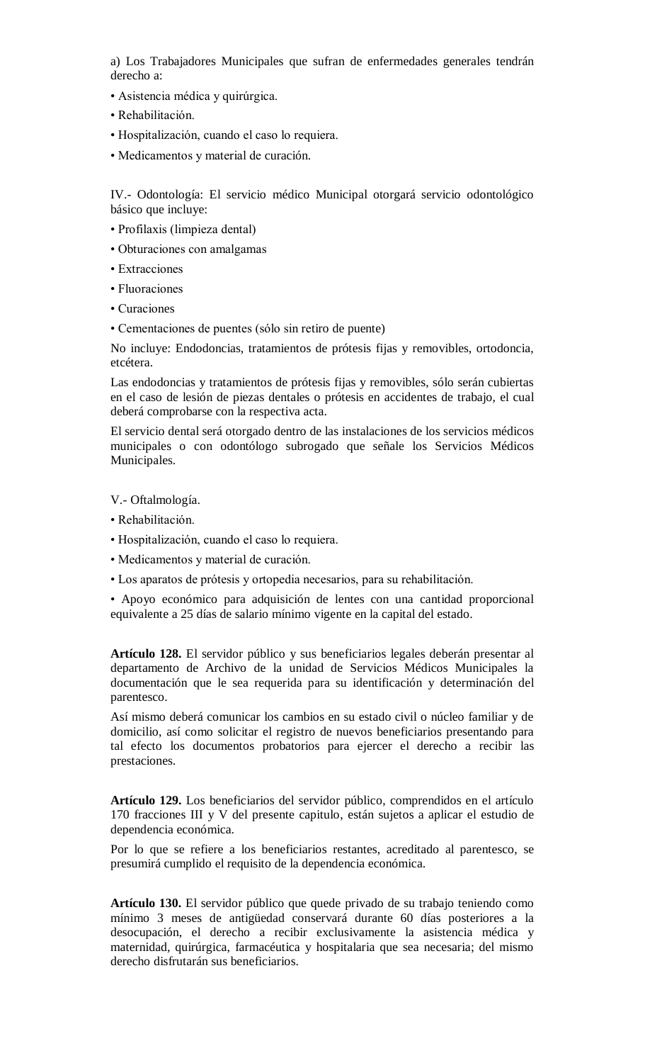a) Los Trabajadores Municipales que sufran de enfermedades generales tendrán derecho a:

• Asistencia médica y quirúrgica.

• Rehabilitación.

• Hospitalización, cuando el caso lo requiera.

• Medicamentos y material de curación.

IV.- Odontología: El servicio médico Municipal otorgará servicio odontológico básico que incluye:

• Profilaxis (limpieza dental)

• Obturaciones con amalgamas

• Extracciones

• Fluoraciones

• Curaciones

• Cementaciones de puentes (sólo sin retiro de puente)

No incluye: Endodoncias, tratamientos de prótesis fijas y removibles, ortodoncia, etcétera.

Las endodoncias y tratamientos de prótesis fijas y removibles, sólo serán cubiertas en el caso de lesión de piezas dentales o prótesis en accidentes de trabajo, el cual deberá comprobarse con la respectiva acta.

El servicio dental será otorgado dentro de las instalaciones de los servicios médicos municipales o con odontólogo subrogado que señale los Servicios Médicos Municipales.

V.- Oftalmología.

• Rehabilitación.

• Hospitalización, cuando el caso lo requiera.

• Medicamentos y material de curación.

• Los aparatos de prótesis y ortopedia necesarios, para su rehabilitación.

• Apoyo económico para adquisición de lentes con una cantidad proporcional equivalente a 25 días de salario mínimo vigente en la capital del estado.

**Artículo 128.** El servidor público y sus beneficiarios legales deberán presentar al departamento de Archivo de la unidad de Servicios Médicos Municipales la documentación que le sea requerida para su identificación y determinación del parentesco.

Así mismo deberá comunicar los cambios en su estado civil o núcleo familiar y de domicilio, así como solicitar el registro de nuevos beneficiarios presentando para tal efecto los documentos probatorios para ejercer el derecho a recibir las prestaciones.

**Artículo 129.** Los beneficiarios del servidor público, comprendidos en el artículo 170 fracciones III y V del presente capitulo, están sujetos a aplicar el estudio de dependencia económica.

Por lo que se refiere a los beneficiarios restantes, acreditado al parentesco, se presumirá cumplido el requisito de la dependencia económica.

**Artículo 130.** El servidor público que quede privado de su trabajo teniendo como mínimo 3 meses de antigüedad conservará durante 60 días posteriores a la desocupación, el derecho a recibir exclusivamente la asistencia médica y maternidad, quirúrgica, farmacéutica y hospitalaria que sea necesaria; del mismo derecho disfrutarán sus beneficiarios.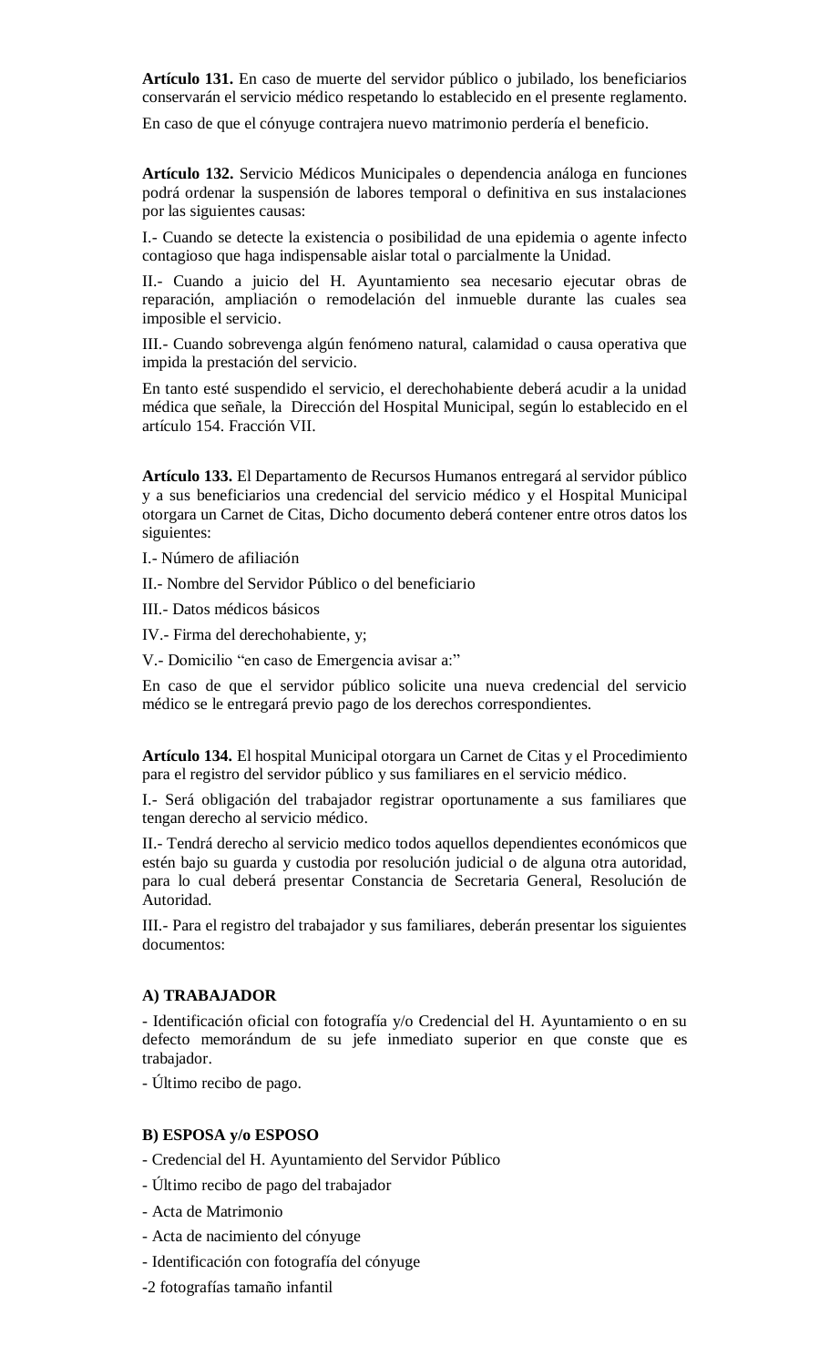**Artículo 131.** En caso de muerte del servidor público o jubilado, los beneficiarios conservarán el servicio médico respetando lo establecido en el presente reglamento.

En caso de que el cónyuge contrajera nuevo matrimonio perdería el beneficio.

**Artículo 132.** Servicio Médicos Municipales o dependencia análoga en funciones podrá ordenar la suspensión de labores temporal o definitiva en sus instalaciones por las siguientes causas:

I.- Cuando se detecte la existencia o posibilidad de una epidemia o agente infecto contagioso que haga indispensable aislar total o parcialmente la Unidad.

II.- Cuando a juicio del H. Ayuntamiento sea necesario ejecutar obras de reparación, ampliación o remodelación del inmueble durante las cuales sea imposible el servicio.

III.- Cuando sobrevenga algún fenómeno natural, calamidad o causa operativa que impida la prestación del servicio.

En tanto esté suspendido el servicio, el derechohabiente deberá acudir a la unidad médica que señale, la Dirección del Hospital Municipal, según lo establecido en el artículo 154. Fracción VII.

**Artículo 133.** El Departamento de Recursos Humanos entregará al servidor público y a sus beneficiarios una credencial del servicio médico y el Hospital Municipal otorgara un Carnet de Citas, Dicho documento deberá contener entre otros datos los siguientes:

I.- Número de afiliación

II.- Nombre del Servidor Público o del beneficiario

III.- Datos médicos básicos

IV.- Firma del derechohabiente, y;

V.- Domicilio "en caso de Emergencia avisar a:"

En caso de que el servidor público solicite una nueva credencial del servicio médico se le entregará previo pago de los derechos correspondientes.

**Artículo 134.** El hospital Municipal otorgara un Carnet de Citas y el Procedimiento para el registro del servidor público y sus familiares en el servicio médico.

I.- Será obligación del trabajador registrar oportunamente a sus familiares que tengan derecho al servicio médico.

II.- Tendrá derecho al servicio medico todos aquellos dependientes económicos que estén bajo su guarda y custodia por resolución judicial o de alguna otra autoridad, para lo cual deberá presentar Constancia de Secretaria General, Resolución de Autoridad.

III.- Para el registro del trabajador y sus familiares, deberán presentar los siguientes documentos:

**A) TRABAJADOR**

- Identificación oficial con fotografía y/o Credencial del H. Ayuntamiento o en su defecto memorándum de su jefe inmediato superior en que conste que es trabajador.
- Último recibo de pago.

**B) ESPOSA y/o ESPOSO**

- Credencial del H. Ayuntamiento del Servidor Público
- Último recibo de pago del trabajador
- Acta de Matrimonio
- Acta de nacimiento del cónyuge
- Identificación con fotografía del cónyuge
- 2 fotografías tamaño infantil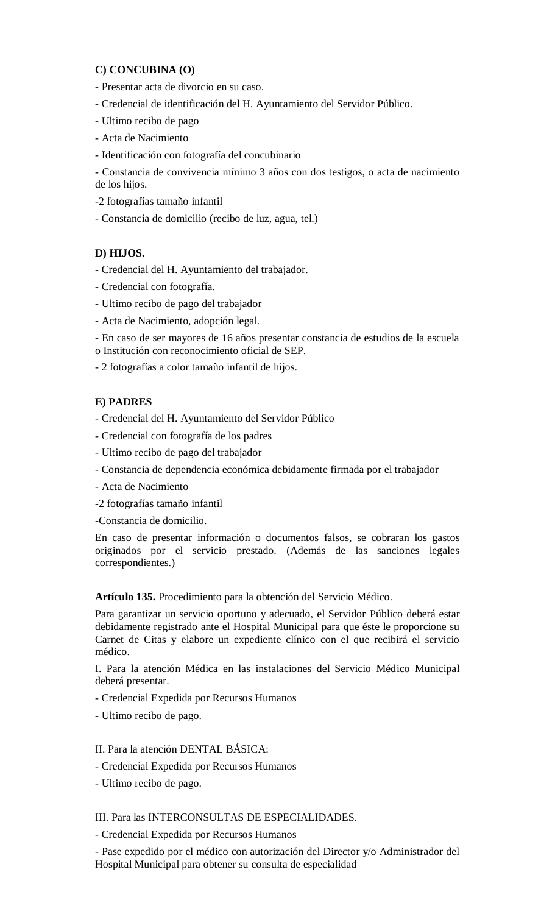**C) CONCUBINA (O)**

- Presentar acta de divorcio en su caso.
- Credencial de identificación del H. Ayuntamiento del Servidor Público.
- Ultimo recibo de pago
- Acta de Nacimiento
- Identificación con fotografía del concubinario
- Constancia de convivencia mínimo 3 años con dos testigos, o acta de nacimiento de los hijos.
- 2 fotografías tamaño infantil
- Constancia de domicilio (recibo de luz, agua, tel.)

**D) HIJOS.**

- Credencial del H. Ayuntamiento del trabajador.
- Credencial con fotografía.
- Ultimo recibo de pago del trabajador
- Acta de Nacimiento, adopción legal.
- En caso de ser mayores de 16 años presentar constancia de estudios de la escuela o Institución con reconocimiento oficial de SEP.
- 2 fotografías a color tamaño infantil de hijos.

**E) PADRES**

- Credencial del H. Ayuntamiento del Servidor Público
- Credencial con fotografía de los padres
- Ultimo recibo de pago del trabajador
- Constancia de dependencia económica debidamente firmada por el trabajador
- Acta de Nacimiento
- 2 fotografías tamaño infantil
- Constancia de domicilio.

En caso de presentar información o documentos falsos, se cobraran los gastos originados por el servicio prestado. (Además de las sanciones legales correspondientes.)

**Artículo 135.** Procedimiento para la obtención del Servicio Médico.

Para garantizar un servicio oportuno y adecuado, el Servidor Público deberá estar debidamente registrado ante el Hospital Municipal para que éste le proporcione su Carnet de Citas y elabore un expediente clínico con el que recibirá el servicio médico.

I. Para la atención Médica en las instalaciones del Servicio Médico Municipal deberá presentar.

- Credencial Expedida por Recursos Humanos
- Ultimo recibo de pago.

II. Para la atención DENTAL BÁSICA:

- Credencial Expedida por Recursos Humanos
- Ultimo recibo de pago.

III. Para las INTERCONSULTAS DE ESPECIALIDADES.

- Credencial Expedida por Recursos Humanos
- Pase expedido por el médico con autorización del Director y/o Administrador del Hospital Municipal para obtener su consulta de especialidad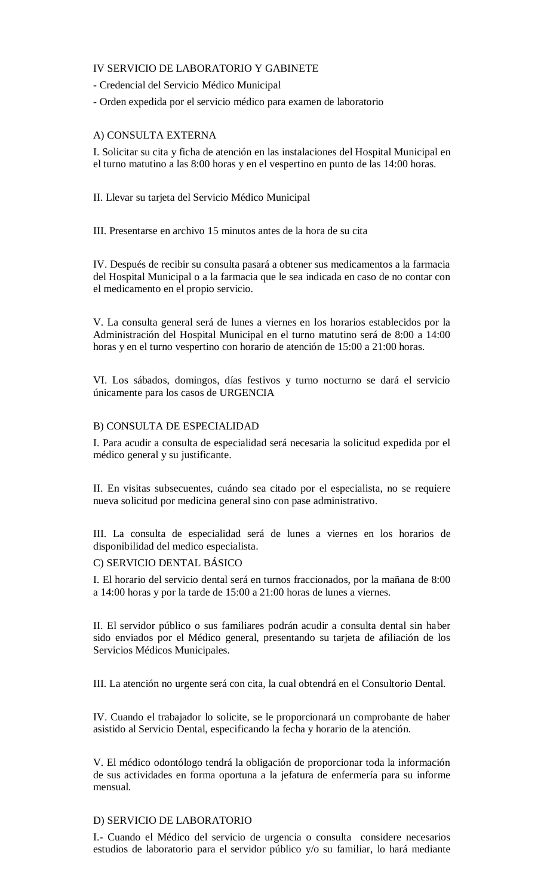IV SERVICIO DE LABORATORIO Y GABINETE

- Credencial del Servicio Médico Municipal
- Orden expedida por el servicio médico para examen de laboratorio

A) CONSULTA EXTERNA

I. Solicitar su cita y ficha de atención en las instalaciones del Hospital Municipal en el turno matutino a las 8:00 horas y en el vespertino en punto de las 14:00 horas.

II. Llevar su tarjeta del Servicio Médico Municipal

III. Presentarse en archivo 15 minutos antes de la hora de su cita

IV. Después de recibir su consulta pasará a obtener sus medicamentos a la farmacia del Hospital Municipal o a la farmacia que le sea indicada en caso de no contar con el medicamento en el propio servicio.

V. La consulta general será de lunes a viernes en los horarios establecidos por la Administración del Hospital Municipal en el turno matutino será de 8:00 a 14:00 horas y en el turno vespertino con horario de atención de 15:00 a 21:00 horas.

VI. Los sábados, domingos, días festivos y turno nocturno se dará el servicio únicamente para los casos de URGENCIA

B) CONSULTA DE ESPECIALIDAD

I. Para acudir a consulta de especialidad será necesaria la solicitud expedida por el médico general y su justificante.

II. En visitas subsecuentes, cuándo sea citado por el especialista, no se requiere nueva solicitud por medicina general sino con pase administrativo.

III. La consulta de especialidad será de lunes a viernes en los horarios de disponibilidad del medico especialista.

C) SERVICIO DENTAL BÁSICO

I. El horario del servicio dental será en turnos fraccionados, por la mañana de 8:00 a 14:00 horas y por la tarde de 15:00 a 21:00 horas de lunes a viernes.

II. El servidor público o sus familiares podrán acudir a consulta dental sin haber sido enviados por el Médico general, presentando su tarjeta de afiliación de los Servicios Médicos Municipales.

III. La atención no urgente será con cita, la cual obtendrá en el Consultorio Dental.

IV. Cuando el trabajador lo solicite, se le proporcionará un comprobante de haber asistido al Servicio Dental, especificando la fecha y horario de la atención.

V. El médico odontólogo tendrá la obligación de proporcionar toda la información de sus actividades en forma oportuna a la jefatura de enfermería para su informe mensual.

D) SERVICIO DE LABORATORIO

I.- Cuando el Médico del servicio de urgencia o consulta considere necesarios estudios de laboratorio para el servidor público y/o su familiar, lo hará mediante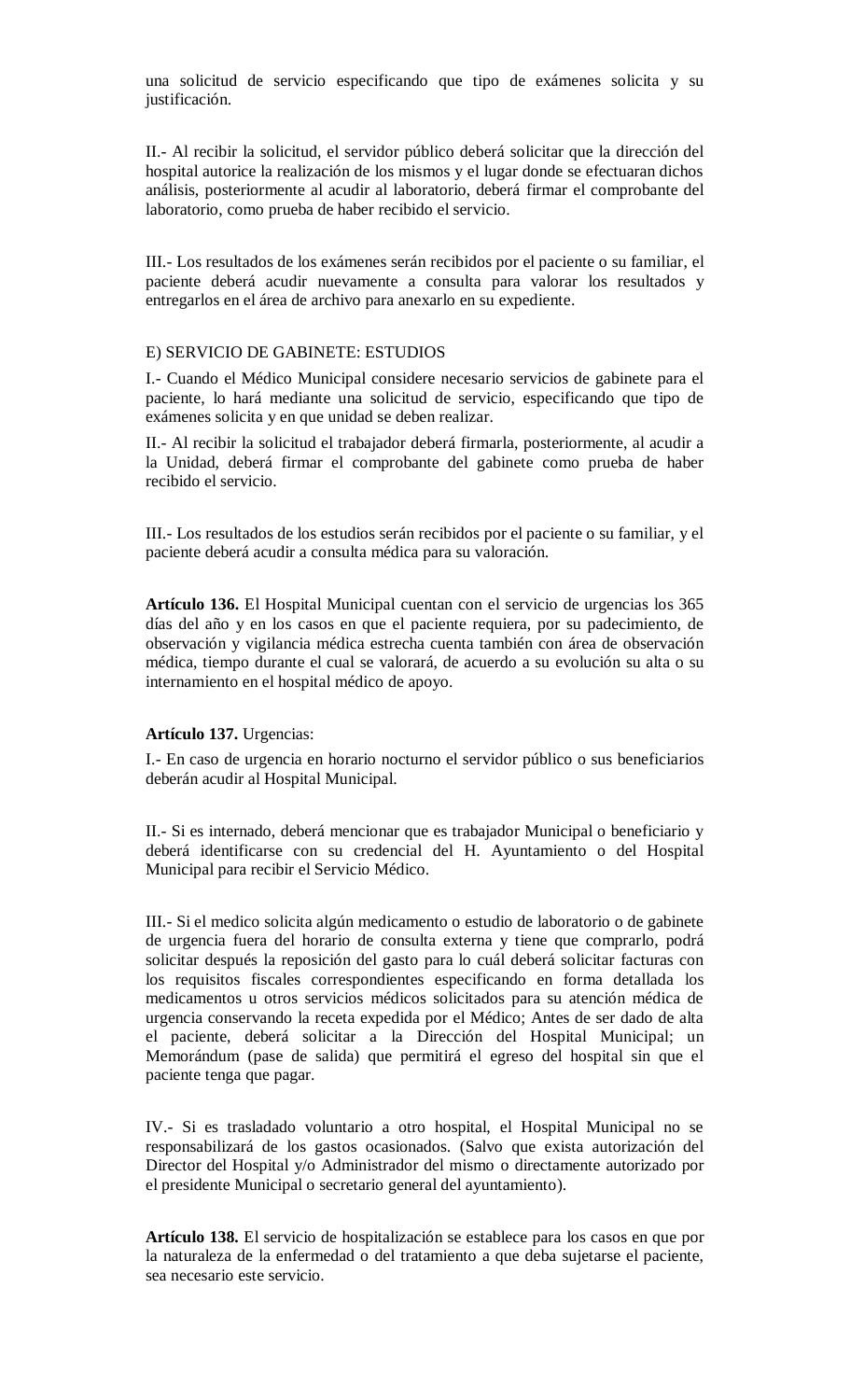una solicitud de servicio especificando que tipo de exámenes solicita y su justificación.

II.- Al recibir la solicitud, el servidor público deberá solicitar que la dirección del hospital autorice la realización de los mismos y el lugar donde se efectuaran dichos análisis, posteriormente al acudir al laboratorio, deberá firmar el comprobante del laboratorio, como prueba de haber recibido el servicio.

III.- Los resultados de los exámenes serán recibidos por el paciente o su familiar, el paciente deberá acudir nuevamente a consulta para valorar los resultados y entregarlos en el área de archivo para anexarlo en su expediente.

E) SERVICIO DE GABINETE: ESTUDIOS

I.- Cuando el Médico Municipal considere necesario servicios de gabinete para el paciente, lo hará mediante una solicitud de servicio, especificando que tipo de exámenes solicita y en que unidad se deben realizar.

II.- Al recibir la solicitud el trabajador deberá firmarla, posteriormente, al acudir a la Unidad, deberá firmar el comprobante del gabinete como prueba de haber recibido el servicio.

III.- Los resultados de los estudios serán recibidos por el paciente o su familiar, y el paciente deberá acudir a consulta médica para su valoración.

**Artículo 136.** El Hospital Municipal cuentan con el servicio de urgencias los 365 días del año y en los casos en que el paciente requiera, por su padecimiento, de observación y vigilancia médica estrecha cuenta también con área de observación médica, tiempo durante el cual se valorará, de acuerdo a su evolución su alta o su internamiento en el hospital médico de apoyo.

**Artículo 137.** Urgencias:

I.- En caso de urgencia en horario nocturno el servidor público o sus beneficiarios deberán acudir al Hospital Municipal.

II.- Si es internado, deberá mencionar que es trabajador Municipal o beneficiario y deberá identificarse con su credencial del H. Ayuntamiento o del Hospital Municipal para recibir el Servicio Médico.

III.- Si el medico solicita algún medicamento o estudio de laboratorio o de gabinete de urgencia fuera del horario de consulta externa y tiene que comprarlo, podrá solicitar después la reposición del gasto para lo cuál deberá solicitar facturas con los requisitos fiscales correspondientes especificando en forma detallada los medicamentos u otros servicios médicos solicitados para su atención médica de urgencia conservando la receta expedida por el Médico; Antes de ser dado de alta el paciente, deberá solicitar a la Dirección del Hospital Municipal; un Memorándum (pase de salida) que permitirá el egreso del hospital sin que el paciente tenga que pagar.

IV.- Si es trasladado voluntario a otro hospital, el Hospital Municipal no se responsabilizará de los gastos ocasionados. (Salvo que exista autorización del Director del Hospital y/o Administrador del mismo o directamente autorizado por el presidente Municipal o secretario general del ayuntamiento).

**Artículo 138.** El servicio de hospitalización se establece para los casos en que por la naturaleza de la enfermedad o del tratamiento a que deba sujetarse el paciente, sea necesario este servicio.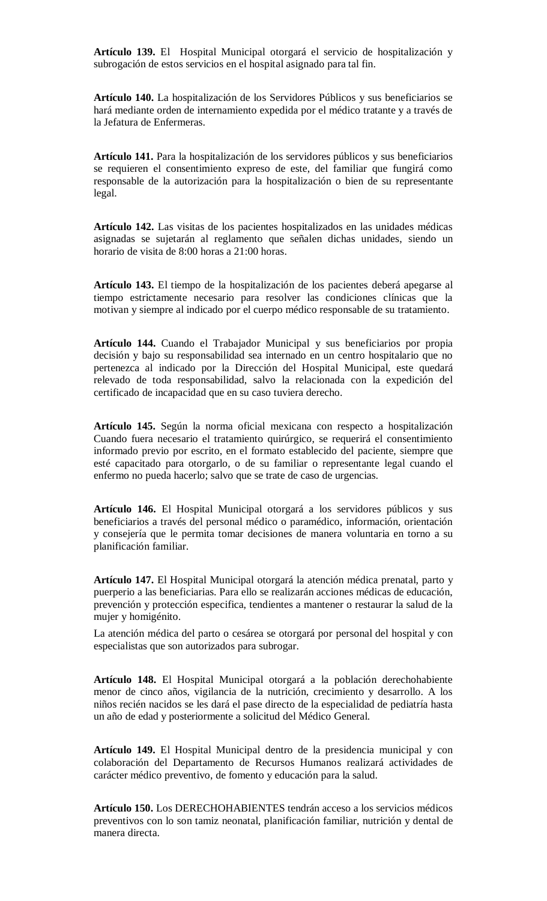**Artículo 139.** El Hospital Municipal otorgará el servicio de hospitalización y subrogación de estos servicios en el hospital asignado para tal fin.

**Artículo 140.** La hospitalización de los Servidores Públicos y sus beneficiarios se hará mediante orden de internamiento expedida por el médico tratante y a través de la Jefatura de Enfermeras.

**Artículo 141.** Para la hospitalización de los servidores públicos y sus beneficiarios se requieren el consentimiento expreso de este, del familiar que fungirá como responsable de la autorización para la hospitalización o bien de su representante legal.

**Artículo 142.** Las visitas de los pacientes hospitalizados en las unidades médicas asignadas se sujetarán al reglamento que señalen dichas unidades, siendo un horario de visita de 8:00 horas a 21:00 horas.

**Artículo 143.** El tiempo de la hospitalización de los pacientes deberá apegarse al tiempo estrictamente necesario para resolver las condiciones clínicas que la motivan y siempre al indicado por el cuerpo médico responsable de su tratamiento.

**Artículo 144.** Cuando el Trabajador Municipal y sus beneficiarios por propia decisión y bajo su responsabilidad sea internado en un centro hospitalario que no pertenezca al indicado por la Dirección del Hospital Municipal, este quedará relevado de toda responsabilidad, salvo la relacionada con la expedición del certificado de incapacidad que en su caso tuviera derecho.

**Artículo 145.** Según la norma oficial mexicana con respecto a hospitalización Cuando fuera necesario el tratamiento quirúrgico, se requerirá el consentimiento informado previo por escrito, en el formato establecido del paciente, siempre que esté capacitado para otorgarlo, o de su familiar o representante legal cuando el enfermo no pueda hacerlo; salvo que se trate de caso de urgencias.

**Artículo 146.** El Hospital Municipal otorgará a los servidores públicos y sus beneficiarios a través del personal médico o paramédico, información, orientación y consejería que le permita tomar decisiones de manera voluntaria en torno a su planificación familiar.

**Artículo 147.** El Hospital Municipal otorgará la atención médica prenatal, parto y puerperio a las beneficiarias. Para ello se realizarán acciones médicas de educación, prevención y protección especifica, tendientes a mantener o restaurar la salud de la mujer y homigénito.

La atención médica del parto o cesárea se otorgará por personal del hospital y con especialistas que son autorizados para subrogar.

**Artículo 148.** El Hospital Municipal otorgará a la población derechohabiente menor de cinco años, vigilancia de la nutrición, crecimiento y desarrollo. A los niños recién nacidos se les dará el pase directo de la especialidad de pediatría hasta un año de edad y posteriormente a solicitud del Médico General.

**Artículo 149.** El Hospital Municipal dentro de la presidencia municipal y con colaboración del Departamento de Recursos Humanos realizará actividades de carácter médico preventivo, de fomento y educación para la salud.

**Artículo 150.** Los DERECHOHABIENTES tendrán acceso a los servicios médicos preventivos con lo son tamiz neonatal, planificación familiar, nutrición y dental de manera directa.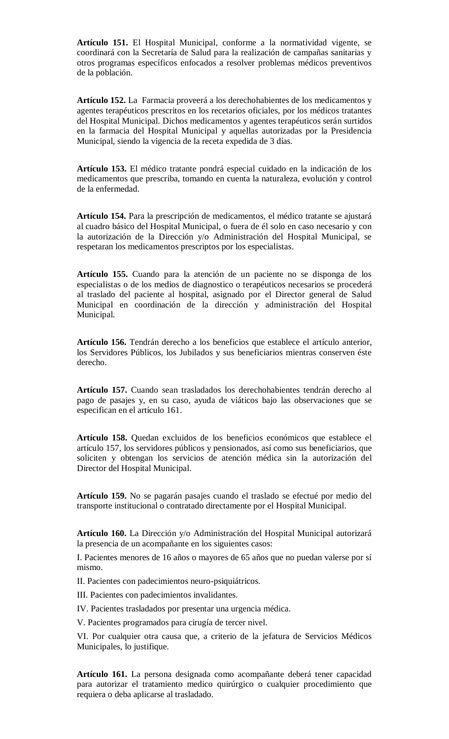**Artículo 151.** El Hospital Municipal, conforme a la normatividad vigente, se coordinará con la Secretaría de Salud para la realización de campañas sanitarias y otros programas específicos enfocados a resolver problemas médicos preventivos de la población.

**Artículo 152.** La Farmacia proveerá a los derechohabientes de los medicamentos y agentes terapéuticos prescritos en los recetarios oficiales, por los médicos tratantes del Hospital Municipal. Dichos medicamentos y agentes terapéuticos serán surtidos en la farmacia del Hospital Municipal y aquellas autorizadas por la Presidencia Municipal, siendo la vigencia de la receta expedida de 3 días.

**Artículo 153.** El médico tratante pondrá especial cuidado en la indicación de los medicamentos que prescriba, tomando en cuenta la naturaleza, evolución y control de la enfermedad.

**Artículo 154.** Para la prescripción de medicamentos, el médico tratante se ajustará al cuadro básico del Hospital Municipal, o fuera de él solo en caso necesario y con la autorización de la Dirección y/o Administración del Hospital Municipal, se respetaran los medicamentos prescriptos por los especialistas.

**Artículo 155.** Cuando para la atención de un paciente no se disponga de los especialistas o de los medios de diagnostico o terapéuticos necesarios se procederá al traslado del paciente al hospital, asignado por el Director general de Salud Municipal en coordinación de la dirección y administración del Hospital Municipal.

**Artículo 156.** Tendrán derecho a los beneficios que establece el artículo anterior, los Servidores Públicos, los Jubilados y sus beneficiarios mientras conserven éste derecho.

**Artículo 157.** Cuando sean trasladados los derechohabientes tendrán derecho al pago de pasajes y, en su caso, ayuda de viáticos bajo las observaciones que se especifican en el artículo 161.

**Artículo 158.** Quedan excluidos de los beneficios económicos que establece el artículo 157, los servidores públicos y pensionados, así como sus beneficiarios, que soliciten y obtengan los servicios de atención médica sin la autorización del Director del Hospital Municipal.

**Artículo 159.** No se pagarán pasajes cuando el traslado se efectué por medio del transporte institucional o contratado directamente por el Hospital Municipal.

**Artículo 160.** La Dirección y/o Administración del Hospital Municipal autorizará la presencia de un acompañante en los siguientes casos:

I. Pacientes menores de 16 años o mayores de 65 años que no puedan valerse por sí mismo.

II. Pacientes con padecimientos neuro-psiquiátricos.

III. Pacientes con padecimientos invalidantes.

IV. Pacientes trasladados por presentar una urgencia médica.

V. Pacientes programados para cirugía de tercer nivel.

VI. Por cualquier otra causa que, a criterio de la jefatura de Servicios Médicos Municipales, lo justifique.

**Artículo 161.** La persona designada como acompañante deberá tener capacidad para autorizar el tratamiento medico quirúrgico o cualquier procedimiento que requiera o deba aplicarse al trasladado.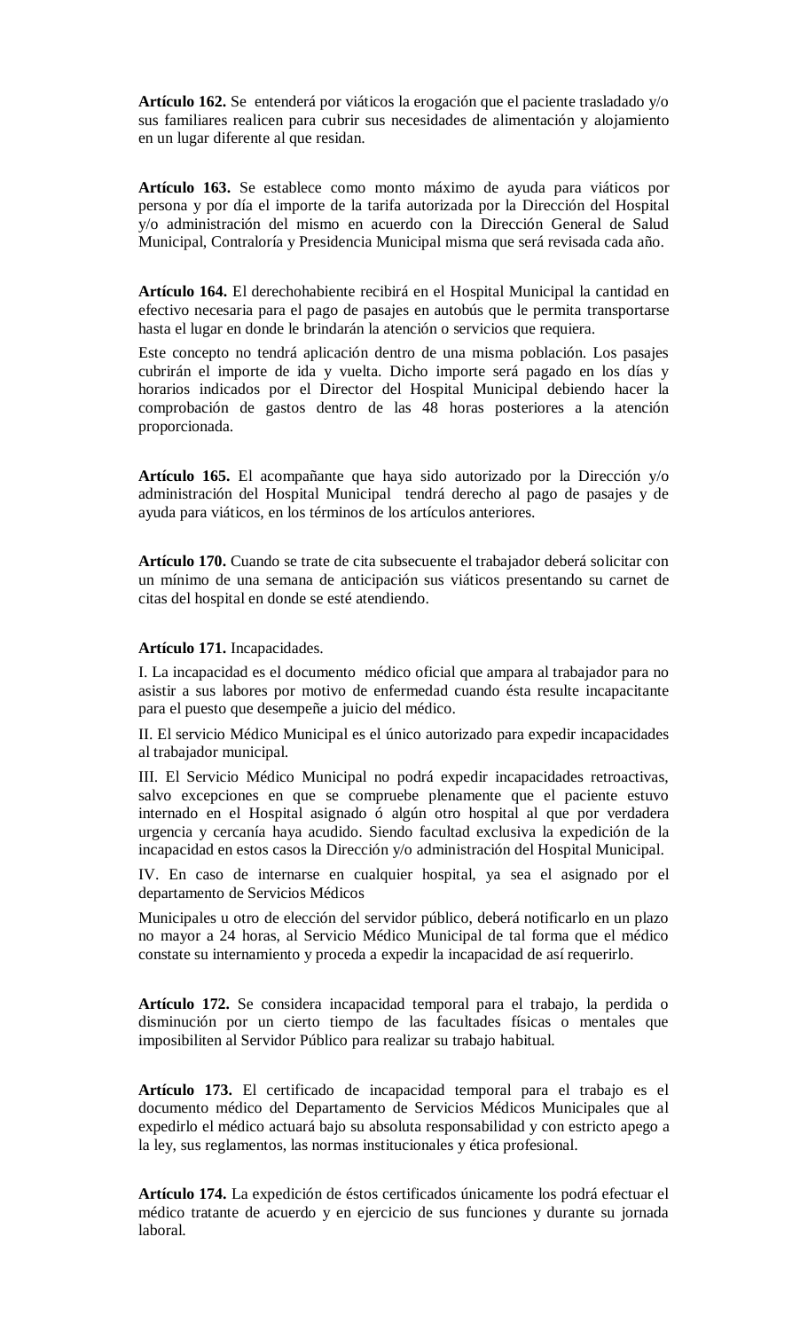**Artículo 162.** Se entenderá por viáticos la erogación que el paciente trasladado y/o sus familiares realicen para cubrir sus necesidades de alimentación y alojamiento en un lugar diferente al que residan.

**Artículo 163.** Se establece como monto máximo de ayuda para viáticos por persona y por día el importe de la tarifa autorizada por la Dirección del Hospital y/o administración del mismo en acuerdo con la Dirección General de Salud Municipal, Contraloría y Presidencia Municipal misma que será revisada cada año.

**Artículo 164.** El derechohabiente recibirá en el Hospital Municipal la cantidad en efectivo necesaria para el pago de pasajes en autobús que le permita transportarse hasta el lugar en donde le brindarán la atención o servicios que requiera.

Este concepto no tendrá aplicación dentro de una misma población. Los pasajes cubrirán el importe de ida y vuelta. Dicho importe será pagado en los días y horarios indicados por el Director del Hospital Municipal debiendo hacer la comprobación de gastos dentro de las 48 horas posteriores a la atención proporcionada.

**Artículo 165.** El acompañante que haya sido autorizado por la Dirección y/o administración del Hospital Municipal tendrá derecho al pago de pasajes y de ayuda para viáticos, en los términos de los artículos anteriores.

**Artículo 170.** Cuando se trate de cita subsecuente el trabajador deberá solicitar con un mínimo de una semana de anticipación sus viáticos presentando su carnet de citas del hospital en donde se esté atendiendo.

**Artículo 171.** Incapacidades.

I. La incapacidad es el documento médico oficial que ampara al trabajador para no asistir a sus labores por motivo de enfermedad cuando ésta resulte incapacitante para el puesto que desempeñe a juicio del médico.

II. El servicio Médico Municipal es el único autorizado para expedir incapacidades al trabajador municipal.

III. El Servicio Médico Municipal no podrá expedir incapacidades retroactivas, salvo excepciones en que se compruebe plenamente que el paciente estuvo internado en el Hospital asignado ó algún otro hospital al que por verdadera urgencia y cercanía haya acudido. Siendo facultad exclusiva la expedición de la incapacidad en estos casos la Dirección y/o administración del Hospital Municipal.

IV. En caso de internarse en cualquier hospital, ya sea el asignado por el departamento de Servicios Médicos

Municipales u otro de elección del servidor público, deberá notificarlo en un plazo no mayor a 24 horas, al Servicio Médico Municipal de tal forma que el médico constate su internamiento y proceda a expedir la incapacidad de así requerirlo.

**Artículo 172.** Se considera incapacidad temporal para el trabajo, la perdida o disminución por un cierto tiempo de las facultades físicas o mentales que imposibiliten al Servidor Público para realizar su trabajo habitual.

**Artículo 173.** El certificado de incapacidad temporal para el trabajo es el documento médico del Departamento de Servicios Médicos Municipales que al expedirlo el médico actuará bajo su absoluta responsabilidad y con estricto apego a la ley, sus reglamentos, las normas institucionales y ética profesional.

**Artículo 174.** La expedición de éstos certificados únicamente los podrá efectuar el médico tratante de acuerdo y en ejercicio de sus funciones y durante su jornada laboral.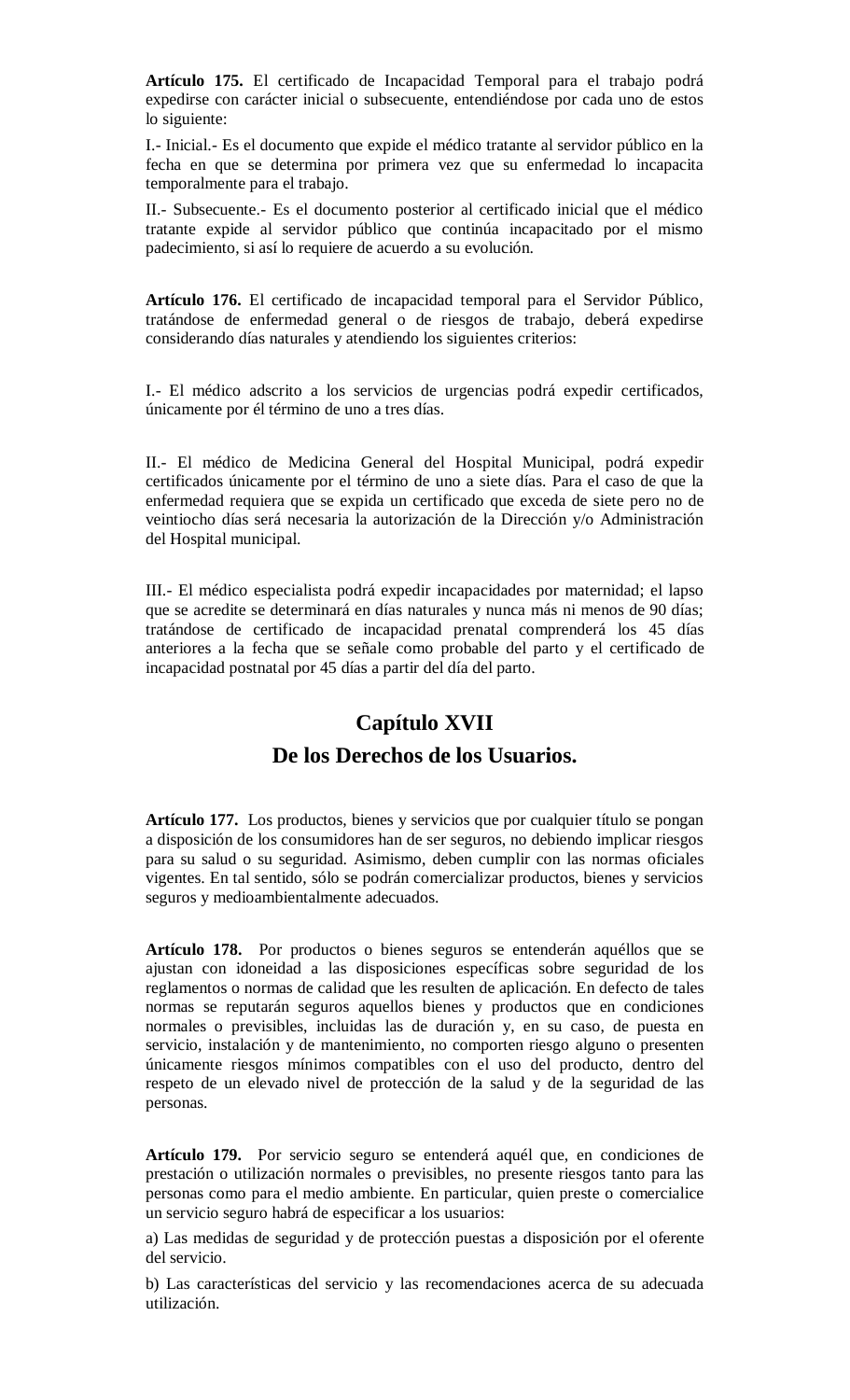**Artículo 175.** El certificado de Incapacidad Temporal para el trabajo podrá expedirse con carácter inicial o subsecuente, entendiéndose por cada uno de estos lo siguiente:

I.- Inicial.- Es el documento que expide el médico tratante al servidor público en la fecha en que se determina por primera vez que su enfermedad lo incapacita temporalmente para el trabajo.

II.- Subsecuente.- Es el documento posterior al certificado inicial que el médico tratante expide al servidor público que continúa incapacitado por el mismo padecimiento, si así lo requiere de acuerdo a su evolución.

**Artículo 176.** El certificado de incapacidad temporal para el Servidor Público, tratándose de enfermedad general o de riesgos de trabajo, deberá expedirse considerando días naturales y atendiendo los siguientes criterios:

I.- El médico adscrito a los servicios de urgencias podrá expedir certificados, únicamente por él término de uno a tres días.

II.- El médico de Medicina General del Hospital Municipal, podrá expedir certificados únicamente por el término de uno a siete días. Para el caso de que la enfermedad requiera que se expida un certificado que exceda de siete pero no de veintiocho días será necesaria la autorización de la Dirección y/o Administración del Hospital municipal.

III.- El médico especialista podrá expedir incapacidades por maternidad; el lapso que se acredite se determinará en días naturales y nunca más ni menos de 90 días; tratándose de certificado de incapacidad prenatal comprenderá los 45 días anteriores a la fecha que se señale como probable del parto y el certificado de incapacidad postnatal por 45 días a partir del día del parto.

## Capítulo XVII
## De los Derechos de los Usuarios.

**Artículo 177.** Los productos, bienes y servicios que por cualquier título se pongan a disposición de los consumidores han de ser seguros, no debiendo implicar riesgos para su salud o su seguridad. Asimismo, deben cumplir con las normas oficiales vigentes. En tal sentido, sólo se podrán comercializar productos, bienes y servicios seguros y medioambientalmente adecuados.

**Artículo 178.** Por productos o bienes seguros se entenderán aquéllos que se ajustan con idoneidad a las disposiciones específicas sobre seguridad de los reglamentos o normas de calidad que les resulten de aplicación. En defecto de tales normas se reputarán seguros aquellos bienes y productos que en condiciones normales o previsibles, incluidas las de duración y, en su caso, de puesta en servicio, instalación y de mantenimiento, no comporten riesgo alguno o presenten únicamente riesgos mínimos compatibles con el uso del producto, dentro del respeto de un elevado nivel de protección de la salud y de la seguridad de las personas.

**Artículo 179.** Por servicio seguro se entenderá aquél que, en condiciones de prestación o utilización normales o previsibles, no presente riesgos tanto para las personas como para el medio ambiente. En particular, quien preste o comercialice un servicio seguro habrá de especificar a los usuarios:

a) Las medidas de seguridad y de protección puestas a disposición por el oferente del servicio.

b) Las características del servicio y las recomendaciones acerca de su adecuada utilización.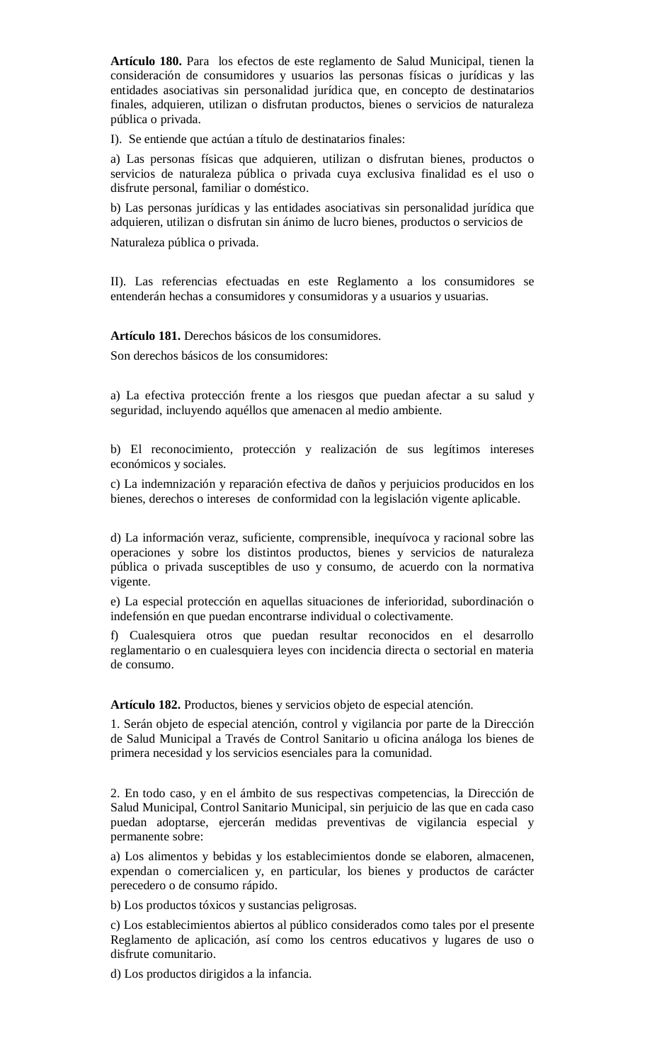**Artículo 180.** Para los efectos de este reglamento de Salud Municipal, tienen la consideración de consumidores y usuarios las personas físicas o jurídicas y las entidades asociativas sin personalidad jurídica que, en concepto de destinatarios finales, adquieren, utilizan o disfrutan productos, bienes o servicios de naturaleza pública o privada.

I). Se entiende que actúan a título de destinatarios finales:

a) Las personas físicas que adquieren, utilizan o disfrutan bienes, productos o servicios de naturaleza pública o privada cuya exclusiva finalidad es el uso o disfrute personal, familiar o doméstico.

b) Las personas jurídicas y las entidades asociativas sin personalidad jurídica que adquieren, utilizan o disfrutan sin ánimo de lucro bienes, productos o servicios de

Naturaleza pública o privada.

II). Las referencias efectuadas en este Reglamento a los consumidores se entenderán hechas a consumidores y consumidoras y a usuarios y usuarias.

**Artículo 181.** Derechos básicos de los consumidores.

Son derechos básicos de los consumidores:

a) La efectiva protección frente a los riesgos que puedan afectar a su salud y seguridad, incluyendo aquéllos que amenacen al medio ambiente.

b) El reconocimiento, protección y realización de sus legítimos intereses económicos y sociales.

c) La indemnización y reparación efectiva de daños y perjuicios producidos en los bienes, derechos o intereses de conformidad con la legislación vigente aplicable.

d) La información veraz, suficiente, comprensible, inequívoca y racional sobre las operaciones y sobre los distintos productos, bienes y servicios de naturaleza pública o privada susceptibles de uso y consumo, de acuerdo con la normativa vigente.

e) La especial protección en aquellas situaciones de inferioridad, subordinación o indefensión en que puedan encontrarse individual o colectivamente.

f) Cualesquiera otros que puedan resultar reconocidos en el desarrollo reglamentario o en cualesquiera leyes con incidencia directa o sectorial en materia de consumo.

**Artículo 182.** Productos, bienes y servicios objeto de especial atención.

1. Serán objeto de especial atención, control y vigilancia por parte de la Dirección de Salud Municipal a Través de Control Sanitario u oficina análoga los bienes de primera necesidad y los servicios esenciales para la comunidad.

2. En todo caso, y en el ámbito de sus respectivas competencias, la Dirección de Salud Municipal, Control Sanitario Municipal, sin perjuicio de las que en cada caso puedan adoptarse, ejercerán medidas preventivas de vigilancia especial y permanente sobre:

a) Los alimentos y bebidas y los establecimientos donde se elaboren, almacenen, expendan o comercialicen y, en particular, los bienes y productos de carácter perecedero o de consumo rápido.

b) Los productos tóxicos y sustancias peligrosas.

c) Los establecimientos abiertos al público considerados como tales por el presente Reglamento de aplicación, así como los centros educativos y lugares de uso o disfrute comunitario.

d) Los productos dirigidos a la infancia.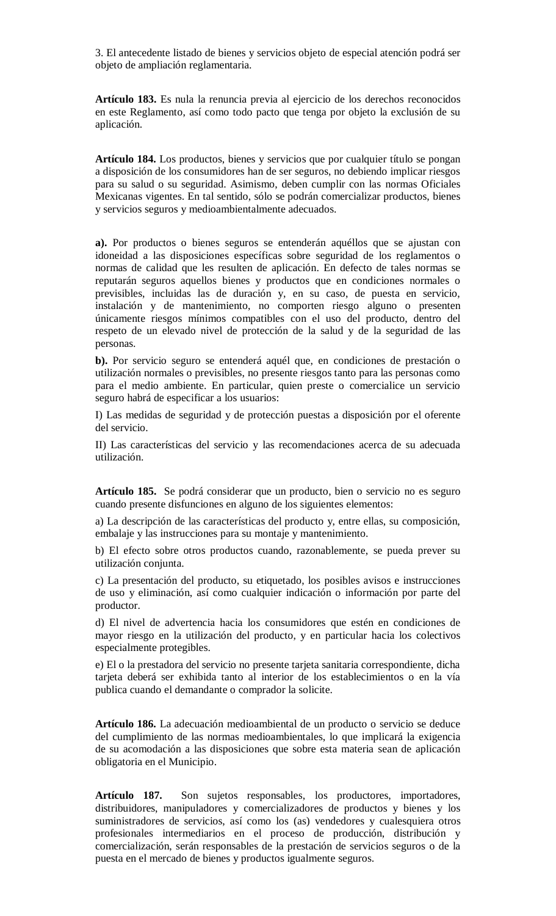3. El antecedente listado de bienes y servicios objeto de especial atención podrá ser objeto de ampliación reglamentaria.

**Artículo 183.** Es nula la renuncia previa al ejercicio de los derechos reconocidos en este Reglamento, así como todo pacto que tenga por objeto la exclusión de su aplicación.

**Artículo 184.** Los productos, bienes y servicios que por cualquier título se pongan a disposición de los consumidores han de ser seguros, no debiendo implicar riesgos para su salud o su seguridad. Asimismo, deben cumplir con las normas Oficiales Mexicanas vigentes. En tal sentido, sólo se podrán comercializar productos, bienes y servicios seguros y medioambientalmente adecuados.

**a).** Por productos o bienes seguros se entenderán aquéllos que se ajustan con idoneidad a las disposiciones específicas sobre seguridad de los reglamentos o normas de calidad que les resulten de aplicación. En defecto de tales normas se reputarán seguros aquellos bienes y productos que en condiciones normales o previsibles, incluidas las de duración y, en su caso, de puesta en servicio, instalación y de mantenimiento, no comporten riesgo alguno o presenten únicamente riesgos mínimos compatibles con el uso del producto, dentro del respeto de un elevado nivel de protección de la salud y de la seguridad de las personas.

**b).** Por servicio seguro se entenderá aquél que, en condiciones de prestación o utilización normales o previsibles, no presente riesgos tanto para las personas como para el medio ambiente. En particular, quien preste o comercialice un servicio seguro habrá de especificar a los usuarios:

I) Las medidas de seguridad y de protección puestas a disposición por el oferente del servicio.

II) Las características del servicio y las recomendaciones acerca de su adecuada utilización.

**Artículo 185.** Se podrá considerar que un producto, bien o servicio no es seguro cuando presente disfunciones en alguno de los siguientes elementos:

a) La descripción de las características del producto y, entre ellas, su composición, embalaje y las instrucciones para su montaje y mantenimiento.

b) El efecto sobre otros productos cuando, razonablemente, se pueda prever su utilización conjunta.

c) La presentación del producto, su etiquetado, los posibles avisos e instrucciones de uso y eliminación, así como cualquier indicación o información por parte del productor.

d) El nivel de advertencia hacia los consumidores que estén en condiciones de mayor riesgo en la utilización del producto, y en particular hacia los colectivos especialmente protegibles.

e) El o la prestadora del servicio no presente tarjeta sanitaria correspondiente, dicha tarjeta deberá ser exhibida tanto al interior de los establecimientos o en la vía publica cuando el demandante o comprador la solicite.

**Artículo 186.** La adecuación medioambiental de un producto o servicio se deduce del cumplimiento de las normas medioambientales, lo que implicará la exigencia de su acomodación a las disposiciones que sobre esta materia sean de aplicación obligatoria en el Municipio.

**Artículo 187.** Son sujetos responsables, los productores, importadores, distribuidores, manipuladores y comercializadores de productos y bienes y los suministradores de servicios, así como los (as) vendedores y cualesquiera otros profesionales intermediarios en el proceso de producción, distribución y comercialización, serán responsables de la prestación de servicios seguros o de la puesta en el mercado de bienes y productos igualmente seguros.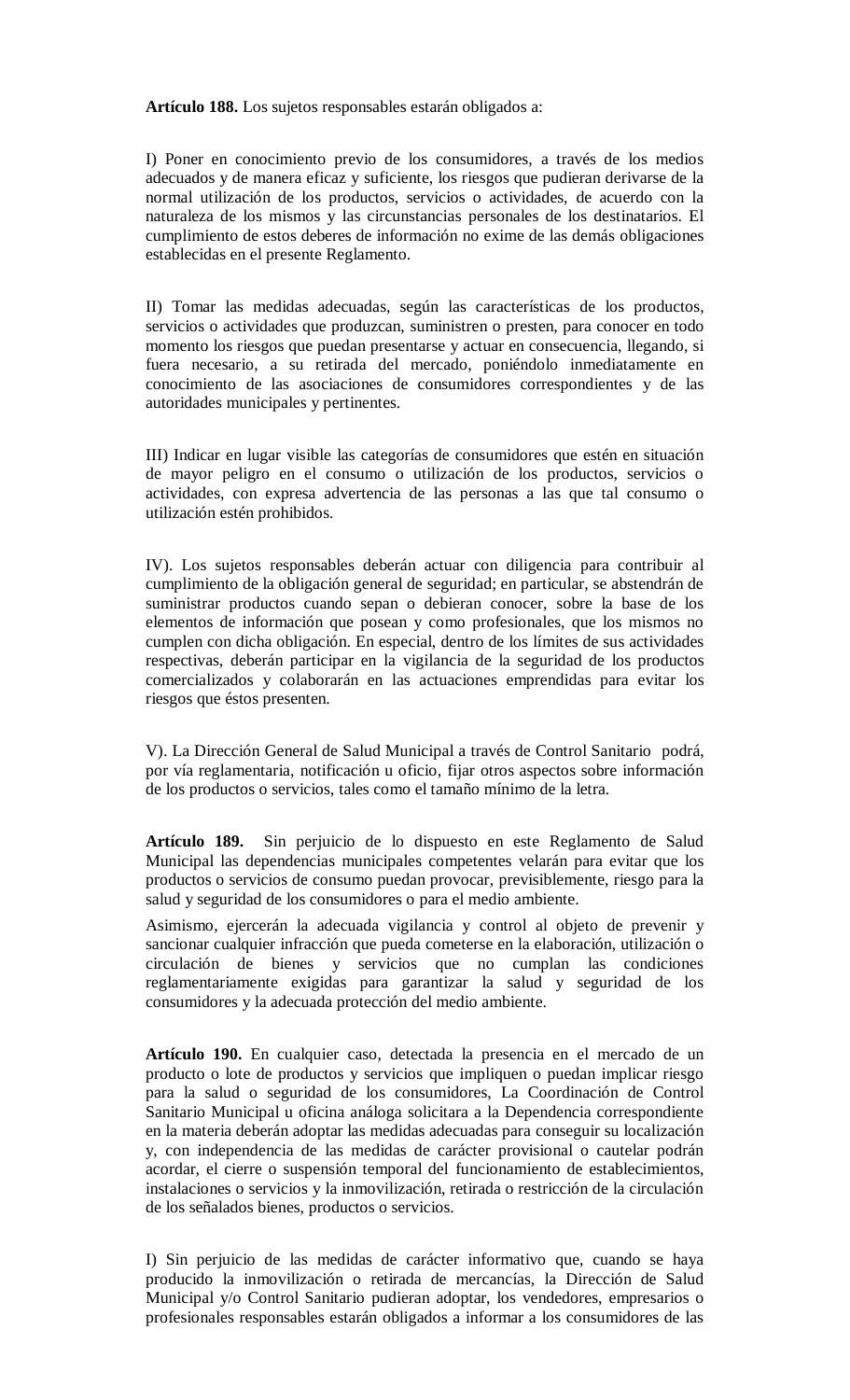**Artículo 188.** Los sujetos responsables estarán obligados a:

I) Poner en conocimiento previo de los consumidores, a través de los medios adecuados y de manera eficaz y suficiente, los riesgos que pudieran derivarse de la normal utilización de los productos, servicios o actividades, de acuerdo con la naturaleza de los mismos y las circunstancias personales de los destinatarios. El cumplimiento de estos deberes de información no exime de las demás obligaciones establecidas en el presente Reglamento.

II) Tomar las medidas adecuadas, según las características de los productos, servicios o actividades que produzcan, suministren o presten, para conocer en todo momento los riesgos que puedan presentarse y actuar en consecuencia, llegando, si fuera necesario, a su retirada del mercado, poniéndolo inmediatamente en conocimiento de las asociaciones de consumidores correspondientes y de las autoridades municipales y pertinentes.

III) Indicar en lugar visible las categorías de consumidores que estén en situación de mayor peligro en el consumo o utilización de los productos, servicios o actividades, con expresa advertencia de las personas a las que tal consumo o utilización estén prohibidos.

IV). Los sujetos responsables deberán actuar con diligencia para contribuir al cumplimiento de la obligación general de seguridad; en particular, se abstendrán de suministrar productos cuando sepan o debieran conocer, sobre la base de los elementos de información que posean y como profesionales, que los mismos no cumplen con dicha obligación. En especial, dentro de los límites de sus actividades respectivas, deberán participar en la vigilancia de la seguridad de los productos comercializados y colaborarán en las actuaciones emprendidas para evitar los riesgos que éstos presenten.

V). La Dirección General de Salud Municipal a través de Control Sanitario podrá, por vía reglamentaria, notificación u oficio, fijar otros aspectos sobre información de los productos o servicios, tales como el tamaño mínimo de la letra.

**Artículo 189.** Sin perjuicio de lo dispuesto en este Reglamento de Salud Municipal las dependencias municipales competentes velarán para evitar que los productos o servicios de consumo puedan provocar, previsiblemente, riesgo para la salud y seguridad de los consumidores o para el medio ambiente.

Asimismo, ejercerán la adecuada vigilancia y control al objeto de prevenir y sancionar cualquier infracción que pueda cometerse en la elaboración, utilización o circulación de bienes y servicios que no cumplan las condiciones reglamentariamente exigidas para garantizar la salud y seguridad de los consumidores y la adecuada protección del medio ambiente.

**Artículo 190.** En cualquier caso, detectada la presencia en el mercado de un producto o lote de productos y servicios que impliquen o puedan implicar riesgo para la salud o seguridad de los consumidores, La Coordinación de Control Sanitario Municipal u oficina análoga solicitara a la Dependencia correspondiente en la materia deberán adoptar las medidas adecuadas para conseguir su localización y, con independencia de las medidas de carácter provisional o cautelar podrán acordar, el cierre o suspensión temporal del funcionamiento de establecimientos, instalaciones o servicios y la inmovilización, retirada o restricción de la circulación de los señalados bienes, productos o servicios.

I) Sin perjuicio de las medidas de carácter informativo que, cuando se haya producido la inmovilización o retirada de mercancías, la Dirección de Salud Municipal y/o Control Sanitario pudieran adoptar, los vendedores, empresarios o profesionales responsables estarán obligados a informar a los consumidores de las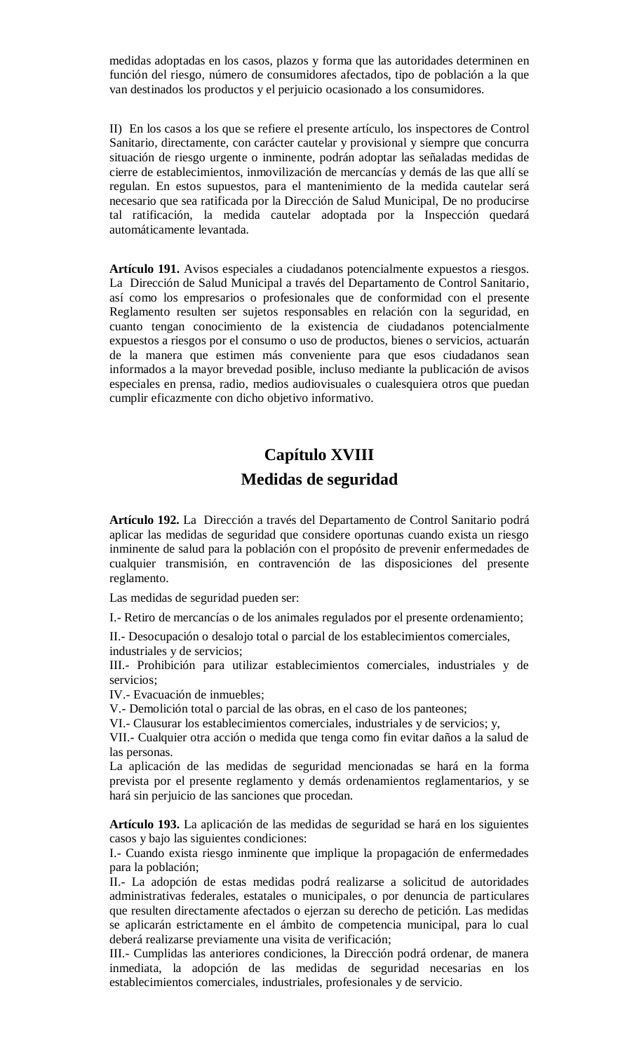medidas adoptadas en los casos, plazos y forma que las autoridades determinen en función del riesgo, número de consumidores afectados, tipo de población a la que van destinados los productos y el perjuicio ocasionado a los consumidores.

II) En los casos a los que se refiere el presente artículo, los inspectores de Control Sanitario, directamente, con carácter cautelar y provisional y siempre que concurra situación de riesgo urgente o inminente, podrán adoptar las señaladas medidas de cierre de establecimientos, inmovilización de mercancías y demás de las que allí se regulan. En estos supuestos, para el mantenimiento de la medida cautelar será necesario que sea ratificada por la Dirección de Salud Municipal, De no producirse tal ratificación, la medida cautelar adoptada por la Inspección quedará automáticamente levantada.

**Artículo 191.** Avisos especiales a ciudadanos potencialmente expuestos a riesgos. La Dirección de Salud Municipal a través del Departamento de Control Sanitario, así como los empresarios o profesionales que de conformidad con el presente Reglamento resulten ser sujetos responsables en relación con la seguridad, en cuanto tengan conocimiento de la existencia de ciudadanos potencialmente expuestos a riesgos por el consumo o uso de productos, bienes o servicios, actuarán de la manera que estimen más conveniente para que esos ciudadanos sean informados a la mayor brevedad posible, incluso mediante la publicación de avisos especiales en prensa, radio, medios audiovisuales o cualesquiera otros que puedan cumplir eficazmente con dicho objetivo informativo.

## Capítulo XVIII
## Medidas de seguridad

**Artículo 192.** La Dirección a través del Departamento de Control Sanitario podrá aplicar las medidas de seguridad que considere oportunas cuando exista un riesgo inminente de salud para la población con el propósito de prevenir enfermedades de cualquier transmisión, en contravención de las disposiciones del presente reglamento.

Las medidas de seguridad pueden ser:

I.- Retiro de mercancías o de los animales regulados por el presente ordenamiento;

II.- Desocupación o desalojo total o parcial de los establecimientos comerciales, industriales y de servicios;

III.- Prohibición para utilizar establecimientos comerciales, industriales y de servicios;

IV.- Evacuación de inmuebles;

V.- Demolición total o parcial de las obras, en el caso de los panteones;

VI.- Clausurar los establecimientos comerciales, industriales y de servicios; y,

VII.- Cualquier otra acción o medida que tenga como fin evitar daños a la salud de las personas.

La aplicación de las medidas de seguridad mencionadas se hará en la forma prevista por el presente reglamento y demás ordenamientos reglamentarios, y se hará sin perjuicio de las sanciones que procedan.

**Artículo 193.** La aplicación de las medidas de seguridad se hará en los siguientes casos y bajo las siguientes condiciones:

I.- Cuando exista riesgo inminente que implique la propagación de enfermedades para la población;

II.- La adopción de estas medidas podrá realizarse a solicitud de autoridades administrativas federales, estatales o municipales, o por denuncia de particulares que resulten directamente afectados o ejerzan su derecho de petición. Las medidas se aplicarán estrictamente en el ámbito de competencia municipal, para lo cual deberá realizarse previamente una visita de verificación;

III.- Cumplidas las anteriores condiciones, la Dirección podrá ordenar, de manera inmediata, la adopción de las medidas de seguridad necesarias en los establecimientos comerciales, industriales, profesionales y de servicio.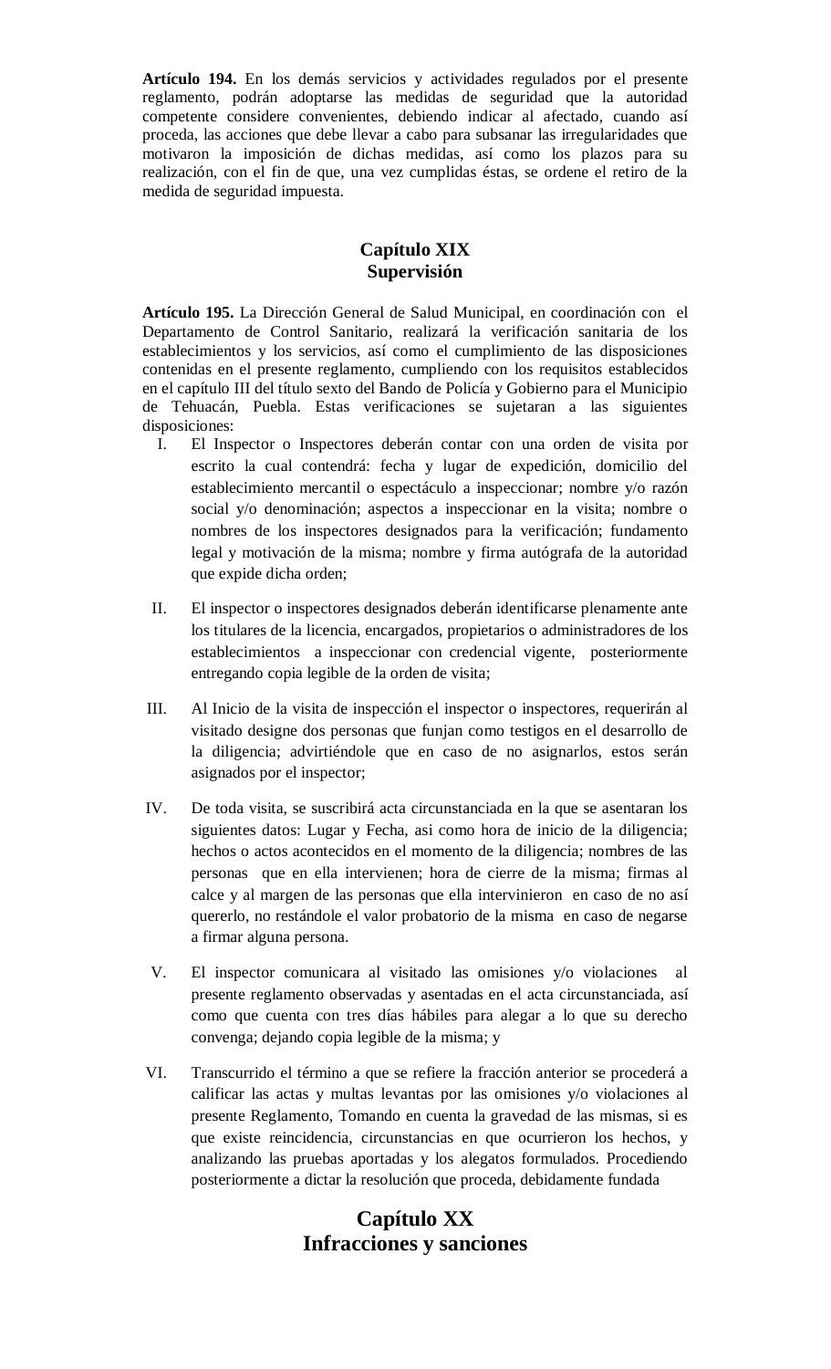**Artículo 194.** En los demás servicios y actividades regulados por el presente reglamento, podrán adoptarse las medidas de seguridad que la autoridad competente considere convenientes, debiendo indicar al afectado, cuando así proceda, las acciones que debe llevar a cabo para subsanar las irregularidades que motivaron la imposición de dichas medidas, así como los plazos para su realización, con el fin de que, una vez cumplidas éstas, se ordene el retiro de la medida de seguridad impuesta.

## Capítulo XIX
## Supervisión

**Artículo 195.** La Dirección General de Salud Municipal, en coordinación con el Departamento de Control Sanitario, realizará la verificación sanitaria de los establecimientos y los servicios, así como el cumplimiento de las disposiciones contenidas en el presente reglamento, cumpliendo con los requisitos establecidos en el capítulo III del título sexto del Bando de Policía y Gobierno para el Municipio de Tehuacán, Puebla. Estas verificaciones se sujetaran a las siguientes disposiciones:

I. El Inspector o Inspectores deberán contar con una orden de visita por escrito la cual contendrá: fecha y lugar de expedición, domicilio del establecimiento mercantil o espectáculo a inspeccionar; nombre y/o razón social y/o denominación; aspectos a inspeccionar en la visita; nombre o nombres de los inspectores designados para la verificación; fundamento legal y motivación de la misma; nombre y firma autógrafa de la autoridad que expide dicha orden;

II. El inspector o inspectores designados deberán identificarse plenamente ante los titulares de la licencia, encargados, propietarios o administradores de los establecimientos a inspeccionar con credencial vigente, posteriormente entregando copia legible de la orden de visita;

III. Al Inicio de la visita de inspección el inspector o inspectores, requerirán al visitado designe dos personas que funjan como testigos en el desarrollo de la diligencia; advirtiéndole que en caso de no asignarlos, estos serán asignados por el inspector;

IV. De toda visita, se suscribirá acta circunstanciada en la que se asentaran los siguientes datos: Lugar y Fecha, asi como hora de inicio de la diligencia; hechos o actos acontecidos en el momento de la diligencia; nombres de las personas que en ella intervienen; hora de cierre de la misma; firmas al calce y al margen de las personas que ella intervinieron en caso de no así quererlo, no restándole el valor probatorio de la misma en caso de negarse a firmar alguna persona.

V. El inspector comunicara al visitado las omisiones y/o violaciones al presente reglamento observadas y asentadas en el acta circunstanciada, así como que cuenta con tres días hábiles para alegar a lo que su derecho convenga; dejando copia legible de la misma; y

VI. Transcurrido el término a que se refiere la fracción anterior se procederá a calificar las actas y multas levantas por las omisiones y/o violaciones al presente Reglamento, Tomando en cuenta la gravedad de las mismas, si es que existe reincidencia, circunstancias en que ocurrieron los hechos, y analizando las pruebas aportadas y los alegatos formulados. Procediendo posteriormente a dictar la resolución que proceda, debidamente fundada

## Capítulo XX
## Infracciones y sanciones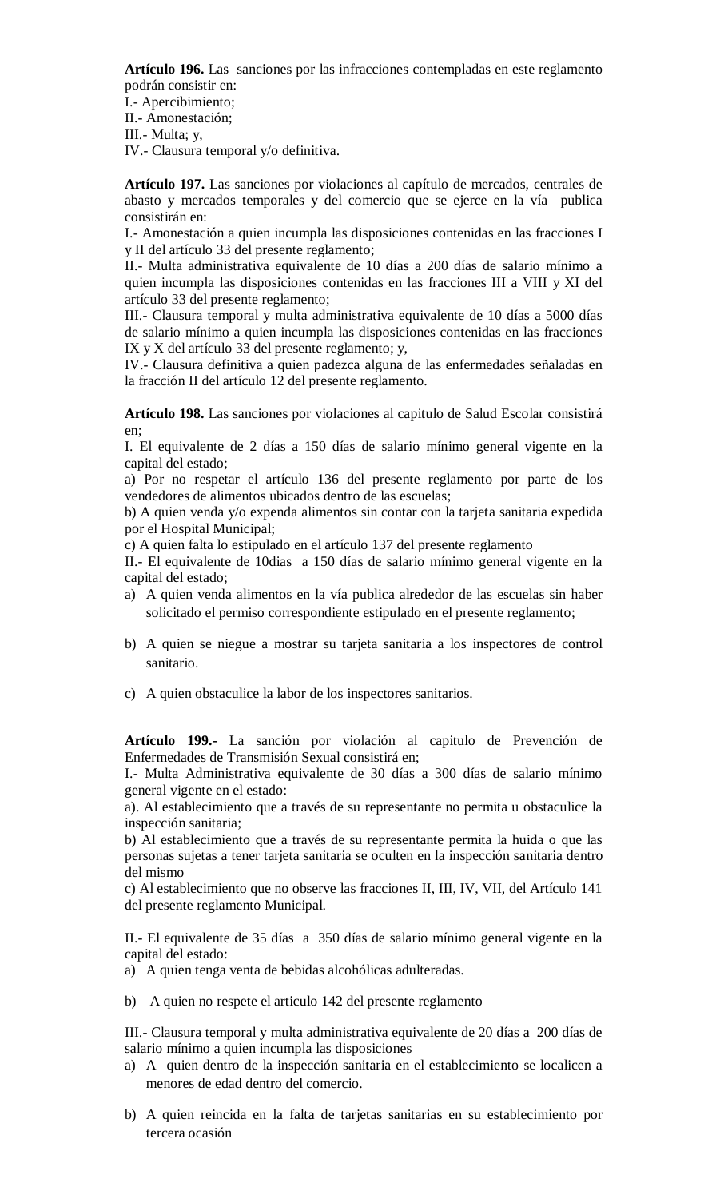**Artículo 196.** Las sanciones por las infracciones contempladas en este reglamento podrán consistir en:

I.- Apercibimiento;

II.- Amonestación;

III.- Multa; y,

IV.- Clausura temporal y/o definitiva.

**Artículo 197.** Las sanciones por violaciones al capítulo de mercados, centrales de abasto y mercados temporales y del comercio que se ejerce en la vía publica consistirán en:

I.- Amonestación a quien incumpla las disposiciones contenidas en las fracciones I y II del artículo 33 del presente reglamento;

II.- Multa administrativa equivalente de 10 días a 200 días de salario mínimo a quien incumpla las disposiciones contenidas en las fracciones III a VIII y XI del artículo 33 del presente reglamento;

III.- Clausura temporal y multa administrativa equivalente de 10 días a 5000 días de salario mínimo a quien incumpla las disposiciones contenidas en las fracciones IX y X del artículo 33 del presente reglamento; y,

IV.- Clausura definitiva a quien padezca alguna de las enfermedades señaladas en la fracción II del artículo 12 del presente reglamento.

**Artículo 198.** Las sanciones por violaciones al capitulo de Salud Escolar consistirá en;

I. El equivalente de 2 días a 150 días de salario mínimo general vigente en la capital del estado;

a) Por no respetar el artículo 136 del presente reglamento por parte de los vendedores de alimentos ubicados dentro de las escuelas;

b) A quien venda y/o expenda alimentos sin contar con la tarjeta sanitaria expedida por el Hospital Municipal;

c) A quien falta lo estipulado en el artículo 137 del presente reglamento

II.- El equivalente de 10dias a 150 días de salario mínimo general vigente en la capital del estado;

a) A quien venda alimentos en la vía publica alrededor de las escuelas sin haber solicitado el permiso correspondiente estipulado en el presente reglamento;

b) A quien se niegue a mostrar su tarjeta sanitaria a los inspectores de control sanitario.

c) A quien obstaculice la labor de los inspectores sanitarios.

**Artículo 199.-** La sanción por violación al capitulo de Prevención de Enfermedades de Transmisión Sexual consistirá en;

I.- Multa Administrativa equivalente de 30 días a 300 días de salario mínimo general vigente en el estado:

a). Al establecimiento que a través de su representante no permita u obstaculice la inspección sanitaria;

b) Al establecimiento que a través de su representante permita la huida o que las personas sujetas a tener tarjeta sanitaria se oculten en la inspección sanitaria dentro del mismo

c) Al establecimiento que no observe las fracciones II, III, IV, VII, del Artículo 141 del presente reglamento Municipal.

II.- El equivalente de 35 días a 350 días de salario mínimo general vigente en la capital del estado:

a) A quien tenga venta de bebidas alcohólicas adulteradas.

b) A quien no respete el articulo 142 del presente reglamento

III.- Clausura temporal y multa administrativa equivalente de 20 días a 200 días de salario mínimo a quien incumpla las disposiciones

a) A quien dentro de la inspección sanitaria en el establecimiento se localicen a menores de edad dentro del comercio.

b) A quien reincida en la falta de tarjetas sanitarias en su establecimiento por tercera ocasión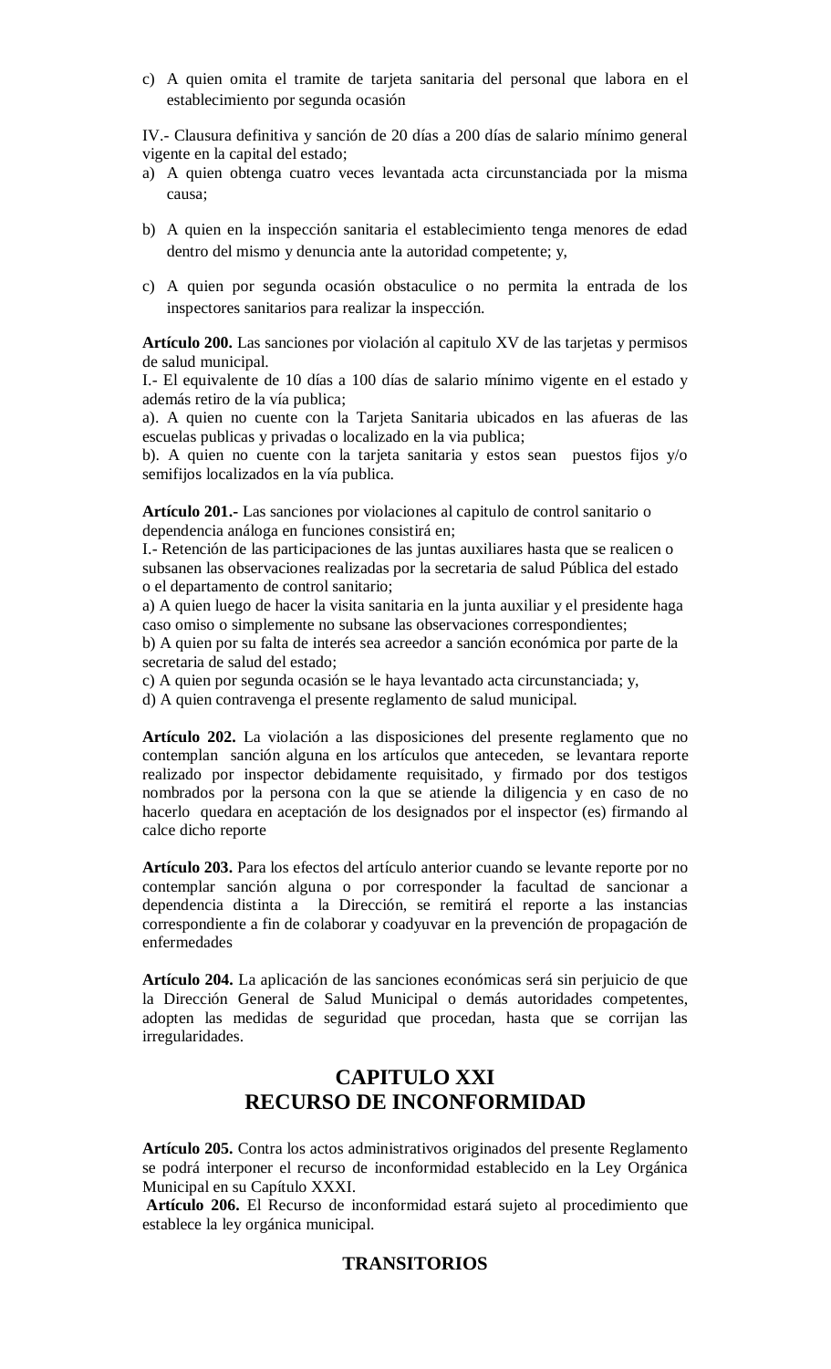c) A quien omita el tramite de tarjeta sanitaria del personal que labora en el establecimiento por segunda ocasión

IV.- Clausura definitiva y sanción de 20 días a 200 días de salario mínimo general vigente en la capital del estado;

a) A quien obtenga cuatro veces levantada acta circunstanciada por la misma causa;

b) A quien en la inspección sanitaria el establecimiento tenga menores de edad dentro del mismo y denuncia ante la autoridad competente; y,

c) A quien por segunda ocasión obstaculice o no permita la entrada de los inspectores sanitarios para realizar la inspección.

**Artículo 200.** Las sanciones por violación al capitulo XV de las tarjetas y permisos de salud municipal.

I.- El equivalente de 10 días a 100 días de salario mínimo vigente en el estado y además retiro de la vía publica;

a). A quien no cuente con la Tarjeta Sanitaria ubicados en las afueras de las escuelas publicas y privadas o localizado en la via publica;

b). A quien no cuente con la tarjeta sanitaria y estos sean puestos fijos y/o semifijos localizados en la vía publica.

**Artículo 201.-** Las sanciones por violaciones al capitulo de control sanitario o dependencia análoga en funciones consistirá en;

I.- Retención de las participaciones de las juntas auxiliares hasta que se realicen o subsanen las observaciones realizadas por la secretaria de salud Pública del estado o el departamento de control sanitario;

a) A quien luego de hacer la visita sanitaria en la junta auxiliar y el presidente haga caso omiso o simplemente no subsane las observaciones correspondientes;

b) A quien por su falta de interés sea acreedor a sanción económica por parte de la secretaria de salud del estado;

c) A quien por segunda ocasión se le haya levantado acta circunstanciada; y,

d) A quien contravenga el presente reglamento de salud municipal.

**Artículo 202.** La violación a las disposiciones del presente reglamento que no contemplan sanción alguna en los artículos que anteceden, se levantara reporte realizado por inspector debidamente requisitado, y firmado por dos testigos nombrados por la persona con la que se atiende la diligencia y en caso de no hacerlo quedara en aceptación de los designados por el inspector (es) firmando al calce dicho reporte

**Artículo 203.** Para los efectos del artículo anterior cuando se levante reporte por no contemplar sanción alguna o por corresponder la facultad de sancionar a dependencia distinta a la Dirección, se remitirá el reporte a las instancias correspondiente a fin de colaborar y coadyuvar en la prevención de propagación de enfermedades

**Artículo 204.** La aplicación de las sanciones económicas será sin perjuicio de que la Dirección General de Salud Municipal o demás autoridades competentes, adopten las medidas de seguridad que procedan, hasta que se corrijan las irregularidades.

## CAPITULO XXI
## RECURSO DE INCONFORMIDAD

**Artículo 205.** Contra los actos administrativos originados del presente Reglamento se podrá interponer el recurso de inconformidad establecido en la Ley Orgánica Municipal en su Capítulo XXXI.

**Artículo 206.** El Recurso de inconformidad estará sujeto al procedimiento que establece la ley orgánica municipal.

### TRANSITORIOS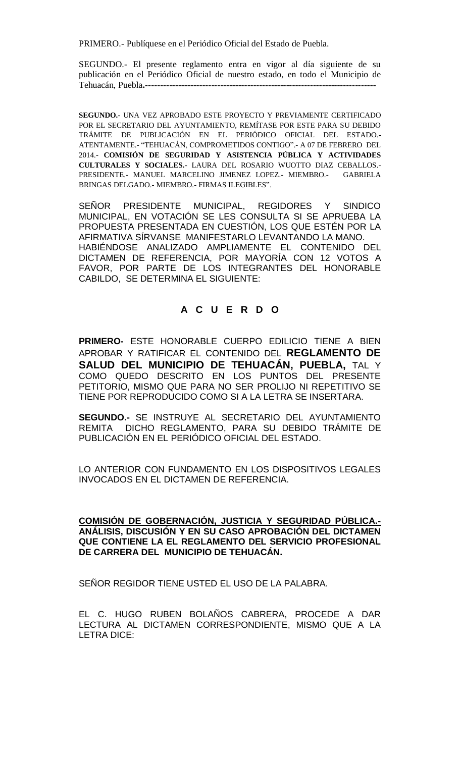PRIMERO.- Publíquese en el Periódico Oficial del Estado de Puebla.

SEGUNDO.- El presente reglamento entra en vigor al día siguiente de su publicación en el Periódico Oficial de nuestro estado, en todo el Municipio de Tehuacán, Puebla.-----------------------------------------------------------------------------

**SEGUNDO.-** UNA VEZ APROBADO ESTE PROYECTO Y PREVIAMENTE CERTIFICADO POR EL SECRETARIO DEL AYUNTAMIENTO, REMÍTASE POR ESTE PARA SU DEBIDO TRÁMITE DE PUBLICACIÓN EN EL PERIÓDICO OFICIAL DEL ESTADO.- ATENTAMENTE.- "TEHUACÁN, COMPROMETIDOS CONTIGO".- A 07 DE FEBRERO DEL 2014.- **COMISIÓN DE SEGURIDAD Y ASISTENCIA PÚBLICA Y ACTIVIDADES CULTURALES Y SOCIALES.-** LAURA DEL ROSARIO WUOTTO DIAZ CEBALLOS.- PRESIDENTE.- MANUEL MARCELINO JIMENEZ LOPEZ.- MIEMBRO.- GABRIELA BRINGAS DELGADO.- MIEMBRO.- FIRMAS ILEGIBLES".

SEÑOR PRESIDENTE MUNICIPAL, REGIDORES Y SINDICO MUNICIPAL, EN VOTACIÓN SE LES CONSULTA SI SE APRUEBA LA PROPUESTA PRESENTADA EN CUESTIÓN, LOS QUE ESTÉN POR LA AFIRMATIVA SÍRVANSE MANIFESTARLO LEVANTANDO LA MANO.
HABIÉNDOSE ANALIZADO AMPLIAMENTE EL CONTENIDO DEL DICTAMEN DE REFERENCIA, POR MAYORÍA CON 12 VOTOS A FAVOR, POR PARTE DE LOS INTEGRANTES DEL HONORABLE CABILDO, SE DETERMINA EL SIGUIENTE:

## A C U E R D O

**PRIMERO-** ESTE HONORABLE CUERPO EDILICIO TIENE A BIEN APROBAR Y RATIFICAR EL CONTENIDO DEL **REGLAMENTO DE SALUD DEL MUNICIPIO DE TEHUACÁN, PUEBLA,** TAL Y COMO QUEDO DESCRITO EN LOS PUNTOS DEL PRESENTE PETITORIO, MISMO QUE PARA NO SER PROLIJO NI REPETITIVO SE TIENE POR REPRODUCIDO COMO SI A LA LETRA SE INSERTARA.

**SEGUNDO.-** SE INSTRUYE AL SECRETARIO DEL AYUNTAMIENTO REMITA DICHO REGLAMENTO, PARA SU DEBIDO TRÁMITE DE PUBLICACIÓN EN EL PERIÓDICO OFICIAL DEL ESTADO.

LO ANTERIOR CON FUNDAMENTO EN LOS DISPOSITIVOS LEGALES INVOCADOS EN EL DICTAMEN DE REFERENCIA.

**COMISIÓN DE GOBERNACIÓN, JUSTICIA Y SEGURIDAD PÚBLICA.- ANÁLISIS, DISCUSIÓN Y EN SU CASO APROBACIÓN DEL DICTAMEN QUE CONTIENE LA EL REGLAMENTO DEL SERVICIO PROFESIONAL DE CARRERA DEL MUNICIPIO DE TEHUACÁN.**

SEÑOR REGIDOR TIENE USTED EL USO DE LA PALABRA.

EL C. HUGO RUBEN BOLAÑOS CABRERA, PROCEDE A DAR LECTURA AL DICTAMEN CORRESPONDIENTE, MISMO QUE A LA LETRA DICE: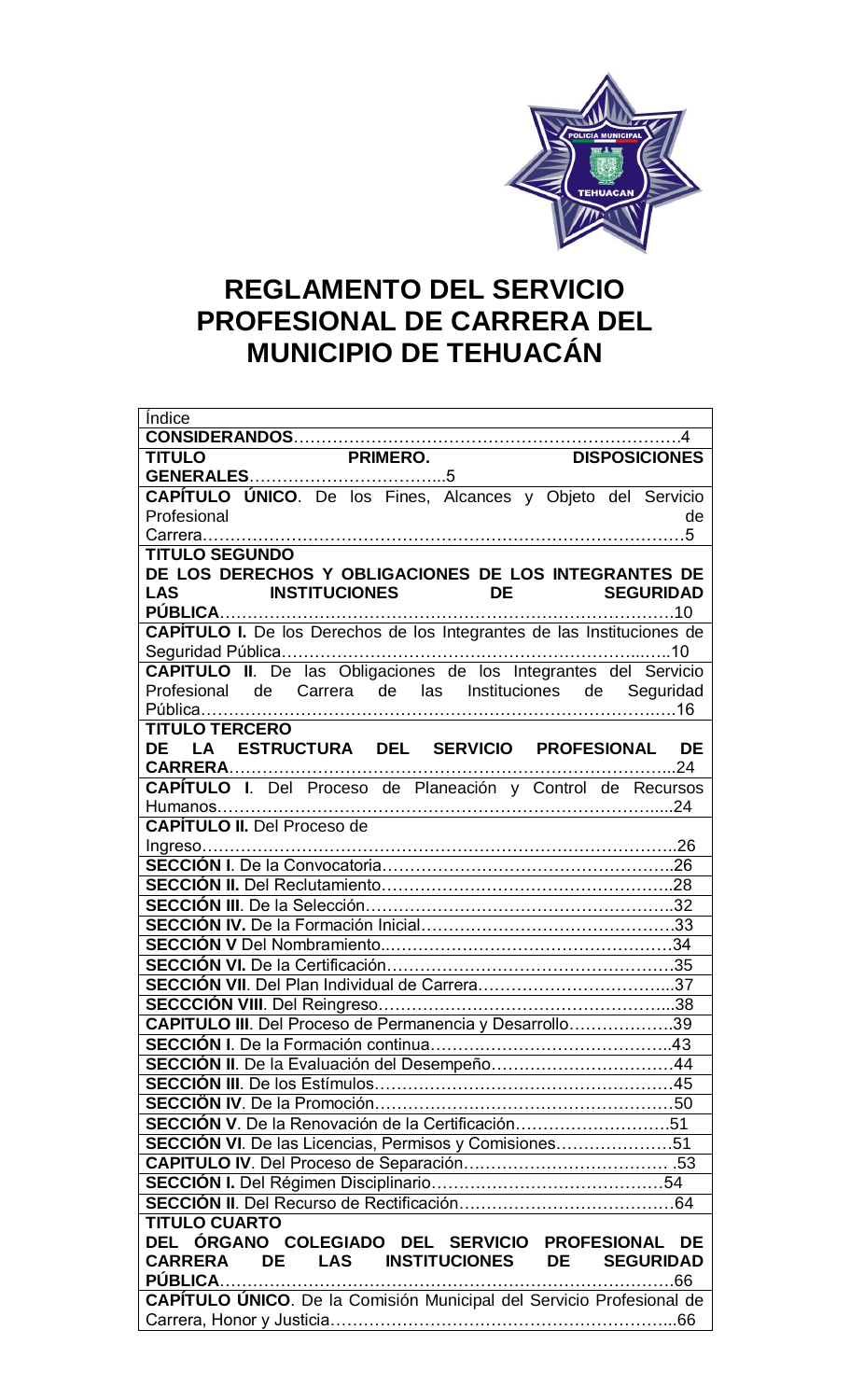# REGLAMENTO DEL SERVICIO PROFESIONAL DE CARRERA DEL MUNICIPIO DE TEHUACÁN

| Índice |
|---|
| **CONSIDERANDOS**……………………………………………………………….4 |
| **TITULO PRIMERO. DISPOSICIONES GENERALES**……………………………...5 |
| **CAPÍTULO ÚNICO**. De los Fines, Alcances y Objeto del Servicio Profesional de Carrera……………………………………………………………………….5 |
| **TITULO SEGUNDO DE LOS DERECHOS Y OBLIGACIONES DE LOS INTEGRANTES DE LAS INSTITUCIONES DE SEGURIDAD PÚBLICA**……………………………………………………………………….10 |
| **CAPÍTULO I.** De los Derechos de los Integrantes de las Instituciones de Seguridad Pública……………………………………………………………..10 |
| **CAPITULO II**. De las Obligaciones de los Integrantes del Servicio Profesional de Carrera de las Instituciones de Seguridad Pública……………………………………………………………………….16 |
| **TITULO TERCERO DE LA ESTRUCTURA DEL SERVICIO PROFESIONAL DE CARRERA**……………………………………………………………………..24 |
| **CAPÍTULO I**. Del Proceso de Planeación y Control de Recursos Humanos………………………………………………………………………...24 |
| **CAPÍTULO II.** Del Proceso de Ingreso…………………………………………………………………………..26 |
| **SECCIÓN I**. De la Convocatoria……………………………………………..26 |
| **SECCIÓN II.** Del Reclutamiento…………………………………………….28 |
| **SECCIÓN III**. De la Selección………………………………………………..32 |
| **SECCIÓN IV.** De la Formación Inicial………………………………………33 |
| **SECCIÓN V** Del Nombramiento…………………………………………….34 |
| **SECCIÓN VI.** De la Certificación…………………………………………….35 |
| **SECCIÓN VII**. Del Plan Individual de Carrera……………………………...37 |
| **SECCCIÓN VIII**. Del Reingreso……………………………………………...38 |
| **CAPITULO III**. Del Proceso de Permanencia y Desarrollo……………….39 |
| **SECCIÓN I**. De la Formación continua……………………………………..43 |
| **SECCIÓN II**. De la Evaluación del Desempeño……………………………44 |
| **SECCIÓN III**. De los Estímulos………………………………………………45 |
| **SECCIÖN IV**. De la Promoción……………………………………………...50 |
| **SECCIÓN V**. De la Renovación de la Certificación……………………….51 |
| **SECCIÓN VI**. De las Licencias, Permisos y Comisiones…………………51 |
| **CAPITULO IV**. Del Proceso de Separación………………………………. .53 |
| **SECCIÓN I.** Del Régimen Disciplinario……………………………………54 |
| **SECCIÓN II**. Del Recurso de Rectificación…………………………………64 |
| **TITULO CUARTO DEL ÓRGANO COLEGIADO DEL SERVICIO PROFESIONAL DE CARRERA DE LAS INSTITUCIONES DE SEGURIDAD PÚBLICA**……………………………………………………………………….66 |
| **CAPÍTULO ÚNICO**. De la Comisión Municipal del Servicio Profesional de Carrera, Honor y Justicia………………………………………………………..66 |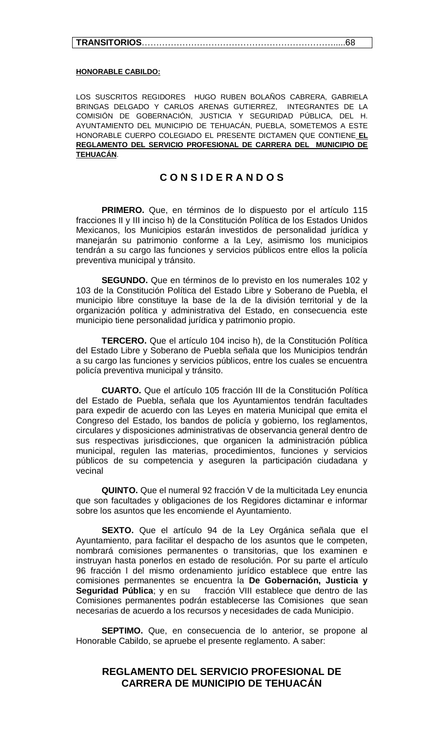**TRANSITORIOS**…………………………………………………………....68

**HONORABLE CABILDO:**

LOS SUSCRITOS REGIDORES HUGO RUBEN BOLAÑOS CABRERA, GABRIELA BRINGAS DELGADO Y CARLOS ARENAS GUTIERREZ, INTEGRANTES DE LA COMISIÓN DE GOBERNACIÓN, JUSTICIA Y SEGURIDAD PÚBLICA, DEL H. AYUNTAMIENTO DEL MUNICIPIO DE TEHUACÁN, PUEBLA, SOMETEMOS A ESTE HONORABLE CUERPO COLEGIADO EL PRESENTE DICTAMEN QUE CONTIENE **EL REGLAMENTO DEL SERVICIO PROFESIONAL DE CARRERA DEL MUNICIPIO DE TEHUACÁN**.

## C O N S I D E R A N D O S

**PRIMERO.** Que, en términos de lo dispuesto por el artículo 115 fracciones II y III inciso h) de la Constitución Política de los Estados Unidos Mexicanos, los Municipios estarán investidos de personalidad jurídica y manejarán su patrimonio conforme a la Ley, asimismo los municipios tendrán a su cargo las funciones y servicios públicos entre ellos la policía preventiva municipal y tránsito.

**SEGUNDO.** Que en términos de lo previsto en los numerales 102 y 103 de la Constitución Política del Estado Libre y Soberano de Puebla, el municipio libre constituye la base de la de la división territorial y de la organización política y administrativa del Estado, en consecuencia este municipio tiene personalidad jurídica y patrimonio propio.

**TERCERO.** Que el artículo 104 inciso h), de la Constitución Política del Estado Libre y Soberano de Puebla señala que los Municipios tendrán a su cargo las funciones y servicios públicos, entre los cuales se encuentra policía preventiva municipal y tránsito.

**CUARTO.** Que el artículo 105 fracción III de la Constitución Política del Estado de Puebla, señala que los Ayuntamientos tendrán facultades para expedir de acuerdo con las Leyes en materia Municipal que emita el Congreso del Estado, los bandos de policía y gobierno, los reglamentos, circulares y disposiciones administrativas de observancia general dentro de sus respectivas jurisdicciones, que organicen la administración pública municipal, regulen las materias, procedimientos, funciones y servicios públicos de su competencia y aseguren la participación ciudadana y vecinal

**QUINTO.** Que el numeral 92 fracción V de la multicitada Ley enuncia que son facultades y obligaciones de los Regidores dictaminar e informar sobre los asuntos que les encomiende el Ayuntamiento.

**SEXTO.** Que el artículo 94 de la Ley Orgánica señala que el Ayuntamiento, para facilitar el despacho de los asuntos que le competen, nombrará comisiones permanentes o transitorias, que los examinen e instruyan hasta ponerlos en estado de resolución. Por su parte el artículo 96 fracción I del mismo ordenamiento jurídico establece que entre las comisiones permanentes se encuentra la **De Gobernación, Justicia y Seguridad Pública**; y en su fracción VIII establece que dentro de las Comisiones permanentes podrán establecerse las Comisiones que sean necesarias de acuerdo a los recursos y necesidades de cada Municipio.

**SEPTIMO.** Que, en consecuencia de lo anterior, se propone al Honorable Cabildo, se apruebe el presente reglamento. A saber:

## REGLAMENTO DEL SERVICIO PROFESIONAL DE CARRERA DE MUNICIPIO DE TEHUACÁN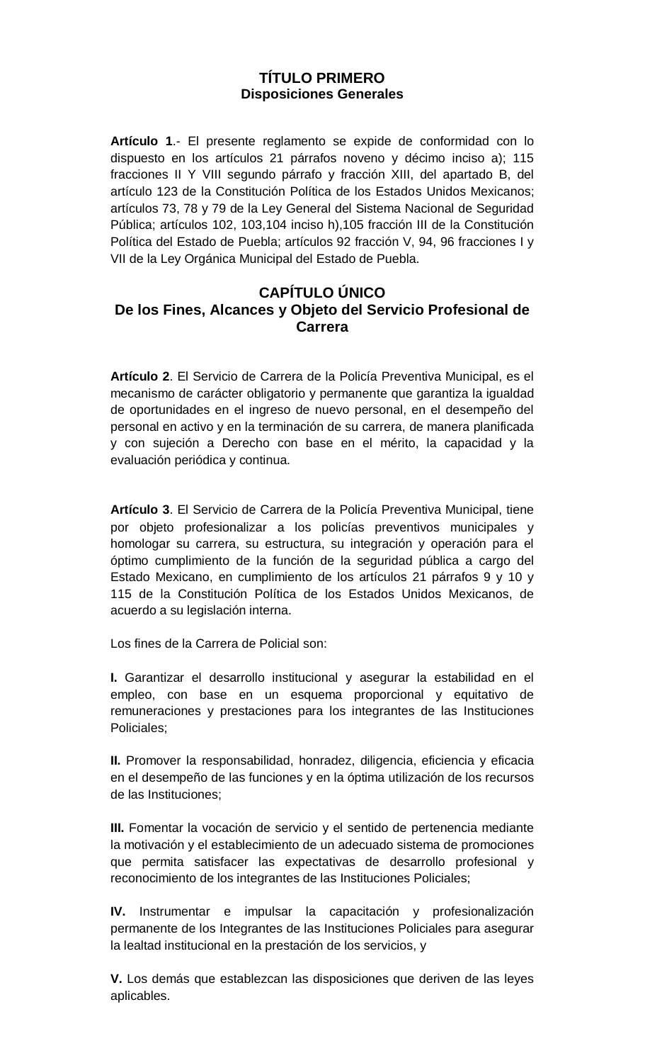# TÍTULO PRIMERO
## Disposiciones Generales

**Artículo 1**.- El presente reglamento se expide de conformidad con lo dispuesto en los artículos 21 párrafos noveno y décimo inciso a); 115 fracciones II Y VIII segundo párrafo y fracción XIII, del apartado B, del artículo 123 de la Constitución Política de los Estados Unidos Mexicanos; artículos 73, 78 y 79 de la Ley General del Sistema Nacional de Seguridad Pública; artículos 102, 103,104 inciso h),105 fracción III de la Constitución Política del Estado de Puebla; artículos 92 fracción V, 94, 96 fracciones I y VII de la Ley Orgánica Municipal del Estado de Puebla.

## CAPÍTULO ÚNICO
### De los Fines, Alcances y Objeto del Servicio Profesional de Carrera

**Artículo 2**. El Servicio de Carrera de la Policía Preventiva Municipal, es el mecanismo de carácter obligatorio y permanente que garantiza la igualdad de oportunidades en el ingreso de nuevo personal, en el desempeño del personal en activo y en la terminación de su carrera, de manera planificada y con sujeción a Derecho con base en el mérito, la capacidad y la evaluación periódica y continua.

**Artículo 3**. El Servicio de Carrera de la Policía Preventiva Municipal, tiene por objeto profesionalizar a los policías preventivos municipales y homologar su carrera, su estructura, su integración y operación para el óptimo cumplimiento de la función de la seguridad pública a cargo del Estado Mexicano, en cumplimiento de los artículos 21 párrafos 9 y 10 y 115 de la Constitución Política de los Estados Unidos Mexicanos, de acuerdo a su legislación interna.

Los fines de la Carrera de Policial son:

**I.** Garantizar el desarrollo institucional y asegurar la estabilidad en el empleo, con base en un esquema proporcional y equitativo de remuneraciones y prestaciones para los integrantes de las Instituciones Policiales;

**II.** Promover la responsabilidad, honradez, diligencia, eficiencia y eficacia en el desempeño de las funciones y en la óptima utilización de los recursos de las Instituciones;

**III.** Fomentar la vocación de servicio y el sentido de pertenencia mediante la motivación y el establecimiento de un adecuado sistema de promociones que permita satisfacer las expectativas de desarrollo profesional y reconocimiento de los integrantes de las Instituciones Policiales;

**IV.** Instrumentar e impulsar la capacitación y profesionalización permanente de los Integrantes de las Instituciones Policiales para asegurar la lealtad institucional en la prestación de los servicios, y

**V.** Los demás que establezcan las disposiciones que deriven de las leyes aplicables.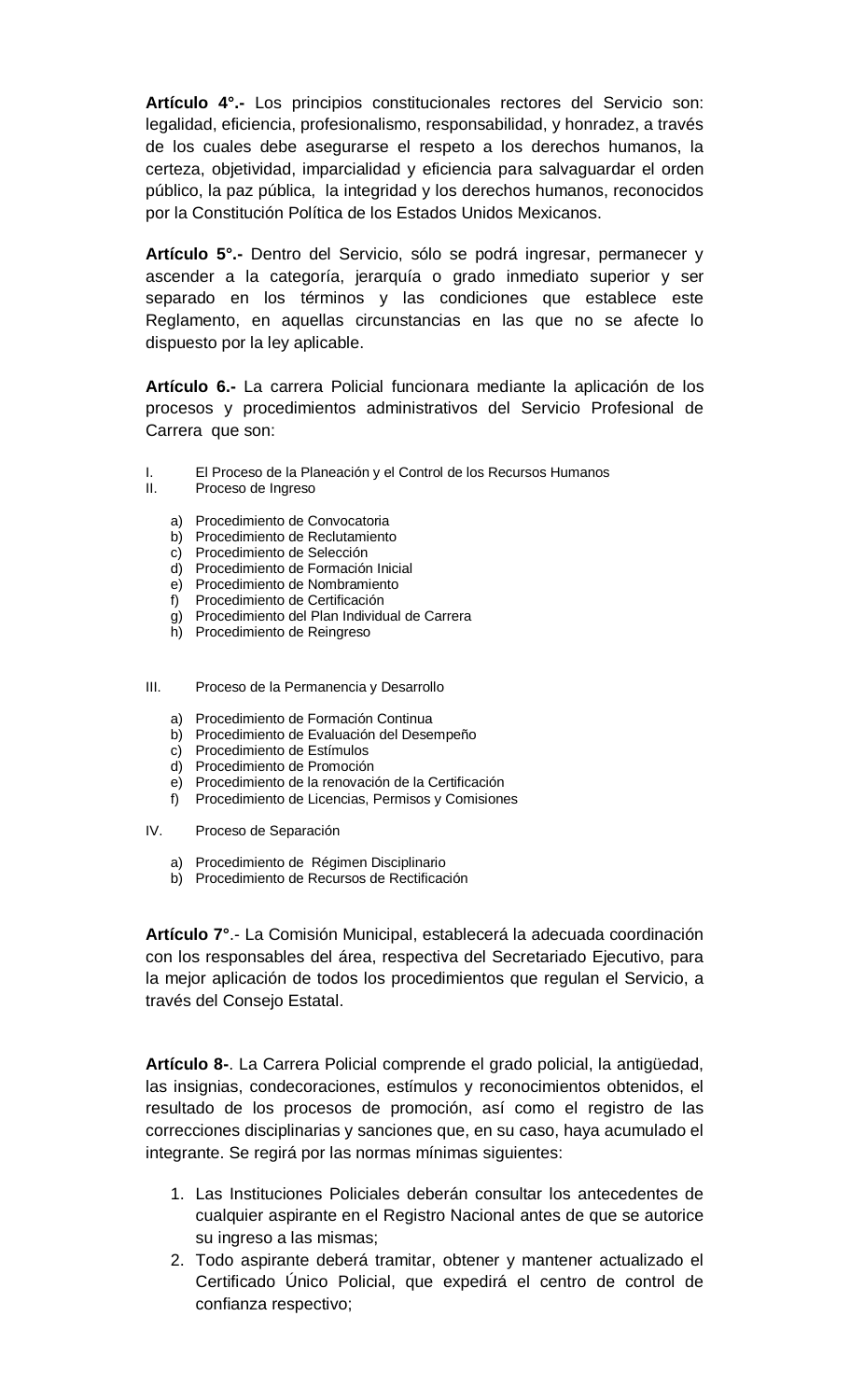**Artículo 4°.-** Los principios constitucionales rectores del Servicio son: legalidad, eficiencia, profesionalismo, responsabilidad, y honradez, a través de los cuales debe asegurarse el respeto a los derechos humanos, la certeza, objetividad, imparcialidad y eficiencia para salvaguardar el orden público, la paz pública, la integridad y los derechos humanos, reconocidos por la Constitución Política de los Estados Unidos Mexicanos.

**Artículo 5°.-** Dentro del Servicio, sólo se podrá ingresar, permanecer y ascender a la categoría, jerarquía o grado inmediato superior y ser separado en los términos y las condiciones que establece este Reglamento, en aquellas circunstancias en las que no se afecte lo dispuesto por la ley aplicable.

**Artículo 6.-** La carrera Policial funcionara mediante la aplicación de los procesos y procedimientos administrativos del Servicio Profesional de Carrera que son:

I. El Proceso de la Planeación y el Control de los Recursos Humanos
II. Proceso de Ingreso

   a) Procedimiento de Convocatoria
   b) Procedimiento de Reclutamiento
   c) Procedimiento de Selección
   d) Procedimiento de Formación Inicial
   e) Procedimiento de Nombramiento
   f) Procedimiento de Certificación
   g) Procedimiento del Plan Individual de Carrera
   h) Procedimiento de Reingreso

III. Proceso de la Permanencia y Desarrollo

   a) Procedimiento de Formación Continua
   b) Procedimiento de Evaluación del Desempeño
   c) Procedimiento de Estímulos
   d) Procedimiento de Promoción
   e) Procedimiento de la renovación de la Certificación
   f) Procedimiento de Licencias, Permisos y Comisiones

IV. Proceso de Separación

   a) Procedimiento de Régimen Disciplinario
   b) Procedimiento de Recursos de Rectificación

**Artículo 7°**.- La Comisión Municipal, establecerá la adecuada coordinación con los responsables del área, respectiva del Secretariado Ejecutivo, para la mejor aplicación de todos los procedimientos que regulan el Servicio, a través del Consejo Estatal.

**Artículo 8-**. La Carrera Policial comprende el grado policial, la antigüedad, las insignias, condecoraciones, estímulos y reconocimientos obtenidos, el resultado de los procesos de promoción, así como el registro de las correcciones disciplinarias y sanciones que, en su caso, haya acumulado el integrante. Se regirá por las normas mínimas siguientes:

1. Las Instituciones Policiales deberán consultar los antecedentes de cualquier aspirante en el Registro Nacional antes de que se autorice su ingreso a las mismas;
2. Todo aspirante deberá tramitar, obtener y mantener actualizado el Certificado Único Policial, que expedirá el centro de control de confianza respectivo;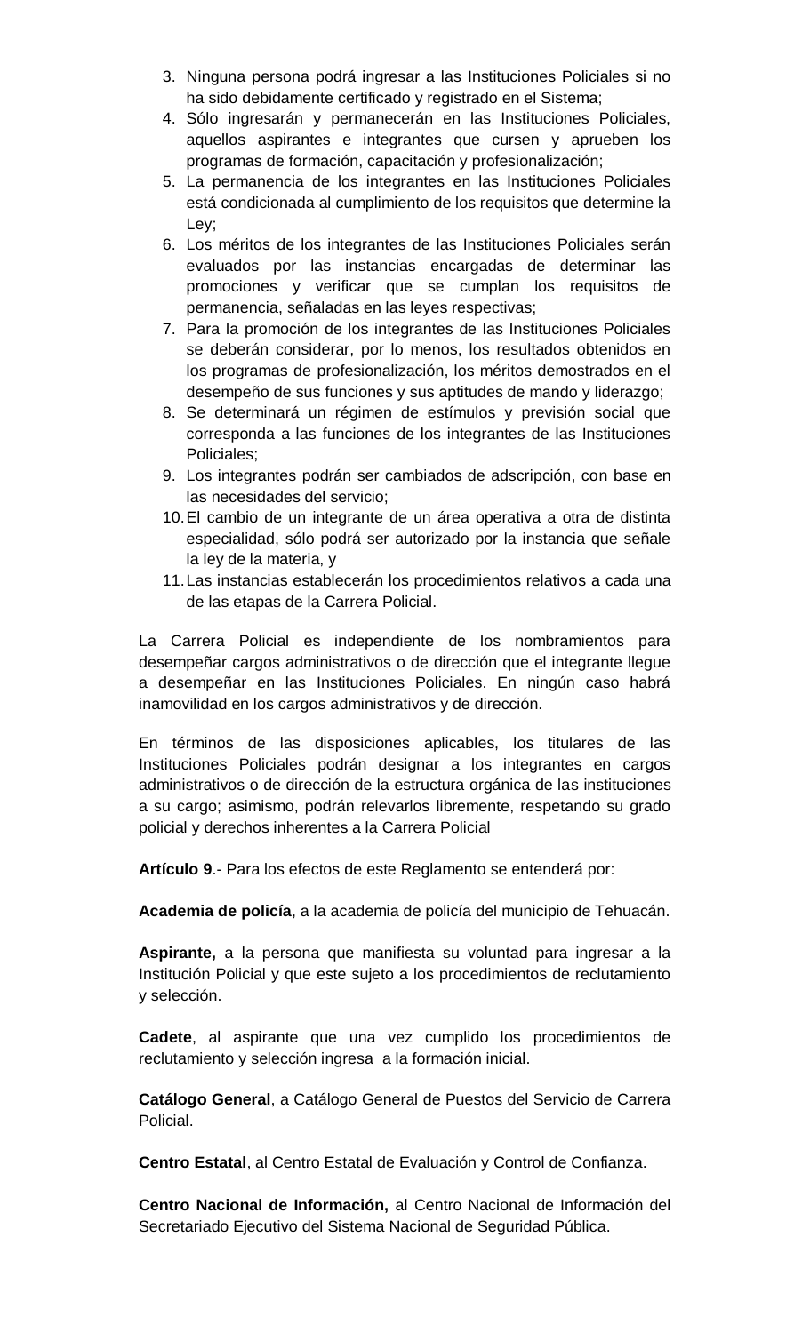3. Ninguna persona podrá ingresar a las Instituciones Policiales si no ha sido debidamente certificado y registrado en el Sistema;
4. Sólo ingresarán y permanecerán en las Instituciones Policiales, aquellos aspirantes e integrantes que cursen y aprueben los programas de formación, capacitación y profesionalización;
5. La permanencia de los integrantes en las Instituciones Policiales está condicionada al cumplimiento de los requisitos que determine la Ley;
6. Los méritos de los integrantes de las Instituciones Policiales serán evaluados por las instancias encargadas de determinar las promociones y verificar que se cumplan los requisitos de permanencia, señaladas en las leyes respectivas;
7. Para la promoción de los integrantes de las Instituciones Policiales se deberán considerar, por lo menos, los resultados obtenidos en los programas de profesionalización, los méritos demostrados en el desempeño de sus funciones y sus aptitudes de mando y liderazgo;
8. Se determinará un régimen de estímulos y previsión social que corresponda a las funciones de los integrantes de las Instituciones Policiales;
9. Los integrantes podrán ser cambiados de adscripción, con base en las necesidades del servicio;
10. El cambio de un integrante de un área operativa a otra de distinta especialidad, sólo podrá ser autorizado por la instancia que señale la ley de la materia, y
11. Las instancias establecerán los procedimientos relativos a cada una de las etapas de la Carrera Policial.

La Carrera Policial es independiente de los nombramientos para desempeñar cargos administrativos o de dirección que el integrante llegue a desempeñar en las Instituciones Policiales. En ningún caso habrá inamovilidad en los cargos administrativos y de dirección.

En términos de las disposiciones aplicables, los titulares de las Instituciones Policiales podrán designar a los integrantes en cargos administrativos o de dirección de la estructura orgánica de las instituciones a su cargo; asimismo, podrán relevarlos libremente, respetando su grado policial y derechos inherentes a la Carrera Policial

**Artículo 9**.- Para los efectos de este Reglamento se entenderá por:

**Academia de policía**, a la academia de policía del municipio de Tehuacán.

**Aspirante,** a la persona que manifiesta su voluntad para ingresar a la Institución Policial y que este sujeto a los procedimientos de reclutamiento y selección.

**Cadete**, al aspirante que una vez cumplido los procedimientos de reclutamiento y selección ingresa a la formación inicial.

**Catálogo General**, a Catálogo General de Puestos del Servicio de Carrera Policial.

**Centro Estatal**, al Centro Estatal de Evaluación y Control de Confianza.

**Centro Nacional de Información,** al Centro Nacional de Información del Secretariado Ejecutivo del Sistema Nacional de Seguridad Pública.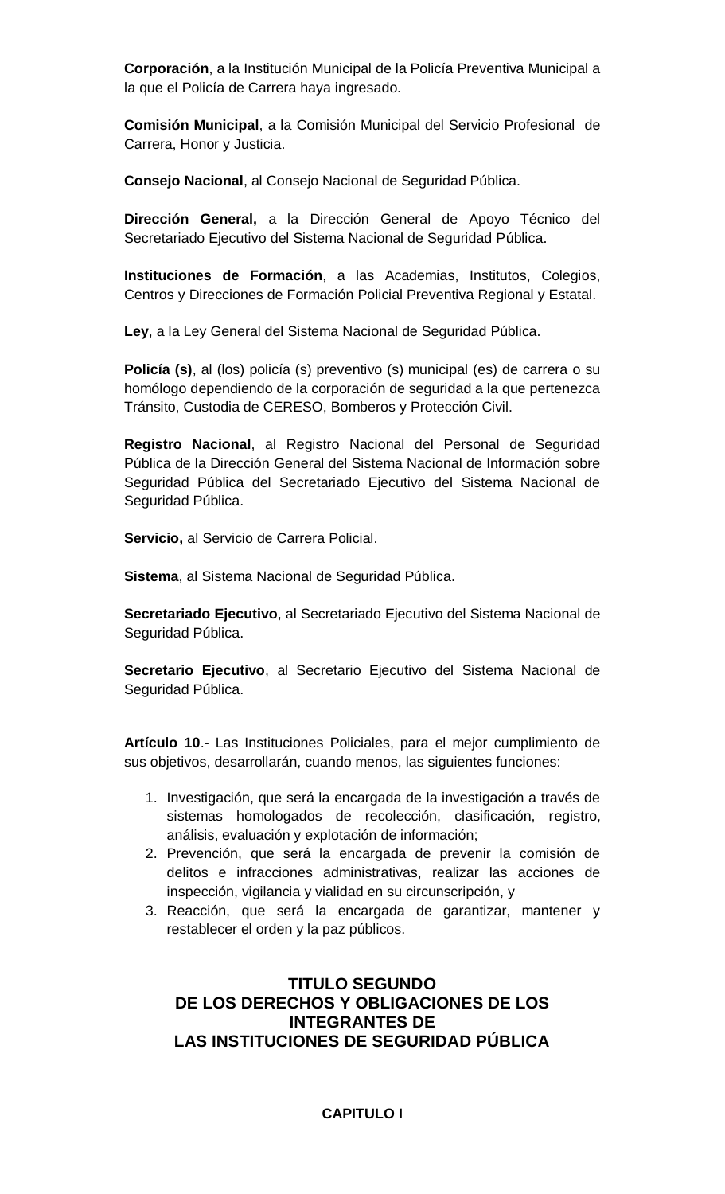**Corporación**, a la Institución Municipal de la Policía Preventiva Municipal a la que el Policía de Carrera haya ingresado.

**Comisión Municipal**, a la Comisión Municipal del Servicio Profesional de Carrera, Honor y Justicia.

**Consejo Nacional**, al Consejo Nacional de Seguridad Pública.

**Dirección General,** a la Dirección General de Apoyo Técnico del Secretariado Ejecutivo del Sistema Nacional de Seguridad Pública.

**Instituciones de Formación**, a las Academias, Institutos, Colegios, Centros y Direcciones de Formación Policial Preventiva Regional y Estatal.

**Ley**, a la Ley General del Sistema Nacional de Seguridad Pública.

**Policía (s)**, al (los) policía (s) preventivo (s) municipal (es) de carrera o su homólogo dependiendo de la corporación de seguridad a la que pertenezca Tránsito, Custodia de CERESO, Bomberos y Protección Civil.

**Registro Nacional**, al Registro Nacional del Personal de Seguridad Pública de la Dirección General del Sistema Nacional de Información sobre Seguridad Pública del Secretariado Ejecutivo del Sistema Nacional de Seguridad Pública.

**Servicio,** al Servicio de Carrera Policial.

**Sistema**, al Sistema Nacional de Seguridad Pública.

**Secretariado Ejecutivo**, al Secretariado Ejecutivo del Sistema Nacional de Seguridad Pública.

**Secretario Ejecutivo**, al Secretario Ejecutivo del Sistema Nacional de Seguridad Pública.

**Artículo 10**.- Las Instituciones Policiales, para el mejor cumplimiento de sus objetivos, desarrollarán, cuando menos, las siguientes funciones:

1. Investigación, que será la encargada de la investigación a través de sistemas homologados de recolección, clasificación, registro, análisis, evaluación y explotación de información;
2. Prevención, que será la encargada de prevenir la comisión de delitos e infracciones administrativas, realizar las acciones de inspección, vigilancia y vialidad en su circunscripción, y
3. Reacción, que será la encargada de garantizar, mantener y restablecer el orden y la paz públicos.

## TITULO SEGUNDO
## DE LOS DERECHOS Y OBLIGACIONES DE LOS INTEGRANTES DE LAS INSTITUCIONES DE SEGURIDAD PÚBLICA

### CAPITULO I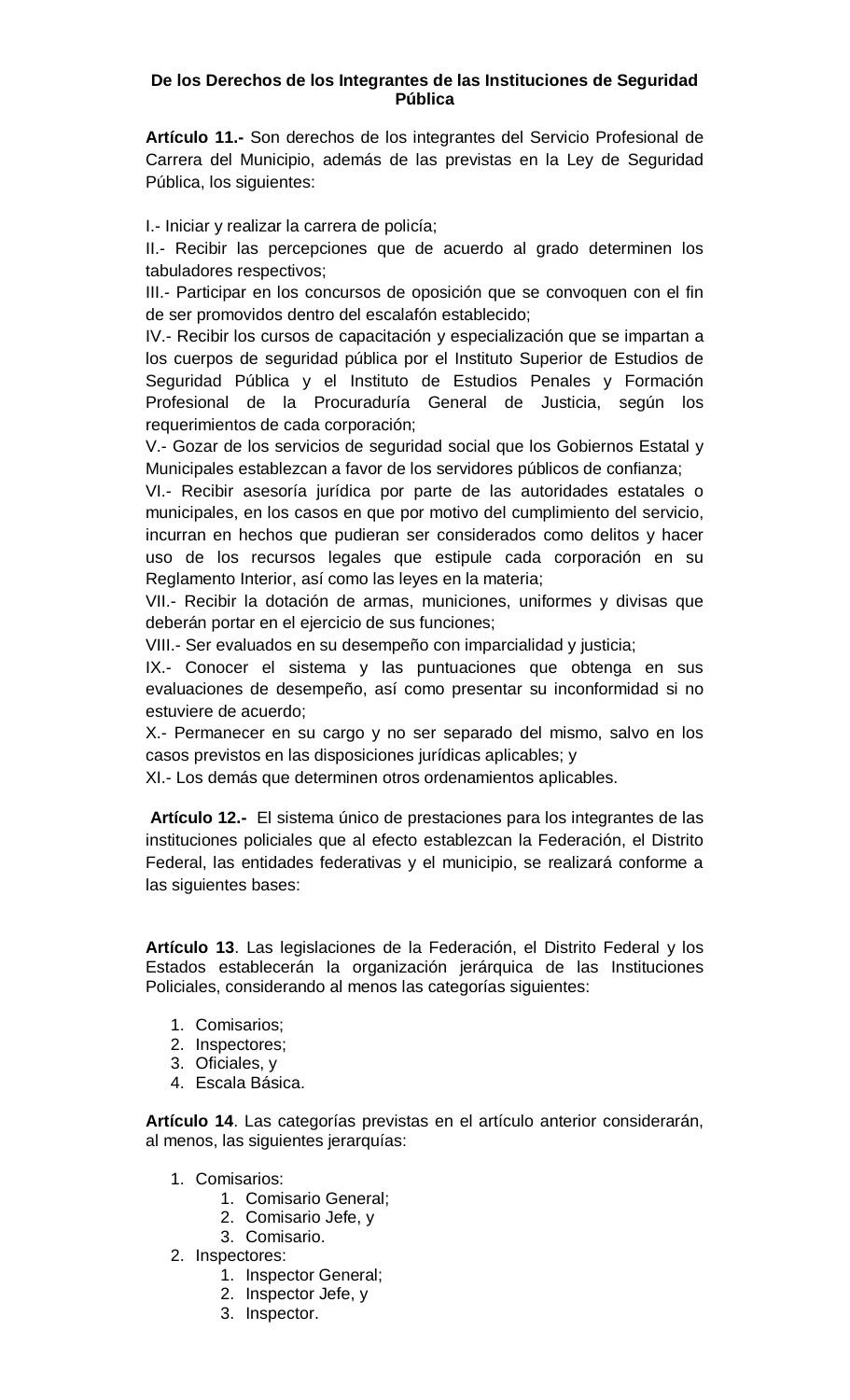## De los Derechos de los Integrantes de las Instituciones de Seguridad Pública

**Artículo 11.-** Son derechos de los integrantes del Servicio Profesional de Carrera del Municipio, además de las previstas en la Ley de Seguridad Pública, los siguientes:

I.- Iniciar y realizar la carrera de policía;

II.- Recibir las percepciones que de acuerdo al grado determinen los tabuladores respectivos;

III.- Participar en los concursos de oposición que se convoquen con el fin de ser promovidos dentro del escalafón establecido;

IV.- Recibir los cursos de capacitación y especialización que se impartan a los cuerpos de seguridad pública por el Instituto Superior de Estudios de Seguridad Pública y el Instituto de Estudios Penales y Formación Profesional de la Procuraduría General de Justicia, según los requerimientos de cada corporación;

V.- Gozar de los servicios de seguridad social que los Gobiernos Estatal y Municipales establezcan a favor de los servidores públicos de confianza;

VI.- Recibir asesoría jurídica por parte de las autoridades estatales o municipales, en los casos en que por motivo del cumplimiento del servicio, incurran en hechos que pudieran ser considerados como delitos y hacer uso de los recursos legales que estipule cada corporación en su Reglamento Interior, así como las leyes en la materia;

VII.- Recibir la dotación de armas, municiones, uniformes y divisas que deberán portar en el ejercicio de sus funciones;

VIII.- Ser evaluados en su desempeño con imparcialidad y justicia;

IX.- Conocer el sistema y las puntuaciones que obtenga en sus evaluaciones de desempeño, así como presentar su inconformidad si no estuviere de acuerdo;

X.- Permanecer en su cargo y no ser separado del mismo, salvo en los casos previstos en las disposiciones jurídicas aplicables; y

XI.- Los demás que determinen otros ordenamientos aplicables.

**Artículo 12.-** El sistema único de prestaciones para los integrantes de las instituciones policiales que al efecto establezcan la Federación, el Distrito Federal, las entidades federativas y el municipio, se realizará conforme a las siguientes bases:

**Artículo 13**. Las legislaciones de la Federación, el Distrito Federal y los Estados establecerán la organización jerárquica de las Instituciones Policiales, considerando al menos las categorías siguientes:

1. Comisarios;
2. Inspectores;
3. Oficiales, y
4. Escala Básica.

**Artículo 14**. Las categorías previstas en el artículo anterior considerarán, al menos, las siguientes jerarquías:

1. Comisarios:
   1. Comisario General;
   2. Comisario Jefe, y
   3. Comisario.
2. Inspectores:
   1. Inspector General;
   2. Inspector Jefe, y
   3. Inspector.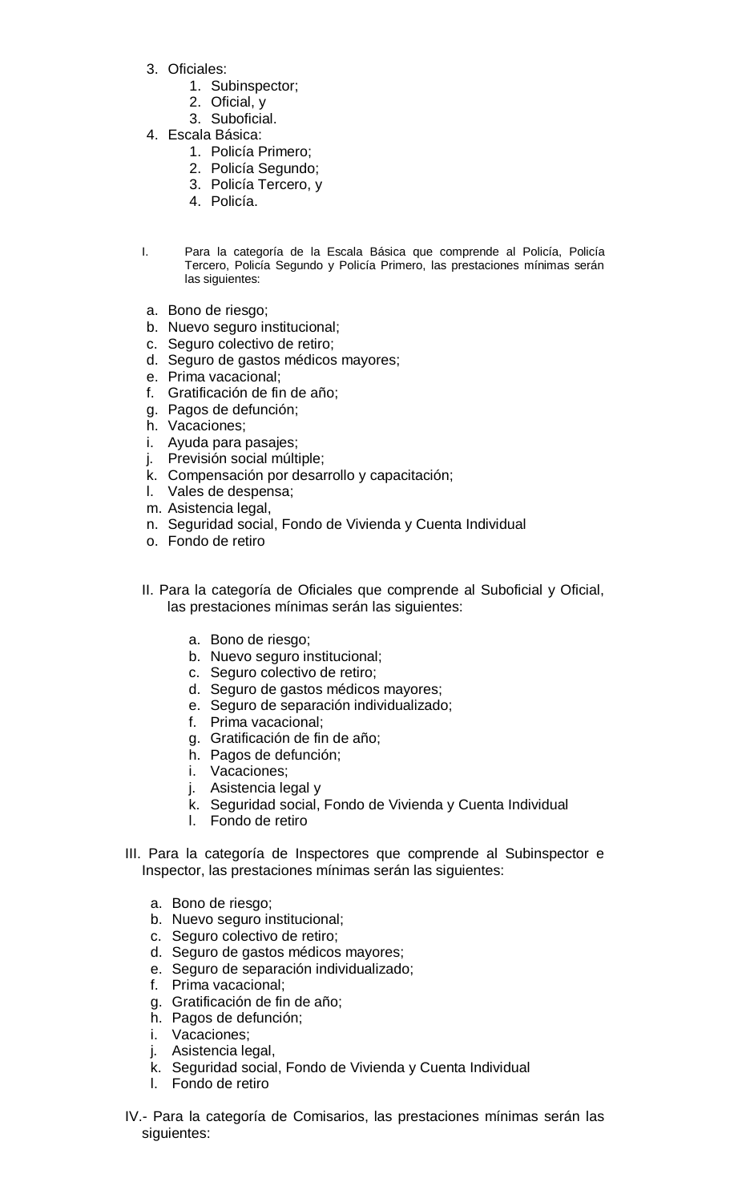3. Oficiales:
    1. Subinspector;
    2. Oficial, y
    3. Suboficial.
4. Escala Básica:
    1. Policía Primero;
    2. Policía Segundo;
    3. Policía Tercero, y
    4. Policía.

I. Para la categoría de la Escala Básica que comprende al Policía, Policía Tercero, Policía Segundo y Policía Primero, las prestaciones mínimas serán las siguientes:

a. Bono de riesgo;
b. Nuevo seguro institucional;
c. Seguro colectivo de retiro;
d. Seguro de gastos médicos mayores;
e. Prima vacacional;
f. Gratificación de fin de año;
g. Pagos de defunción;
h. Vacaciones;
i. Ayuda para pasajes;
j. Previsión social múltiple;
k. Compensación por desarrollo y capacitación;
l. Vales de despensa;
m. Asistencia legal,
n. Seguridad social, Fondo de Vivienda y Cuenta Individual
o. Fondo de retiro

II. Para la categoría de Oficiales que comprende al Suboficial y Oficial, las prestaciones mínimas serán las siguientes:

a. Bono de riesgo;
b. Nuevo seguro institucional;
c. Seguro colectivo de retiro;
d. Seguro de gastos médicos mayores;
e. Seguro de separación individualizado;
f. Prima vacacional;
g. Gratificación de fin de año;
h. Pagos de defunción;
i. Vacaciones;
j. Asistencia legal y
k. Seguridad social, Fondo de Vivienda y Cuenta Individual
l. Fondo de retiro

III. Para la categoría de Inspectores que comprende al Subinspector e Inspector, las prestaciones mínimas serán las siguientes:

a. Bono de riesgo;
b. Nuevo seguro institucional;
c. Seguro colectivo de retiro;
d. Seguro de gastos médicos mayores;
e. Seguro de separación individualizado;
f. Prima vacacional;
g. Gratificación de fin de año;
h. Pagos de defunción;
i. Vacaciones;
j. Asistencia legal,
k. Seguridad social, Fondo de Vivienda y Cuenta Individual
l. Fondo de retiro

IV.- Para la categoría de Comisarios, las prestaciones mínimas serán las siguientes: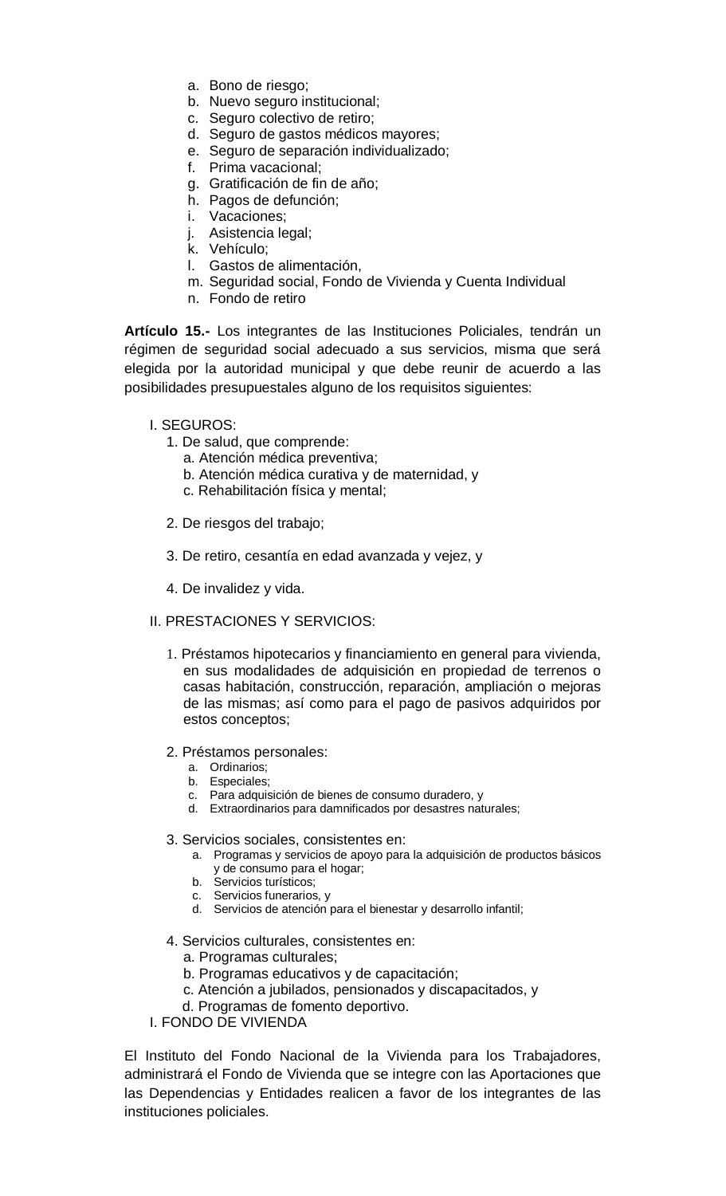a. Bono de riesgo;
b. Nuevo seguro institucional;
c. Seguro colectivo de retiro;
d. Seguro de gastos médicos mayores;
e. Seguro de separación individualizado;
f. Prima vacacional;
g. Gratificación de fin de año;
h. Pagos de defunción;
i. Vacaciones;
j. Asistencia legal;
k. Vehículo;
l. Gastos de alimentación,
m. Seguridad social, Fondo de Vivienda y Cuenta Individual
n. Fondo de retiro

**Artículo 15.-** Los integrantes de las Instituciones Policiales, tendrán un régimen de seguridad social adecuado a sus servicios, misma que será elegida por la autoridad municipal y que debe reunir de acuerdo a las posibilidades presupuestales alguno de los requisitos siguientes:

I. SEGUROS:

1. De salud, que comprende:
   a. Atención médica preventiva;
   b. Atención médica curativa y de maternidad, y
   c. Rehabilitación física y mental;

2. De riesgos del trabajo;

3. De retiro, cesantía en edad avanzada y vejez, y

4. De invalidez y vida.

II. PRESTACIONES Y SERVICIOS:

1. Préstamos hipotecarios y financiamiento en general para vivienda, en sus modalidades de adquisición en propiedad de terrenos o casas habitación, construcción, reparación, ampliación o mejoras de las mismas; así como para el pago de pasivos adquiridos por estos conceptos;

2. Préstamos personales:
   a. Ordinarios;
   b. Especiales;
   c. Para adquisición de bienes de consumo duradero, y
   d. Extraordinarios para damnificados por desastres naturales;

3. Servicios sociales, consistentes en:
   a. Programas y servicios de apoyo para la adquisición de productos básicos y de consumo para el hogar;
   b. Servicios turísticos;
   c. Servicios funerarios, y
   d. Servicios de atención para el bienestar y desarrollo infantil;

4. Servicios culturales, consistentes en:
   a. Programas culturales;
   b. Programas educativos y de capacitación;
   c. Atención a jubilados, pensionados y discapacitados, y
   d. Programas de fomento deportivo.

I. FONDO DE VIVIENDA

El Instituto del Fondo Nacional de la Vivienda para los Trabajadores, administrará el Fondo de Vivienda que se integre con las Aportaciones que las Dependencias y Entidades realicen a favor de los integrantes de las instituciones policiales.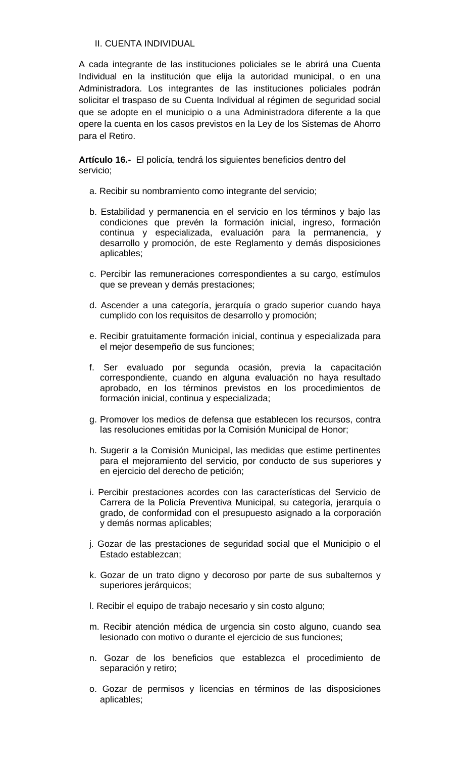II. CUENTA INDIVIDUAL

A cada integrante de las instituciones policiales se le abrirá una Cuenta Individual en la institución que elija la autoridad municipal, o en una Administradora. Los integrantes de las instituciones policiales podrán solicitar el traspaso de su Cuenta Individual al régimen de seguridad social que se adopte en el municipio o a una Administradora diferente a la que opere la cuenta en los casos previstos en la Ley de los Sistemas de Ahorro para el Retiro.

**Artículo 16.-** El policía, tendrá los siguientes beneficios dentro del servicio;

a. Recibir su nombramiento como integrante del servicio;

b. Estabilidad y permanencia en el servicio en los términos y bajo las condiciones que prevén la formación inicial, ingreso, formación continua y especializada, evaluación para la permanencia, y desarrollo y promoción, de este Reglamento y demás disposiciones aplicables;

c. Percibir las remuneraciones correspondientes a su cargo, estímulos que se prevean y demás prestaciones;

d. Ascender a una categoría, jerarquía o grado superior cuando haya cumplido con los requisitos de desarrollo y promoción;

e. Recibir gratuitamente formación inicial, continua y especializada para el mejor desempeño de sus funciones;

f. Ser evaluado por segunda ocasión, previa la capacitación correspondiente, cuando en alguna evaluación no haya resultado aprobado, en los términos previstos en los procedimientos de formación inicial, continua y especializada;

g. Promover los medios de defensa que establecen los recursos, contra las resoluciones emitidas por la Comisión Municipal de Honor;

h. Sugerir a la Comisión Municipal, las medidas que estime pertinentes para el mejoramiento del servicio, por conducto de sus superiores y en ejercicio del derecho de petición;

i. Percibir prestaciones acordes con las características del Servicio de Carrera de la Policía Preventiva Municipal, su categoría, jerarquía o grado, de conformidad con el presupuesto asignado a la corporación y demás normas aplicables;

j. Gozar de las prestaciones de seguridad social que el Municipio o el Estado establezcan;

k. Gozar de un trato digno y decoroso por parte de sus subalternos y superiores jerárquicos;

l. Recibir el equipo de trabajo necesario y sin costo alguno;

m. Recibir atención médica de urgencia sin costo alguno, cuando sea lesionado con motivo o durante el ejercicio de sus funciones;

n. Gozar de los beneficios que establezca el procedimiento de separación y retiro;

o. Gozar de permisos y licencias en términos de las disposiciones aplicables;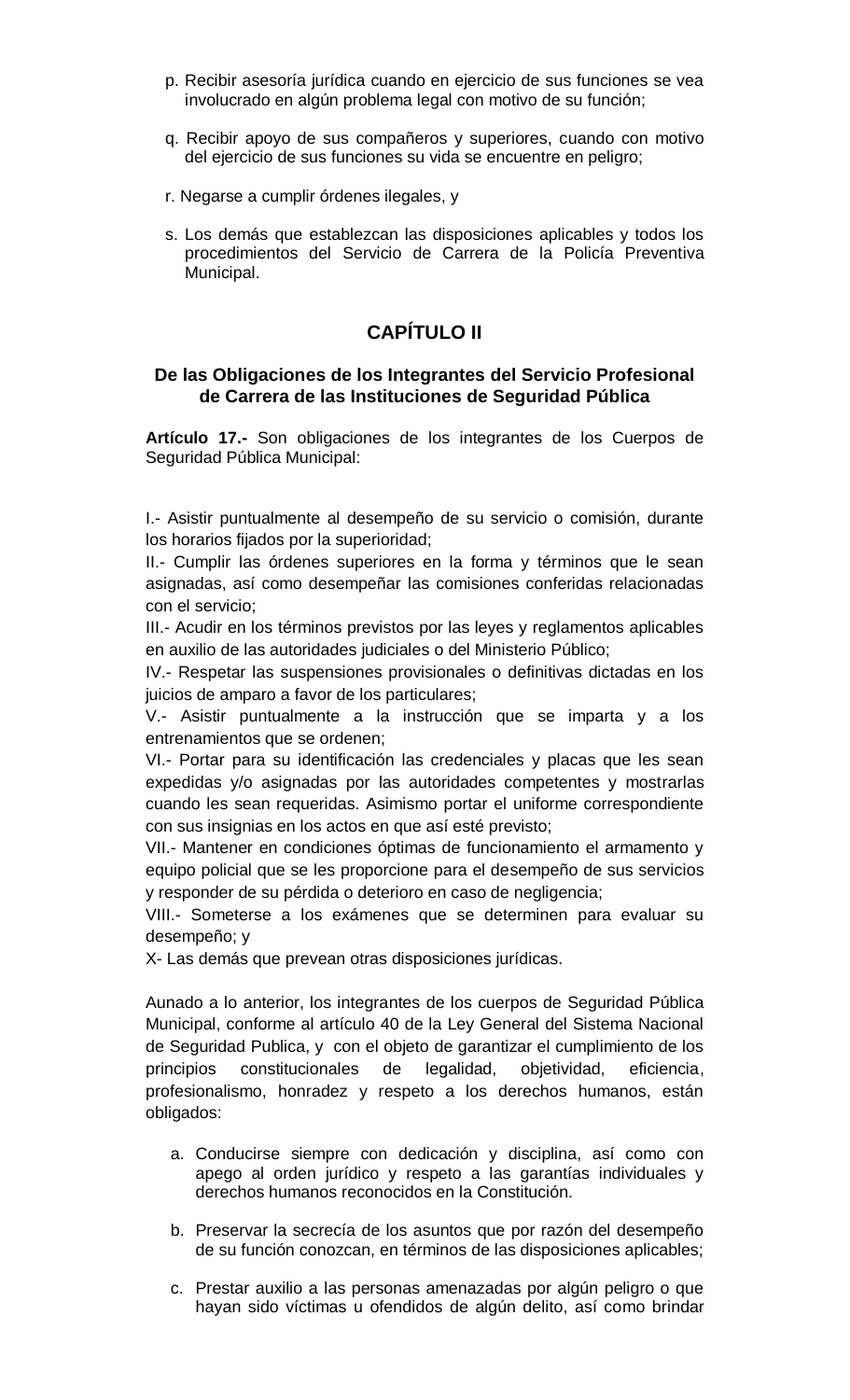p. Recibir asesoría jurídica cuando en ejercicio de sus funciones se vea involucrado en algún problema legal con motivo de su función;

q. Recibir apoyo de sus compañeros y superiores, cuando con motivo del ejercicio de sus funciones su vida se encuentre en peligro;

r. Negarse a cumplir órdenes ilegales, y

s. Los demás que establezcan las disposiciones aplicables y todos los procedimientos del Servicio de Carrera de la Policía Preventiva Municipal.

## CAPÍTULO II

### De las Obligaciones de los Integrantes del Servicio Profesional de Carrera de las Instituciones de Seguridad Pública

**Artículo 17.-** Son obligaciones de los integrantes de los Cuerpos de Seguridad Pública Municipal:

I.- Asistir puntualmente al desempeño de su servicio o comisión, durante los horarios fijados por la superioridad;

II.- Cumplir las órdenes superiores en la forma y términos que le sean asignadas, así como desempeñar las comisiones conferidas relacionadas con el servicio;

III.- Acudir en los términos previstos por las leyes y reglamentos aplicables en auxilio de las autoridades judiciales o del Ministerio Público;

IV.- Respetar las suspensiones provisionales o definitivas dictadas en los juicios de amparo a favor de los particulares;

V.- Asistir puntualmente a la instrucción que se imparta y a los entrenamientos que se ordenen;

VI.- Portar para su identificación las credenciales y placas que les sean expedidas y/o asignadas por las autoridades competentes y mostrarlas cuando les sean requeridas. Asimismo portar el uniforme correspondiente con sus insignias en los actos en que así esté previsto;

VII.- Mantener en condiciones óptimas de funcionamiento el armamento y equipo policial que se les proporcione para el desempeño de sus servicios y responder de su pérdida o deterioro en caso de negligencia;

VIII.- Someterse a los exámenes que se determinen para evaluar su desempeño; y

X- Las demás que prevean otras disposiciones jurídicas.

Aunado a lo anterior, los integrantes de los cuerpos de Seguridad Pública Municipal, conforme al artículo 40 de la Ley General del Sistema Nacional de Seguridad Publica, y con el objeto de garantizar el cumplimiento de los principios constitucionales de legalidad, objetividad, eficiencia, profesionalismo, honradez y respeto a los derechos humanos, están obligados:

a. Conducirse siempre con dedicación y disciplina, así como con apego al orden jurídico y respeto a las garantías individuales y derechos humanos reconocidos en la Constitución.

b. Preservar la secrecía de los asuntos que por razón del desempeño de su función conozcan, en términos de las disposiciones aplicables;

c. Prestar auxilio a las personas amenazadas por algún peligro o que hayan sido víctimas u ofendidos de algún delito, así como brindar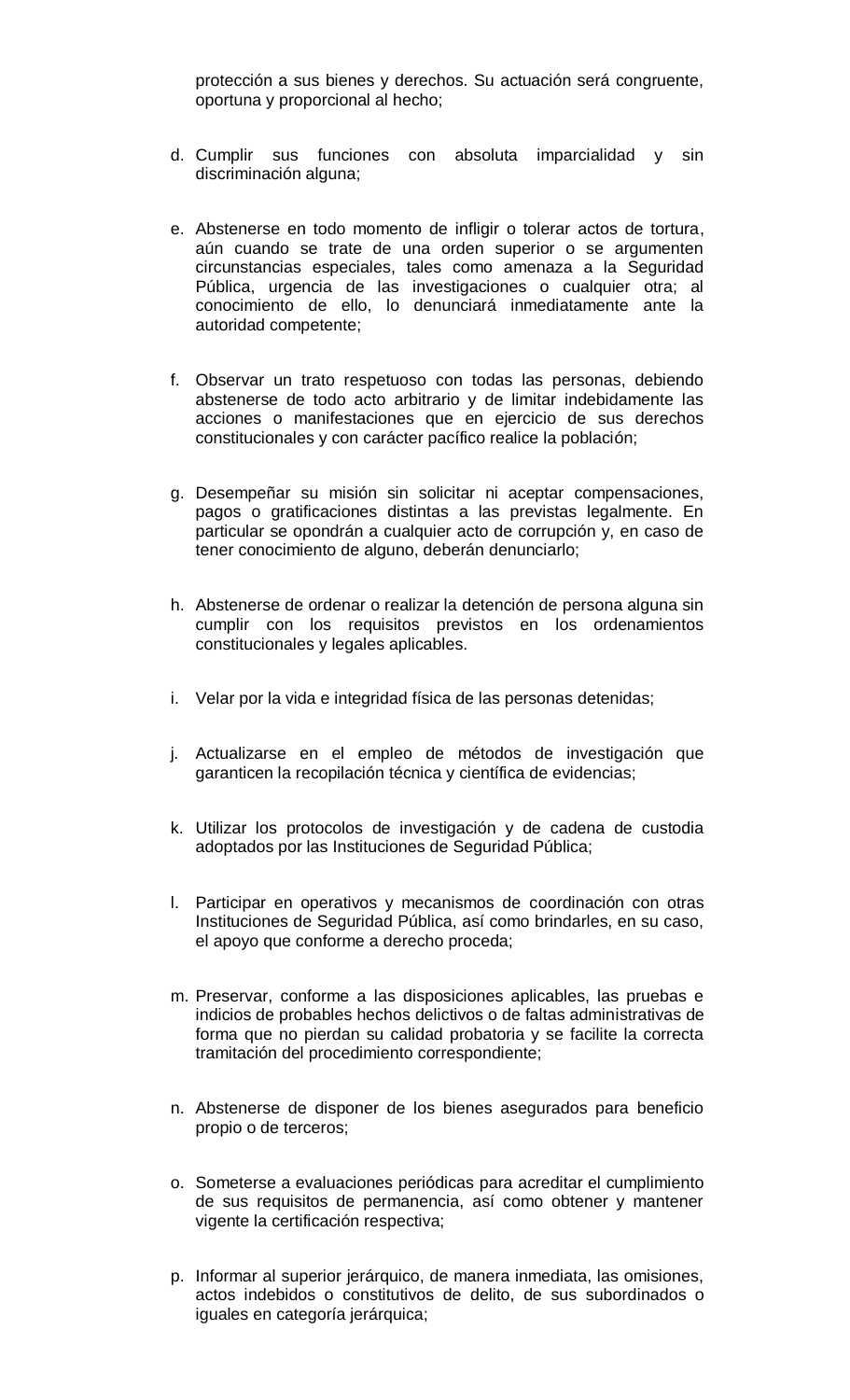protección a sus bienes y derechos. Su actuación será congruente, oportuna y proporcional al hecho;

d. Cumplir sus funciones con absoluta imparcialidad y sin discriminación alguna;

e. Abstenerse en todo momento de infligir o tolerar actos de tortura, aún cuando se trate de una orden superior o se argumenten circunstancias especiales, tales como amenaza a la Seguridad Pública, urgencia de las investigaciones o cualquier otra; al conocimiento de ello, lo denunciará inmediatamente ante la autoridad competente;

f. Observar un trato respetuoso con todas las personas, debiendo abstenerse de todo acto arbitrario y de limitar indebidamente las acciones o manifestaciones que en ejercicio de sus derechos constitucionales y con carácter pacífico realice la población;

g. Desempeñar su misión sin solicitar ni aceptar compensaciones, pagos o gratificaciones distintas a las previstas legalmente. En particular se opondrán a cualquier acto de corrupción y, en caso de tener conocimiento de alguno, deberán denunciarlo;

h. Abstenerse de ordenar o realizar la detención de persona alguna sin cumplir con los requisitos previstos en los ordenamientos constitucionales y legales aplicables.

i. Velar por la vida e integridad física de las personas detenidas;

j. Actualizarse en el empleo de métodos de investigación que garanticen la recopilación técnica y científica de evidencias;

k. Utilizar los protocolos de investigación y de cadena de custodia adoptados por las Instituciones de Seguridad Pública;

l. Participar en operativos y mecanismos de coordinación con otras Instituciones de Seguridad Pública, así como brindarles, en su caso, el apoyo que conforme a derecho proceda;

m. Preservar, conforme a las disposiciones aplicables, las pruebas e indicios de probables hechos delictivos o de faltas administrativas de forma que no pierdan su calidad probatoria y se facilite la correcta tramitación del procedimiento correspondiente;

n. Abstenerse de disponer de los bienes asegurados para beneficio propio o de terceros;

o. Someterse a evaluaciones periódicas para acreditar el cumplimiento de sus requisitos de permanencia, así como obtener y mantener vigente la certificación respectiva;

p. Informar al superior jerárquico, de manera inmediata, las omisiones, actos indebidos o constitutivos de delito, de sus subordinados o iguales en categoría jerárquica;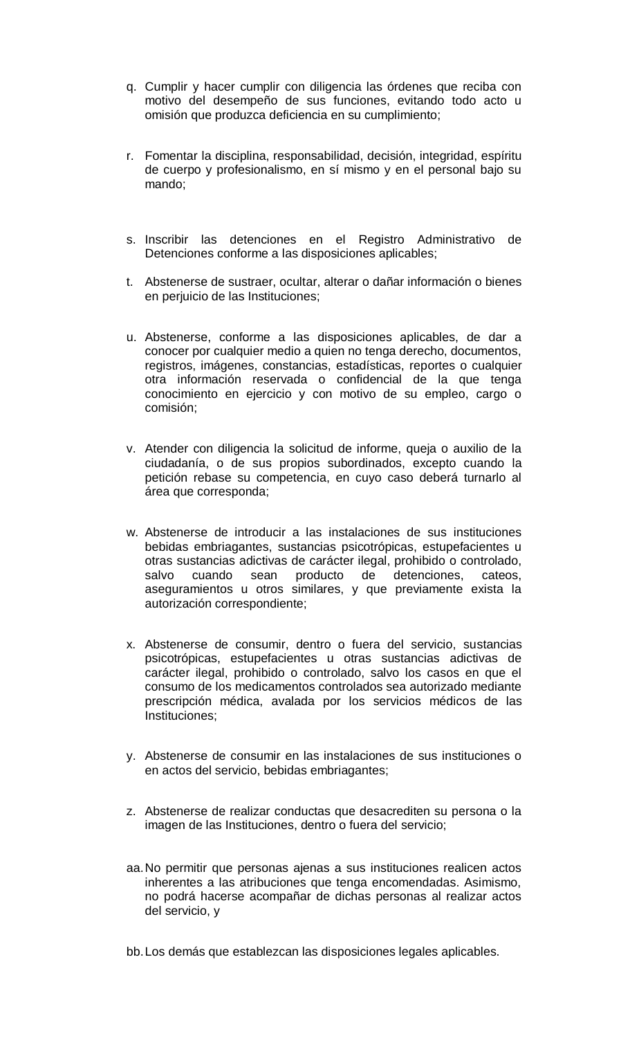q. Cumplir y hacer cumplir con diligencia las órdenes que reciba con motivo del desempeño de sus funciones, evitando todo acto u omisión que produzca deficiencia en su cumplimiento;

r. Fomentar la disciplina, responsabilidad, decisión, integridad, espíritu de cuerpo y profesionalismo, en sí mismo y en el personal bajo su mando;

s. Inscribir las detenciones en el Registro Administrativo de Detenciones conforme a las disposiciones aplicables;

t. Abstenerse de sustraer, ocultar, alterar o dañar información o bienes en perjuicio de las Instituciones;

u. Abstenerse, conforme a las disposiciones aplicables, de dar a conocer por cualquier medio a quien no tenga derecho, documentos, registros, imágenes, constancias, estadísticas, reportes o cualquier otra información reservada o confidencial de la que tenga conocimiento en ejercicio y con motivo de su empleo, cargo o comisión;

v. Atender con diligencia la solicitud de informe, queja o auxilio de la ciudadanía, o de sus propios subordinados, excepto cuando la petición rebase su competencia, en cuyo caso deberá turnarlo al área que corresponda;

w. Abstenerse de introducir a las instalaciones de sus instituciones bebidas embriagantes, sustancias psicotrópicas, estupefacientes u otras sustancias adictivas de carácter ilegal, prohibido o controlado, salvo cuando sean producto de detenciones, cateos, aseguramientos u otros similares, y que previamente exista la autorización correspondiente;

x. Abstenerse de consumir, dentro o fuera del servicio, sustancias psicotrópicas, estupefacientes u otras sustancias adictivas de carácter ilegal, prohibido o controlado, salvo los casos en que el consumo de los medicamentos controlados sea autorizado mediante prescripción médica, avalada por los servicios médicos de las Instituciones;

y. Abstenerse de consumir en las instalaciones de sus instituciones o en actos del servicio, bebidas embriagantes;

z. Abstenerse de realizar conductas que desacrediten su persona o la imagen de las Instituciones, dentro o fuera del servicio;

aa. No permitir que personas ajenas a sus instituciones realicen actos inherentes a las atribuciones que tenga encomendadas. Asimismo, no podrá hacerse acompañar de dichas personas al realizar actos del servicio, y

bb. Los demás que establezcan las disposiciones legales aplicables.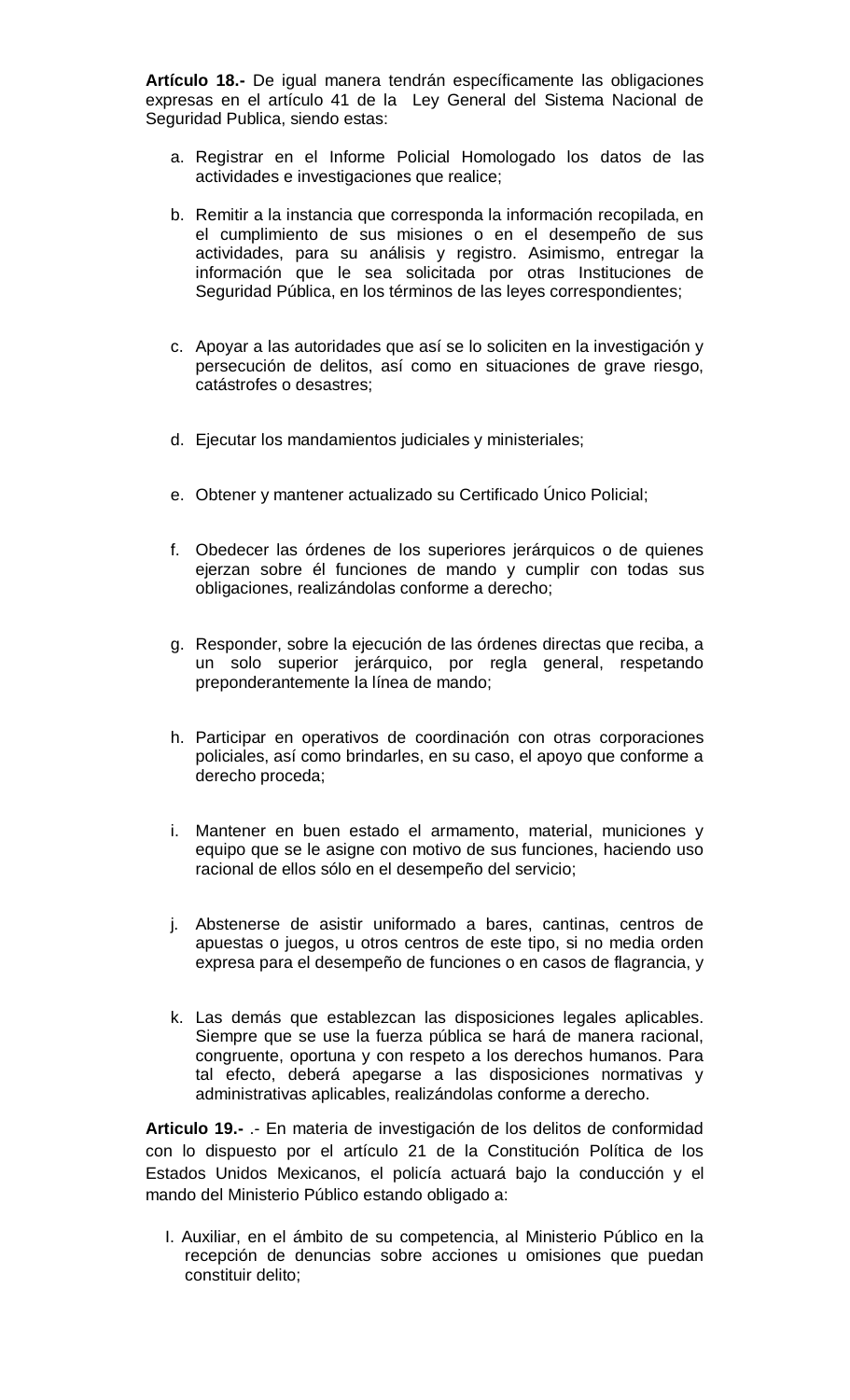**Artículo 18.-** De igual manera tendrán específicamente las obligaciones expresas en el artículo 41 de la Ley General del Sistema Nacional de Seguridad Publica, siendo estas:

a. Registrar en el Informe Policial Homologado los datos de las actividades e investigaciones que realice;

b. Remitir a la instancia que corresponda la información recopilada, en el cumplimiento de sus misiones o en el desempeño de sus actividades, para su análisis y registro. Asimismo, entregar la información que le sea solicitada por otras Instituciones de Seguridad Pública, en los términos de las leyes correspondientes;

c. Apoyar a las autoridades que así se lo soliciten en la investigación y persecución de delitos, así como en situaciones de grave riesgo, catástrofes o desastres;

d. Ejecutar los mandamientos judiciales y ministeriales;

e. Obtener y mantener actualizado su Certificado Único Policial;

f. Obedecer las órdenes de los superiores jerárquicos o de quienes ejerzan sobre él funciones de mando y cumplir con todas sus obligaciones, realizándolas conforme a derecho;

g. Responder, sobre la ejecución de las órdenes directas que reciba, a un solo superior jerárquico, por regla general, respetando preponderantemente la línea de mando;

h. Participar en operativos de coordinación con otras corporaciones policiales, así como brindarles, en su caso, el apoyo que conforme a derecho proceda;

i. Mantener en buen estado el armamento, material, municiones y equipo que se le asigne con motivo de sus funciones, haciendo uso racional de ellos sólo en el desempeño del servicio;

j. Abstenerse de asistir uniformado a bares, cantinas, centros de apuestas o juegos, u otros centros de este tipo, si no media orden expresa para el desempeño de funciones o en casos de flagrancia, y

k. Las demás que establezcan las disposiciones legales aplicables. Siempre que se use la fuerza pública se hará de manera racional, congruente, oportuna y con respeto a los derechos humanos. Para tal efecto, deberá apegarse a las disposiciones normativas y administrativas aplicables, realizándolas conforme a derecho.

**Articulo 19.-** .- En materia de investigación de los delitos de conformidad con lo dispuesto por el artículo 21 de la Constitución Política de los Estados Unidos Mexicanos, el policía actuará bajo la conducción y el mando del Ministerio Público estando obligado a:

I. Auxiliar, en el ámbito de su competencia, al Ministerio Público en la recepción de denuncias sobre acciones u omisiones que puedan constituir delito;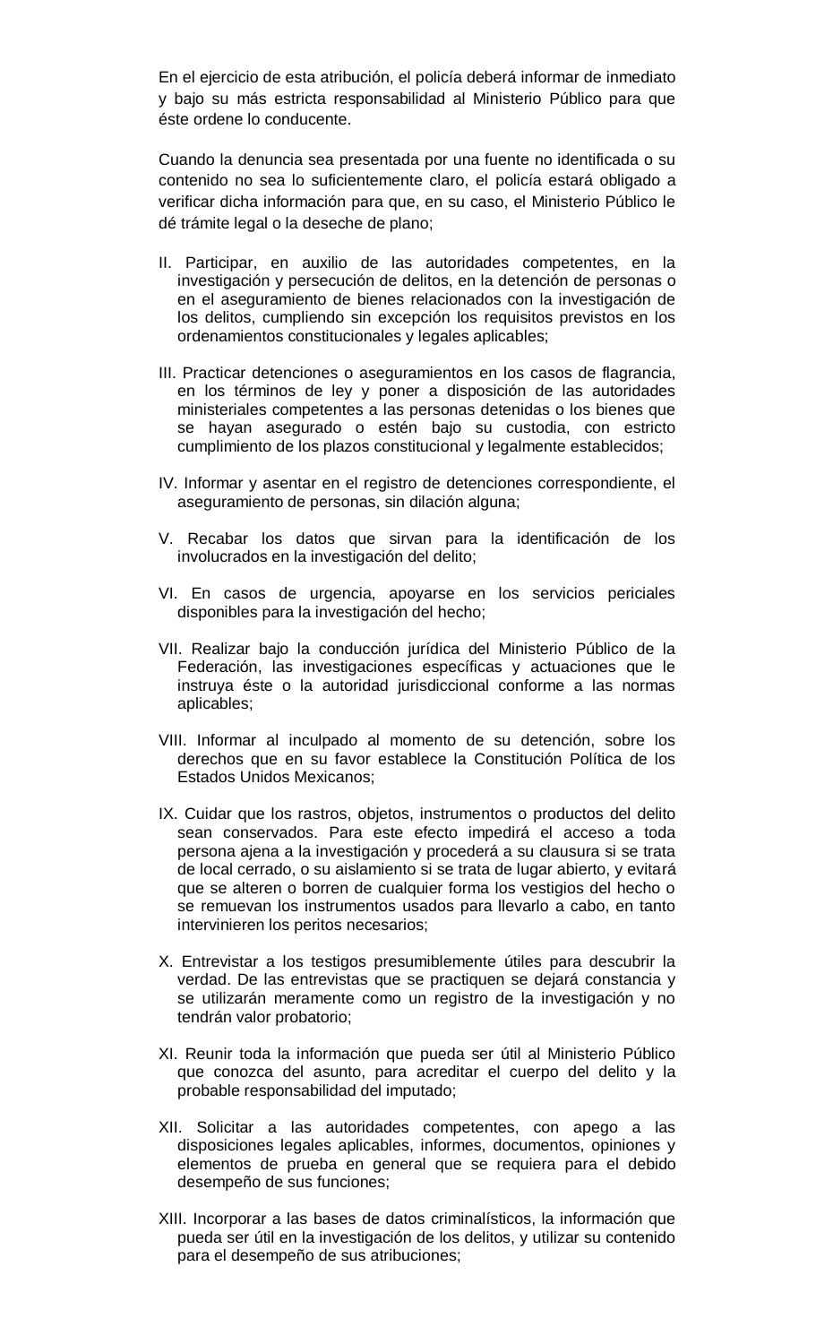En el ejercicio de esta atribución, el policía deberá informar de inmediato y bajo su más estricta responsabilidad al Ministerio Público para que éste ordene lo conducente.

Cuando la denuncia sea presentada por una fuente no identificada o su contenido no sea lo suficientemente claro, el policía estará obligado a verificar dicha información para que, en su caso, el Ministerio Público le dé trámite legal o la deseche de plano;

II. Participar, en auxilio de las autoridades competentes, en la investigación y persecución de delitos, en la detención de personas o en el aseguramiento de bienes relacionados con la investigación de los delitos, cumpliendo sin excepción los requisitos previstos en los ordenamientos constitucionales y legales aplicables;

III. Practicar detenciones o aseguramientos en los casos de flagrancia, en los términos de ley y poner a disposición de las autoridades ministeriales competentes a las personas detenidas o los bienes que se hayan asegurado o estén bajo su custodia, con estricto cumplimiento de los plazos constitucional y legalmente establecidos;

IV. Informar y asentar en el registro de detenciones correspondiente, el aseguramiento de personas, sin dilación alguna;

V. Recabar los datos que sirvan para la identificación de los involucrados en la investigación del delito;

VI. En casos de urgencia, apoyarse en los servicios periciales disponibles para la investigación del hecho;

VII. Realizar bajo la conducción jurídica del Ministerio Público de la Federación, las investigaciones específicas y actuaciones que le instruya éste o la autoridad jurisdiccional conforme a las normas aplicables;

VIII. Informar al inculpado al momento de su detención, sobre los derechos que en su favor establece la Constitución Política de los Estados Unidos Mexicanos;

IX. Cuidar que los rastros, objetos, instrumentos o productos del delito sean conservados. Para este efecto impedirá el acceso a toda persona ajena a la investigación y procederá a su clausura si se trata de local cerrado, o su aislamiento si se trata de lugar abierto, y evitará que se alteren o borren de cualquier forma los vestigios del hecho o se remuevan los instrumentos usados para llevarlo a cabo, en tanto intervinieren los peritos necesarios;

X. Entrevistar a los testigos presumiblemente útiles para descubrir la verdad. De las entrevistas que se practiquen se dejará constancia y se utilizarán meramente como un registro de la investigación y no tendrán valor probatorio;

XI. Reunir toda la información que pueda ser útil al Ministerio Público que conozca del asunto, para acreditar el cuerpo del delito y la probable responsabilidad del imputado;

XII. Solicitar a las autoridades competentes, con apego a las disposiciones legales aplicables, informes, documentos, opiniones y elementos de prueba en general que se requiera para el debido desempeño de sus funciones;

XIII. Incorporar a las bases de datos criminalísticos, la información que pueda ser útil en la investigación de los delitos, y utilizar su contenido para el desempeño de sus atribuciones;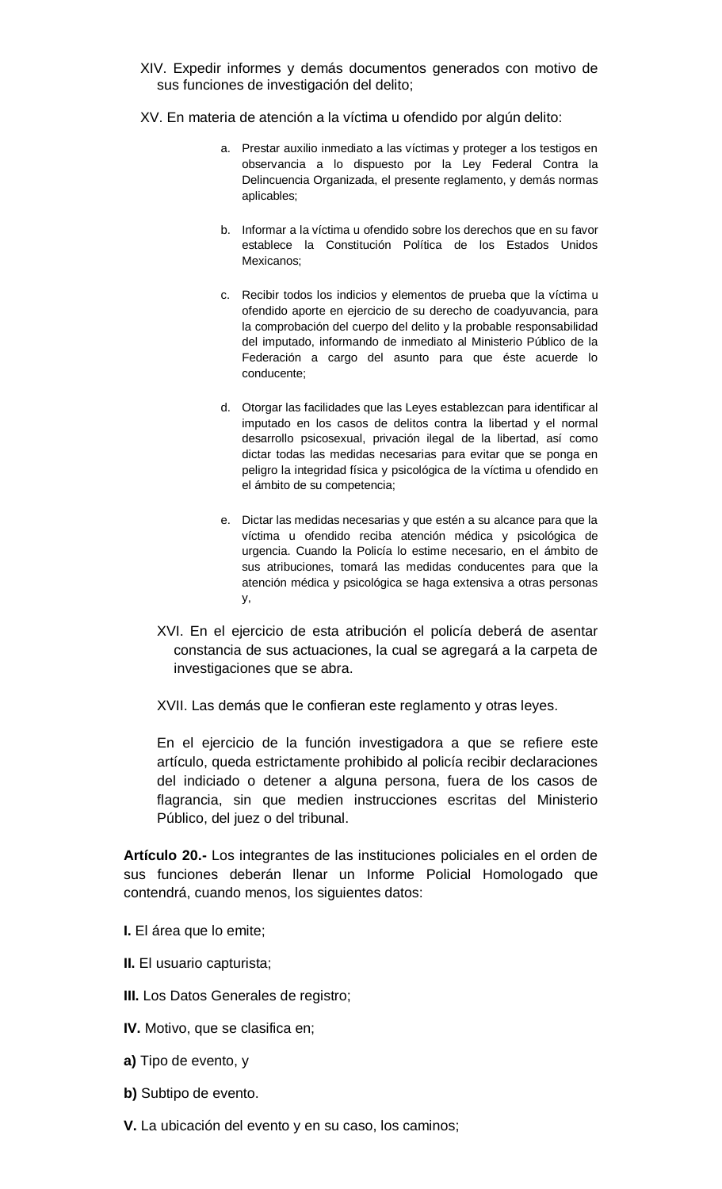XIV. Expedir informes y demás documentos generados con motivo de sus funciones de investigación del delito;

XV. En materia de atención a la víctima u ofendido por algún delito:

a. Prestar auxilio inmediato a las víctimas y proteger a los testigos en observancia a lo dispuesto por la Ley Federal Contra la Delincuencia Organizada, el presente reglamento, y demás normas aplicables;

b. Informar a la víctima u ofendido sobre los derechos que en su favor establece la Constitución Política de los Estados Unidos Mexicanos;

c. Recibir todos los indicios y elementos de prueba que la víctima u ofendido aporte en ejercicio de su derecho de coadyuvancia, para la comprobación del cuerpo del delito y la probable responsabilidad del imputado, informando de inmediato al Ministerio Público de la Federación a cargo del asunto para que éste acuerde lo conducente;

d. Otorgar las facilidades que las Leyes establezcan para identificar al imputado en los casos de delitos contra la libertad y el normal desarrollo psicosexual, privación ilegal de la libertad, así como dictar todas las medidas necesarias para evitar que se ponga en peligro la integridad física y psicológica de la víctima u ofendido en el ámbito de su competencia;

e. Dictar las medidas necesarias y que estén a su alcance para que la víctima u ofendido reciba atención médica y psicológica de urgencia. Cuando la Policía lo estime necesario, en el ámbito de sus atribuciones, tomará las medidas conducentes para que la atención médica y psicológica se haga extensiva a otras personas y,

XVI. En el ejercicio de esta atribución el policía deberá de asentar constancia de sus actuaciones, la cual se agregará a la carpeta de investigaciones que se abra.

XVII. Las demás que le confieran este reglamento y otras leyes.

En el ejercicio de la función investigadora a que se refiere este artículo, queda estrictamente prohibido al policía recibir declaraciones del indiciado o detener a alguna persona, fuera de los casos de flagrancia, sin que medien instrucciones escritas del Ministerio Público, del juez o del tribunal.

**Artículo 20.-** Los integrantes de las instituciones policiales en el orden de sus funciones deberán llenar un Informe Policial Homologado que contendrá, cuando menos, los siguientes datos:

**I.** El área que lo emite;

**II.** El usuario capturista;

**III.** Los Datos Generales de registro;

**IV.** Motivo, que se clasifica en;

**a)** Tipo de evento, y

**b)** Subtipo de evento.

**V.** La ubicación del evento y en su caso, los caminos;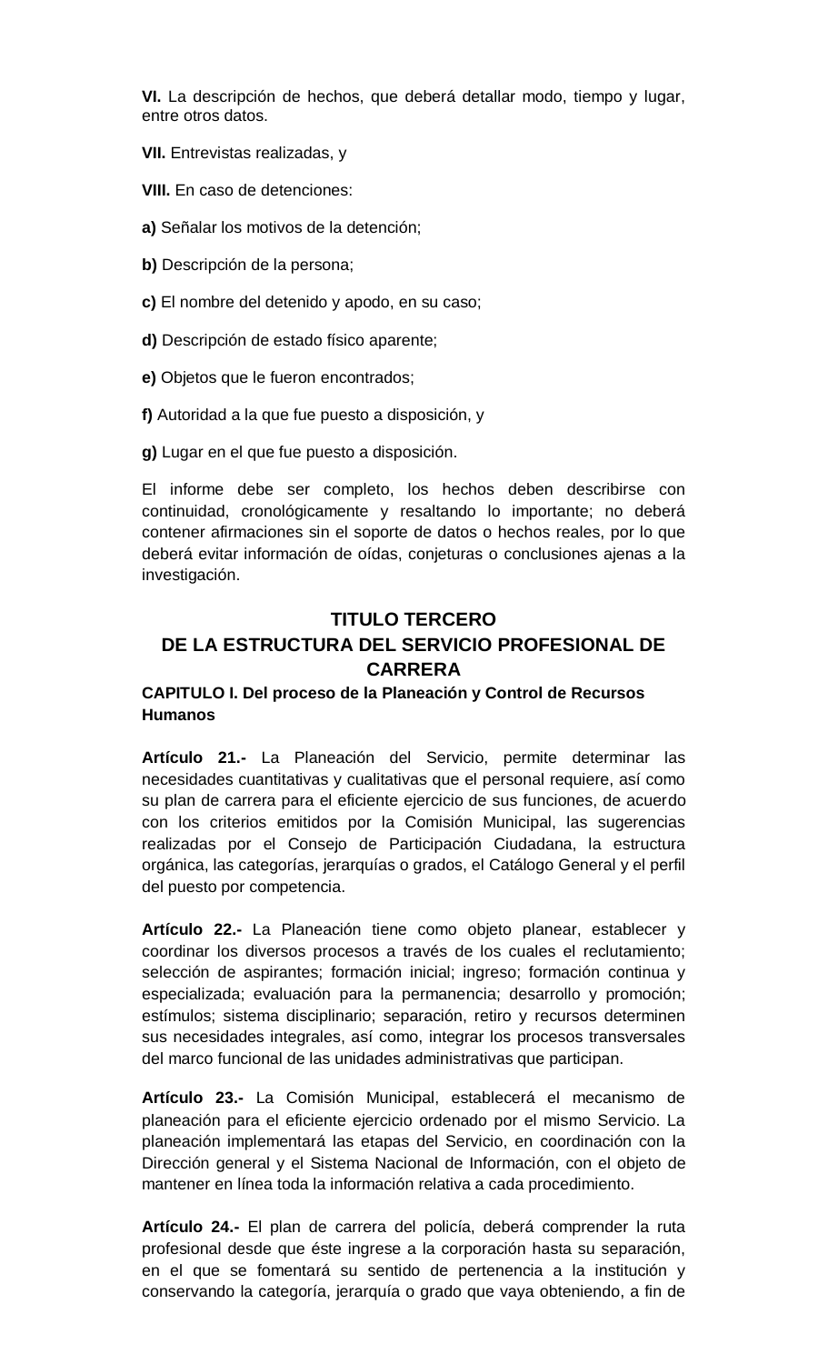**VI.** La descripción de hechos, que deberá detallar modo, tiempo y lugar, entre otros datos.

**VII.** Entrevistas realizadas, y

**VIII.** En caso de detenciones:

**a)** Señalar los motivos de la detención;

**b)** Descripción de la persona;

**c)** El nombre del detenido y apodo, en su caso;

**d)** Descripción de estado físico aparente;

**e)** Objetos que le fueron encontrados;

**f)** Autoridad a la que fue puesto a disposición, y

**g)** Lugar en el que fue puesto a disposición.

El informe debe ser completo, los hechos deben describirse con continuidad, cronológicamente y resaltando lo importante; no deberá contener afirmaciones sin el soporte de datos o hechos reales, por lo que deberá evitar información de oídas, conjeturas o conclusiones ajenas a la investigación.

## TITULO TERCERO
## DE LA ESTRUCTURA DEL SERVICIO PROFESIONAL DE CARRERA

### CAPITULO I. Del proceso de la Planeación y Control de Recursos Humanos

**Artículo 21.-** La Planeación del Servicio, permite determinar las necesidades cuantitativas y cualitativas que el personal requiere, así como su plan de carrera para el eficiente ejercicio de sus funciones, de acuerdo con los criterios emitidos por la Comisión Municipal, las sugerencias realizadas por el Consejo de Participación Ciudadana, la estructura orgánica, las categorías, jerarquías o grados, el Catálogo General y el perfil del puesto por competencia.

**Artículo 22.-** La Planeación tiene como objeto planear, establecer y coordinar los diversos procesos a través de los cuales el reclutamiento; selección de aspirantes; formación inicial; ingreso; formación continua y especializada; evaluación para la permanencia; desarrollo y promoción; estímulos; sistema disciplinario; separación, retiro y recursos determinen sus necesidades integrales, así como, integrar los procesos transversales del marco funcional de las unidades administrativas que participan.

**Artículo 23.-** La Comisión Municipal, establecerá el mecanismo de planeación para el eficiente ejercicio ordenado por el mismo Servicio. La planeación implementará las etapas del Servicio, en coordinación con la Dirección general y el Sistema Nacional de Información, con el objeto de mantener en línea toda la información relativa a cada procedimiento.

**Artículo 24.-** El plan de carrera del policía, deberá comprender la ruta profesional desde que éste ingrese a la corporación hasta su separación, en el que se fomentará su sentido de pertenencia a la institución y conservando la categoría, jerarquía o grado que vaya obteniendo, a fin de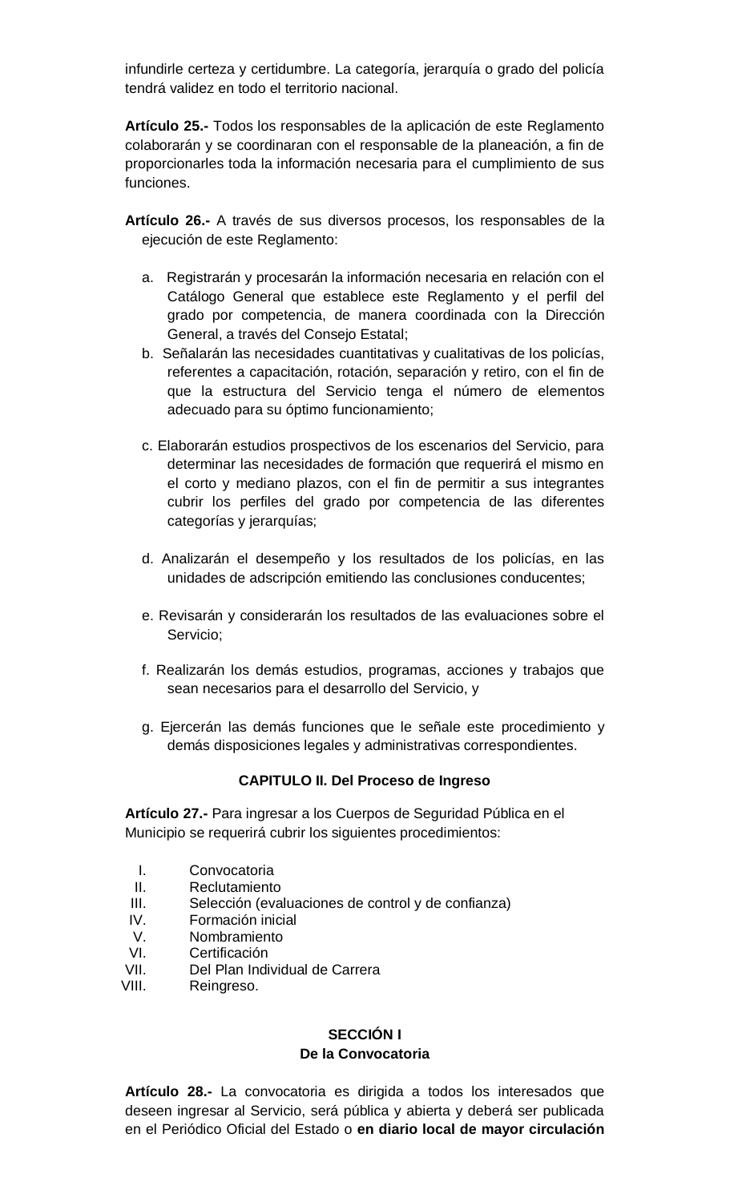infundirle certeza y certidumbre. La categoría, jerarquía o grado del policía tendrá validez en todo el territorio nacional.

**Artículo 25.-** Todos los responsables de la aplicación de este Reglamento colaborarán y se coordinaran con el responsable de la planeación, a fin de proporcionarles toda la información necesaria para el cumplimiento de sus funciones.

**Artículo 26.-** A través de sus diversos procesos, los responsables de la ejecución de este Reglamento:

a. Registrarán y procesarán la información necesaria en relación con el Catálogo General que establece este Reglamento y el perfil del grado por competencia, de manera coordinada con la Dirección General, a través del Consejo Estatal;
b. Señalarán las necesidades cuantitativas y cualitativas de los policías, referentes a capacitación, rotación, separación y retiro, con el fin de que la estructura del Servicio tenga el número de elementos adecuado para su óptimo funcionamiento;
c. Elaborarán estudios prospectivos de los escenarios del Servicio, para determinar las necesidades de formación que requerirá el mismo en el corto y mediano plazos, con el fin de permitir a sus integrantes cubrir los perfiles del grado por competencia de las diferentes categorías y jerarquías;
d. Analizarán el desempeño y los resultados de los policías, en las unidades de adscripción emitiendo las conclusiones conducentes;
e. Revisarán y considerarán los resultados de las evaluaciones sobre el Servicio;
f. Realizarán los demás estudios, programas, acciones y trabajos que sean necesarios para el desarrollo del Servicio, y
g. Ejercerán las demás funciones que le señale este procedimiento y demás disposiciones legales y administrativas correspondientes.

## CAPITULO II. Del Proceso de Ingreso

**Artículo 27.-** Para ingresar a los Cuerpos de Seguridad Pública en el Municipio se requerirá cubrir los siguientes procedimientos:

I. Convocatoria
II. Reclutamiento
III. Selección (evaluaciones de control y de confianza)
IV. Formación inicial
V. Nombramiento
VI. Certificación
VII. Del Plan Individual de Carrera
VIII. Reingreso.

### SECCIÓN I
### De la Convocatoria

**Artículo 28.-** La convocatoria es dirigida a todos los interesados que deseen ingresar al Servicio, será pública y abierta y deberá ser publicada en el Periódico Oficial del Estado o **en diario local de mayor circulación**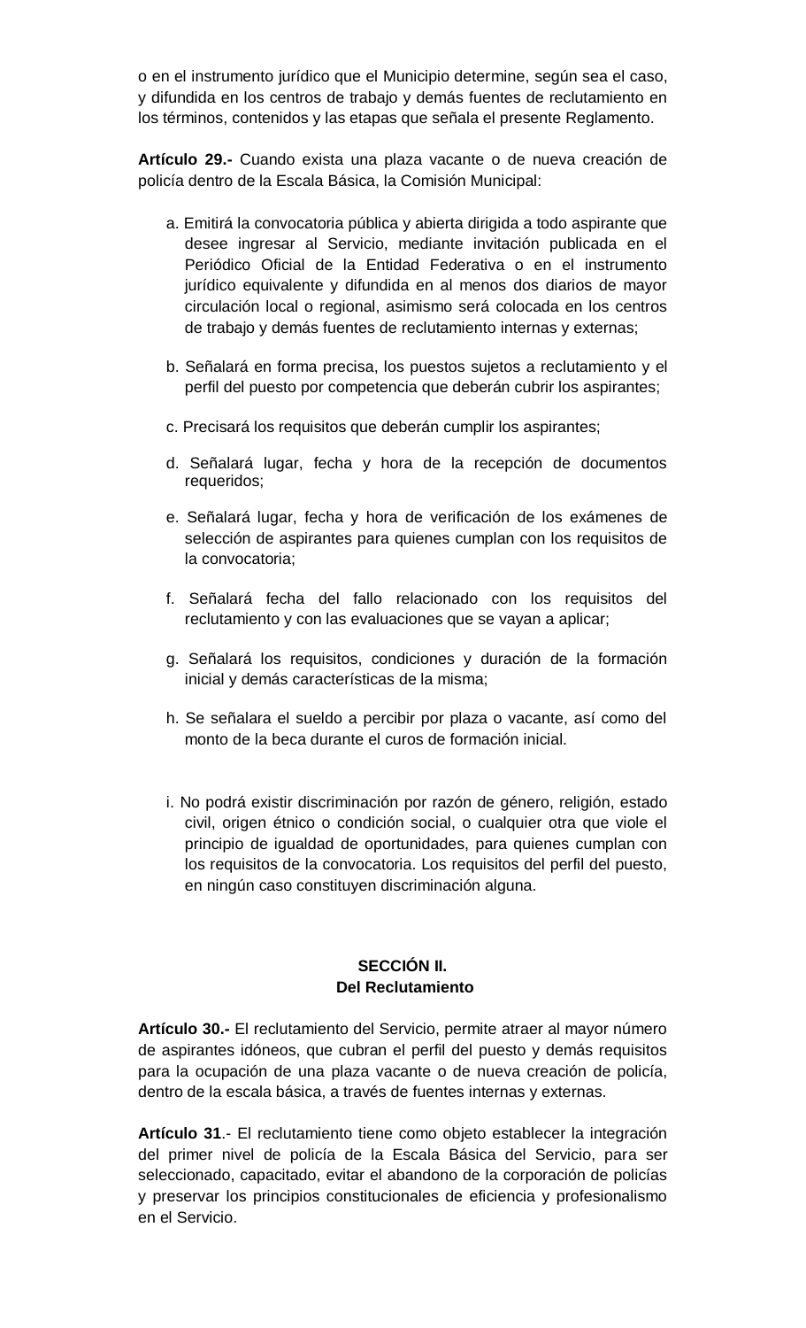o en el instrumento jurídico que el Municipio determine, según sea el caso, y difundida en los centros de trabajo y demás fuentes de reclutamiento en los términos, contenidos y las etapas que señala el presente Reglamento.

**Artículo 29.-** Cuando exista una plaza vacante o de nueva creación de policía dentro de la Escala Básica, la Comisión Municipal:

a. Emitirá la convocatoria pública y abierta dirigida a todo aspirante que desee ingresar al Servicio, mediante invitación publicada en el Periódico Oficial de la Entidad Federativa o en el instrumento jurídico equivalente y difundida en al menos dos diarios de mayor circulación local o regional, asimismo será colocada en los centros de trabajo y demás fuentes de reclutamiento internas y externas;

b. Señalará en forma precisa, los puestos sujetos a reclutamiento y el perfil del puesto por competencia que deberán cubrir los aspirantes;

c. Precisará los requisitos que deberán cumplir los aspirantes;

d. Señalará lugar, fecha y hora de la recepción de documentos requeridos;

e. Señalará lugar, fecha y hora de verificación de los exámenes de selección de aspirantes para quienes cumplan con los requisitos de la convocatoria;

f. Señalará fecha del fallo relacionado con los requisitos del reclutamiento y con las evaluaciones que se vayan a aplicar;

g. Señalará los requisitos, condiciones y duración de la formación inicial y demás características de la misma;

h. Se señalara el sueldo a percibir por plaza o vacante, así como del monto de la beca durante el curos de formación inicial.

i. No podrá existir discriminación por razón de género, religión, estado civil, origen étnico o condición social, o cualquier otra que viole el principio de igualdad de oportunidades, para quienes cumplan con los requisitos de la convocatoria. Los requisitos del perfil del puesto, en ningún caso constituyen discriminación alguna.

### SECCIÓN II.
### Del Reclutamiento

**Artículo 30.-** El reclutamiento del Servicio, permite atraer al mayor número de aspirantes idóneos, que cubran el perfil del puesto y demás requisitos para la ocupación de una plaza vacante o de nueva creación de policía, dentro de la escala básica, a través de fuentes internas y externas.

**Artículo 31**.- El reclutamiento tiene como objeto establecer la integración del primer nivel de policía de la Escala Básica del Servicio, para ser seleccionado, capacitado, evitar el abandono de la corporación de policías y preservar los principios constitucionales de eficiencia y profesionalismo en el Servicio.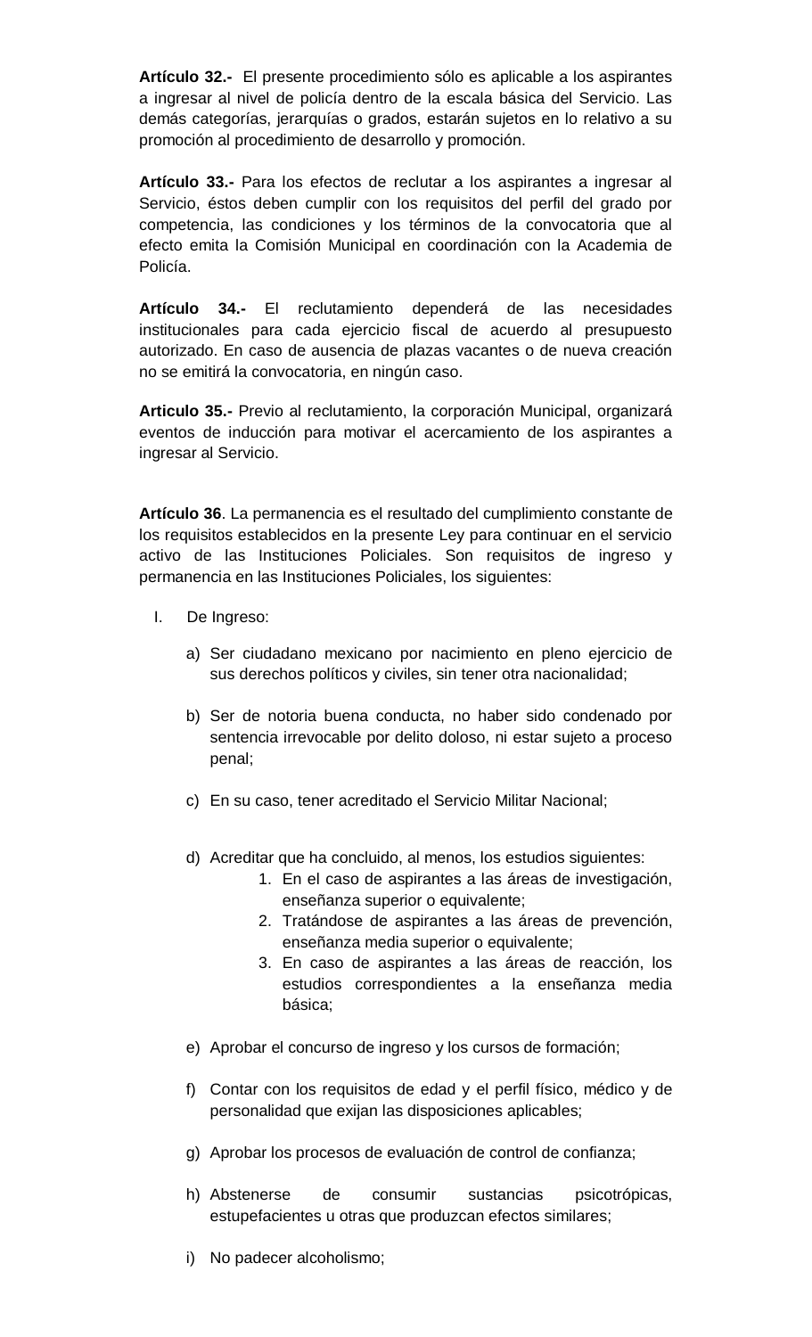**Artículo 32.-** El presente procedimiento sólo es aplicable a los aspirantes a ingresar al nivel de policía dentro de la escala básica del Servicio. Las demás categorías, jerarquías o grados, estarán sujetos en lo relativo a su promoción al procedimiento de desarrollo y promoción.

**Artículo 33.-** Para los efectos de reclutar a los aspirantes a ingresar al Servicio, éstos deben cumplir con los requisitos del perfil del grado por competencia, las condiciones y los términos de la convocatoria que al efecto emita la Comisión Municipal en coordinación con la Academia de Policía.

**Artículo 34.-** El reclutamiento dependerá de las necesidades institucionales para cada ejercicio fiscal de acuerdo al presupuesto autorizado. En caso de ausencia de plazas vacantes o de nueva creación no se emitirá la convocatoria, en ningún caso.

**Articulo 35.-** Previo al reclutamiento, la corporación Municipal, organizará eventos de inducción para motivar el acercamiento de los aspirantes a ingresar al Servicio.

**Artículo 36**. La permanencia es el resultado del cumplimiento constante de los requisitos establecidos en la presente Ley para continuar en el servicio activo de las Instituciones Policiales. Son requisitos de ingreso y permanencia en las Instituciones Policiales, los siguientes:

I. De Ingreso:

a) Ser ciudadano mexicano por nacimiento en pleno ejercicio de sus derechos políticos y civiles, sin tener otra nacionalidad;

b) Ser de notoria buena conducta, no haber sido condenado por sentencia irrevocable por delito doloso, ni estar sujeto a proceso penal;

c) En su caso, tener acreditado el Servicio Militar Nacional;

d) Acreditar que ha concluido, al menos, los estudios siguientes:
   1. En el caso de aspirantes a las áreas de investigación, enseñanza superior o equivalente;
   2. Tratándose de aspirantes a las áreas de prevención, enseñanza media superior o equivalente;
   3. En caso de aspirantes a las áreas de reacción, los estudios correspondientes a la enseñanza media básica;

e) Aprobar el concurso de ingreso y los cursos de formación;

f) Contar con los requisitos de edad y el perfil físico, médico y de personalidad que exijan las disposiciones aplicables;

g) Aprobar los procesos de evaluación de control de confianza;

h) Abstenerse de consumir sustancias psicotrópicas, estupefacientes u otras que produzcan efectos similares;

i) No padecer alcoholismo;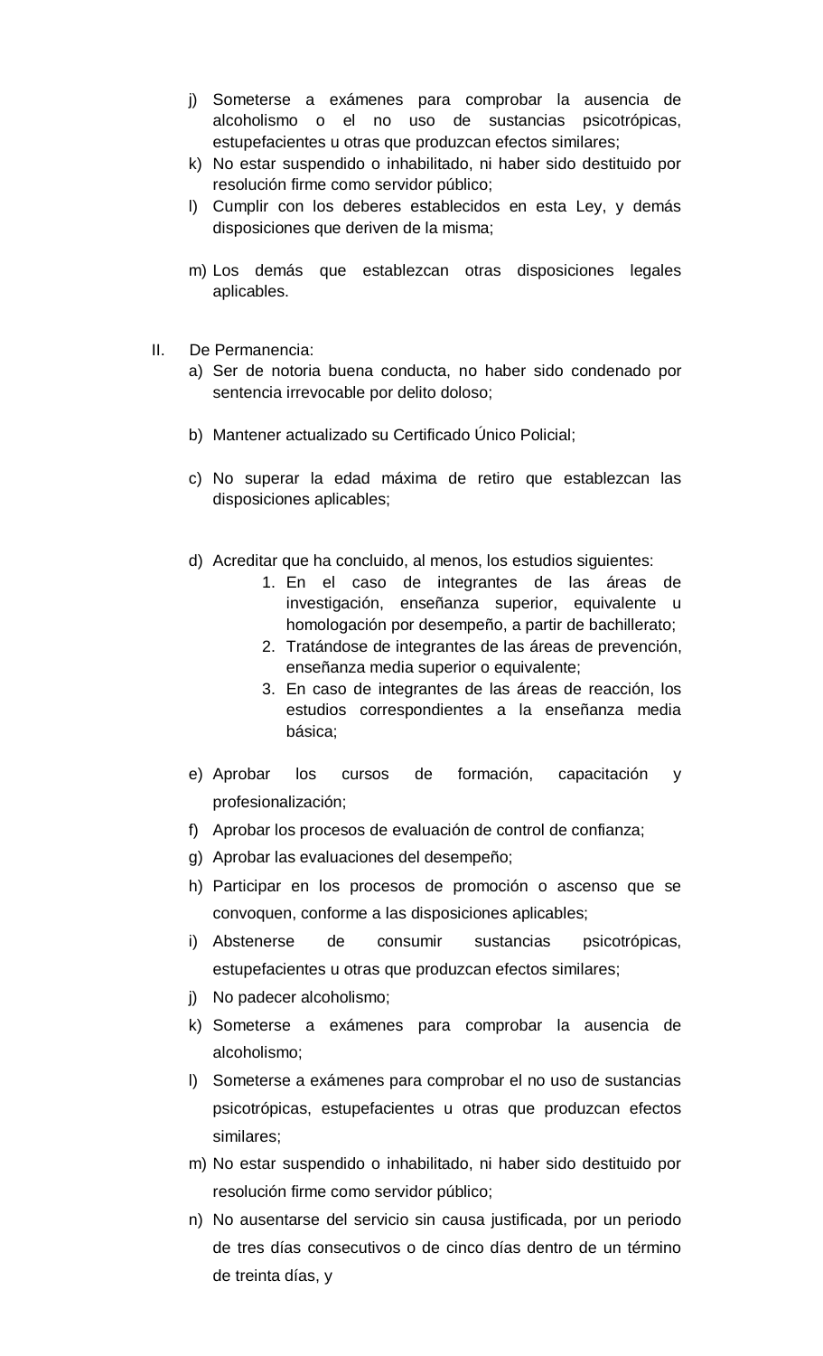j) Someterse a exámenes para comprobar la ausencia de alcoholismo o el no uso de sustancias psicotrópicas, estupefacientes u otras que produzcan efectos similares;
k) No estar suspendido o inhabilitado, ni haber sido destituido por resolución firme como servidor público;
l) Cumplir con los deberes establecidos en esta Ley, y demás disposiciones que deriven de la misma;

m) Los demás que establezcan otras disposiciones legales aplicables.

II. De Permanencia:
   a) Ser de notoria buena conducta, no haber sido condenado por sentencia irrevocable por delito doloso;

   b) Mantener actualizado su Certificado Único Policial;

   c) No superar la edad máxima de retiro que establezcan las disposiciones aplicables;

   d) Acreditar que ha concluido, al menos, los estudios siguientes:
      1. En el caso de integrantes de las áreas de investigación, enseñanza superior, equivalente u homologación por desempeño, a partir de bachillerato;
      2. Tratándose de integrantes de las áreas de prevención, enseñanza media superior o equivalente;
      3. En caso de integrantes de las áreas de reacción, los estudios correspondientes a la enseñanza media básica;

   e) Aprobar los cursos de formación, capacitación y profesionalización;
   f) Aprobar los procesos de evaluación de control de confianza;
   g) Aprobar las evaluaciones del desempeño;
   h) Participar en los procesos de promoción o ascenso que se convoquen, conforme a las disposiciones aplicables;
   i) Abstenerse de consumir sustancias psicotrópicas, estupefacientes u otras que produzcan efectos similares;
   j) No padecer alcoholismo;
   k) Someterse a exámenes para comprobar la ausencia de alcoholismo;
   l) Someterse a exámenes para comprobar el no uso de sustancias psicotrópicas, estupefacientes u otras que produzcan efectos similares;
   m) No estar suspendido o inhabilitado, ni haber sido destituido por resolución firme como servidor público;
   n) No ausentarse del servicio sin causa justificada, por un periodo de tres días consecutivos o de cinco días dentro de un término de treinta días, y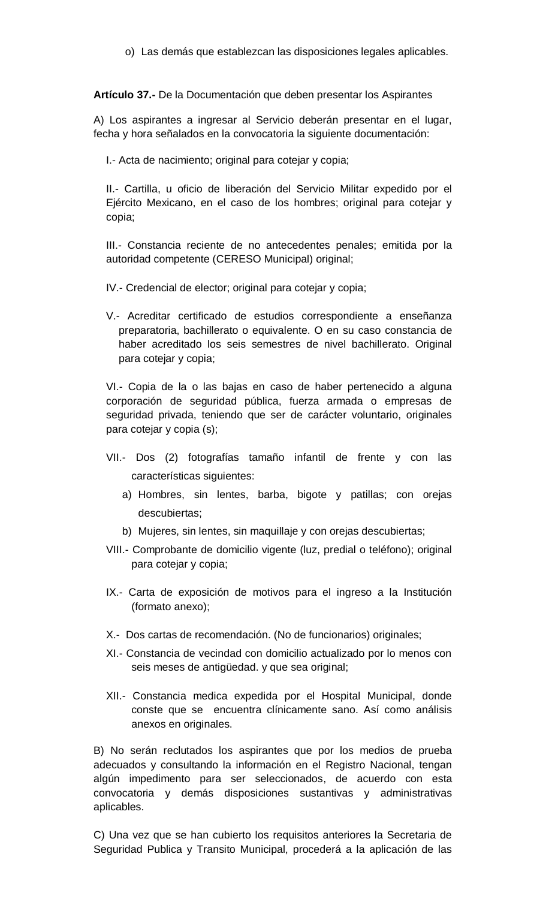o) Las demás que establezcan las disposiciones legales aplicables.

**Artículo 37.-** De la Documentación que deben presentar los Aspirantes

A) Los aspirantes a ingresar al Servicio deberán presentar en el lugar, fecha y hora señalados en la convocatoria la siguiente documentación:

I.- Acta de nacimiento; original para cotejar y copia;

II.- Cartilla, u oficio de liberación del Servicio Militar expedido por el Ejército Mexicano, en el caso de los hombres; original para cotejar y copia;

III.- Constancia reciente de no antecedentes penales; emitida por la autoridad competente (CERESO Municipal) original;

IV.- Credencial de elector; original para cotejar y copia;

V.- Acreditar certificado de estudios correspondiente a enseñanza preparatoria, bachillerato o equivalente. O en su caso constancia de haber acreditado los seis semestres de nivel bachillerato. Original para cotejar y copia;

VI.- Copia de la o las bajas en caso de haber pertenecido a alguna corporación de seguridad pública, fuerza armada o empresas de seguridad privada, teniendo que ser de carácter voluntario, originales para cotejar y copia (s);

VII.- Dos (2) fotografías tamaño infantil de frente y con las características siguientes:

a) Hombres, sin lentes, barba, bigote y patillas; con orejas descubiertas;

b) Mujeres, sin lentes, sin maquillaje y con orejas descubiertas;

VIII.- Comprobante de domicilio vigente (luz, predial o teléfono); original para cotejar y copia;

IX.- Carta de exposición de motivos para el ingreso a la Institución (formato anexo);

X.- Dos cartas de recomendación. (No de funcionarios) originales;

XI.- Constancia de vecindad con domicilio actualizado por lo menos con seis meses de antigüedad. y que sea original;

XII.- Constancia medica expedida por el Hospital Municipal, donde conste que se encuentra clínicamente sano. Así como análisis anexos en originales.

B) No serán reclutados los aspirantes que por los medios de prueba adecuados y consultando la información en el Registro Nacional, tengan algún impedimento para ser seleccionados, de acuerdo con esta convocatoria y demás disposiciones sustantivas y administrativas aplicables.

C) Una vez que se han cubierto los requisitos anteriores la Secretaria de Seguridad Publica y Transito Municipal, procederá a la aplicación de las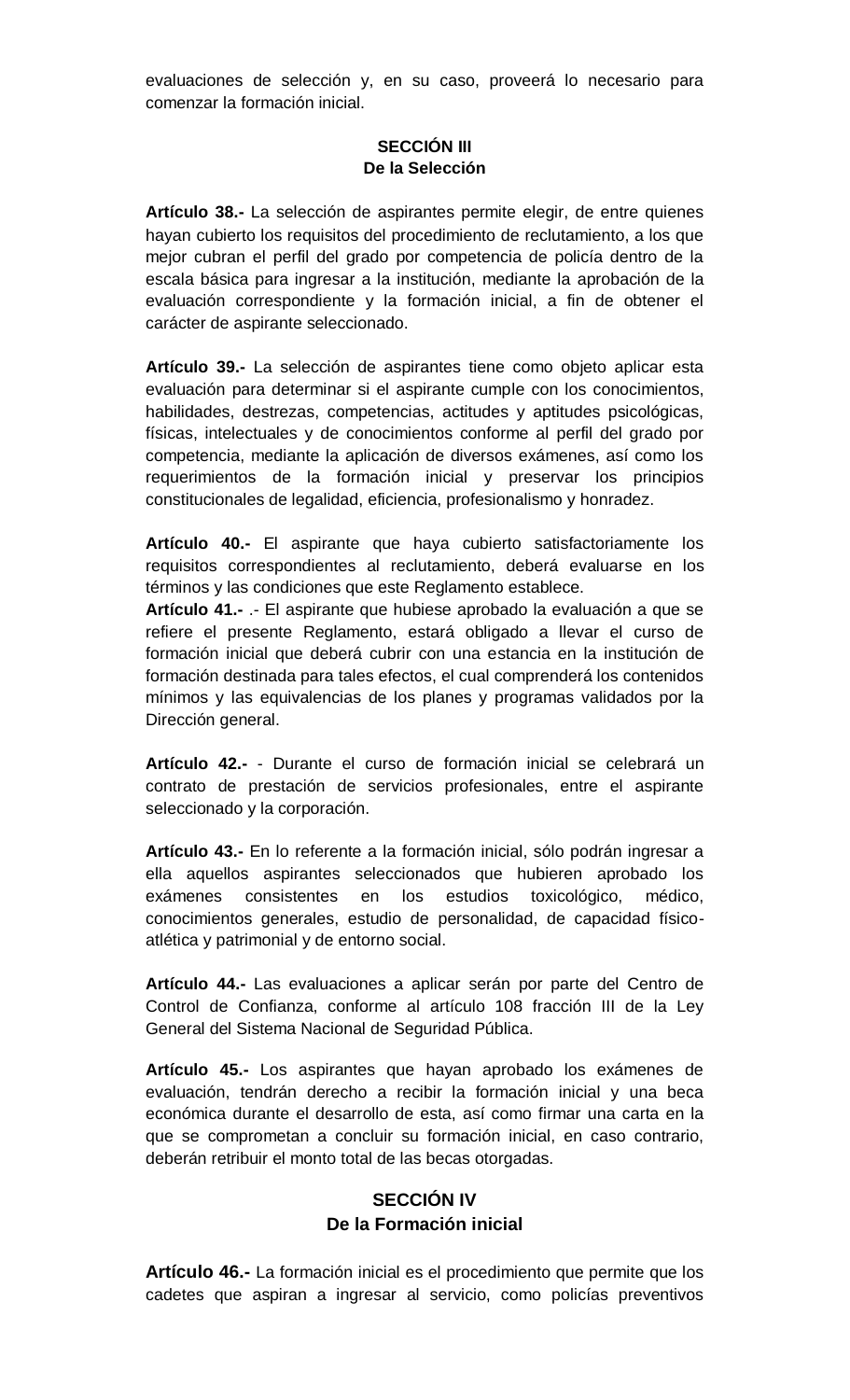evaluaciones de selección y, en su caso, proveerá lo necesario para comenzar la formación inicial.

### SECCIÓN III
### De la Selección

**Artículo 38.-** La selección de aspirantes permite elegir, de entre quienes hayan cubierto los requisitos del procedimiento de reclutamiento, a los que mejor cubran el perfil del grado por competencia de policía dentro de la escala básica para ingresar a la institución, mediante la aprobación de la evaluación correspondiente y la formación inicial, a fin de obtener el carácter de aspirante seleccionado.

**Artículo 39.-** La selección de aspirantes tiene como objeto aplicar esta evaluación para determinar si el aspirante cumple con los conocimientos, habilidades, destrezas, competencias, actitudes y aptitudes psicológicas, físicas, intelectuales y de conocimientos conforme al perfil del grado por competencia, mediante la aplicación de diversos exámenes, así como los requerimientos de la formación inicial y preservar los principios constitucionales de legalidad, eficiencia, profesionalismo y honradez.

**Artículo 40.-** El aspirante que haya cubierto satisfactoriamente los requisitos correspondientes al reclutamiento, deberá evaluarse en los términos y las condiciones que este Reglamento establece.

**Artículo 41.-** .- El aspirante que hubiese aprobado la evaluación a que se refiere el presente Reglamento, estará obligado a llevar el curso de formación inicial que deberá cubrir con una estancia en la institución de formación destinada para tales efectos, el cual comprenderá los contenidos mínimos y las equivalencias de los planes y programas validados por la Dirección general.

**Artículo 42.-** - Durante el curso de formación inicial se celebrará un contrato de prestación de servicios profesionales, entre el aspirante seleccionado y la corporación.

**Artículo 43.-** En lo referente a la formación inicial, sólo podrán ingresar a ella aquellos aspirantes seleccionados que hubieren aprobado los exámenes consistentes en los estudios toxicológico, médico, conocimientos generales, estudio de personalidad, de capacidad físico-atlética y patrimonial y de entorno social.

**Artículo 44.-** Las evaluaciones a aplicar serán por parte del Centro de Control de Confianza, conforme al artículo 108 fracción III de la Ley General del Sistema Nacional de Seguridad Pública.

**Artículo 45.-** Los aspirantes que hayan aprobado los exámenes de evaluación, tendrán derecho a recibir la formación inicial y una beca económica durante el desarrollo de esta, así como firmar una carta en la que se comprometan a concluir su formación inicial, en caso contrario, deberán retribuir el monto total de las becas otorgadas.

### SECCIÓN IV
### De la Formación inicial

**Artículo 46.-** La formación inicial es el procedimiento que permite que los cadetes que aspiran a ingresar al servicio, como policías preventivos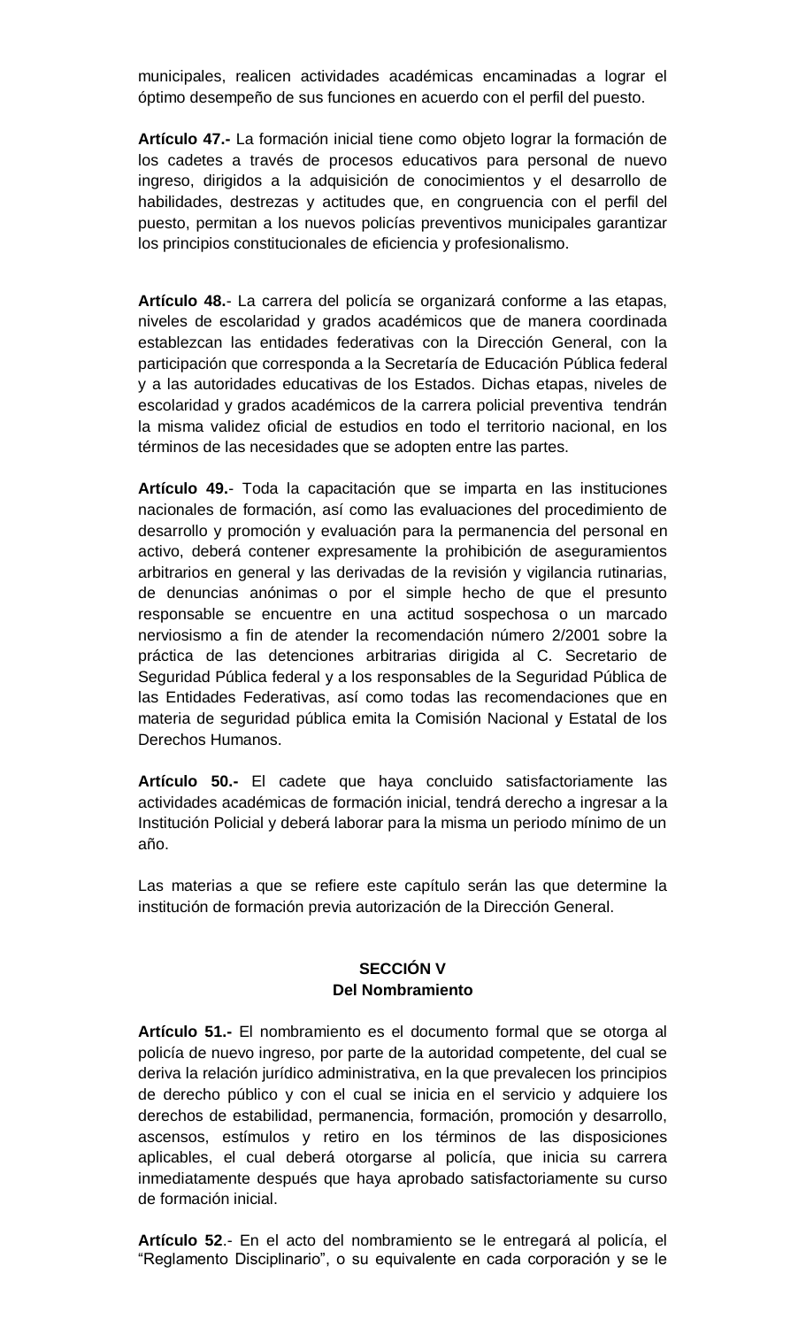municipales, realicen actividades académicas encaminadas a lograr el óptimo desempeño de sus funciones en acuerdo con el perfil del puesto.

**Artículo 47.-** La formación inicial tiene como objeto lograr la formación de los cadetes a través de procesos educativos para personal de nuevo ingreso, dirigidos a la adquisición de conocimientos y el desarrollo de habilidades, destrezas y actitudes que, en congruencia con el perfil del puesto, permitan a los nuevos policías preventivos municipales garantizar los principios constitucionales de eficiencia y profesionalismo.

**Artículo 48.**- La carrera del policía se organizará conforme a las etapas, niveles de escolaridad y grados académicos que de manera coordinada establezcan las entidades federativas con la Dirección General, con la participación que corresponda a la Secretaría de Educación Pública federal y a las autoridades educativas de los Estados. Dichas etapas, niveles de escolaridad y grados académicos de la carrera policial preventiva tendrán la misma validez oficial de estudios en todo el territorio nacional, en los términos de las necesidades que se adopten entre las partes.

**Artículo 49.**- Toda la capacitación que se imparta en las instituciones nacionales de formación, así como las evaluaciones del procedimiento de desarrollo y promoción y evaluación para la permanencia del personal en activo, deberá contener expresamente la prohibición de aseguramientos arbitrarios en general y las derivadas de la revisión y vigilancia rutinarias, de denuncias anónimas o por el simple hecho de que el presunto responsable se encuentre en una actitud sospechosa o un marcado nerviosismo a fin de atender la recomendación número 2/2001 sobre la práctica de las detenciones arbitrarias dirigida al C. Secretario de Seguridad Pública federal y a los responsables de la Seguridad Pública de las Entidades Federativas, así como todas las recomendaciones que en materia de seguridad pública emita la Comisión Nacional y Estatal de los Derechos Humanos.

**Artículo 50.-** El cadete que haya concluido satisfactoriamente las actividades académicas de formación inicial, tendrá derecho a ingresar a la Institución Policial y deberá laborar para la misma un periodo mínimo de un año.

Las materias a que se refiere este capítulo serán las que determine la institución de formación previa autorización de la Dirección General.

**SECCIÓN V**
**Del Nombramiento**

**Artículo 51.-** El nombramiento es el documento formal que se otorga al policía de nuevo ingreso, por parte de la autoridad competente, del cual se deriva la relación jurídico administrativa, en la que prevalecen los principios de derecho público y con el cual se inicia en el servicio y adquiere los derechos de estabilidad, permanencia, formación, promoción y desarrollo, ascensos, estímulos y retiro en los términos de las disposiciones aplicables, el cual deberá otorgarse al policía, que inicia su carrera inmediatamente después que haya aprobado satisfactoriamente su curso de formación inicial.

**Artículo 52**.- En el acto del nombramiento se le entregará al policía, el "Reglamento Disciplinario", o su equivalente en cada corporación y se le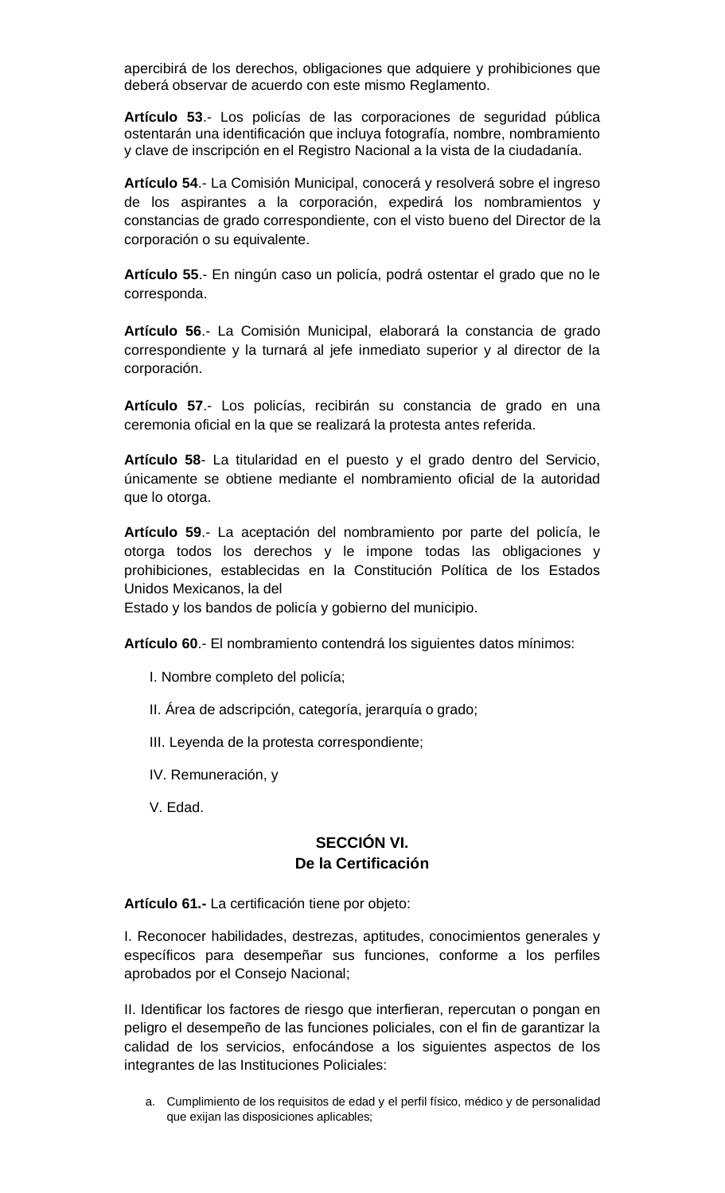apercibirá de los derechos, obligaciones que adquiere y prohibiciones que deberá observar de acuerdo con este mismo Reglamento.

**Artículo 53**.- Los policías de las corporaciones de seguridad pública ostentarán una identificación que incluya fotografía, nombre, nombramiento y clave de inscripción en el Registro Nacional a la vista de la ciudadanía.

**Artículo 54**.- La Comisión Municipal, conocerá y resolverá sobre el ingreso de los aspirantes a la corporación, expedirá los nombramientos y constancias de grado correspondiente, con el visto bueno del Director de la corporación o su equivalente.

**Artículo 55**.- En ningún caso un policía, podrá ostentar el grado que no le corresponda.

**Artículo 56**.- La Comisión Municipal, elaborará la constancia de grado correspondiente y la turnará al jefe inmediato superior y al director de la corporación.

**Artículo 57**.- Los policías, recibirán su constancia de grado en una ceremonia oficial en la que se realizará la protesta antes referida.

**Artículo 58**- La titularidad en el puesto y el grado dentro del Servicio, únicamente se obtiene mediante el nombramiento oficial de la autoridad que lo otorga.

**Artículo 59**.- La aceptación del nombramiento por parte del policía, le otorga todos los derechos y le impone todas las obligaciones y prohibiciones, establecidas en la Constitución Política de los Estados Unidos Mexicanos, la del
Estado y los bandos de policía y gobierno del municipio.

**Artículo 60**.- El nombramiento contendrá los siguientes datos mínimos:

I. Nombre completo del policía;

II. Área de adscripción, categoría, jerarquía o grado;

III. Leyenda de la protesta correspondiente;

IV. Remuneración, y

V. Edad.

## SECCIÓN VI.
## De la Certificación

**Artículo 61.-** La certificación tiene por objeto:

I. Reconocer habilidades, destrezas, aptitudes, conocimientos generales y específicos para desempeñar sus funciones, conforme a los perfiles aprobados por el Consejo Nacional;

II. Identificar los factores de riesgo que interfieran, repercutan o pongan en peligro el desempeño de las funciones policiales, con el fin de garantizar la calidad de los servicios, enfocándose a los siguientes aspectos de los integrantes de las Instituciones Policiales:

a. Cumplimiento de los requisitos de edad y el perfil físico, médico y de personalidad que exijan las disposiciones aplicables;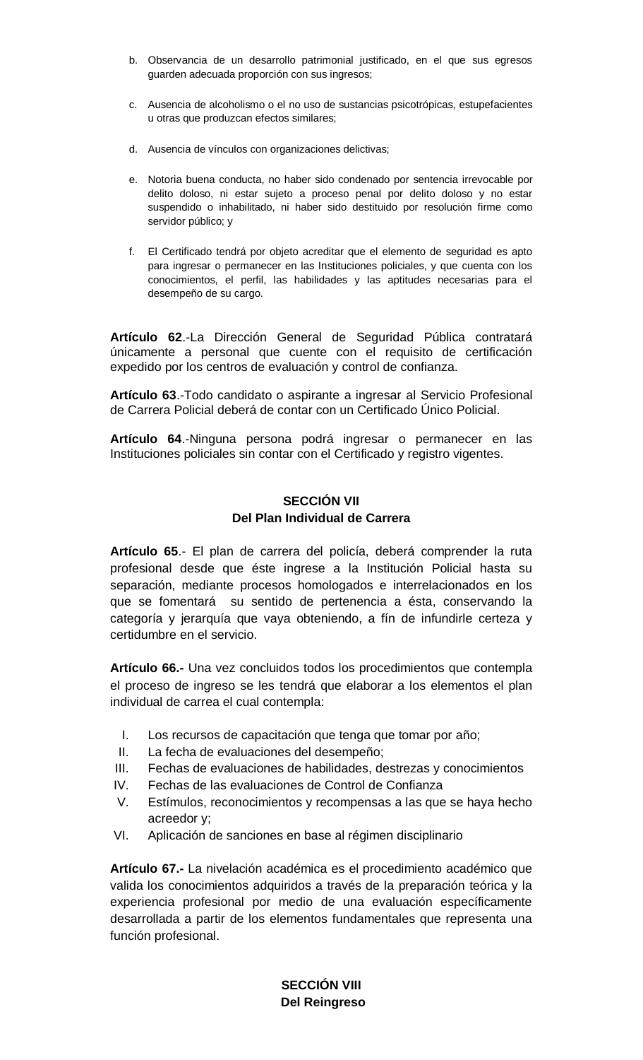b. Observancia de un desarrollo patrimonial justificado, en el que sus egresos guarden adecuada proporción con sus ingresos;

c. Ausencia de alcoholismo o el no uso de sustancias psicotrópicas, estupefacientes u otras que produzcan efectos similares;

d. Ausencia de vínculos con organizaciones delictivas;

e. Notoria buena conducta, no haber sido condenado por sentencia irrevocable por delito doloso, ni estar sujeto a proceso penal por delito doloso y no estar suspendido o inhabilitado, ni haber sido destituido por resolución firme como servidor público; y

f. El Certificado tendrá por objeto acreditar que el elemento de seguridad es apto para ingresar o permanecer en las Instituciones policiales, y que cuenta con los conocimientos, el perfil, las habilidades y las aptitudes necesarias para el desempeño de su cargo.

**Artículo 62**.-La Dirección General de Seguridad Pública contratará únicamente a personal que cuente con el requisito de certificación expedido por los centros de evaluación y control de confianza.

**Artículo 63**.-Todo candidato o aspirante a ingresar al Servicio Profesional de Carrera Policial deberá de contar con un Certificado Único Policial.

**Artículo 64**.-Ninguna persona podrá ingresar o permanecer en las Instituciones policiales sin contar con el Certificado y registro vigentes.

## SECCIÓN VII
## Del Plan Individual de Carrera

**Artículo 65**.- El plan de carrera del policía, deberá comprender la ruta profesional desde que éste ingrese a la Institución Policial hasta su separación, mediante procesos homologados e interrelacionados en los que se fomentará su sentido de pertenencia a ésta, conservando la categoría y jerarquía que vaya obteniendo, a fín de infundirle certeza y certidumbre en el servicio.

**Artículo 66.-** Una vez concluidos todos los procedimientos que contempla el proceso de ingreso se les tendrá que elaborar a los elementos el plan individual de carrea el cual contempla:

I. Los recursos de capacitación que tenga que tomar por año;
II. La fecha de evaluaciones del desempeño;
III. Fechas de evaluaciones de habilidades, destrezas y conocimientos
IV. Fechas de las evaluaciones de Control de Confianza
V. Estímulos, reconocimientos y recompensas a las que se haya hecho acreedor y;
VI. Aplicación de sanciones en base al régimen disciplinario

**Artículo 67.-** La nivelación académica es el procedimiento académico que valida los conocimientos adquiridos a través de la preparación teórica y la experiencia profesional por medio de una evaluación específicamente desarrollada a partir de los elementos fundamentales que representa una función profesional.

## SECCIÓN VIII
## Del Reingreso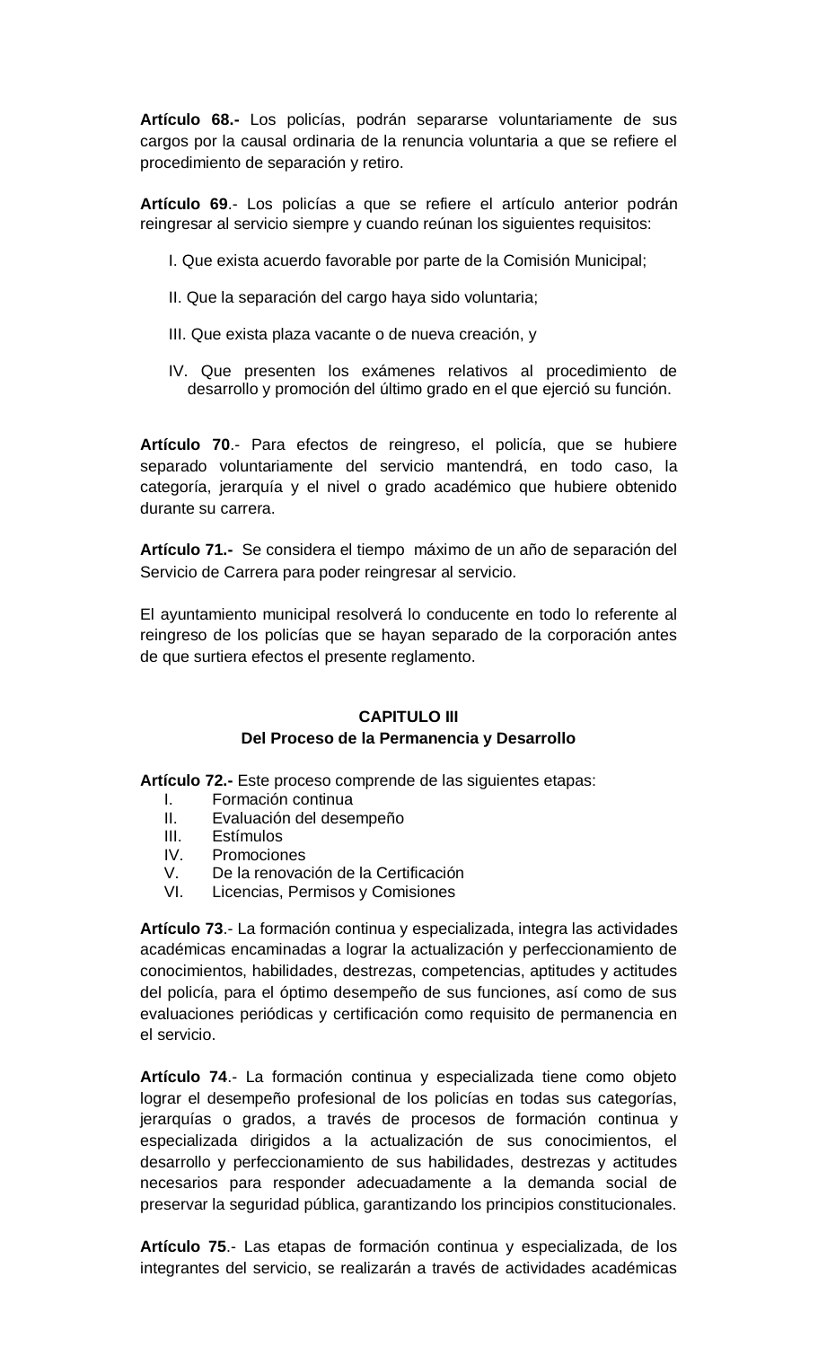**Artículo 68.-** Los policías, podrán separarse voluntariamente de sus cargos por la causal ordinaria de la renuncia voluntaria a que se refiere el procedimiento de separación y retiro.

**Artículo 69**.- Los policías a que se refiere el artículo anterior podrán reingresar al servicio siempre y cuando reúnan los siguientes requisitos:

I. Que exista acuerdo favorable por parte de la Comisión Municipal;

II. Que la separación del cargo haya sido voluntaria;

III. Que exista plaza vacante o de nueva creación, y

IV. Que presenten los exámenes relativos al procedimiento de desarrollo y promoción del último grado en el que ejerció su función.

**Artículo 70**.- Para efectos de reingreso, el policía, que se hubiere separado voluntariamente del servicio mantendrá, en todo caso, la categoría, jerarquía y el nivel o grado académico que hubiere obtenido durante su carrera.

**Artículo 71.-** Se considera el tiempo máximo de un año de separación del Servicio de Carrera para poder reingresar al servicio.

El ayuntamiento municipal resolverá lo conducente en todo lo referente al reingreso de los policías que se hayan separado de la corporación antes de que surtiera efectos el presente reglamento.

## CAPITULO III
## Del Proceso de la Permanencia y Desarrollo

**Artículo 72.-** Este proceso comprende de las siguientes etapas:

I. Formación continua
II. Evaluación del desempeño
III. Estímulos
IV. Promociones
V. De la renovación de la Certificación
VI. Licencias, Permisos y Comisiones

**Artículo 73**.- La formación continua y especializada, integra las actividades académicas encaminadas a lograr la actualización y perfeccionamiento de conocimientos, habilidades, destrezas, competencias, aptitudes y actitudes del policía, para el óptimo desempeño de sus funciones, así como de sus evaluaciones periódicas y certificación como requisito de permanencia en el servicio.

**Artículo 74**.- La formación continua y especializada tiene como objeto lograr el desempeño profesional de los policías en todas sus categorías, jerarquías o grados, a través de procesos de formación continua y especializada dirigidos a la actualización de sus conocimientos, el desarrollo y perfeccionamiento de sus habilidades, destrezas y actitudes necesarios para responder adecuadamente a la demanda social de preservar la seguridad pública, garantizando los principios constitucionales.

**Artículo 75**.- Las etapas de formación continua y especializada, de los integrantes del servicio, se realizarán a través de actividades académicas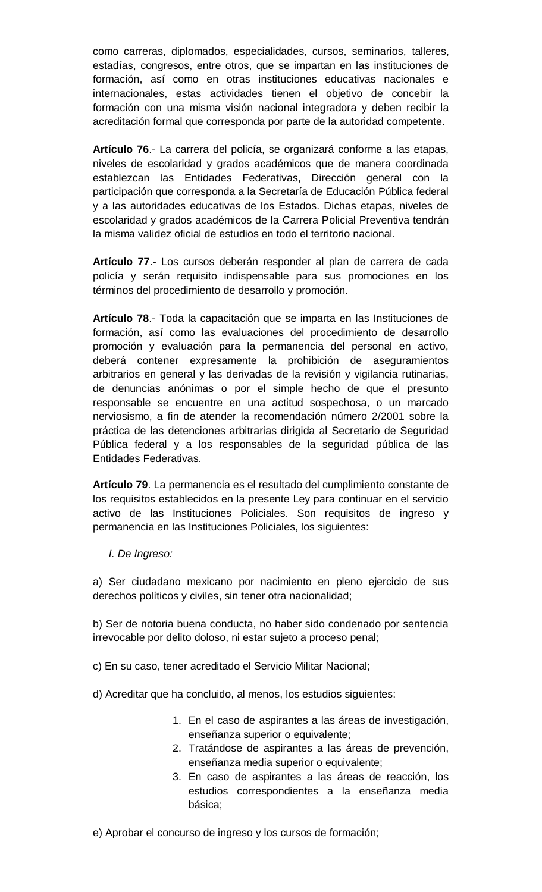como carreras, diplomados, especialidades, cursos, seminarios, talleres, estadías, congresos, entre otros, que se impartan en las instituciones de formación, así como en otras instituciones educativas nacionales e internacionales, estas actividades tienen el objetivo de concebir la formación con una misma visión nacional integradora y deben recibir la acreditación formal que corresponda por parte de la autoridad competente.

**Artículo 76**.- La carrera del policía, se organizará conforme a las etapas, niveles de escolaridad y grados académicos que de manera coordinada establezcan las Entidades Federativas, Dirección general con la participación que corresponda a la Secretaría de Educación Pública federal y a las autoridades educativas de los Estados. Dichas etapas, niveles de escolaridad y grados académicos de la Carrera Policial Preventiva tendrán la misma validez oficial de estudios en todo el territorio nacional.

**Artículo 77**.- Los cursos deberán responder al plan de carrera de cada policía y serán requisito indispensable para sus promociones en los términos del procedimiento de desarrollo y promoción.

**Artículo 78**.- Toda la capacitación que se imparta en las Instituciones de formación, así como las evaluaciones del procedimiento de desarrollo promoción y evaluación para la permanencia del personal en activo, deberá contener expresamente la prohibición de aseguramientos arbitrarios en general y las derivadas de la revisión y vigilancia rutinarias, de denuncias anónimas o por el simple hecho de que el presunto responsable se encuentre en una actitud sospechosa, o un marcado nerviosismo, a fin de atender la recomendación número 2/2001 sobre la práctica de las detenciones arbitrarias dirigida al Secretario de Seguridad Pública federal y a los responsables de la seguridad pública de las Entidades Federativas.

**Artículo 79**. La permanencia es el resultado del cumplimiento constante de los requisitos establecidos en la presente Ley para continuar en el servicio activo de las Instituciones Policiales. Son requisitos de ingreso y permanencia en las Instituciones Policiales, los siguientes:

*I. De Ingreso:*

a) Ser ciudadano mexicano por nacimiento en pleno ejercicio de sus derechos políticos y civiles, sin tener otra nacionalidad;

b) Ser de notoria buena conducta, no haber sido condenado por sentencia irrevocable por delito doloso, ni estar sujeto a proceso penal;

c) En su caso, tener acreditado el Servicio Militar Nacional;

d) Acreditar que ha concluido, al menos, los estudios siguientes:

1. En el caso de aspirantes a las áreas de investigación, enseñanza superior o equivalente;
2. Tratándose de aspirantes a las áreas de prevención, enseñanza media superior o equivalente;
3. En caso de aspirantes a las áreas de reacción, los estudios correspondientes a la enseñanza media básica;

e) Aprobar el concurso de ingreso y los cursos de formación;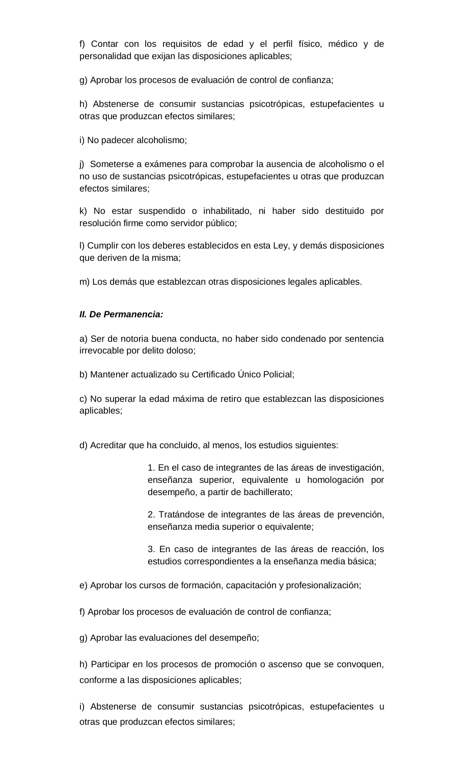f) Contar con los requisitos de edad y el perfil físico, médico y de personalidad que exijan las disposiciones aplicables;

g) Aprobar los procesos de evaluación de control de confianza;

h) Abstenerse de consumir sustancias psicotrópicas, estupefacientes u otras que produzcan efectos similares;

i) No padecer alcoholismo;

j) Someterse a exámenes para comprobar la ausencia de alcoholismo o el no uso de sustancias psicotrópicas, estupefacientes u otras que produzcan efectos similares;

k) No estar suspendido o inhabilitado, ni haber sido destituido por resolución firme como servidor público;

l) Cumplir con los deberes establecidos en esta Ley, y demás disposiciones que deriven de la misma;

m) Los demás que establezcan otras disposiciones legales aplicables.

***II. De Permanencia:***

a) Ser de notoria buena conducta, no haber sido condenado por sentencia irrevocable por delito doloso;

b) Mantener actualizado su Certificado Único Policial;

c) No superar la edad máxima de retiro que establezcan las disposiciones aplicables;

d) Acreditar que ha concluido, al menos, los estudios siguientes:

> 1. En el caso de integrantes de las áreas de investigación, enseñanza superior, equivalente u homologación por desempeño, a partir de bachillerato;
>
> 2. Tratándose de integrantes de las áreas de prevención, enseñanza media superior o equivalente;
>
> 3. En caso de integrantes de las áreas de reacción, los estudios correspondientes a la enseñanza media básica;

e) Aprobar los cursos de formación, capacitación y profesionalización;

f) Aprobar los procesos de evaluación de control de confianza;

g) Aprobar las evaluaciones del desempeño;

h) Participar en los procesos de promoción o ascenso que se convoquen, conforme a las disposiciones aplicables;

i) Abstenerse de consumir sustancias psicotrópicas, estupefacientes u otras que produzcan efectos similares;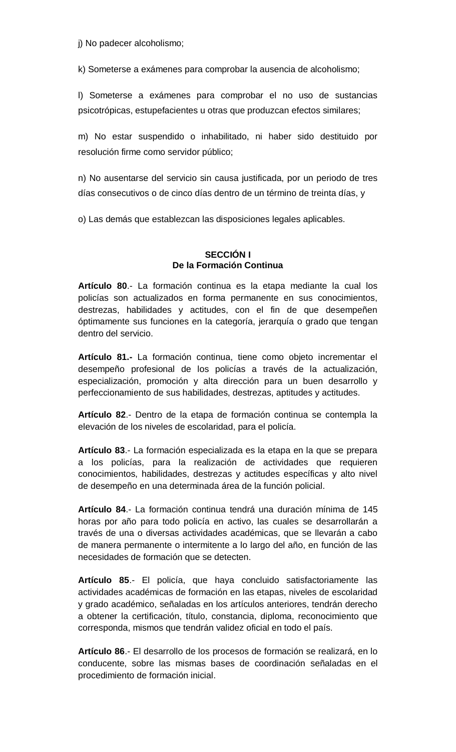j) No padecer alcoholismo;

k) Someterse a exámenes para comprobar la ausencia de alcoholismo;

l) Someterse a exámenes para comprobar el no uso de sustancias psicotrópicas, estupefacientes u otras que produzcan efectos similares;

m) No estar suspendido o inhabilitado, ni haber sido destituido por resolución firme como servidor público;

n) No ausentarse del servicio sin causa justificada, por un periodo de tres días consecutivos o de cinco días dentro de un término de treinta días, y

o) Las demás que establezcan las disposiciones legales aplicables.

## SECCIÓN I
## De la Formación Continua

**Artículo 80**.- La formación continua es la etapa mediante la cual los policías son actualizados en forma permanente en sus conocimientos, destrezas, habilidades y actitudes, con el fin de que desempeñen óptimamente sus funciones en la categoría, jerarquía o grado que tengan dentro del servicio.

**Artículo 81.-** La formación continua, tiene como objeto incrementar el desempeño profesional de los policías a través de la actualización, especialización, promoción y alta dirección para un buen desarrollo y perfeccionamiento de sus habilidades, destrezas, aptitudes y actitudes.

**Artículo 82**.- Dentro de la etapa de formación continua se contempla la elevación de los niveles de escolaridad, para el policía.

**Artículo 83**.- La formación especializada es la etapa en la que se prepara a los policías, para la realización de actividades que requieren conocimientos, habilidades, destrezas y actitudes específicas y alto nivel de desempeño en una determinada área de la función policial.

**Artículo 84**.- La formación continua tendrá una duración mínima de 145 horas por año para todo policía en activo, las cuales se desarrollarán a través de una o diversas actividades académicas, que se llevarán a cabo de manera permanente o intermitente a lo largo del año, en función de las necesidades de formación que se detecten.

**Artículo 85**.- El policía, que haya concluido satisfactoriamente las actividades académicas de formación en las etapas, niveles de escolaridad y grado académico, señaladas en los artículos anteriores, tendrán derecho a obtener la certificación, título, constancia, diploma, reconocimiento que corresponda, mismos que tendrán validez oficial en todo el país.

**Artículo 86**.- El desarrollo de los procesos de formación se realizará, en lo conducente, sobre las mismas bases de coordinación señaladas en el procedimiento de formación inicial.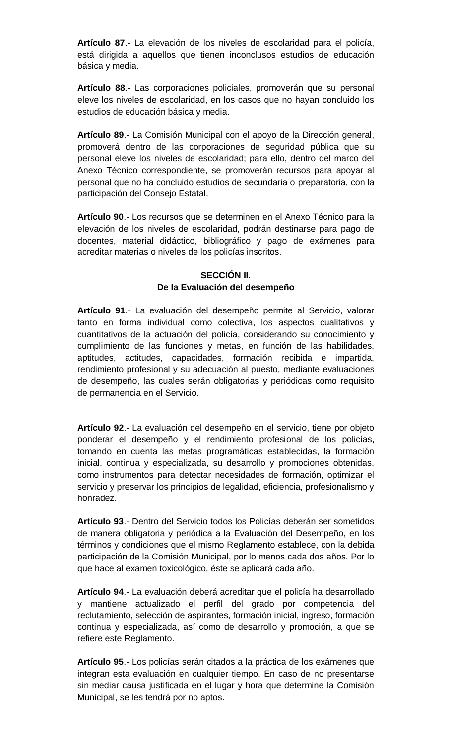**Artículo 87**.- La elevación de los niveles de escolaridad para el policía, está dirigida a aquellos que tienen inconclusos estudios de educación básica y media.

**Artículo 88**.- Las corporaciones policiales, promoverán que su personal eleve los niveles de escolaridad, en los casos que no hayan concluido los estudios de educación básica y media.

**Artículo 89**.- La Comisión Municipal con el apoyo de la Dirección general, promoverá dentro de las corporaciones de seguridad pública que su personal eleve los niveles de escolaridad; para ello, dentro del marco del Anexo Técnico correspondiente, se promoverán recursos para apoyar al personal que no ha concluido estudios de secundaria o preparatoria, con la participación del Consejo Estatal.

**Artículo 90**.- Los recursos que se determinen en el Anexo Técnico para la elevación de los niveles de escolaridad, podrán destinarse para pago de docentes, material didáctico, bibliográfico y pago de exámenes para acreditar materias o niveles de los policías inscritos.

**SECCIÓN II.**
**De la Evaluación del desempeño**

**Artículo 91**.- La evaluación del desempeño permite al Servicio, valorar tanto en forma individual como colectiva, los aspectos cualitativos y cuantitativos de la actuación del policía, considerando su conocimiento y cumplimiento de las funciones y metas, en función de las habilidades, aptitudes, actitudes, capacidades, formación recibida e impartida, rendimiento profesional y su adecuación al puesto, mediante evaluaciones de desempeño, las cuales serán obligatorias y periódicas como requisito de permanencia en el Servicio.

**Artículo 92**.- La evaluación del desempeño en el servicio, tiene por objeto ponderar el desempeño y el rendimiento profesional de los policías, tomando en cuenta las metas programáticas establecidas, la formación inicial, continua y especializada, su desarrollo y promociones obtenidas, como instrumentos para detectar necesidades de formación, optimizar el servicio y preservar los principios de legalidad, eficiencia, profesionalismo y honradez.

**Artículo 93**.- Dentro del Servicio todos los Policías deberán ser sometidos de manera obligatoria y periódica a la Evaluación del Desempeño, en los términos y condiciones que el mismo Reglamento establece, con la debida participación de la Comisión Municipal, por lo menos cada dos años. Por lo que hace al examen toxicológico, éste se aplicará cada año.

**Artículo 94**.- La evaluación deberá acreditar que el policía ha desarrollado y mantiene actualizado el perfil del grado por competencia del reclutamiento, selección de aspirantes, formación inicial, ingreso, formación continua y especializada, así como de desarrollo y promoción, a que se refiere este Reglamento.

**Artículo 95**.- Los policías serán citados a la práctica de los exámenes que integran esta evaluación en cualquier tiempo. En caso de no presentarse sin mediar causa justificada en el lugar y hora que determine la Comisión Municipal, se les tendrá por no aptos.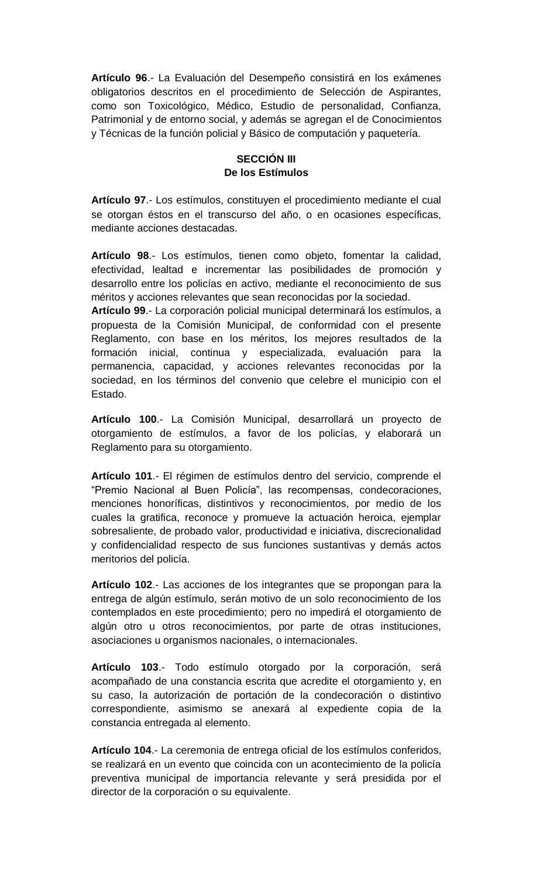**Artículo 96**.- La Evaluación del Desempeño consistirá en los exámenes obligatorios descritos en el procedimiento de Selección de Aspirantes, como son Toxicológico, Médico, Estudio de personalidad, Confianza, Patrimonial y de entorno social, y además se agregan el de Conocimientos y Técnicas de la función policial y Básico de computación y paquetería.

### SECCIÓN III
### De los Estímulos

**Artículo 97**.- Los estímulos, constituyen el procedimiento mediante el cual se otorgan éstos en el transcurso del año, o en ocasiones específicas, mediante acciones destacadas.

**Artículo 98**.- Los estímulos, tienen como objeto, fomentar la calidad, efectividad, lealtad e incrementar las posibilidades de promoción y desarrollo entre los policías en activo, mediante el reconocimiento de sus méritos y acciones relevantes que sean reconocidas por la sociedad.

**Artículo 99**.- La corporación policial municipal determinará los estímulos, a propuesta de la Comisión Municipal, de conformidad con el presente Reglamento, con base en los méritos, los mejores resultados de la formación inicial, continua y especializada, evaluación para la permanencia, capacidad, y acciones relevantes reconocidas por la sociedad, en los términos del convenio que celebre el municipio con el Estado.

**Artículo 100**.- La Comisión Municipal, desarrollará un proyecto de otorgamiento de estímulos, a favor de los policías, y elaborará un Reglamento para su otorgamiento.

**Artículo 101**.- El régimen de estímulos dentro del servicio, comprende el "Premio Nacional al Buen Policía", las recompensas, condecoraciones, menciones honoríficas, distintivos y reconocimientos, por medio de los cuales la gratifica, reconoce y promueve la actuación heroica, ejemplar sobresaliente, de probado valor, productividad e iniciativa, discrecionalidad y confidencialidad respecto de sus funciones sustantivas y demás actos meritorios del policía.

**Artículo 102**.- Las acciones de los integrantes que se propongan para la entrega de algún estímulo, serán motivo de un solo reconocimiento de los contemplados en este procedimiento; pero no impedirá el otorgamiento de algún otro u otros reconocimientos, por parte de otras instituciones, asociaciones u organismos nacionales, o internacionales.

**Artículo 103**.- Todo estímulo otorgado por la corporación, será acompañado de una constancia escrita que acredite el otorgamiento y, en su caso, la autorización de portación de la condecoración o distintivo correspondiente, asimismo se anexará al expediente copia de la constancia entregada al elemento.

**Artículo 104**.- La ceremonia de entrega oficial de los estímulos conferidos, se realizará en un evento que coincida con un acontecimiento de la policía preventiva municipal de importancia relevante y será presidida por el director de la corporación o su equivalente.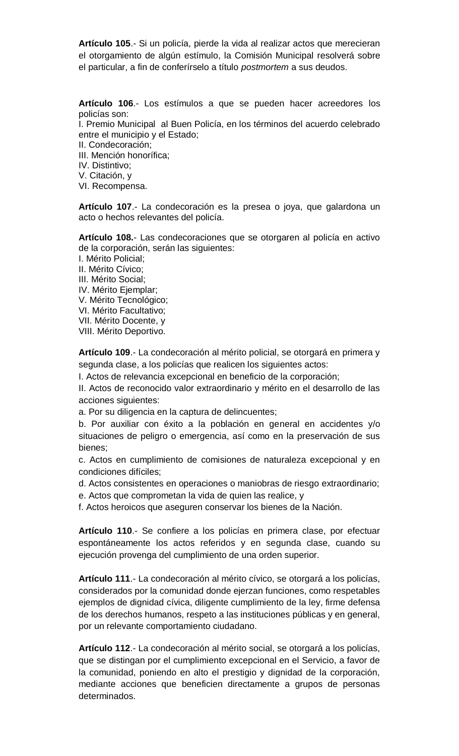**Artículo 105**.- Si un policía, pierde la vida al realizar actos que merecieran el otorgamiento de algún estímulo, la Comisión Municipal resolverá sobre el particular, a fin de conferírselo a título *postmortem* a sus deudos.

**Artículo 106**.- Los estímulos a que se pueden hacer acreedores los policías son:
I. Premio Municipal al Buen Policía, en los términos del acuerdo celebrado entre el municipio y el Estado;
II. Condecoración;
III. Mención honorífica;
IV. Distintivo;
V. Citación, y
VI. Recompensa.

**Artículo 107**.- La condecoración es la presea o joya, que galardona un acto o hechos relevantes del policía.

**Artículo 108.**- Las condecoraciones que se otorgaren al policía en activo de la corporación, serán las siguientes:
I. Mérito Policial;
II. Mérito Cívico;
III. Mérito Social;
IV. Mérito Ejemplar;
V. Mérito Tecnológico;
VI. Mérito Facultativo;
VII. Mérito Docente, y
VIII. Mérito Deportivo.

**Artículo 109**.- La condecoración al mérito policial, se otorgará en primera y segunda clase, a los policías que realicen los siguientes actos:

I. Actos de relevancia excepcional en beneficio de la corporación;

II. Actos de reconocido valor extraordinario y mérito en el desarrollo de las acciones siguientes:

a. Por su diligencia en la captura de delincuentes;

b. Por auxiliar con éxito a la población en general en accidentes y/o situaciones de peligro o emergencia, así como en la preservación de sus bienes;

c. Actos en cumplimiento de comisiones de naturaleza excepcional y en condiciones difíciles;

d. Actos consistentes en operaciones o maniobras de riesgo extraordinario;

e. Actos que comprometan la vida de quien las realice, y

f. Actos heroicos que aseguren conservar los bienes de la Nación.

**Artículo 110**.- Se confiere a los policías en primera clase, por efectuar espontáneamente los actos referidos y en segunda clase, cuando su ejecución provenga del cumplimiento de una orden superior.

**Artículo 111**.- La condecoración al mérito cívico, se otorgará a los policías, considerados por la comunidad donde ejerzan funciones, como respetables ejemplos de dignidad cívica, diligente cumplimiento de la ley, firme defensa de los derechos humanos, respeto a las instituciones públicas y en general, por un relevante comportamiento ciudadano.

**Artículo 112**.- La condecoración al mérito social, se otorgará a los policías, que se distingan por el cumplimiento excepcional en el Servicio, a favor de la comunidad, poniendo en alto el prestigio y dignidad de la corporación, mediante acciones que beneficien directamente a grupos de personas determinados.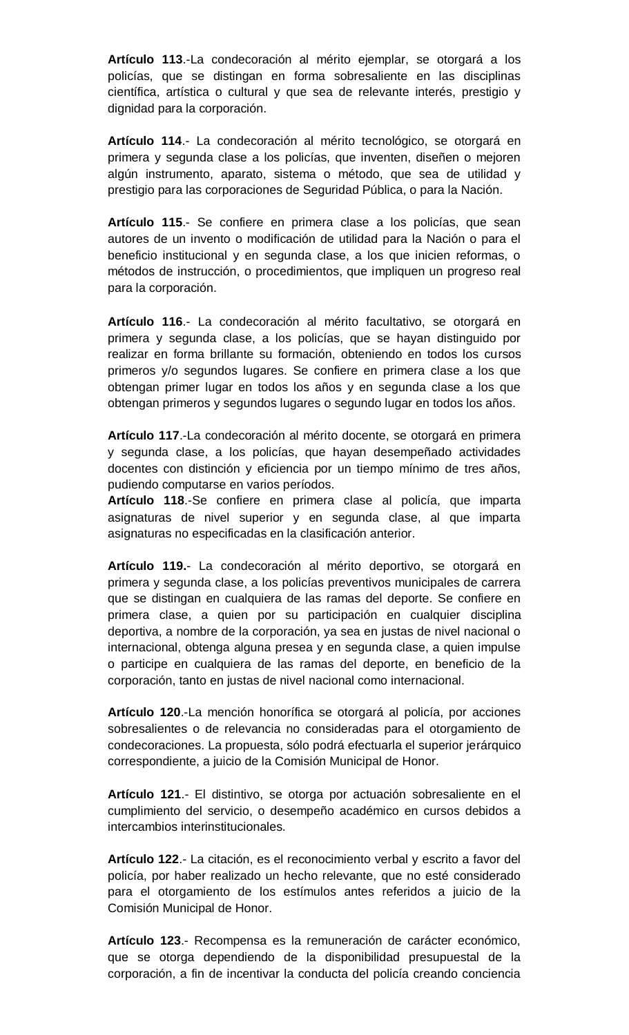**Artículo 113**.-La condecoración al mérito ejemplar, se otorgará a los policías, que se distingan en forma sobresaliente en las disciplinas científica, artística o cultural y que sea de relevante interés, prestigio y dignidad para la corporación.

**Artículo 114**.- La condecoración al mérito tecnológico, se otorgará en primera y segunda clase a los policías, que inventen, diseñen o mejoren algún instrumento, aparato, sistema o método, que sea de utilidad y prestigio para las corporaciones de Seguridad Pública, o para la Nación.

**Artículo 115**.- Se confiere en primera clase a los policías, que sean autores de un invento o modificación de utilidad para la Nación o para el beneficio institucional y en segunda clase, a los que inicien reformas, o métodos de instrucción, o procedimientos, que impliquen un progreso real para la corporación.

**Artículo 116**.- La condecoración al mérito facultativo, se otorgará en primera y segunda clase, a los policías, que se hayan distinguido por realizar en forma brillante su formación, obteniendo en todos los cursos primeros y/o segundos lugares. Se confiere en primera clase a los que obtengan primer lugar en todos los años y en segunda clase a los que obtengan primeros y segundos lugares o segundo lugar en todos los años.

**Artículo 117**.-La condecoración al mérito docente, se otorgará en primera y segunda clase, a los policías, que hayan desempeñado actividades docentes con distinción y eficiencia por un tiempo mínimo de tres años, pudiendo computarse en varios períodos.

**Artículo 118**.-Se confiere en primera clase al policía, que imparta asignaturas de nivel superior y en segunda clase, al que imparta asignaturas no especificadas en la clasificación anterior.

**Artículo 119.**- La condecoración al mérito deportivo, se otorgará en primera y segunda clase, a los policías preventivos municipales de carrera que se distingan en cualquiera de las ramas del deporte. Se confiere en primera clase, a quien por su participación en cualquier disciplina deportiva, a nombre de la corporación, ya sea en justas de nivel nacional o internacional, obtenga alguna presea y en segunda clase, a quien impulse o participe en cualquiera de las ramas del deporte, en beneficio de la corporación, tanto en justas de nivel nacional como internacional.

**Artículo 120**.-La mención honorífica se otorgará al policía, por acciones sobresalientes o de relevancia no consideradas para el otorgamiento de condecoraciones. La propuesta, sólo podrá efectuarla el superior jerárquico correspondiente, a juicio de la Comisión Municipal de Honor.

**Artículo 121**.- El distintivo, se otorga por actuación sobresaliente en el cumplimiento del servicio, o desempeño académico en cursos debidos a intercambios interinstitucionales.

**Artículo 122**.- La citación, es el reconocimiento verbal y escrito a favor del policía, por haber realizado un hecho relevante, que no esté considerado para el otorgamiento de los estímulos antes referidos a juicio de la Comisión Municipal de Honor.

**Artículo 123**.- Recompensa es la remuneración de carácter económico, que se otorga dependiendo de la disponibilidad presupuestal de la corporación, a fin de incentivar la conducta del policía creando conciencia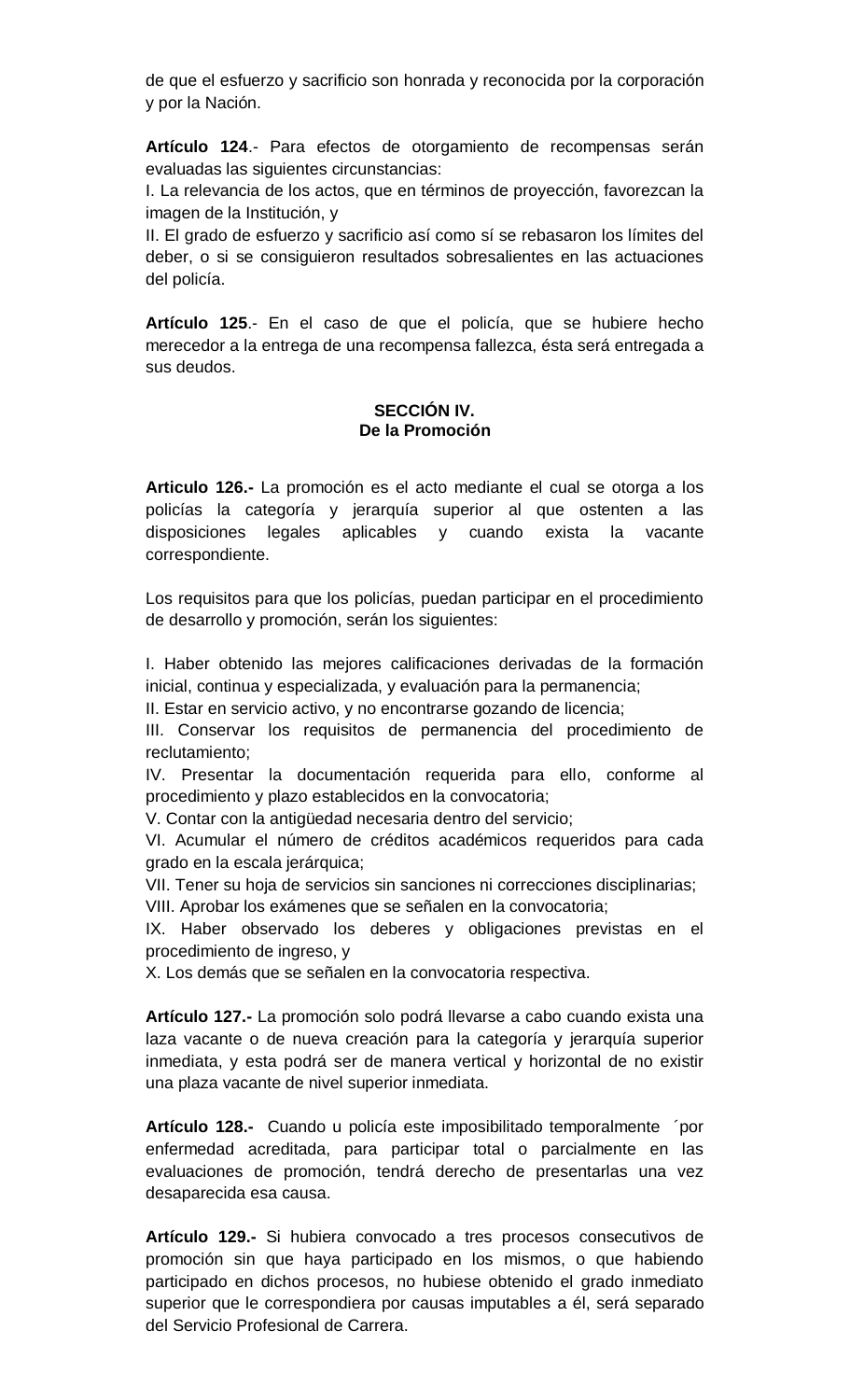de que el esfuerzo y sacrificio son honrada y reconocida por la corporación y por la Nación.

**Artículo 124**.- Para efectos de otorgamiento de recompensas serán evaluadas las siguientes circunstancias:

I. La relevancia de los actos, que en términos de proyección, favorezcan la imagen de la Institución, y

II. El grado de esfuerzo y sacrificio así como sí se rebasaron los límites del deber, o si se consiguieron resultados sobresalientes en las actuaciones del policía.

**Artículo 125**.- En el caso de que el policía, que se hubiere hecho merecedor a la entrega de una recompensa fallezca, ésta será entregada a sus deudos.

## SECCIÓN IV.
## De la Promoción

**Articulo 126.-** La promoción es el acto mediante el cual se otorga a los policías la categoría y jerarquía superior al que ostenten a las disposiciones legales aplicables y cuando exista la vacante correspondiente.

Los requisitos para que los policías, puedan participar en el procedimiento de desarrollo y promoción, serán los siguientes:

I. Haber obtenido las mejores calificaciones derivadas de la formación inicial, continua y especializada, y evaluación para la permanencia;

II. Estar en servicio activo, y no encontrarse gozando de licencia;

III. Conservar los requisitos de permanencia del procedimiento de reclutamiento;

IV. Presentar la documentación requerida para ello, conforme al procedimiento y plazo establecidos en la convocatoria;

V. Contar con la antigüedad necesaria dentro del servicio;

VI. Acumular el número de créditos académicos requeridos para cada grado en la escala jerárquica;

VII. Tener su hoja de servicios sin sanciones ni correcciones disciplinarias;

VIII. Aprobar los exámenes que se señalen en la convocatoria;

IX. Haber observado los deberes y obligaciones previstas en el procedimiento de ingreso, y

X. Los demás que se señalen en la convocatoria respectiva.

**Artículo 127.-** La promoción solo podrá llevarse a cabo cuando exista una laza vacante o de nueva creación para la categoría y jerarquía superior inmediata, y esta podrá ser de manera vertical y horizontal de no existir una plaza vacante de nivel superior inmediata.

**Artículo 128.-** Cuando u policía este imposibilitado temporalmente ´por enfermedad acreditada, para participar total o parcialmente en las evaluaciones de promoción, tendrá derecho de presentarlas una vez desaparecida esa causa.

**Artículo 129.-** Si hubiera convocado a tres procesos consecutivos de promoción sin que haya participado en los mismos, o que habiendo participado en dichos procesos, no hubiese obtenido el grado inmediato superior que le correspondiera por causas imputables a él, será separado del Servicio Profesional de Carrera.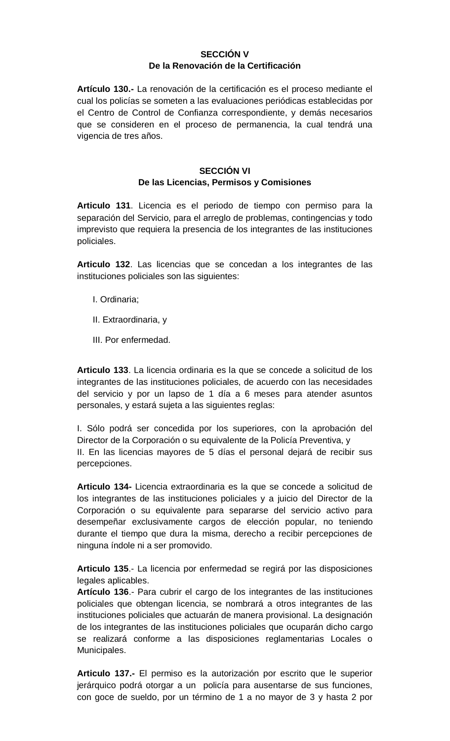**SECCIÓN V**
**De la Renovación de la Certificación**

**Artículo 130.-** La renovación de la certificación es el proceso mediante el cual los policías se someten a las evaluaciones periódicas establecidas por el Centro de Control de Confianza correspondiente, y demás necesarios que se consideren en el proceso de permanencia, la cual tendrá una vigencia de tres años.

**SECCIÓN VI**
**De las Licencias, Permisos y Comisiones**

**Articulo 131**. Licencia es el periodo de tiempo con permiso para la separación del Servicio, para el arreglo de problemas, contingencias y todo imprevisto que requiera la presencia de los integrantes de las instituciones policiales.

**Articulo 132**. Las licencias que se concedan a los integrantes de las instituciones policiales son las siguientes:

I. Ordinaria;

II. Extraordinaria, y

III. Por enfermedad.

**Articulo 133**. La licencia ordinaria es la que se concede a solicitud de los integrantes de las instituciones policiales, de acuerdo con las necesidades del servicio y por un lapso de 1 día a 6 meses para atender asuntos personales, y estará sujeta a las siguientes reglas:

I. Sólo podrá ser concedida por los superiores, con la aprobación del Director de la Corporación o su equivalente de la Policía Preventiva, y
II. En las licencias mayores de 5 días el personal dejará de recibir sus percepciones.

**Articulo 134-** Licencia extraordinaria es la que se concede a solicitud de los integrantes de las instituciones policiales y a juicio del Director de la Corporación o su equivalente para separarse del servicio activo para desempeñar exclusivamente cargos de elección popular, no teniendo durante el tiempo que dura la misma, derecho a recibir percepciones de ninguna índole ni a ser promovido.

**Articulo 135**.- La licencia por enfermedad se regirá por las disposiciones legales aplicables.
**Artículo 136**.- Para cubrir el cargo de los integrantes de las instituciones policiales que obtengan licencia, se nombrará a otros integrantes de las instituciones policiales que actuarán de manera provisional. La designación de los integrantes de las instituciones policiales que ocuparán dicho cargo se realizará conforme a las disposiciones reglamentarias Locales o Municipales.

**Articulo 137.-** El permiso es la autorización por escrito que le superior jerárquico podrá otorgar a un policía para ausentarse de sus funciones, con goce de sueldo, por un término de 1 a no mayor de 3 y hasta 2 por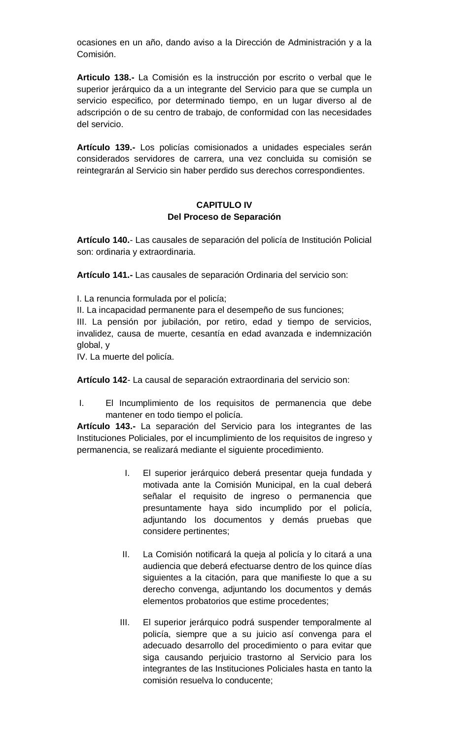ocasiones en un año, dando aviso a la Dirección de Administración y a la Comisión.

**Articulo 138.-** La Comisión es la instrucción por escrito o verbal que le superior jerárquico da a un integrante del Servicio para que se cumpla un servicio especifico, por determinado tiempo, en un lugar diverso al de adscripción o de su centro de trabajo, de conformidad con las necesidades del servicio.

**Artículo 139.-** Los policías comisionados a unidades especiales serán considerados servidores de carrera, una vez concluida su comisión se reintegrarán al Servicio sin haber perdido sus derechos correspondientes.

## CAPITULO IV
## Del Proceso de Separación

**Artículo 140.**- Las causales de separación del policía de Institución Policial son: ordinaria y extraordinaria.

**Artículo 141.-** Las causales de separación Ordinaria del servicio son:

I. La renuncia formulada por el policía;
II. La incapacidad permanente para el desempeño de sus funciones;
III. La pensión por jubilación, por retiro, edad y tiempo de servicios, invalidez, causa de muerte, cesantía en edad avanzada e indemnización global, y
IV. La muerte del policía.

**Artículo 142**- La causal de separación extraordinaria del servicio son:

I. El Incumplimiento de los requisitos de permanencia que debe mantener en todo tiempo el policía.

**Artículo 143.-** La separación del Servicio para los integrantes de las Instituciones Policiales, por el incumplimiento de los requisitos de ingreso y permanencia, se realizará mediante el siguiente procedimiento.

I. El superior jerárquico deberá presentar queja fundada y motivada ante la Comisión Municipal, en la cual deberá señalar el requisito de ingreso o permanencia que presuntamente haya sido incumplido por el policía, adjuntando los documentos y demás pruebas que considere pertinentes;

II. La Comisión notificará la queja al policía y lo citará a una audiencia que deberá efectuarse dentro de los quince días siguientes a la citación, para que manifieste lo que a su derecho convenga, adjuntando los documentos y demás elementos probatorios que estime procedentes;

III. El superior jerárquico podrá suspender temporalmente al policía, siempre que a su juicio así convenga para el adecuado desarrollo del procedimiento o para evitar que siga causando perjuicio trastorno al Servicio para los integrantes de las Instituciones Policiales hasta en tanto la comisión resuelva lo conducente;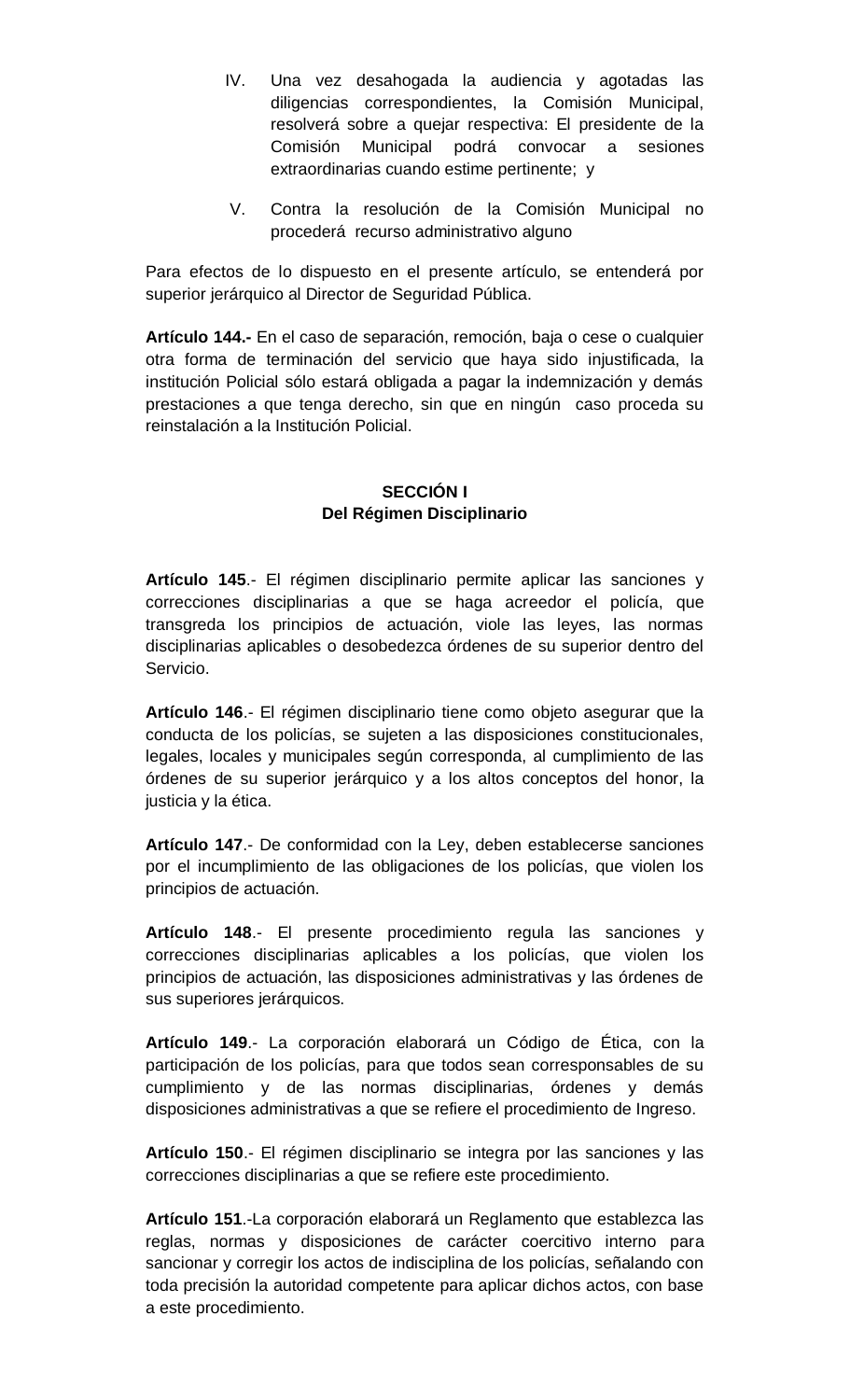IV. Una vez desahogada la audiencia y agotadas las diligencias correspondientes, la Comisión Municipal, resolverá sobre a quejar respectiva: El presidente de la Comisión Municipal podrá convocar a sesiones extraordinarias cuando estime pertinente; y

V. Contra la resolución de la Comisión Municipal no procederá recurso administrativo alguno

Para efectos de lo dispuesto en el presente artículo, se entenderá por superior jerárquico al Director de Seguridad Pública.

**Artículo 144.-** En el caso de separación, remoción, baja o cese o cualquier otra forma de terminación del servicio que haya sido injustificada, la institución Policial sólo estará obligada a pagar la indemnización y demás prestaciones a que tenga derecho, sin que en ningún caso proceda su reinstalación a la Institución Policial.

**SECCIÓN I**
**Del Régimen Disciplinario**

**Artículo 145**.- El régimen disciplinario permite aplicar las sanciones y correcciones disciplinarias a que se haga acreedor el policía, que transgreda los principios de actuación, viole las leyes, las normas disciplinarias aplicables o desobedezca órdenes de su superior dentro del Servicio.

**Artículo 146**.- El régimen disciplinario tiene como objeto asegurar que la conducta de los policías, se sujeten a las disposiciones constitucionales, legales, locales y municipales según corresponda, al cumplimiento de las órdenes de su superior jerárquico y a los altos conceptos del honor, la justicia y la ética.

**Artículo 147**.- De conformidad con la Ley, deben establecerse sanciones por el incumplimiento de las obligaciones de los policías, que violen los principios de actuación.

**Artículo 148**.- El presente procedimiento regula las sanciones y correcciones disciplinarias aplicables a los policías, que violen los principios de actuación, las disposiciones administrativas y las órdenes de sus superiores jerárquicos.

**Artículo 149**.- La corporación elaborará un Código de Ética, con la participación de los policías, para que todos sean corresponsables de su cumplimiento y de las normas disciplinarias, órdenes y demás disposiciones administrativas a que se refiere el procedimiento de Ingreso.

**Artículo 150**.- El régimen disciplinario se integra por las sanciones y las correcciones disciplinarias a que se refiere este procedimiento.

**Artículo 151**.-La corporación elaborará un Reglamento que establezca las reglas, normas y disposiciones de carácter coercitivo interno para sancionar y corregir los actos de indisciplina de los policías, señalando con toda precisión la autoridad competente para aplicar dichos actos, con base a este procedimiento.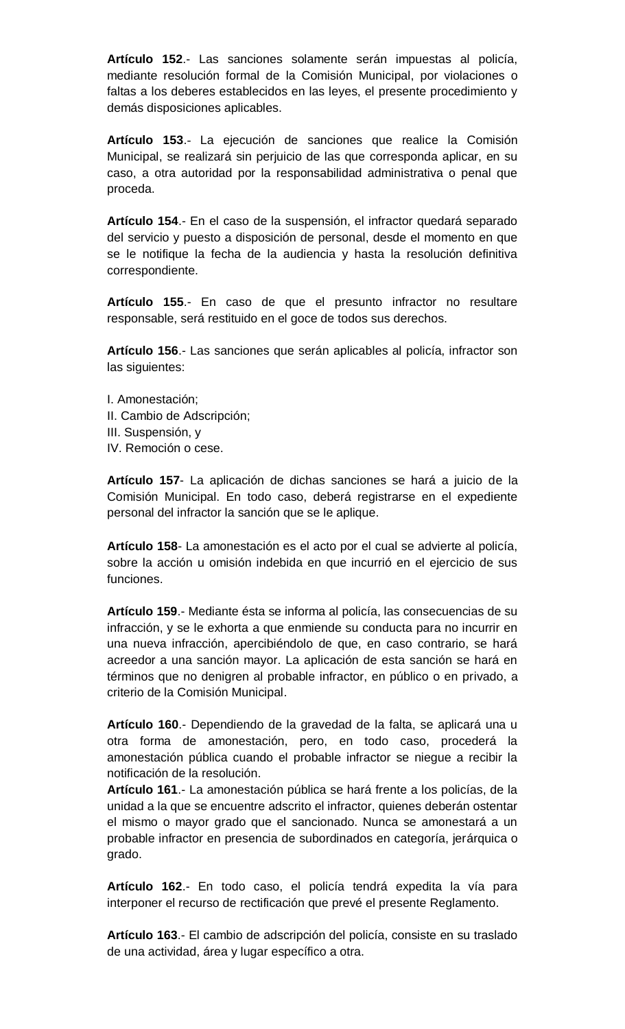**Artículo 152**.- Las sanciones solamente serán impuestas al policía, mediante resolución formal de la Comisión Municipal, por violaciones o faltas a los deberes establecidos en las leyes, el presente procedimiento y demás disposiciones aplicables.

**Artículo 153**.- La ejecución de sanciones que realice la Comisión Municipal, se realizará sin perjuicio de las que corresponda aplicar, en su caso, a otra autoridad por la responsabilidad administrativa o penal que proceda.

**Artículo 154**.- En el caso de la suspensión, el infractor quedará separado del servicio y puesto a disposición de personal, desde el momento en que se le notifique la fecha de la audiencia y hasta la resolución definitiva correspondiente.

**Artículo 155**.- En caso de que el presunto infractor no resultare responsable, será restituido en el goce de todos sus derechos.

**Artículo 156**.- Las sanciones que serán aplicables al policía, infractor son las siguientes:

I. Amonestación;
II. Cambio de Adscripción;
III. Suspensión, y
IV. Remoción o cese.

**Artículo 157**- La aplicación de dichas sanciones se hará a juicio de la Comisión Municipal. En todo caso, deberá registrarse en el expediente personal del infractor la sanción que se le aplique.

**Artículo 158**- La amonestación es el acto por el cual se advierte al policía, sobre la acción u omisión indebida en que incurrió en el ejercicio de sus funciones.

**Artículo 159**.- Mediante ésta se informa al policía, las consecuencias de su infracción, y se le exhorta a que enmiende su conducta para no incurrir en una nueva infracción, apercibiéndolo de que, en caso contrario, se hará acreedor a una sanción mayor. La aplicación de esta sanción se hará en términos que no denigren al probable infractor, en público o en privado, a criterio de la Comisión Municipal.

**Artículo 160**.- Dependiendo de la gravedad de la falta, se aplicará una u otra forma de amonestación, pero, en todo caso, procederá la amonestación pública cuando el probable infractor se niegue a recibir la notificación de la resolución.

**Artículo 161**.- La amonestación pública se hará frente a los policías, de la unidad a la que se encuentre adscrito el infractor, quienes deberán ostentar el mismo o mayor grado que el sancionado. Nunca se amonestará a un probable infractor en presencia de subordinados en categoría, jerárquica o grado.

**Artículo 162**.- En todo caso, el policía tendrá expedita la vía para interponer el recurso de rectificación que prevé el presente Reglamento.

**Artículo 163**.- El cambio de adscripción del policía, consiste en su traslado de una actividad, área y lugar específico a otra.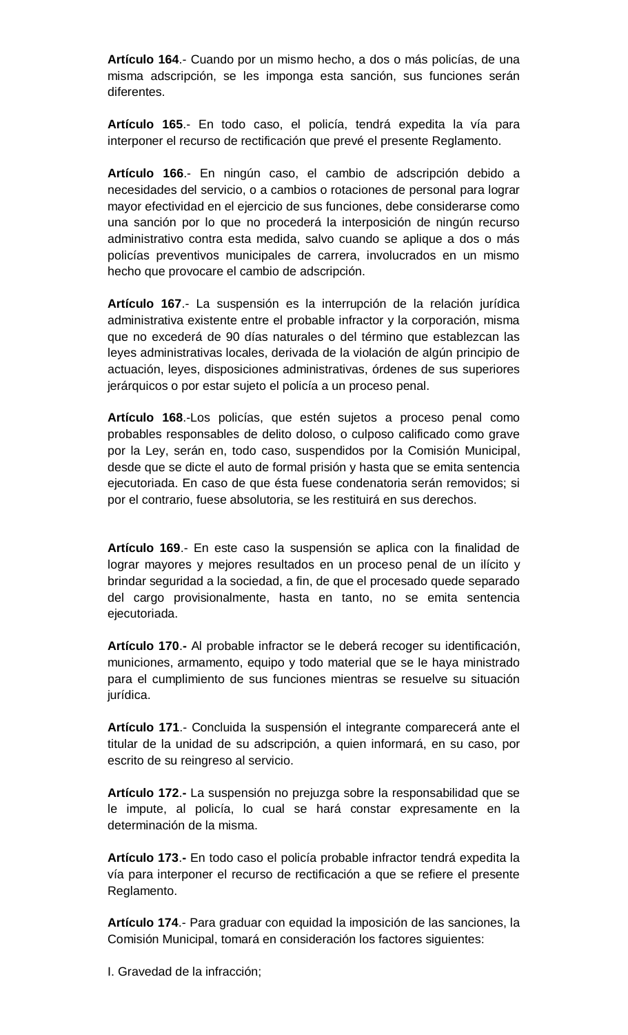**Artículo 164**.- Cuando por un mismo hecho, a dos o más policías, de una misma adscripción, se les imponga esta sanción, sus funciones serán diferentes.

**Artículo 165**.- En todo caso, el policía, tendrá expedita la vía para interponer el recurso de rectificación que prevé el presente Reglamento.

**Artículo 166**.- En ningún caso, el cambio de adscripción debido a necesidades del servicio, o a cambios o rotaciones de personal para lograr mayor efectividad en el ejercicio de sus funciones, debe considerarse como una sanción por lo que no procederá la interposición de ningún recurso administrativo contra esta medida, salvo cuando se aplique a dos o más policías preventivos municipales de carrera, involucrados en un mismo hecho que provocare el cambio de adscripción.

**Artículo 167**.- La suspensión es la interrupción de la relación jurídica administrativa existente entre el probable infractor y la corporación, misma que no excederá de 90 días naturales o del término que establezcan las leyes administrativas locales, derivada de la violación de algún principio de actuación, leyes, disposiciones administrativas, órdenes de sus superiores jerárquicos o por estar sujeto el policía a un proceso penal.

**Artículo 168**.-Los policías, que estén sujetos a proceso penal como probables responsables de delito doloso, o culposo calificado como grave por la Ley, serán en, todo caso, suspendidos por la Comisión Municipal, desde que se dicte el auto de formal prisión y hasta que se emita sentencia ejecutoriada. En caso de que ésta fuese condenatoria serán removidos; si por el contrario, fuese absolutoria, se les restituirá en sus derechos.

**Artículo 169**.- En este caso la suspensión se aplica con la finalidad de lograr mayores y mejores resultados en un proceso penal de un ilícito y brindar seguridad a la sociedad, a fin, de que el procesado quede separado del cargo provisionalmente, hasta en tanto, no se emita sentencia ejecutoriada.

**Artículo 170.-** Al probable infractor se le deberá recoger su identificación, municiones, armamento, equipo y todo material que se le haya ministrado para el cumplimiento de sus funciones mientras se resuelve su situación jurídica.

**Artículo 171**.- Concluida la suspensión el integrante comparecerá ante el titular de la unidad de su adscripción, a quien informará, en su caso, por escrito de su reingreso al servicio.

**Artículo 172.-** La suspensión no prejuzga sobre la responsabilidad que se le impute, al policía, lo cual se hará constar expresamente en la determinación de la misma.

**Artículo 173.-** En todo caso el policía probable infractor tendrá expedita la vía para interponer el recurso de rectificación a que se refiere el presente Reglamento.

**Artículo 174**.- Para graduar con equidad la imposición de las sanciones, la Comisión Municipal, tomará en consideración los factores siguientes:

I. Gravedad de la infracción;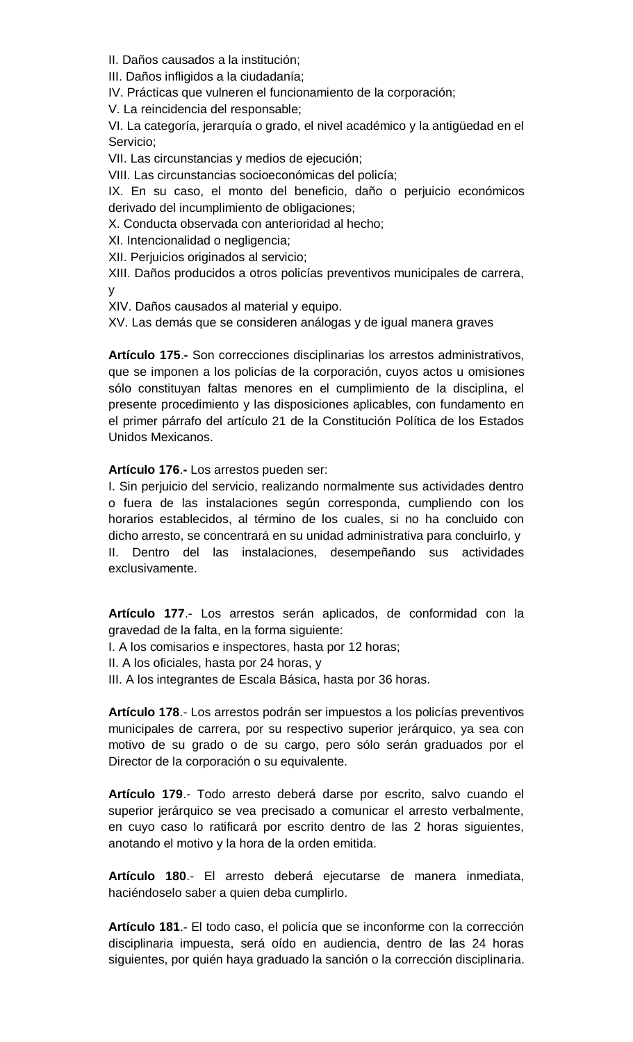II. Daños causados a la institución;

III. Daños infligidos a la ciudadanía;

IV. Prácticas que vulneren el funcionamiento de la corporación;

V. La reincidencia del responsable;

VI. La categoría, jerarquía o grado, el nivel académico y la antigüedad en el Servicio;

VII. Las circunstancias y medios de ejecución;

VIII. Las circunstancias socioeconómicas del policía;

IX. En su caso, el monto del beneficio, daño o perjuicio económicos derivado del incumplimiento de obligaciones;

X. Conducta observada con anterioridad al hecho;

XI. Intencionalidad o negligencia;

XII. Perjuicios originados al servicio;

XIII. Daños producidos a otros policías preventivos municipales de carrera, y

XIV. Daños causados al material y equipo.

XV. Las demás que se consideren análogas y de igual manera graves

**Artículo 175.-** Son correcciones disciplinarias los arrestos administrativos, que se imponen a los policías de la corporación, cuyos actos u omisiones sólo constituyan faltas menores en el cumplimiento de la disciplina, el presente procedimiento y las disposiciones aplicables, con fundamento en el primer párrafo del artículo 21 de la Constitución Política de los Estados Unidos Mexicanos.

**Artículo 176.-** Los arrestos pueden ser:

I. Sin perjuicio del servicio, realizando normalmente sus actividades dentro o fuera de las instalaciones según corresponda, cumpliendo con los horarios establecidos, al término de los cuales, si no ha concluido con dicho arresto, se concentrará en su unidad administrativa para concluirlo, y

II. Dentro del las instalaciones, desempeñando sus actividades exclusivamente.

**Artículo 177**.- Los arrestos serán aplicados, de conformidad con la gravedad de la falta, en la forma siguiente:

I. A los comisarios e inspectores, hasta por 12 horas;

II. A los oficiales, hasta por 24 horas, y

III. A los integrantes de Escala Básica, hasta por 36 horas.

**Artículo 178**.- Los arrestos podrán ser impuestos a los policías preventivos municipales de carrera, por su respectivo superior jerárquico, ya sea con motivo de su grado o de su cargo, pero sólo serán graduados por el Director de la corporación o su equivalente.

**Artículo 179**.- Todo arresto deberá darse por escrito, salvo cuando el superior jerárquico se vea precisado a comunicar el arresto verbalmente, en cuyo caso lo ratificará por escrito dentro de las 2 horas siguientes, anotando el motivo y la hora de la orden emitida.

**Artículo 180**.- El arresto deberá ejecutarse de manera inmediata, haciéndoselo saber a quien deba cumplirlo.

**Artículo 181**.- El todo caso, el policía que se inconforme con la corrección disciplinaria impuesta, será oído en audiencia, dentro de las 24 horas siguientes, por quién haya graduado la sanción o la corrección disciplinaria.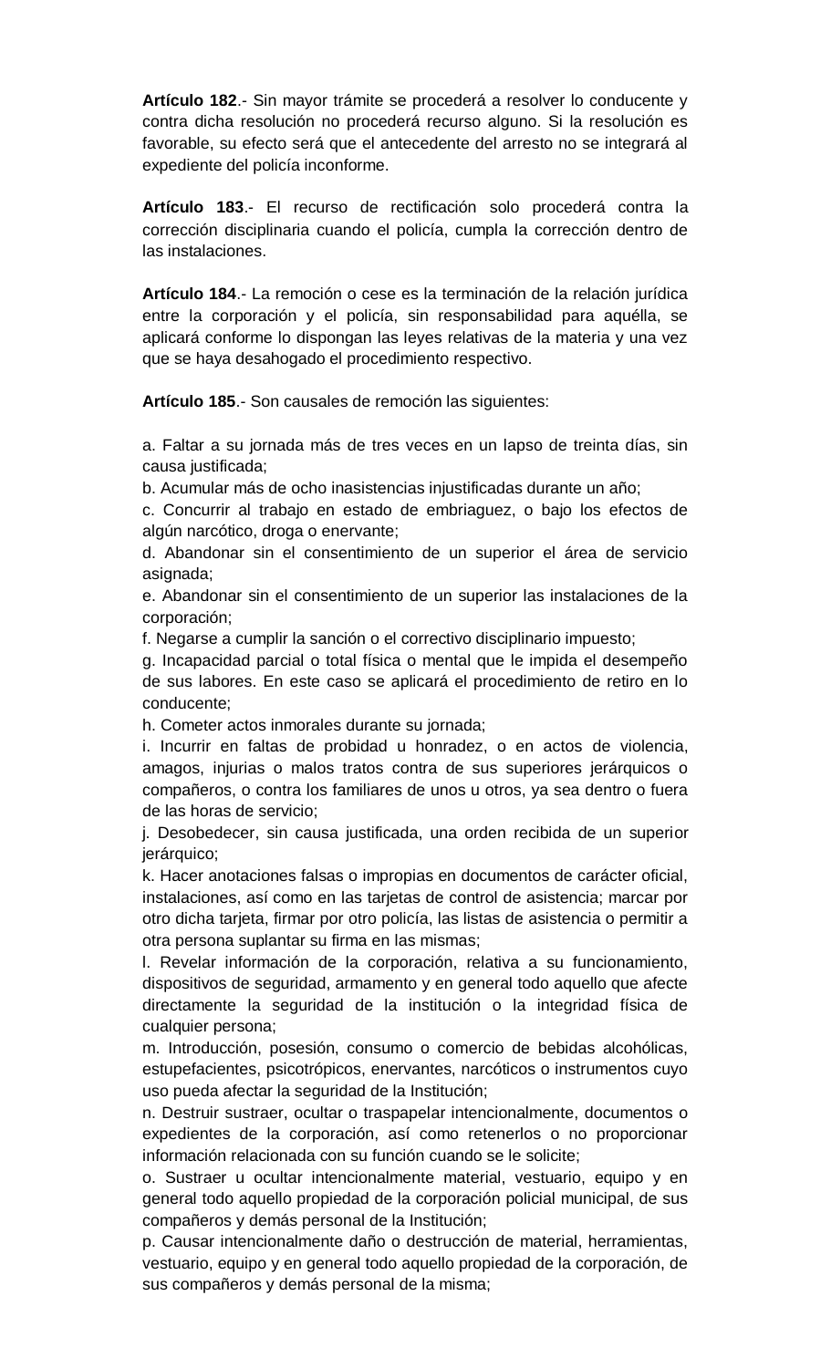**Artículo 182**.- Sin mayor trámite se procederá a resolver lo conducente y contra dicha resolución no procederá recurso alguno. Si la resolución es favorable, su efecto será que el antecedente del arresto no se integrará al expediente del policía inconforme.

**Artículo 183**.- El recurso de rectificación solo procederá contra la corrección disciplinaria cuando el policía, cumpla la corrección dentro de las instalaciones.

**Artículo 184**.- La remoción o cese es la terminación de la relación jurídica entre la corporación y el policía, sin responsabilidad para aquélla, se aplicará conforme lo dispongan las leyes relativas de la materia y una vez que se haya desahogado el procedimiento respectivo.

**Artículo 185**.- Son causales de remoción las siguientes:

a. Faltar a su jornada más de tres veces en un lapso de treinta días, sin causa justificada;
b. Acumular más de ocho inasistencias injustificadas durante un año;
c. Concurrir al trabajo en estado de embriaguez, o bajo los efectos de algún narcótico, droga o enervante;
d. Abandonar sin el consentimiento de un superior el área de servicio asignada;
e. Abandonar sin el consentimiento de un superior las instalaciones de la corporación;
f. Negarse a cumplir la sanción o el correctivo disciplinario impuesto;
g. Incapacidad parcial o total física o mental que le impida el desempeño de sus labores. En este caso se aplicará el procedimiento de retiro en lo conducente;
h. Cometer actos inmorales durante su jornada;
i. Incurrir en faltas de probidad u honradez, o en actos de violencia, amagos, injurias o malos tratos contra de sus superiores jerárquicos o compañeros, o contra los familiares de unos u otros, ya sea dentro o fuera de las horas de servicio;
j. Desobedecer, sin causa justificada, una orden recibida de un superior jerárquico;
k. Hacer anotaciones falsas o impropias en documentos de carácter oficial, instalaciones, así como en las tarjetas de control de asistencia; marcar por otro dicha tarjeta, firmar por otro policía, las listas de asistencia o permitir a otra persona suplantar su firma en las mismas;
l. Revelar información de la corporación, relativa a su funcionamiento, dispositivos de seguridad, armamento y en general todo aquello que afecte directamente la seguridad de la institución o la integridad física de cualquier persona;
m. Introducción, posesión, consumo o comercio de bebidas alcohólicas, estupefacientes, psicotrópicos, enervantes, narcóticos o instrumentos cuyo uso pueda afectar la seguridad de la Institución;
n. Destruir sustraer, ocultar o traspapelar intencionalmente, documentos o expedientes de la corporación, así como retenerlos o no proporcionar información relacionada con su función cuando se le solicite;
o. Sustraer u ocultar intencionalmente material, vestuario, equipo y en general todo aquello propiedad de la corporación policial municipal, de sus compañeros y demás personal de la Institución;
p. Causar intencionalmente daño o destrucción de material, herramientas, vestuario, equipo y en general todo aquello propiedad de la corporación, de sus compañeros y demás personal de la misma;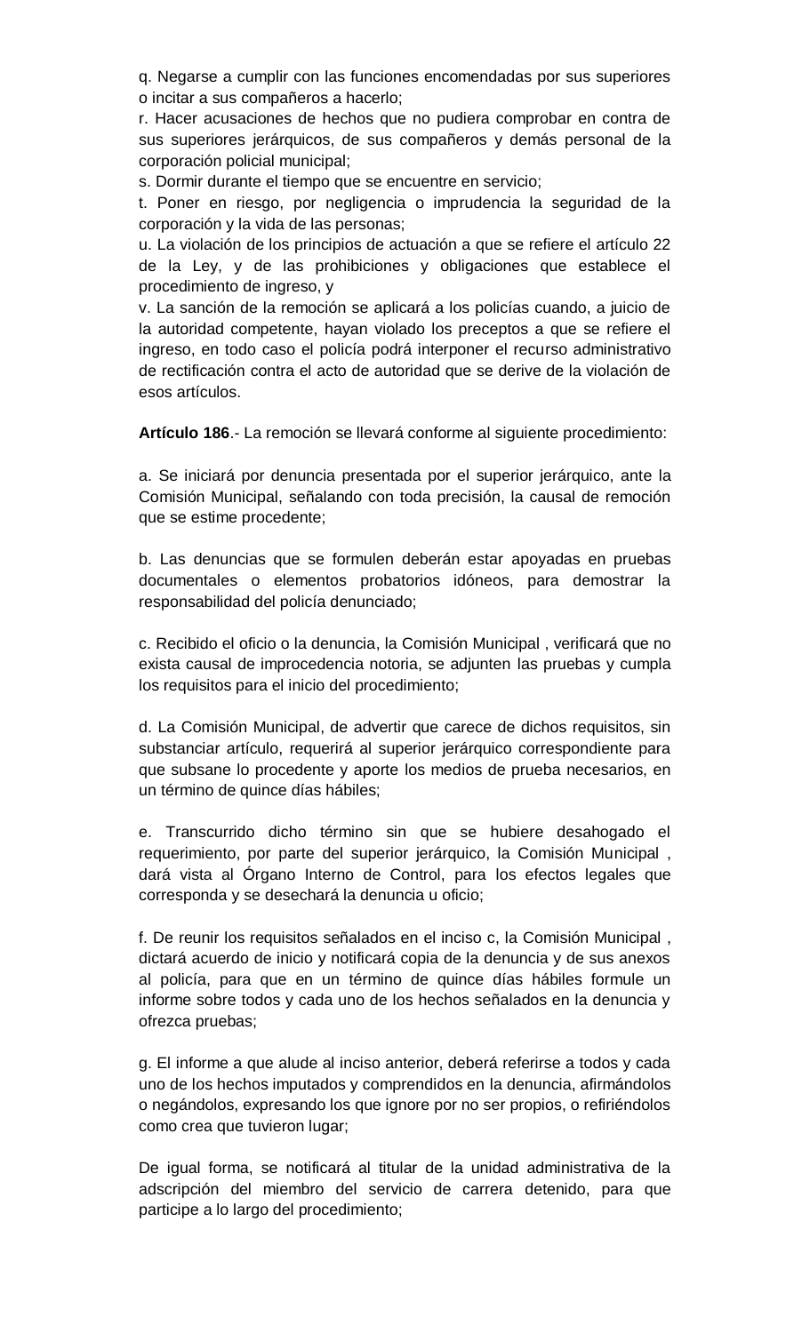q. Negarse a cumplir con las funciones encomendadas por sus superiores o incitar a sus compañeros a hacerlo;

r. Hacer acusaciones de hechos que no pudiera comprobar en contra de sus superiores jerárquicos, de sus compañeros y demás personal de la corporación policial municipal;

s. Dormir durante el tiempo que se encuentre en servicio;

t. Poner en riesgo, por negligencia o imprudencia la seguridad de la corporación y la vida de las personas;

u. La violación de los principios de actuación a que se refiere el artículo 22 de la Ley, y de las prohibiciones y obligaciones que establece el procedimiento de ingreso, y

v. La sanción de la remoción se aplicará a los policías cuando, a juicio de la autoridad competente, hayan violado los preceptos a que se refiere el ingreso, en todo caso el policía podrá interponer el recurso administrativo de rectificación contra el acto de autoridad que se derive de la violación de esos artículos.

**Artículo 186**.- La remoción se llevará conforme al siguiente procedimiento:

a. Se iniciará por denuncia presentada por el superior jerárquico, ante la Comisión Municipal, señalando con toda precisión, la causal de remoción que se estime procedente;

b. Las denuncias que se formulen deberán estar apoyadas en pruebas documentales o elementos probatorios idóneos, para demostrar la responsabilidad del policía denunciado;

c. Recibido el oficio o la denuncia, la Comisión Municipal , verificará que no exista causal de improcedencia notoria, se adjunten las pruebas y cumpla los requisitos para el inicio del procedimiento;

d. La Comisión Municipal, de advertir que carece de dichos requisitos, sin substanciar artículo, requerirá al superior jerárquico correspondiente para que subsane lo procedente y aporte los medios de prueba necesarios, en un término de quince días hábiles;

e. Transcurrido dicho término sin que se hubiere desahogado el requerimiento, por parte del superior jerárquico, la Comisión Municipal , dará vista al Órgano Interno de Control, para los efectos legales que corresponda y se desechará la denuncia u oficio;

f. De reunir los requisitos señalados en el inciso c, la Comisión Municipal , dictará acuerdo de inicio y notificará copia de la denuncia y de sus anexos al policía, para que en un término de quince días hábiles formule un informe sobre todos y cada uno de los hechos señalados en la denuncia y ofrezca pruebas;

g. El informe a que alude al inciso anterior, deberá referirse a todos y cada uno de los hechos imputados y comprendidos en la denuncia, afirmándolos o negándolos, expresando los que ignore por no ser propios, o refiriéndolos como crea que tuvieron lugar;

De igual forma, se notificará al titular de la unidad administrativa de la adscripción del miembro del servicio de carrera detenido, para que participe a lo largo del procedimiento;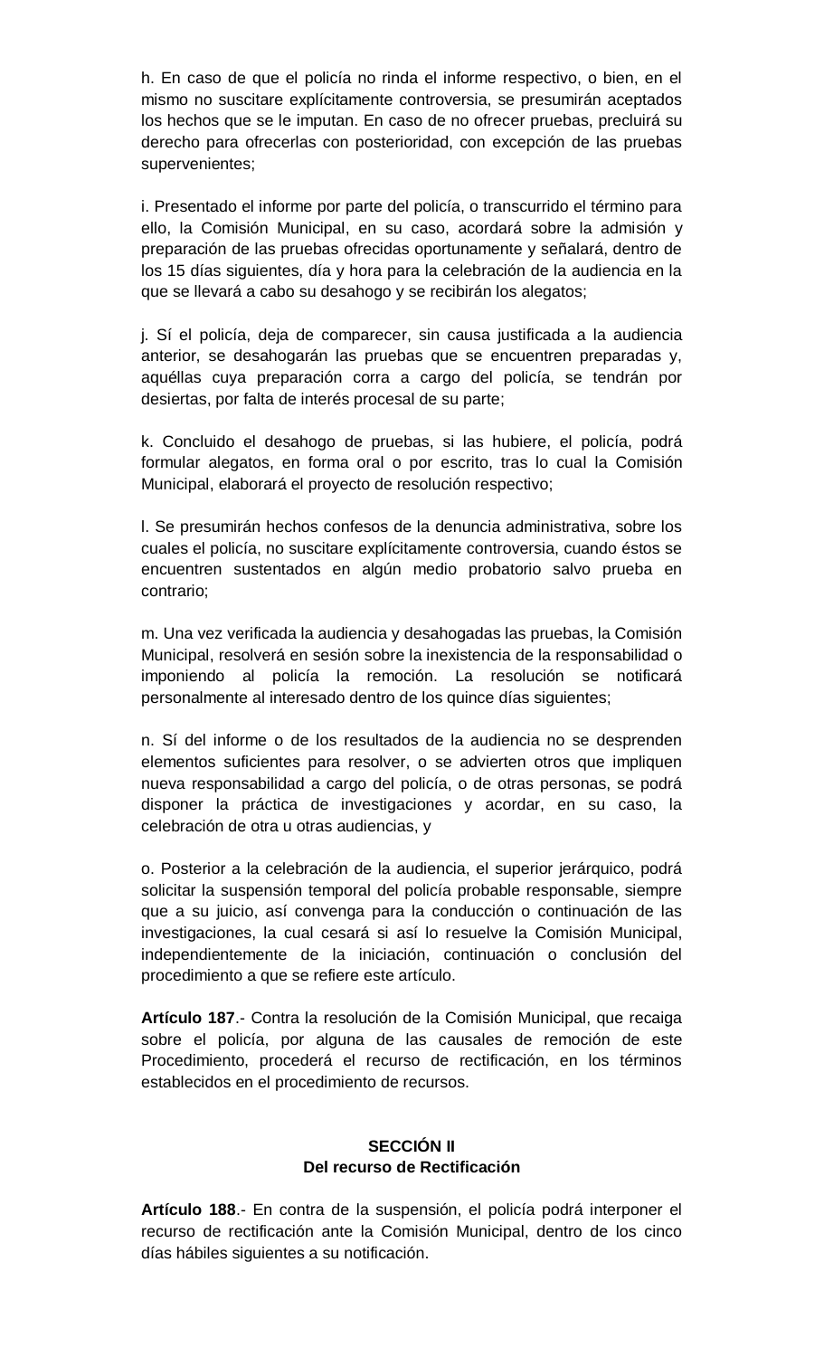h. En caso de que el policía no rinda el informe respectivo, o bien, en el mismo no suscitare explícitamente controversia, se presumirán aceptados los hechos que se le imputan. En caso de no ofrecer pruebas, precluirá su derecho para ofrecerlas con posterioridad, con excepción de las pruebas supervenientes;

i. Presentado el informe por parte del policía, o transcurrido el término para ello, la Comisión Municipal, en su caso, acordará sobre la admisión y preparación de las pruebas ofrecidas oportunamente y señalará, dentro de los 15 días siguientes, día y hora para la celebración de la audiencia en la que se llevará a cabo su desahogo y se recibirán los alegatos;

j. Sí el policía, deja de comparecer, sin causa justificada a la audiencia anterior, se desahogarán las pruebas que se encuentren preparadas y, aquéllas cuya preparación corra a cargo del policía, se tendrán por desiertas, por falta de interés procesal de su parte;

k. Concluido el desahogo de pruebas, si las hubiere, el policía, podrá formular alegatos, en forma oral o por escrito, tras lo cual la Comisión Municipal, elaborará el proyecto de resolución respectivo;

l. Se presumirán hechos confesos de la denuncia administrativa, sobre los cuales el policía, no suscitare explícitamente controversia, cuando éstos se encuentren sustentados en algún medio probatorio salvo prueba en contrario;

m. Una vez verificada la audiencia y desahogadas las pruebas, la Comisión Municipal, resolverá en sesión sobre la inexistencia de la responsabilidad o imponiendo al policía la remoción. La resolución se notificará personalmente al interesado dentro de los quince días siguientes;

n. Sí del informe o de los resultados de la audiencia no se desprenden elementos suficientes para resolver, o se advierten otros que impliquen nueva responsabilidad a cargo del policía, o de otras personas, se podrá disponer la práctica de investigaciones y acordar, en su caso, la celebración de otra u otras audiencias, y

o. Posterior a la celebración de la audiencia, el superior jerárquico, podrá solicitar la suspensión temporal del policía probable responsable, siempre que a su juicio, así convenga para la conducción o continuación de las investigaciones, la cual cesará si así lo resuelve la Comisión Municipal, independientemente de la iniciación, continuación o conclusión del procedimiento a que se refiere este artículo.

**Artículo 187**.- Contra la resolución de la Comisión Municipal, que recaiga sobre el policía, por alguna de las causales de remoción de este Procedimiento, procederá el recurso de rectificación, en los términos establecidos en el procedimiento de recursos.

## SECCIÓN II
## Del recurso de Rectificación

**Artículo 188**.- En contra de la suspensión, el policía podrá interponer el recurso de rectificación ante la Comisión Municipal, dentro de los cinco días hábiles siguientes a su notificación.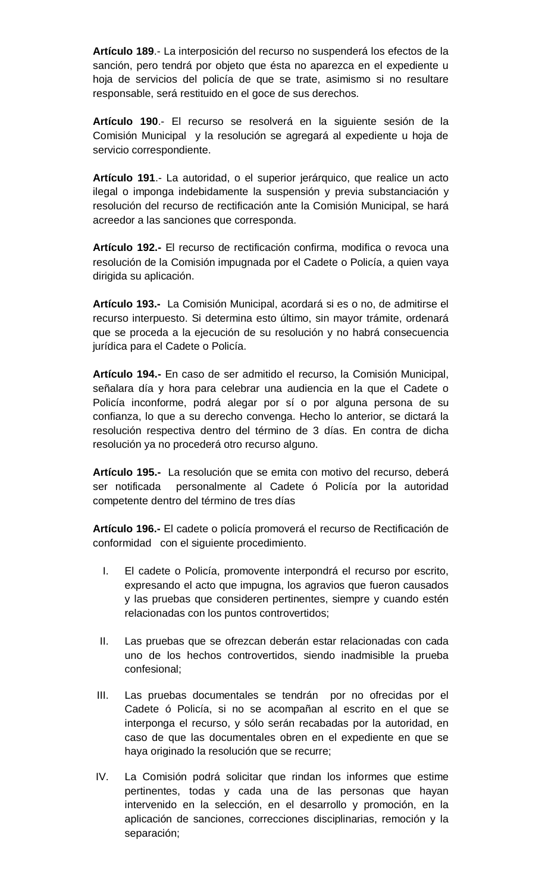**Artículo 189**.- La interposición del recurso no suspenderá los efectos de la sanción, pero tendrá por objeto que ésta no aparezca en el expediente u hoja de servicios del policía de que se trate, asimismo si no resultare responsable, será restituido en el goce de sus derechos.

**Artículo 190**.- El recurso se resolverá en la siguiente sesión de la Comisión Municipal y la resolución se agregará al expediente u hoja de servicio correspondiente.

**Artículo 191**.- La autoridad, o el superior jerárquico, que realice un acto ilegal o imponga indebidamente la suspensión y previa substanciación y resolución del recurso de rectificación ante la Comisión Municipal, se hará acreedor a las sanciones que corresponda.

**Artículo 192.-** El recurso de rectificación confirma, modifica o revoca una resolución de la Comisión impugnada por el Cadete o Policía, a quien vaya dirigida su aplicación.

**Artículo 193.-** La Comisión Municipal, acordará si es o no, de admitirse el recurso interpuesto. Si determina esto último, sin mayor trámite, ordenará que se proceda a la ejecución de su resolución y no habrá consecuencia jurídica para el Cadete o Policía.

**Artículo 194.-** En caso de ser admitido el recurso, la Comisión Municipal, señalara día y hora para celebrar una audiencia en la que el Cadete o Policía inconforme, podrá alegar por sí o por alguna persona de su confianza, lo que a su derecho convenga. Hecho lo anterior, se dictará la resolución respectiva dentro del término de 3 días. En contra de dicha resolución ya no procederá otro recurso alguno.

**Artículo 195.-** La resolución que se emita con motivo del recurso, deberá ser notificada personalmente al Cadete ó Policía por la autoridad competente dentro del término de tres días

**Artículo 196.-** El cadete o policía promoverá el recurso de Rectificación de conformidad con el siguiente procedimiento.

I. El cadete o Policía, promovente interpondrá el recurso por escrito, expresando el acto que impugna, los agravios que fueron causados y las pruebas que consideren pertinentes, siempre y cuando estén relacionadas con los puntos controvertidos;

II. Las pruebas que se ofrezcan deberán estar relacionadas con cada uno de los hechos controvertidos, siendo inadmisible la prueba confesional;

III. Las pruebas documentales se tendrán por no ofrecidas por el Cadete ó Policía, si no se acompañan al escrito en el que se interponga el recurso, y sólo serán recabadas por la autoridad, en caso de que las documentales obren en el expediente en que se haya originado la resolución que se recurre;

IV. La Comisión podrá solicitar que rindan los informes que estime pertinentes, todas y cada una de las personas que hayan intervenido en la selección, en el desarrollo y promoción, en la aplicación de sanciones, correcciones disciplinarias, remoción y la separación;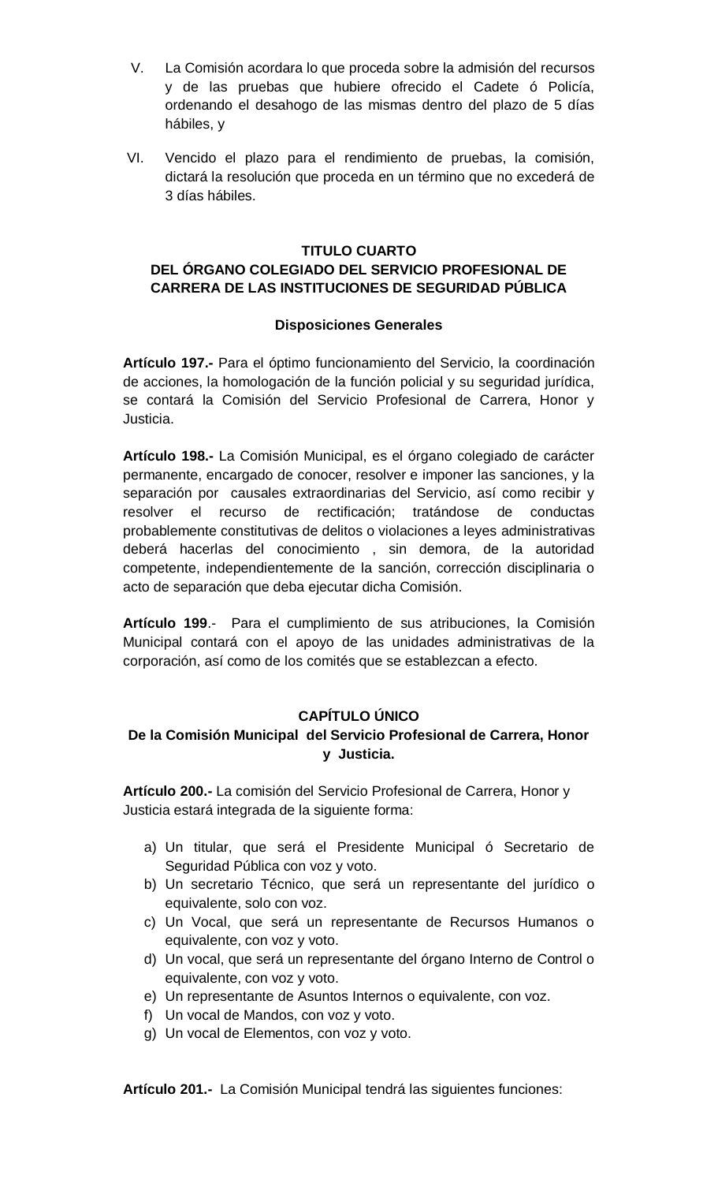V. La Comisión acordara lo que proceda sobre la admisión del recursos y de las pruebas que hubiere ofrecido el Cadete ó Policía, ordenando el desahogo de las mismas dentro del plazo de 5 días hábiles, y

VI. Vencido el plazo para el rendimiento de pruebas, la comisión, dictará la resolución que proceda en un término que no excederá de 3 días hábiles.

## TITULO CUARTO
## DEL ÓRGANO COLEGIADO DEL SERVICIO PROFESIONAL DE CARRERA DE LAS INSTITUCIONES DE SEGURIDAD PÚBLICA

### Disposiciones Generales

**Artículo 197.-** Para el óptimo funcionamiento del Servicio, la coordinación de acciones, la homologación de la función policial y su seguridad jurídica, se contará la Comisión del Servicio Profesional de Carrera, Honor y Justicia.

**Artículo 198.-** La Comisión Municipal, es el órgano colegiado de carácter permanente, encargado de conocer, resolver e imponer las sanciones, y la separación por causales extraordinarias del Servicio, así como recibir y resolver el recurso de rectificación; tratándose de conductas probablemente constitutivas de delitos o violaciones a leyes administrativas deberá hacerlas del conocimiento , sin demora, de la autoridad competente, independientemente de la sanción, corrección disciplinaria o acto de separación que deba ejecutar dicha Comisión.

**Artículo 199**.- Para el cumplimiento de sus atribuciones, la Comisión Municipal contará con el apoyo de las unidades administrativas de la corporación, así como de los comités que se establezcan a efecto.

### CAPÍTULO ÚNICO
### De la Comisión Municipal del Servicio Profesional de Carrera, Honor y Justicia.

**Artículo 200.-** La comisión del Servicio Profesional de Carrera, Honor y Justicia estará integrada de la siguiente forma:

a) Un titular, que será el Presidente Municipal ó Secretario de Seguridad Pública con voz y voto.
b) Un secretario Técnico, que será un representante del jurídico o equivalente, solo con voz.
c) Un Vocal, que será un representante de Recursos Humanos o equivalente, con voz y voto.
d) Un vocal, que será un representante del órgano Interno de Control o equivalente, con voz y voto.
e) Un representante de Asuntos Internos o equivalente, con voz.
f) Un vocal de Mandos, con voz y voto.
g) Un vocal de Elementos, con voz y voto.

**Artículo 201.-** La Comisión Municipal tendrá las siguientes funciones: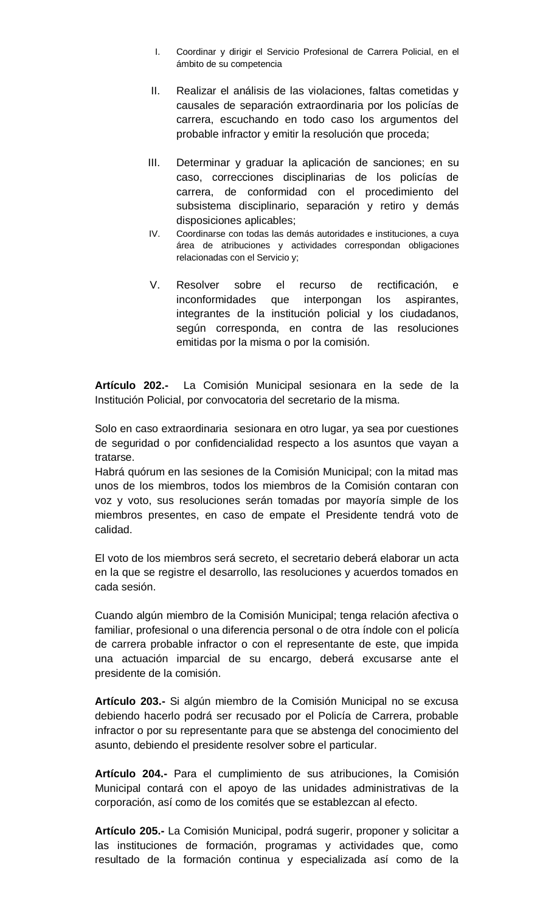I. Coordinar y dirigir el Servicio Profesional de Carrera Policial, en el ámbito de su competencia

II. Realizar el análisis de las violaciones, faltas cometidas y causales de separación extraordinaria por los policías de carrera, escuchando en todo caso los argumentos del probable infractor y emitir la resolución que proceda;

III. Determinar y graduar la aplicación de sanciones; en su caso, correcciones disciplinarias de los policías de carrera, de conformidad con el procedimiento del subsistema disciplinario, separación y retiro y demás disposiciones aplicables;

IV. Coordinarse con todas las demás autoridades e instituciones, a cuya área de atribuciones y actividades correspondan obligaciones relacionadas con el Servicio y;

V. Resolver sobre el recurso de rectificación, e inconformidades que interpongan los aspirantes, integrantes de la institución policial y los ciudadanos, según corresponda, en contra de las resoluciones emitidas por la misma o por la comisión.

**Artículo 202.-** La Comisión Municipal sesionara en la sede de la Institución Policial, por convocatoria del secretario de la misma.

Solo en caso extraordinaria sesionara en otro lugar, ya sea por cuestiones de seguridad o por confidencialidad respecto a los asuntos que vayan a tratarse.
Habrá quórum en las sesiones de la Comisión Municipal; con la mitad mas unos de los miembros, todos los miembros de la Comisión contaran con voz y voto, sus resoluciones serán tomadas por mayoría simple de los miembros presentes, en caso de empate el Presidente tendrá voto de calidad.

El voto de los miembros será secreto, el secretario deberá elaborar un acta en la que se registre el desarrollo, las resoluciones y acuerdos tomados en cada sesión.

Cuando algún miembro de la Comisión Municipal; tenga relación afectiva o familiar, profesional o una diferencia personal o de otra índole con el policía de carrera probable infractor o con el representante de este, que impida una actuación imparcial de su encargo, deberá excusarse ante el presidente de la comisión.

**Artículo 203.-** Si algún miembro de la Comisión Municipal no se excusa debiendo hacerlo podrá ser recusado por el Policía de Carrera, probable infractor o por su representante para que se abstenga del conocimiento del asunto, debiendo el presidente resolver sobre el particular.

**Artículo 204.-** Para el cumplimiento de sus atribuciones, la Comisión Municipal contará con el apoyo de las unidades administrativas de la corporación, así como de los comités que se establezcan al efecto.

**Artículo 205.-** La Comisión Municipal, podrá sugerir, proponer y solicitar a las instituciones de formación, programas y actividades que, como resultado de la formación continua y especializada así como de la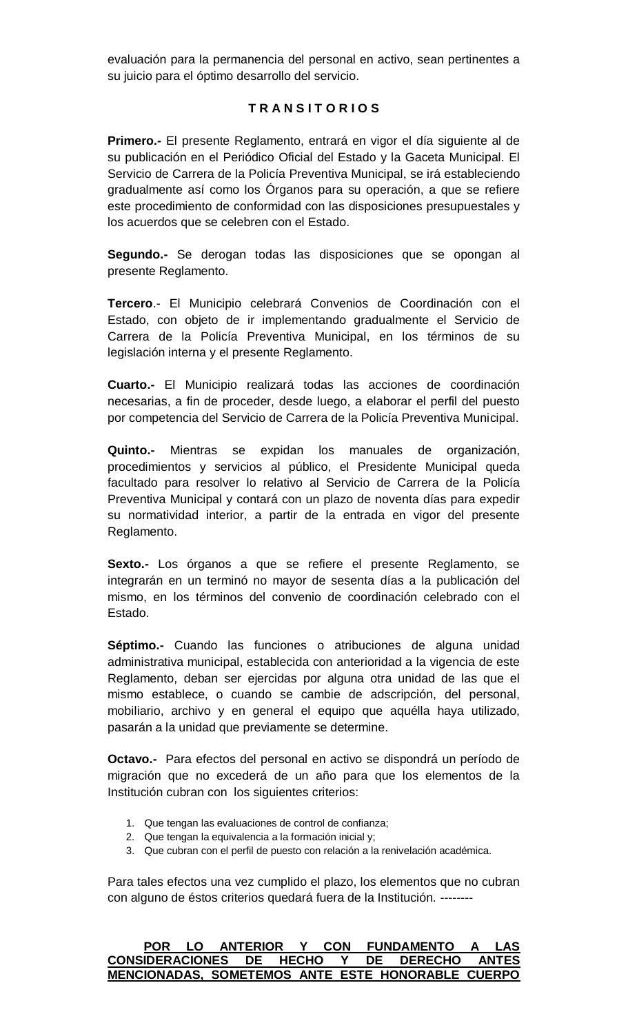evaluación para la permanencia del personal en activo, sean pertinentes a su juicio para el óptimo desarrollo del servicio.

## T R A N S I T O R I O S

**Primero.-** El presente Reglamento, entrará en vigor el día siguiente al de su publicación en el Periódico Oficial del Estado y la Gaceta Municipal. El Servicio de Carrera de la Policía Preventiva Municipal, se irá estableciendo gradualmente así como los Órganos para su operación, a que se refiere este procedimiento de conformidad con las disposiciones presupuestales y los acuerdos que se celebren con el Estado.

**Segundo.-** Se derogan todas las disposiciones que se opongan al presente Reglamento.

**Tercero**.- El Municipio celebrará Convenios de Coordinación con el Estado, con objeto de ir implementando gradualmente el Servicio de Carrera de la Policía Preventiva Municipal, en los términos de su legislación interna y el presente Reglamento.

**Cuarto.-** El Municipio realizará todas las acciones de coordinación necesarias, a fin de proceder, desde luego, a elaborar el perfil del puesto por competencia del Servicio de Carrera de la Policía Preventiva Municipal.

**Quinto.-** Mientras se expidan los manuales de organización, procedimientos y servicios al público, el Presidente Municipal queda facultado para resolver lo relativo al Servicio de Carrera de la Policía Preventiva Municipal y contará con un plazo de noventa días para expedir su normatividad interior, a partir de la entrada en vigor del presente Reglamento.

**Sexto.-** Los órganos a que se refiere el presente Reglamento, se integrarán en un terminó no mayor de sesenta días a la publicación del mismo, en los términos del convenio de coordinación celebrado con el Estado.

**Séptimo.-** Cuando las funciones o atribuciones de alguna unidad administrativa municipal, establecida con anterioridad a la vigencia de este Reglamento, deban ser ejercidas por alguna otra unidad de las que el mismo establece, o cuando se cambie de adscripción, del personal, mobiliario, archivo y en general el equipo que aquélla haya utilizado, pasarán a la unidad que previamente se determine.

**Octavo.-** Para efectos del personal en activo se dispondrá un período de migración que no excederá de un año para que los elementos de la Institución cubran con los siguientes criterios:

1. Que tengan las evaluaciones de control de confianza;
2. Que tengan la equivalencia a la formación inicial y;
3. Que cubran con el perfil de puesto con relación a la renivelación académica.

Para tales efectos una vez cumplido el plazo, los elementos que no cubran con alguno de éstos criterios quedará fuera de la Institución. --------

**POR LO ANTERIOR Y CON FUNDAMENTO A LAS CONSIDERACIONES DE HECHO Y DE DERECHO ANTES MENCIONADAS, SOMETEMOS ANTE ESTE HONORABLE CUERPO**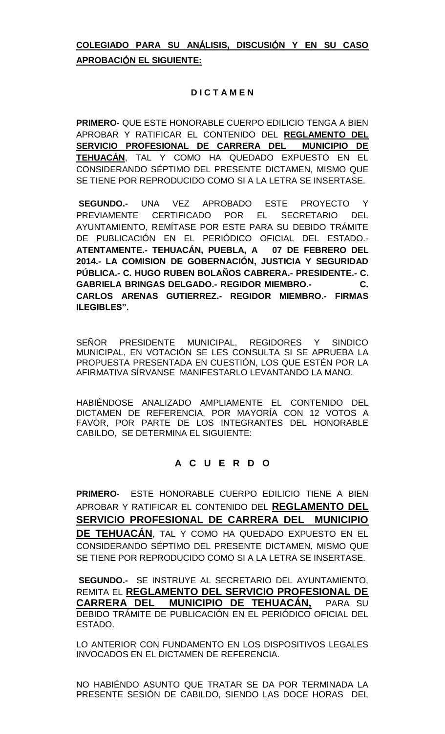**COLEGIADO PARA SU ANÁLISIS, DISCUSIÓN Y EN SU CASO APROBACIÓN EL SIGUIENTE:**

**D I C T A M E N**

**PRIMERO-** QUE ESTE HONORABLE CUERPO EDILICIO TENGA A BIEN APROBAR Y RATIFICAR EL CONTENIDO DEL **REGLAMENTO DEL SERVICIO PROFESIONAL DE CARRERA DEL MUNICIPIO DE TEHUACÁN**, TAL Y COMO HA QUEDADO EXPUESTO EN EL CONSIDERANDO SÉPTIMO DEL PRESENTE DICTAMEN, MISMO QUE SE TIENE POR REPRODUCIDO COMO SI A LA LETRA SE INSERTASE.

**SEGUNDO.-** UNA VEZ APROBADO ESTE PROYECTO Y PREVIAMENTE CERTIFICADO POR EL SECRETARIO DEL AYUNTAMIENTO, REMÍTASE POR ESTE PARA SU DEBIDO TRÁMITE DE PUBLICACIÓN EN EL PERIÓDICO OFICIAL DEL ESTADO.- **ATENTAMENTE.- TEHUACÁN, PUEBLA, A 07 DE FEBRERO DEL 2014.- LA COMISION DE GOBERNACIÓN, JUSTICIA Y SEGURIDAD PÚBLICA.- C. HUGO RUBEN BOLAÑOS CABRERA.- PRESIDENTE.- C. GABRIELA BRINGAS DELGADO.- REGIDOR MIEMBRO.- C. CARLOS ARENAS GUTIERREZ.- REGIDOR MIEMBRO.- FIRMAS ILEGIBLES".**

SEÑOR PRESIDENTE MUNICIPAL, REGIDORES Y SINDICO MUNICIPAL, EN VOTACIÓN SE LES CONSULTA SI SE APRUEBA LA PROPUESTA PRESENTADA EN CUESTIÓN, LOS QUE ESTÉN POR LA AFIRMATIVA SÍRVANSE MANIFESTARLO LEVANTANDO LA MANO.

HABIÉNDOSE ANALIZADO AMPLIAMENTE EL CONTENIDO DEL DICTAMEN DE REFERENCIA, POR MAYORÍA CON 12 VOTOS A FAVOR, POR PARTE DE LOS INTEGRANTES DEL HONORABLE CABILDO, SE DETERMINA EL SIGUIENTE:

**A C U E R D O**

**PRIMERO-** ESTE HONORABLE CUERPO EDILICIO TIENE A BIEN APROBAR Y RATIFICAR EL CONTENIDO DEL **REGLAMENTO DEL SERVICIO PROFESIONAL DE CARRERA DEL MUNICIPIO DE TEHUACÁN**, TAL Y COMO HA QUEDADO EXPUESTO EN EL CONSIDERANDO SÉPTIMO DEL PRESENTE DICTAMEN, MISMO QUE SE TIENE POR REPRODUCIDO COMO SI A LA LETRA SE INSERTASE.

**SEGUNDO.-** SE INSTRUYE AL SECRETARIO DEL AYUNTAMIENTO, REMITA EL **REGLAMENTO DEL SERVICIO PROFESIONAL DE CARRERA DEL MUNICIPIO DE TEHUACÁN,** PARA SU DEBIDO TRÁMITE DE PUBLICACIÓN EN EL PERIÓDICO OFICIAL DEL ESTADO.

LO ANTERIOR CON FUNDAMENTO EN LOS DISPOSITIVOS LEGALES INVOCADOS EN EL DICTAMEN DE REFERENCIA.

NO HABIÉNDO ASUNTO QUE TRATAR SE DA POR TERMINADA LA PRESENTE SESIÓN DE CABILDO, SIENDO LAS DOCE HORAS DEL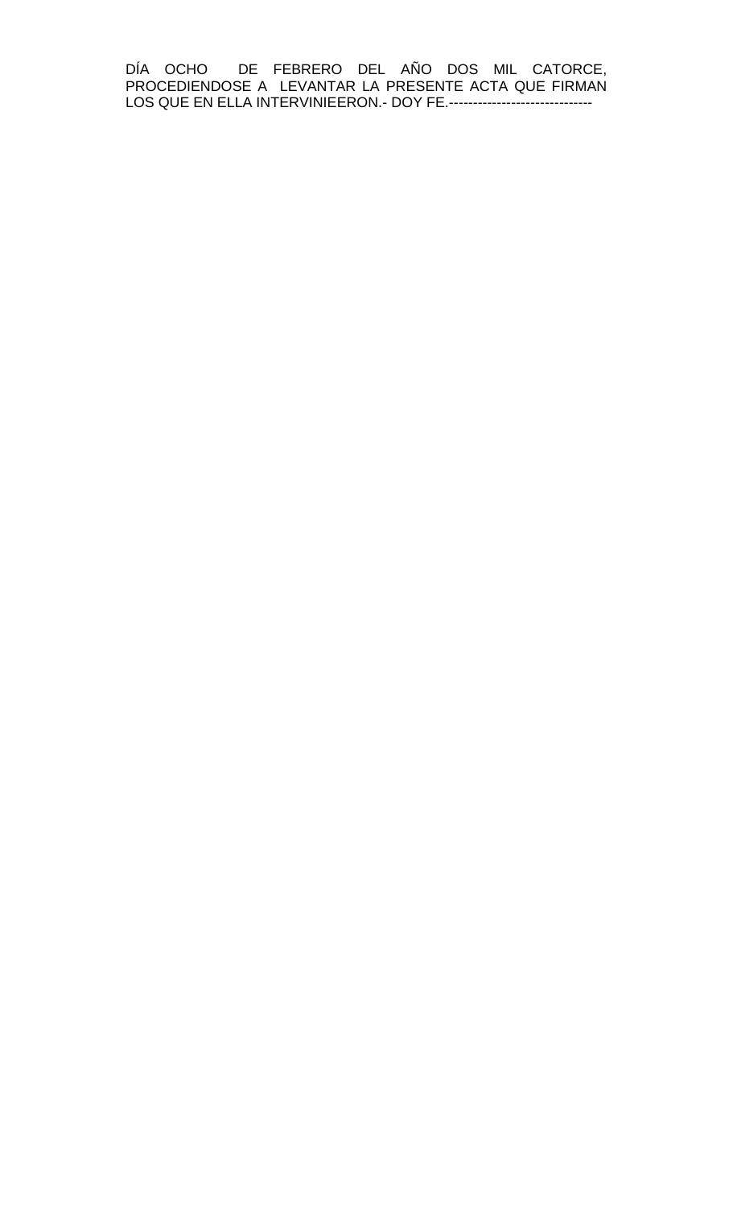DÍA OCHO DE FEBRERO DEL AÑO DOS MIL CATORCE, PROCEDIENDOSE A LEVANTAR LA PRESENTE ACTA QUE FIRMAN LOS QUE EN ELLA INTERVINIEERON.- DOY FE.------------------------------